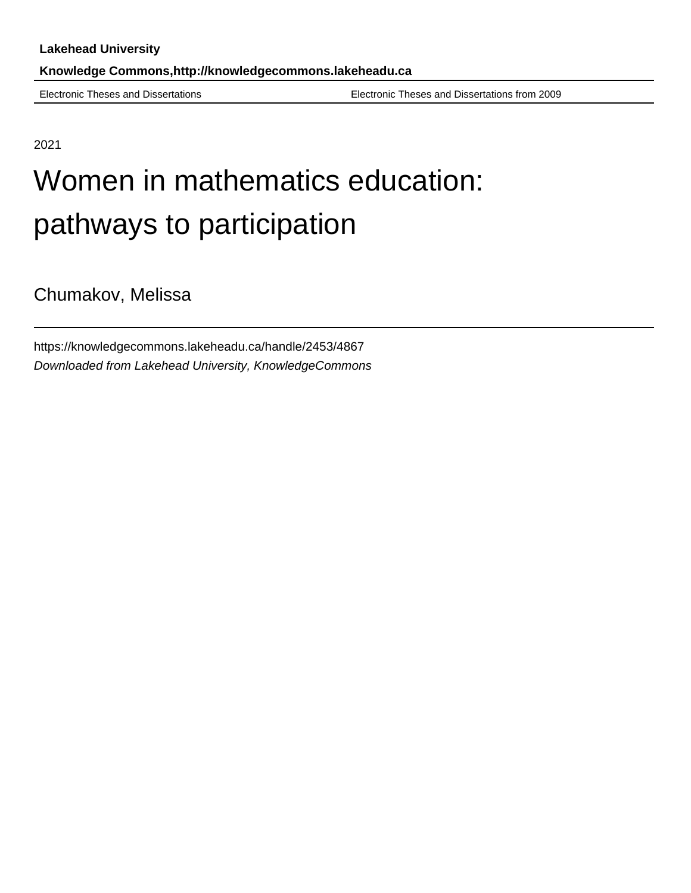**Lakehead University**

**Knowledge Commons,http://knowledgecommons.lakeheadu.ca**

Electronic Theses and Dissertations Electronic Theses and Dissertations from 2009

2021

# Women in mathematics education: pathways to participation

Chumakov, Melissa

https://knowledgecommons.lakeheadu.ca/handle/2453/4867

*Downloaded from Lakehead University, KnowledgeCommons*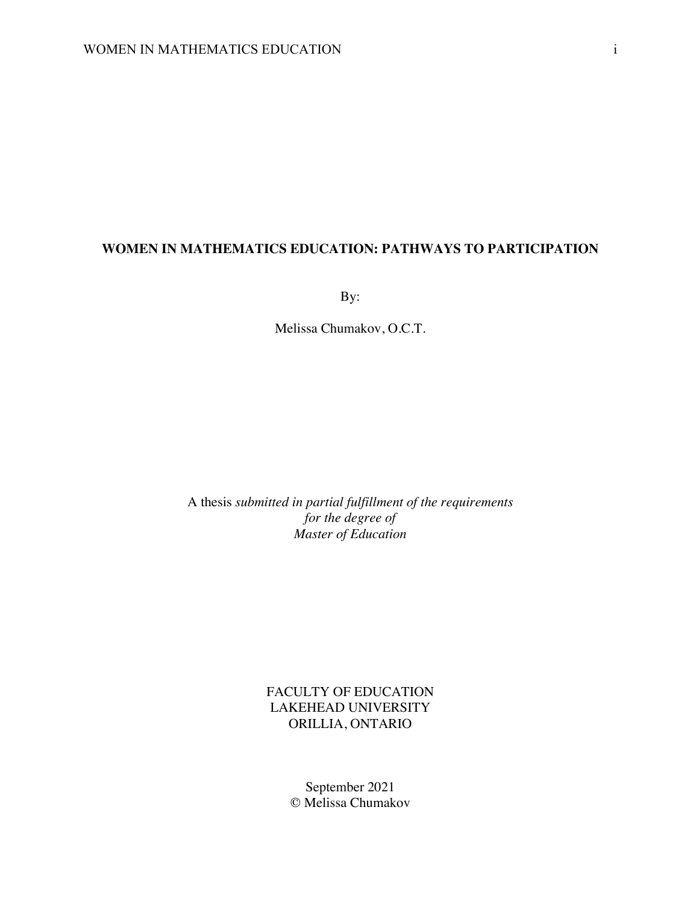# WOMEN IN MATHEMATICS EDUCATION: PATHWAYS TO PARTICIPATION

By:

Melissa Chumakov, O.C.T.

A thesis *submitted in partial fulfillment of the requirements for the degree of Master of Education*

FACULTY OF EDUCATION
LAKEHEAD UNIVERSITY
ORILLIA, ONTARIO

September 2021
© Melissa Chumakov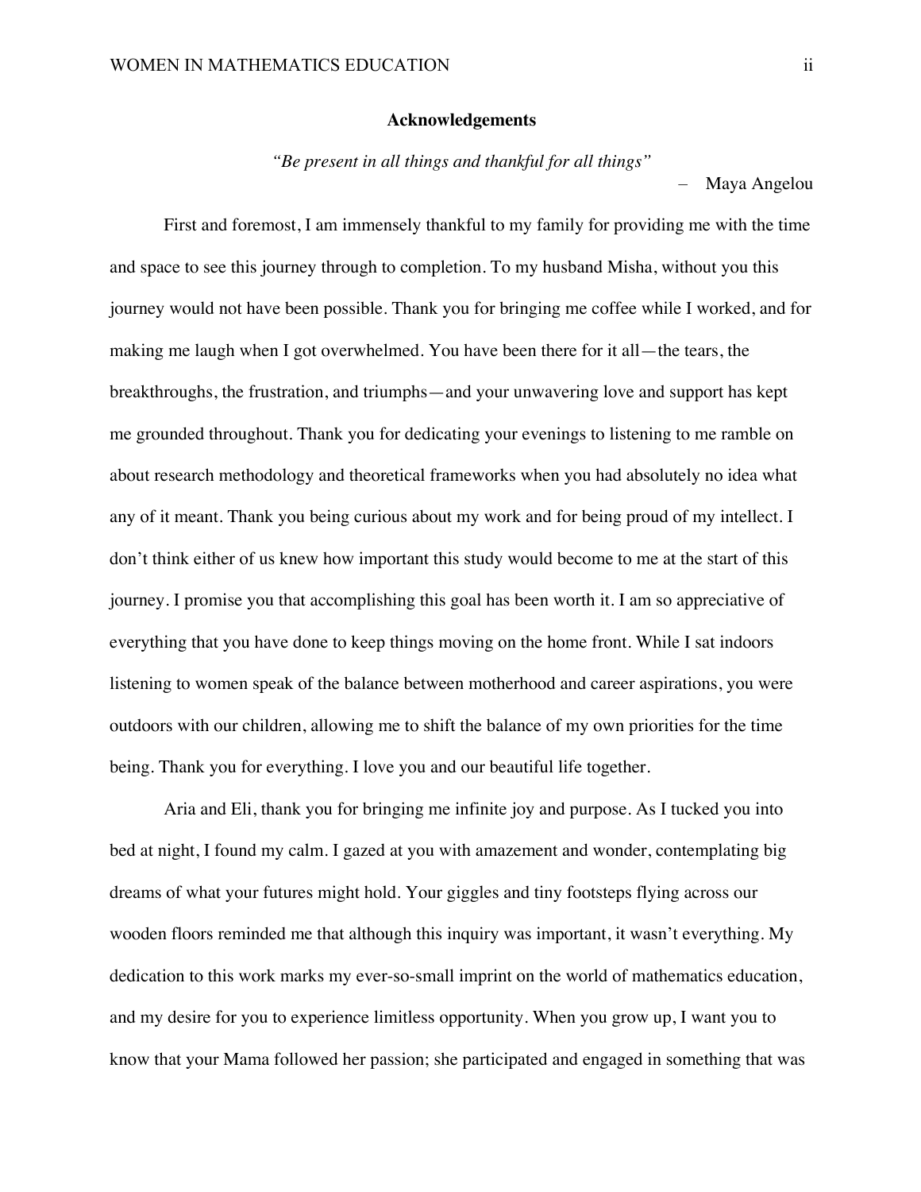## Acknowledgements

*"Be present in all things and thankful for all things"*

– Maya Angelou

First and foremost, I am immensely thankful to my family for providing me with the time and space to see this journey through to completion. To my husband Misha, without you this journey would not have been possible. Thank you for bringing me coffee while I worked, and for making me laugh when I got overwhelmed. You have been there for it all—the tears, the breakthroughs, the frustration, and triumphs—and your unwavering love and support has kept me grounded throughout. Thank you for dedicating your evenings to listening to me ramble on about research methodology and theoretical frameworks when you had absolutely no idea what any of it meant. Thank you being curious about my work and for being proud of my intellect. I don't think either of us knew how important this study would become to me at the start of this journey. I promise you that accomplishing this goal has been worth it. I am so appreciative of everything that you have done to keep things moving on the home front. While I sat indoors listening to women speak of the balance between motherhood and career aspirations, you were outdoors with our children, allowing me to shift the balance of my own priorities for the time being. Thank you for everything. I love you and our beautiful life together.

Aria and Eli, thank you for bringing me infinite joy and purpose. As I tucked you into bed at night, I found my calm. I gazed at you with amazement and wonder, contemplating big dreams of what your futures might hold. Your giggles and tiny footsteps flying across our wooden floors reminded me that although this inquiry was important, it wasn't everything. My dedication to this work marks my ever-so-small imprint on the world of mathematics education, and my desire for you to experience limitless opportunity. When you grow up, I want you to know that your Mama followed her passion; she participated and engaged in something that was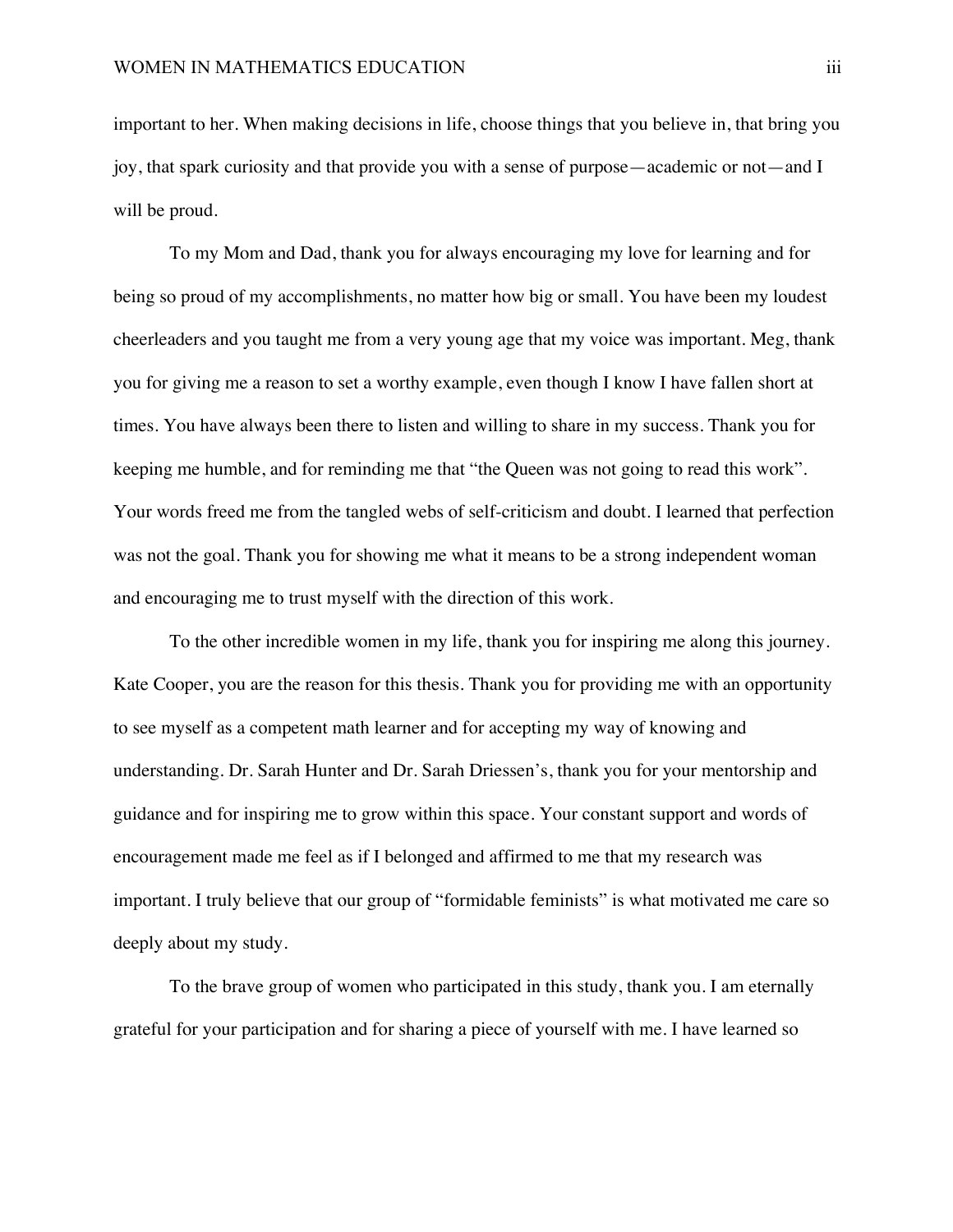important to her. When making decisions in life, choose things that you believe in, that bring you joy, that spark curiosity and that provide you with a sense of purpose—academic or not—and I will be proud.

To my Mom and Dad, thank you for always encouraging my love for learning and for being so proud of my accomplishments, no matter how big or small. You have been my loudest cheerleaders and you taught me from a very young age that my voice was important. Meg, thank you for giving me a reason to set a worthy example, even though I know I have fallen short at times. You have always been there to listen and willing to share in my success. Thank you for keeping me humble, and for reminding me that "the Queen was not going to read this work". Your words freed me from the tangled webs of self-criticism and doubt. I learned that perfection was not the goal. Thank you for showing me what it means to be a strong independent woman and encouraging me to trust myself with the direction of this work.

To the other incredible women in my life, thank you for inspiring me along this journey. Kate Cooper, you are the reason for this thesis. Thank you for providing me with an opportunity to see myself as a competent math learner and for accepting my way of knowing and understanding. Dr. Sarah Hunter and Dr. Sarah Driessen's, thank you for your mentorship and guidance and for inspiring me to grow within this space. Your constant support and words of encouragement made me feel as if I belonged and affirmed to me that my research was important. I truly believe that our group of "formidable feminists" is what motivated me care so deeply about my study.

To the brave group of women who participated in this study, thank you. I am eternally grateful for your participation and for sharing a piece of yourself with me. I have learned so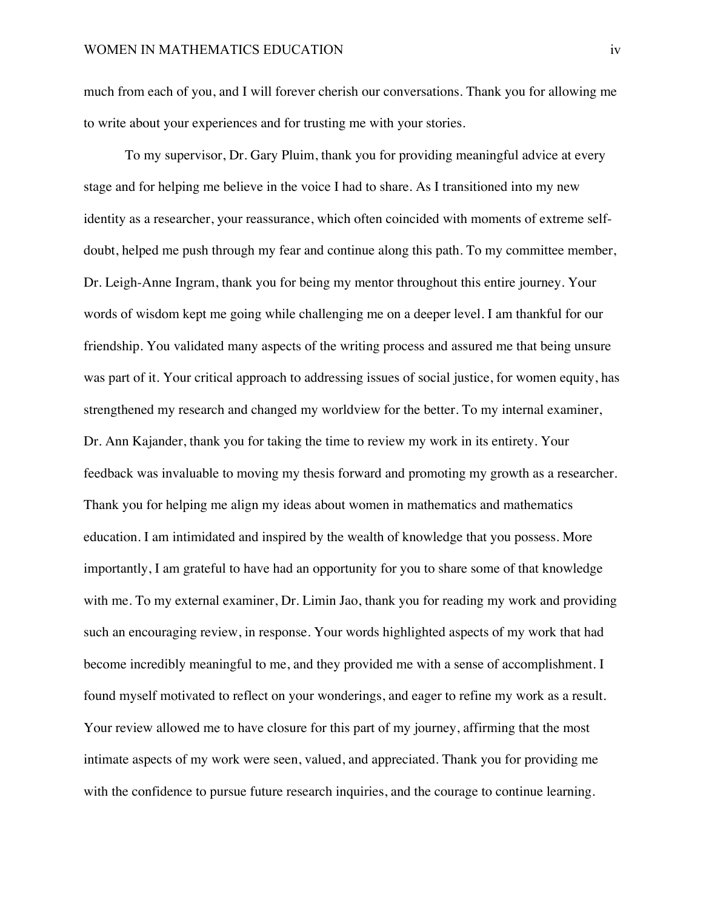much from each of you, and I will forever cherish our conversations. Thank you for allowing me to write about your experiences and for trusting me with your stories.

To my supervisor, Dr. Gary Pluim, thank you for providing meaningful advice at every stage and for helping me believe in the voice I had to share. As I transitioned into my new identity as a researcher, your reassurance, which often coincided with moments of extreme self-doubt, helped me push through my fear and continue along this path. To my committee member, Dr. Leigh-Anne Ingram, thank you for being my mentor throughout this entire journey. Your words of wisdom kept me going while challenging me on a deeper level. I am thankful for our friendship. You validated many aspects of the writing process and assured me that being unsure was part of it. Your critical approach to addressing issues of social justice, for women equity, has strengthened my research and changed my worldview for the better. To my internal examiner, Dr. Ann Kajander, thank you for taking the time to review my work in its entirety. Your feedback was invaluable to moving my thesis forward and promoting my growth as a researcher. Thank you for helping me align my ideas about women in mathematics and mathematics education. I am intimidated and inspired by the wealth of knowledge that you possess. More importantly, I am grateful to have had an opportunity for you to share some of that knowledge with me. To my external examiner, Dr. Limin Jao, thank you for reading my work and providing such an encouraging review, in response. Your words highlighted aspects of my work that had become incredibly meaningful to me, and they provided me with a sense of accomplishment. I found myself motivated to reflect on your wonderings, and eager to refine my work as a result. Your review allowed me to have closure for this part of my journey, affirming that the most intimate aspects of my work were seen, valued, and appreciated. Thank you for providing me with the confidence to pursue future research inquiries, and the courage to continue learning.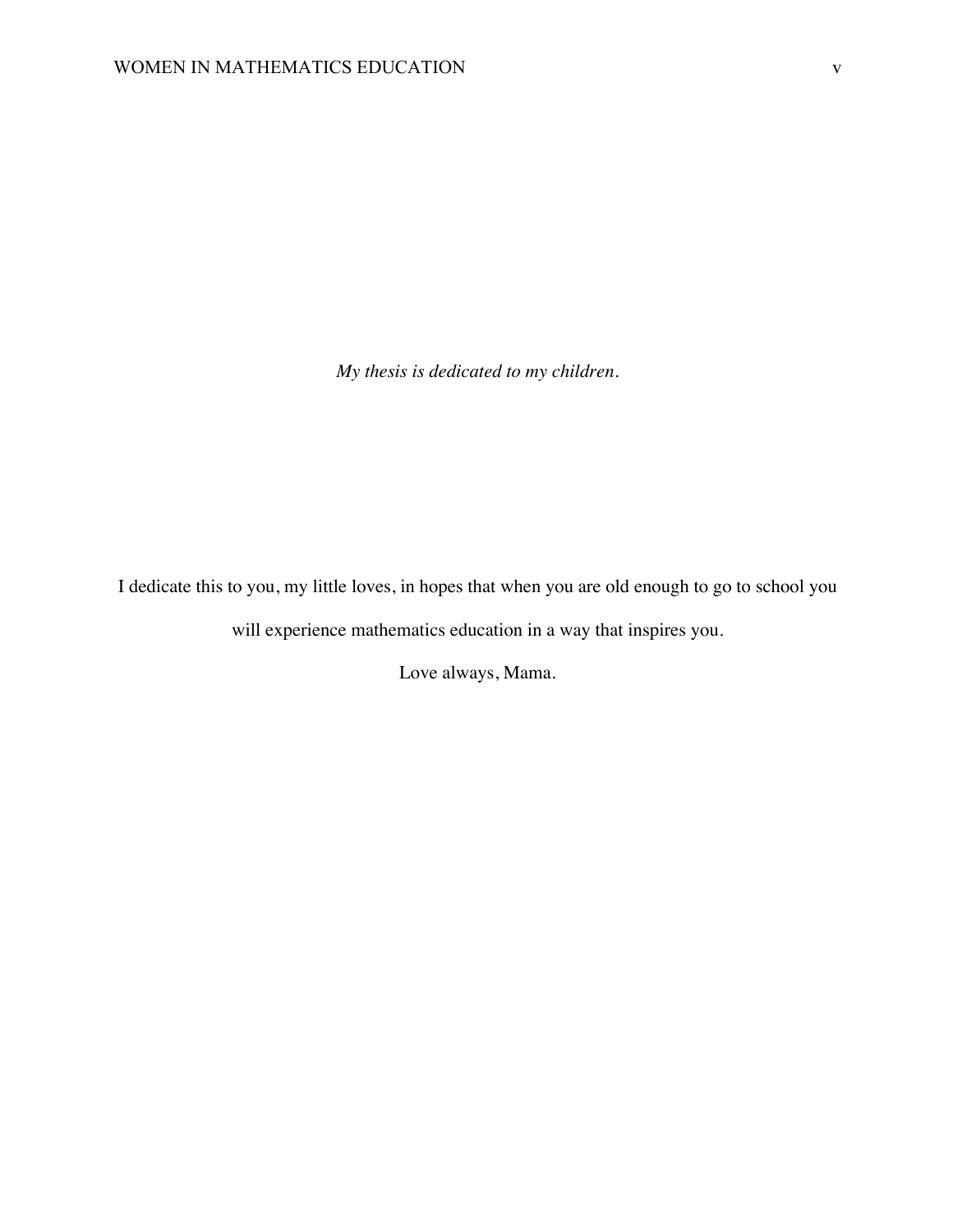*My thesis is dedicated to my children.*

I dedicate this to you, my little loves, in hopes that when you are old enough to go to school you will experience mathematics education in a way that inspires you.

Love always, Mama.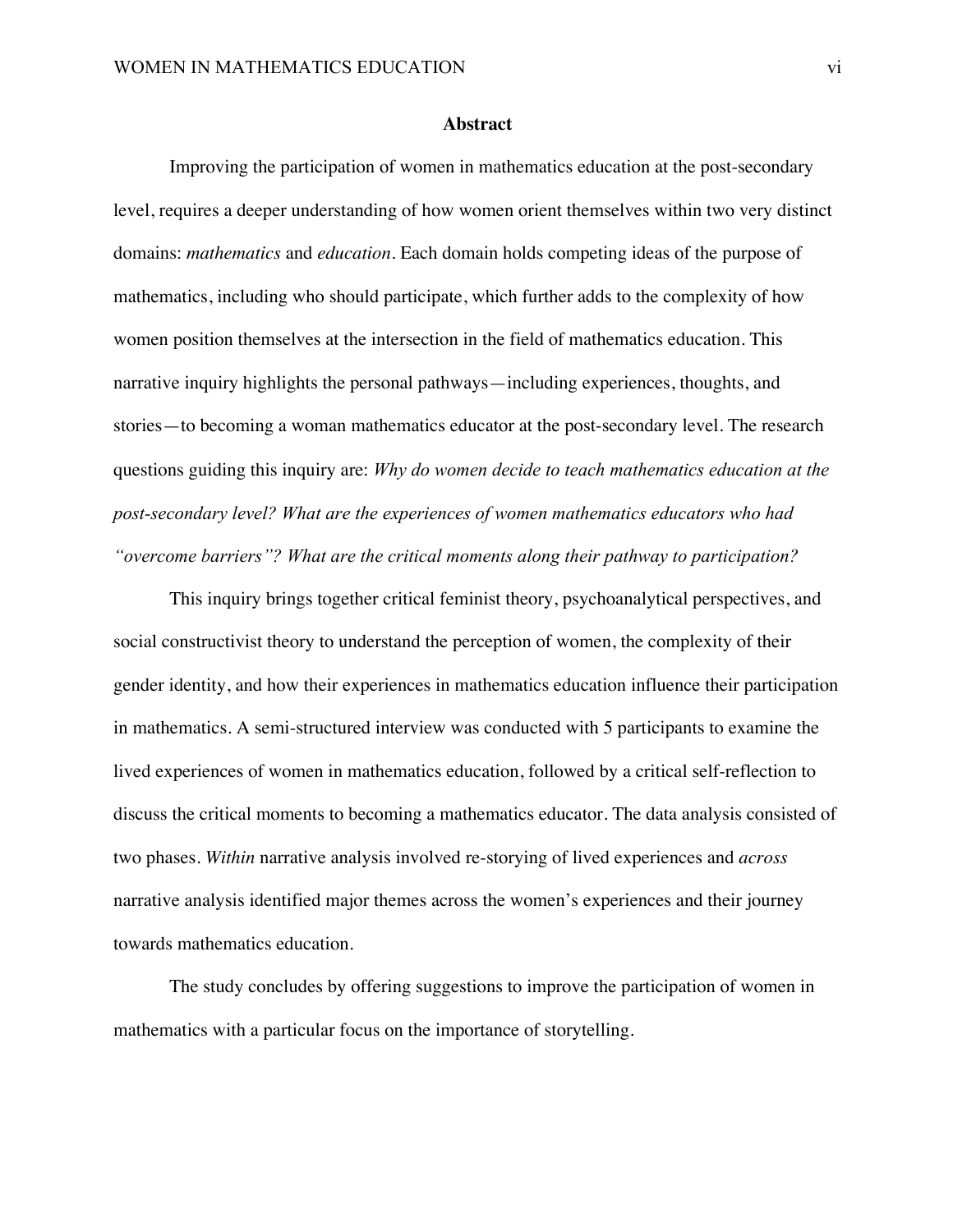## Abstract

Improving the participation of women in mathematics education at the post-secondary level, requires a deeper understanding of how women orient themselves within two very distinct domains: *mathematics* and *education*. Each domain holds competing ideas of the purpose of mathematics, including who should participate, which further adds to the complexity of how women position themselves at the intersection in the field of mathematics education. This narrative inquiry highlights the personal pathways—including experiences, thoughts, and stories—to becoming a woman mathematics educator at the post-secondary level. The research questions guiding this inquiry are: *Why do women decide to teach mathematics education at the post-secondary level? What are the experiences of women mathematics educators who had "overcome barriers"? What are the critical moments along their pathway to participation?*

This inquiry brings together critical feminist theory, psychoanalytical perspectives, and social constructivist theory to understand the perception of women, the complexity of their gender identity, and how their experiences in mathematics education influence their participation in mathematics. A semi-structured interview was conducted with 5 participants to examine the lived experiences of women in mathematics education, followed by a critical self-reflection to discuss the critical moments to becoming a mathematics educator. The data analysis consisted of two phases. *Within* narrative analysis involved re-storying of lived experiences and *across* narrative analysis identified major themes across the women's experiences and their journey towards mathematics education.

The study concludes by offering suggestions to improve the participation of women in mathematics with a particular focus on the importance of storytelling.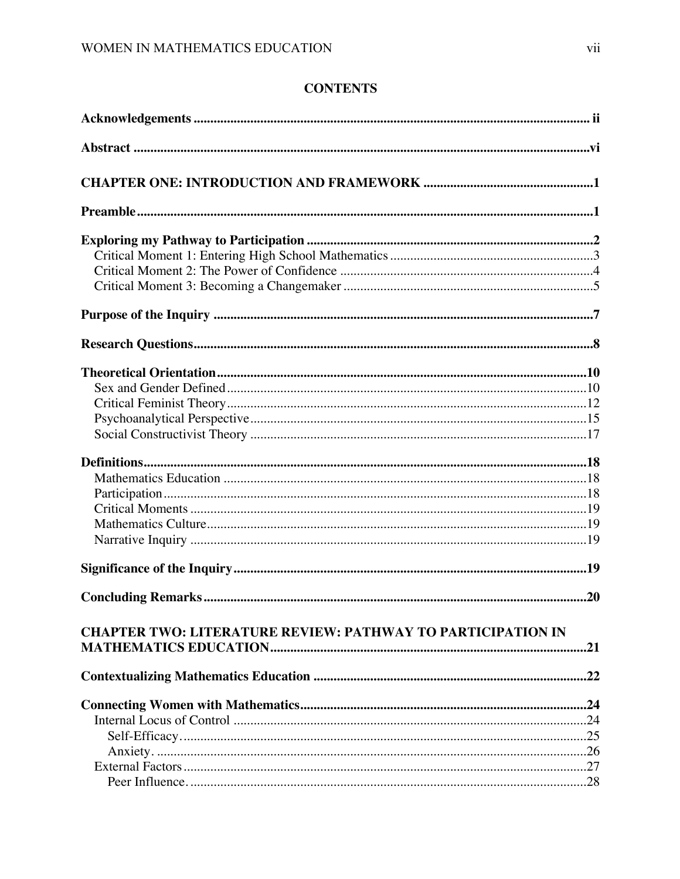**CONTENTS**

**Acknowledgements** ii

**Abstract** vi

**CHAPTER ONE: INTRODUCTION AND FRAMEWORK** 1

**Preamble** 1

**Exploring my Pathway to Participation** 2
- Critical Moment 1: Entering High School Mathematics 3
- Critical Moment 2: The Power of Confidence 4
- Critical Moment 3: Becoming a Changemaker 5

**Purpose of the Inquiry** 7

**Research Questions** 8

**Theoretical Orientation** 10
- Sex and Gender Defined 10
- Critical Feminist Theory 12
- Psychoanalytical Perspective 15
- Social Constructivist Theory 17

**Definitions** 18
- Mathematics Education 18
- Participation 18
- Critical Moments 19
- Mathematics Culture 19
- Narrative Inquiry 19

**Significance of the Inquiry** 19

**Concluding Remarks** 20

**CHAPTER TWO: LITERATURE REVIEW: PATHWAY TO PARTICIPATION IN MATHEMATICS EDUCATION** 21

**Contextualizing Mathematics Education** 22

**Connecting Women with Mathematics** 24
- Internal Locus of Control 24
  - Self-Efficacy. 25
  - Anxiety. 26
- External Factors 27
  - Peer Influence. 28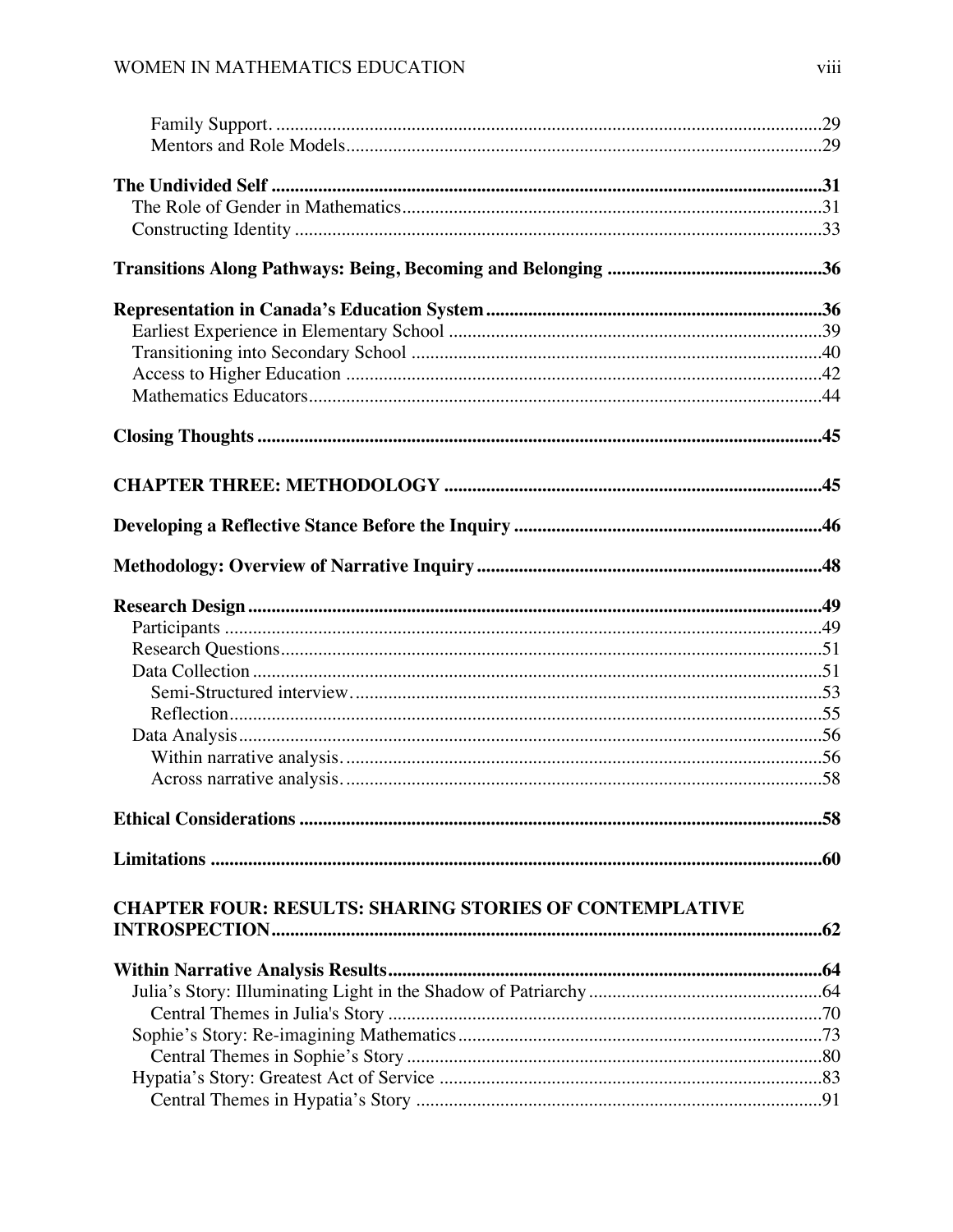Family Support. ....................................................................................................29
Mentors and Role Models.....................................................................................29

**The Undivided Self** .....................................................................................................**31**
The Role of Gender in Mathematics.........................................................................31
Constructing Identity ................................................................................................33

**Transitions Along Pathways: Being, Becoming and Belonging** .............................................**36**

**Representation in Canada's Education System**......................................................................**36**
Earliest Experience in Elementary School ...............................................................39
Transitioning into Secondary School .......................................................................40
Access to Higher Education .....................................................................................42
Mathematics Educators.............................................................................................44

**Closing Thoughts** ........................................................................................................**45**

**CHAPTER THREE: METHODOLOGY** ................................................................................**45**

**Developing a Reflective Stance Before the Inquiry** .................................................................**46**

**Methodology: Overview of Narrative Inquiry**.........................................................................**48**

**Research Design**...........................................................................................................**49**
Participants ...............................................................................................................49
Research Questions...................................................................................................51
Data Collection .........................................................................................................51
Semi-Structured interview....................................................................................53
Reflection..............................................................................................................55
Data Analysis............................................................................................................56
Within narrative analysis......................................................................................56
Across narrative analysis......................................................................................58

**Ethical Considerations** ...............................................................................................**58**

**Limitations** ..................................................................................................................**60**

**CHAPTER FOUR: RESULTS: SHARING STORIES OF CONTEMPLATIVE INTROSPECTION**....................................................................................................................**62**

**Within Narrative Analysis Results**..............................................................................**64**
Julia's Story: Illuminating Light in the Shadow of Patriarchy.................................................64
Central Themes in Julia's Story ............................................................................70
Sophie's Story: Re-imagining Mathematics.............................................................73
Central Themes in Sophie's Story ........................................................................80
Hypatia's Story: Greatest Act of Service .................................................................83
Central Themes in Hypatia's Story ......................................................................91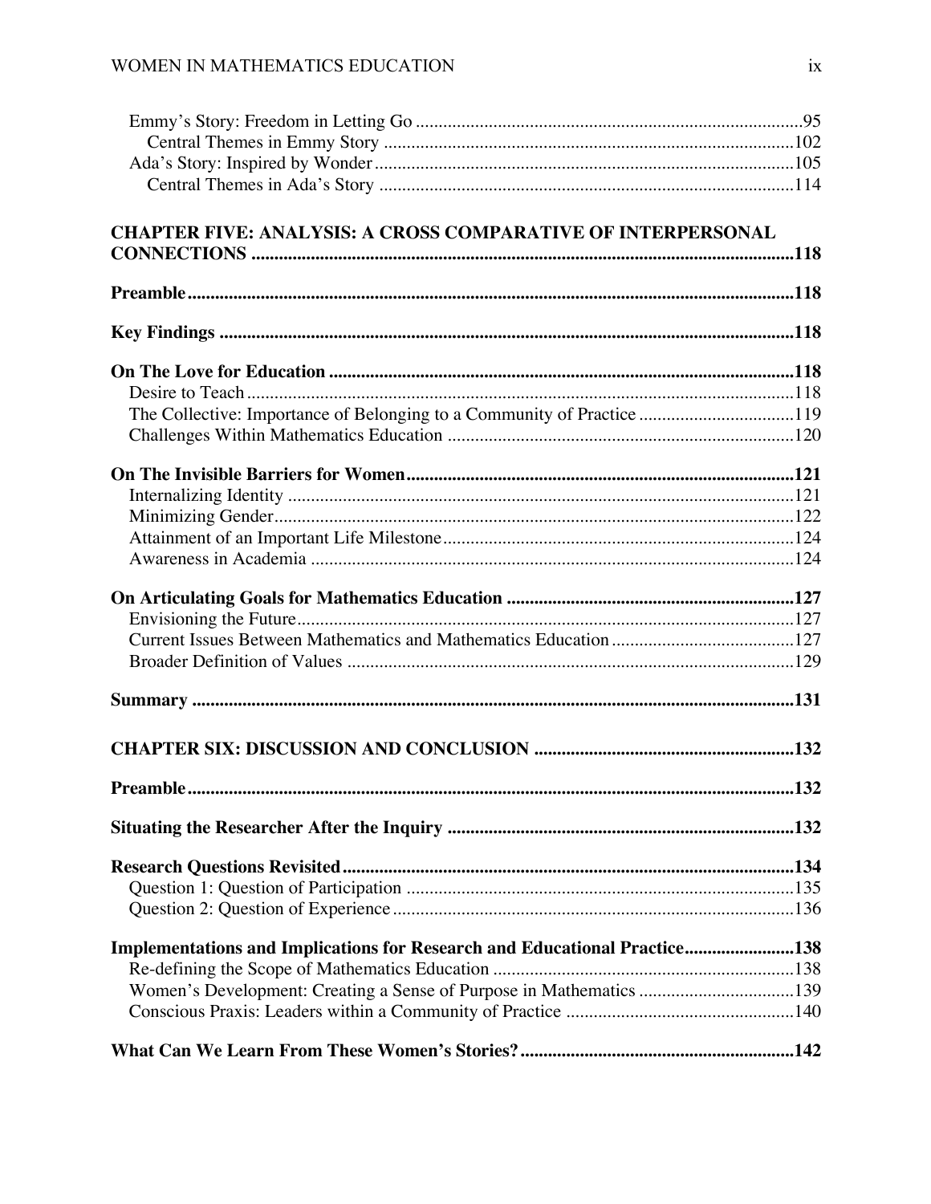Emmy's Story: Freedom in Letting Go ....................................................................................95
Central Themes in Emmy Story ..........................................................................................102
Ada's Story: Inspired by Wonder..........................................................................................105
Central Themes in Ada's Story ..........................................................................................114

**CHAPTER FIVE: ANALYSIS: A CROSS COMPARATIVE OF INTERPERSONAL CONNECTIONS ......................................................................................................................118**

**Preamble....................................................................................................................................118**

**Key Findings .............................................................................................................................118**

**On The Love for Education .....................................................................................................118**
Desire to Teach ...........................................................................................................................118
The Collective: Importance of Belonging to a Community of Practice ..................................119
Challenges Within Mathematics Education ............................................................................120

**On The Invisible Barriers for Women....................................................................................121**
Internalizing Identity ..............................................................................................................121
Minimizing Gender...................................................................................................................122
Attainment of an Important Life Milestone............................................................................124
Awareness in Academia ..........................................................................................................124

**On Articulating Goals for Mathematics Education ..............................................................127**
Envisioning the Future............................................................................................................127
Current Issues Between Mathematics and Mathematics Education........................................127
Broader Definition of Values ..................................................................................................129

**Summary ...................................................................................................................................131**

**CHAPTER SIX: DISCUSSION AND CONCLUSION .........................................................132**

**Preamble....................................................................................................................................132**

**Situating the Researcher After the Inquiry ...........................................................................132**

**Research Questions Revisited..................................................................................................134**
Question 1: Question of Participation .....................................................................................135
Question 2: Question of Experience........................................................................................136

**Implementations and Implications for Research and Educational Practice........................138**
Re-defining the Scope of Mathematics Education ..................................................................138
Women's Development: Creating a Sense of Purpose in Mathematics ..................................139
Conscious Praxis: Leaders within a Community of Practice ..................................................140

**What Can We Learn From These Women's Stories?...........................................................142**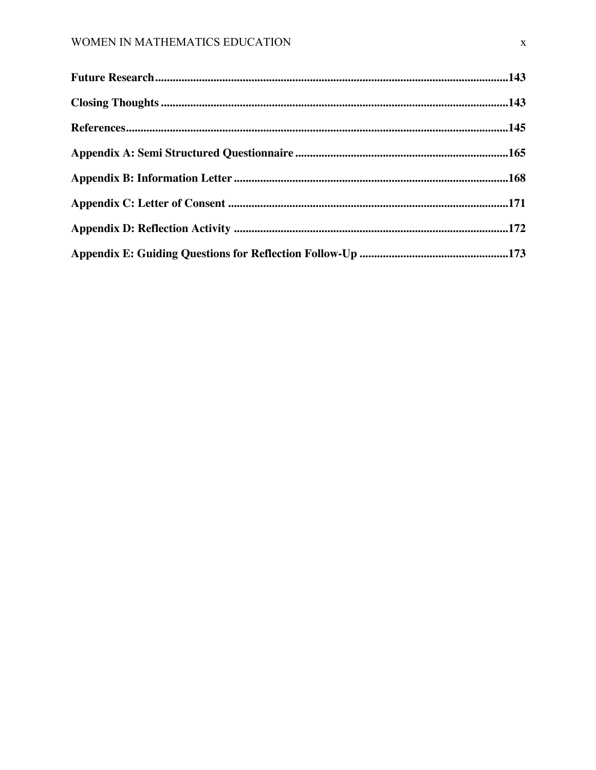**Future Research**........................................................................................................................143

**Closing Thoughts**.......................................................................................................................143

**References**...................................................................................................................................145

**Appendix A: Semi Structured Questionnaire**.........................................................................165

**Appendix B: Information Letter**..............................................................................................168

**Appendix C: Letter of Consent**...............................................................................................171

**Appendix D: Reflection Activity**.............................................................................................172

**Appendix E: Guiding Questions for Reflection Follow-Up**...................................................173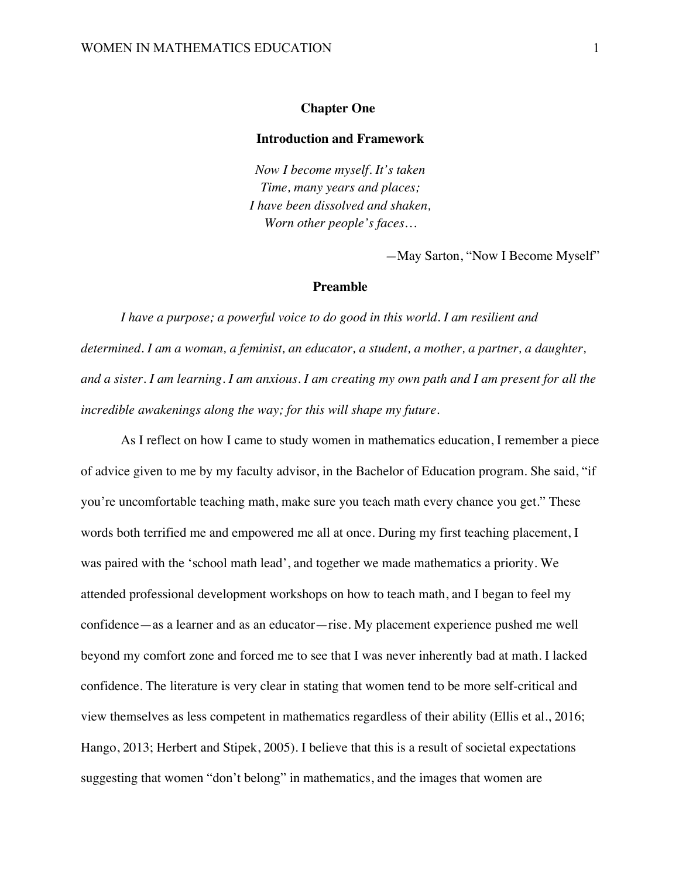# Chapter One

## Introduction and Framework

*Now I become myself. It's taken*
*Time, many years and places;*
*I have been dissolved and shaken,*
*Worn other people's faces…*

—May Sarton, "Now I Become Myself"

## Preamble

*I have a purpose; a powerful voice to do good in this world. I am resilient and determined. I am a woman, a feminist, an educator, a student, a mother, a partner, a daughter, and a sister. I am learning. I am anxious. I am creating my own path and I am present for all the incredible awakenings along the way; for this will shape my future.*

As I reflect on how I came to study women in mathematics education, I remember a piece of advice given to me by my faculty advisor, in the Bachelor of Education program. She said, "if you're uncomfortable teaching math, make sure you teach math every chance you get." These words both terrified me and empowered me all at once. During my first teaching placement, I was paired with the 'school math lead', and together we made mathematics a priority. We attended professional development workshops on how to teach math, and I began to feel my confidence—as a learner and as an educator—rise. My placement experience pushed me well beyond my comfort zone and forced me to see that I was never inherently bad at math. I lacked confidence. The literature is very clear in stating that women tend to be more self-critical and view themselves as less competent in mathematics regardless of their ability (Ellis et al., 2016; Hango, 2013; Herbert and Stipek, 2005). I believe that this is a result of societal expectations suggesting that women "don't belong" in mathematics, and the images that women are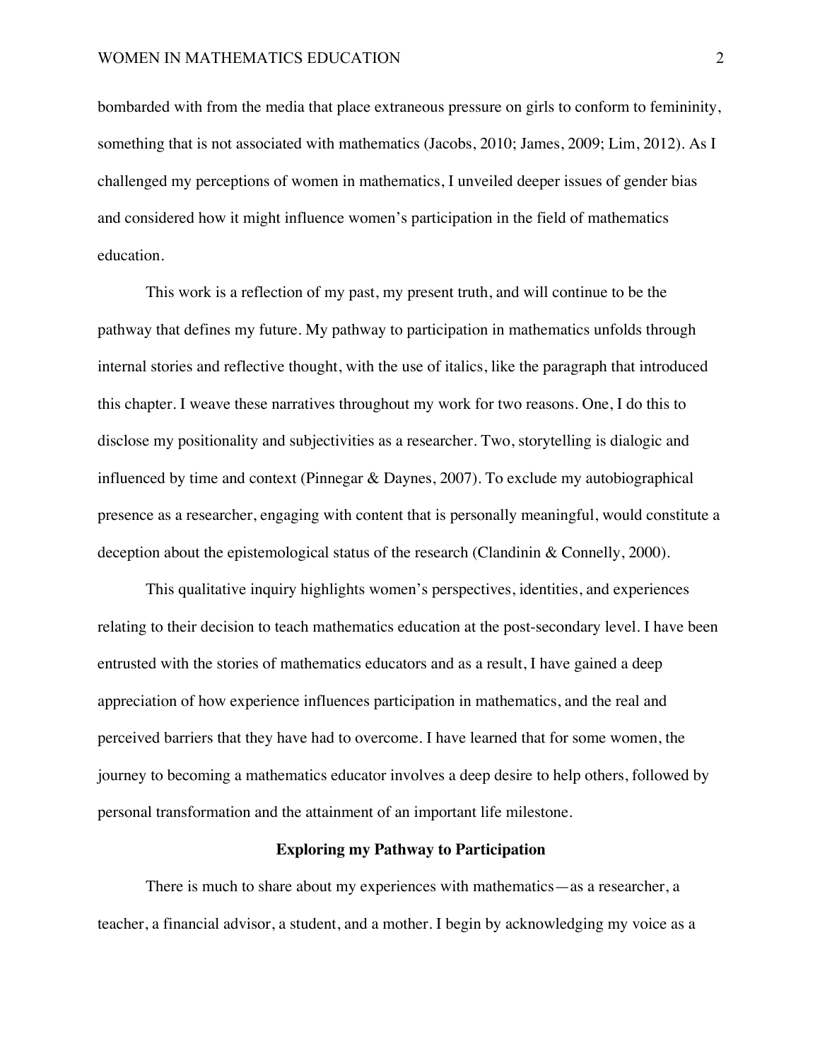bombarded with from the media that place extraneous pressure on girls to conform to femininity, something that is not associated with mathematics (Jacobs, 2010; James, 2009; Lim, 2012). As I challenged my perceptions of women in mathematics, I unveiled deeper issues of gender bias and considered how it might influence women's participation in the field of mathematics education.

This work is a reflection of my past, my present truth, and will continue to be the pathway that defines my future. My pathway to participation in mathematics unfolds through internal stories and reflective thought, with the use of italics, like the paragraph that introduced this chapter. I weave these narratives throughout my work for two reasons. One, I do this to disclose my positionality and subjectivities as a researcher. Two, storytelling is dialogic and influenced by time and context (Pinnegar & Daynes, 2007). To exclude my autobiographical presence as a researcher, engaging with content that is personally meaningful, would constitute a deception about the epistemological status of the research (Clandinin & Connelly, 2000).

This qualitative inquiry highlights women's perspectives, identities, and experiences relating to their decision to teach mathematics education at the post-secondary level. I have been entrusted with the stories of mathematics educators and as a result, I have gained a deep appreciation of how experience influences participation in mathematics, and the real and perceived barriers that they have had to overcome. I have learned that for some women, the journey to becoming a mathematics educator involves a deep desire to help others, followed by personal transformation and the attainment of an important life milestone.

## Exploring my Pathway to Participation

There is much to share about my experiences with mathematics—as a researcher, a teacher, a financial advisor, a student, and a mother. I begin by acknowledging my voice as a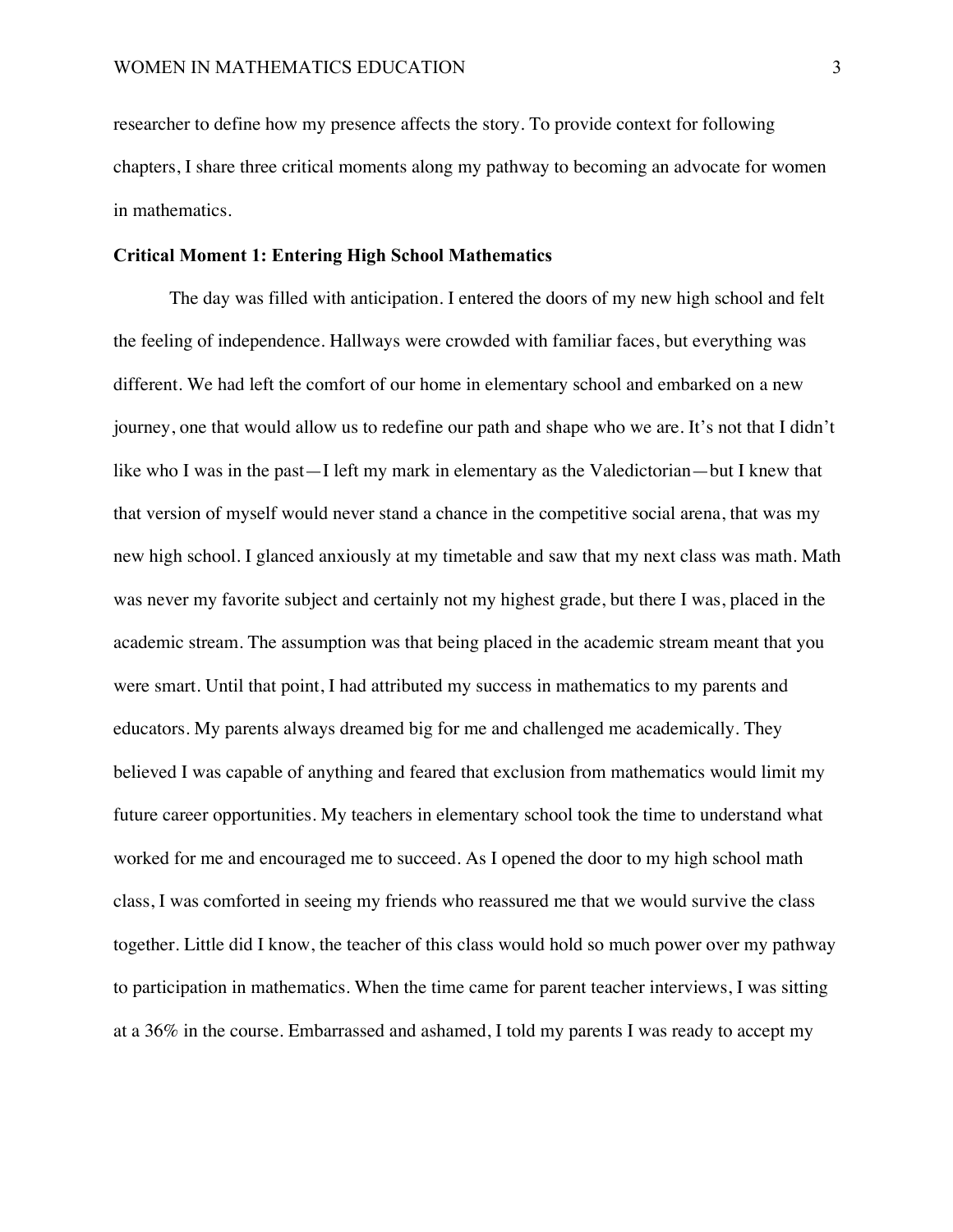researcher to define how my presence affects the story. To provide context for following chapters, I share three critical moments along my pathway to becoming an advocate for women in mathematics.

**Critical Moment 1: Entering High School Mathematics**

The day was filled with anticipation. I entered the doors of my new high school and felt the feeling of independence. Hallways were crowded with familiar faces, but everything was different. We had left the comfort of our home in elementary school and embarked on a new journey, one that would allow us to redefine our path and shape who we are. It's not that I didn't like who I was in the past—I left my mark in elementary as the Valedictorian—but I knew that that version of myself would never stand a chance in the competitive social arena, that was my new high school. I glanced anxiously at my timetable and saw that my next class was math. Math was never my favorite subject and certainly not my highest grade, but there I was, placed in the academic stream. The assumption was that being placed in the academic stream meant that you were smart. Until that point, I had attributed my success in mathematics to my parents and educators. My parents always dreamed big for me and challenged me academically. They believed I was capable of anything and feared that exclusion from mathematics would limit my future career opportunities. My teachers in elementary school took the time to understand what worked for me and encouraged me to succeed. As I opened the door to my high school math class, I was comforted in seeing my friends who reassured me that we would survive the class together. Little did I know, the teacher of this class would hold so much power over my pathway to participation in mathematics. When the time came for parent teacher interviews, I was sitting at a 36% in the course. Embarrassed and ashamed, I told my parents I was ready to accept my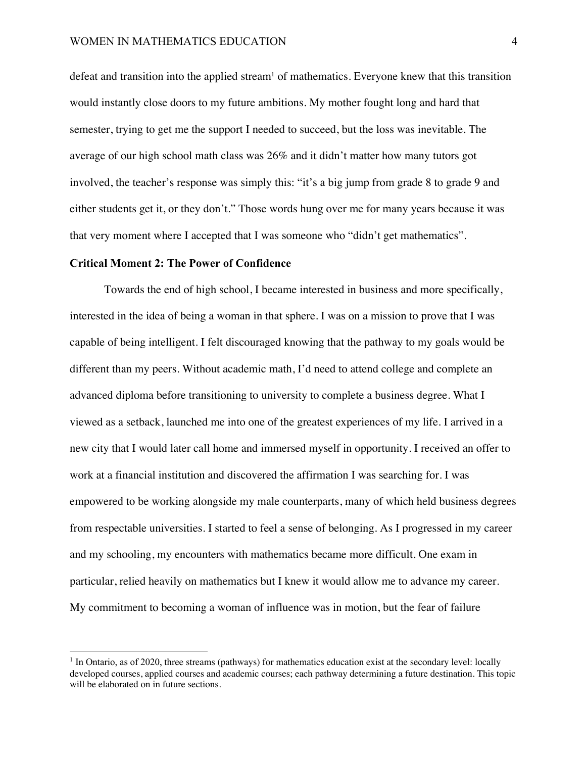defeat and transition into the applied stream[1] of mathematics. Everyone knew that this transition would instantly close doors to my future ambitions. My mother fought long and hard that semester, trying to get me the support I needed to succeed, but the loss was inevitable. The average of our high school math class was 26% and it didn't matter how many tutors got involved, the teacher's response was simply this: "it's a big jump from grade 8 to grade 9 and either students get it, or they don't." Those words hung over me for many years because it was that very moment where I accepted that I was someone who "didn't get mathematics".

**Critical Moment 2: The Power of Confidence**

Towards the end of high school, I became interested in business and more specifically, interested in the idea of being a woman in that sphere. I was on a mission to prove that I was capable of being intelligent. I felt discouraged knowing that the pathway to my goals would be different than my peers. Without academic math, I'd need to attend college and complete an advanced diploma before transitioning to university to complete a business degree. What I viewed as a setback, launched me into one of the greatest experiences of my life. I arrived in a new city that I would later call home and immersed myself in opportunity. I received an offer to work at a financial institution and discovered the affirmation I was searching for. I was empowered to be working alongside my male counterparts, many of which held business degrees from respectable universities. I started to feel a sense of belonging. As I progressed in my career and my schooling, my encounters with mathematics became more difficult. One exam in particular, relied heavily on mathematics but I knew it would allow me to advance my career. My commitment to becoming a woman of influence was in motion, but the fear of failure

[1] In Ontario, as of 2020, three streams (pathways) for mathematics education exist at the secondary level: locally developed courses, applied courses and academic courses; each pathway determining a future destination. This topic will be elaborated on in future sections.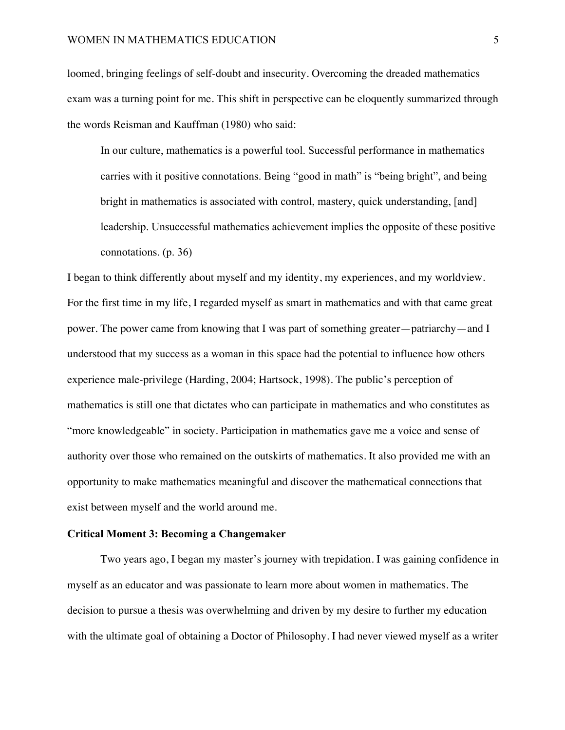loomed, bringing feelings of self-doubt and insecurity. Overcoming the dreaded mathematics exam was a turning point for me. This shift in perspective can be eloquently summarized through the words Reisman and Kauffman (1980) who said:

> In our culture, mathematics is a powerful tool. Successful performance in mathematics carries with it positive connotations. Being "good in math" is "being bright", and being bright in mathematics is associated with control, mastery, quick understanding, [and] leadership. Unsuccessful mathematics achievement implies the opposite of these positive connotations. (p. 36)

I began to think differently about myself and my identity, my experiences, and my worldview. For the first time in my life, I regarded myself as smart in mathematics and with that came great power. The power came from knowing that I was part of something greater—patriarchy—and I understood that my success as a woman in this space had the potential to influence how others experience male-privilege (Harding, 2004; Hartsock, 1998). The public's perception of mathematics is still one that dictates who can participate in mathematics and who constitutes as "more knowledgeable" in society. Participation in mathematics gave me a voice and sense of authority over those who remained on the outskirts of mathematics. It also provided me with an opportunity to make mathematics meaningful and discover the mathematical connections that exist between myself and the world around me.

### Critical Moment 3: Becoming a Changemaker

Two years ago, I began my master's journey with trepidation. I was gaining confidence in myself as an educator and was passionate to learn more about women in mathematics. The decision to pursue a thesis was overwhelming and driven by my desire to further my education with the ultimate goal of obtaining a Doctor of Philosophy. I had never viewed myself as a writer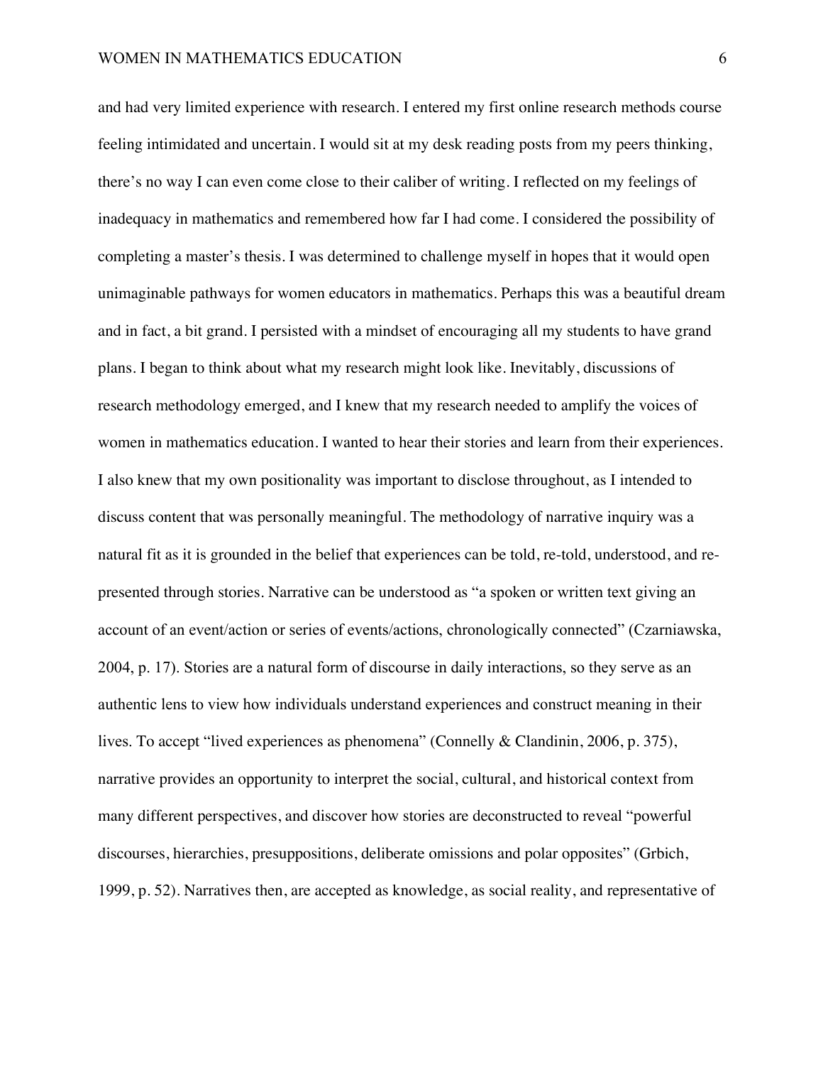and had very limited experience with research. I entered my first online research methods course feeling intimidated and uncertain. I would sit at my desk reading posts from my peers thinking, there's no way I can even come close to their caliber of writing. I reflected on my feelings of inadequacy in mathematics and remembered how far I had come. I considered the possibility of completing a master's thesis. I was determined to challenge myself in hopes that it would open unimaginable pathways for women educators in mathematics. Perhaps this was a beautiful dream and in fact, a bit grand. I persisted with a mindset of encouraging all my students to have grand plans. I began to think about what my research might look like. Inevitably, discussions of research methodology emerged, and I knew that my research needed to amplify the voices of women in mathematics education. I wanted to hear their stories and learn from their experiences. I also knew that my own positionality was important to disclose throughout, as I intended to discuss content that was personally meaningful. The methodology of narrative inquiry was a natural fit as it is grounded in the belief that experiences can be told, re-told, understood, and re-presented through stories. Narrative can be understood as "a spoken or written text giving an account of an event/action or series of events/actions, chronologically connected" (Czarniawska, 2004, p. 17). Stories are a natural form of discourse in daily interactions, so they serve as an authentic lens to view how individuals understand experiences and construct meaning in their lives. To accept "lived experiences as phenomena" (Connelly & Clandinin, 2006, p. 375), narrative provides an opportunity to interpret the social, cultural, and historical context from many different perspectives, and discover how stories are deconstructed to reveal "powerful discourses, hierarchies, presuppositions, deliberate omissions and polar opposites" (Grbich, 1999, p. 52). Narratives then, are accepted as knowledge, as social reality, and representative of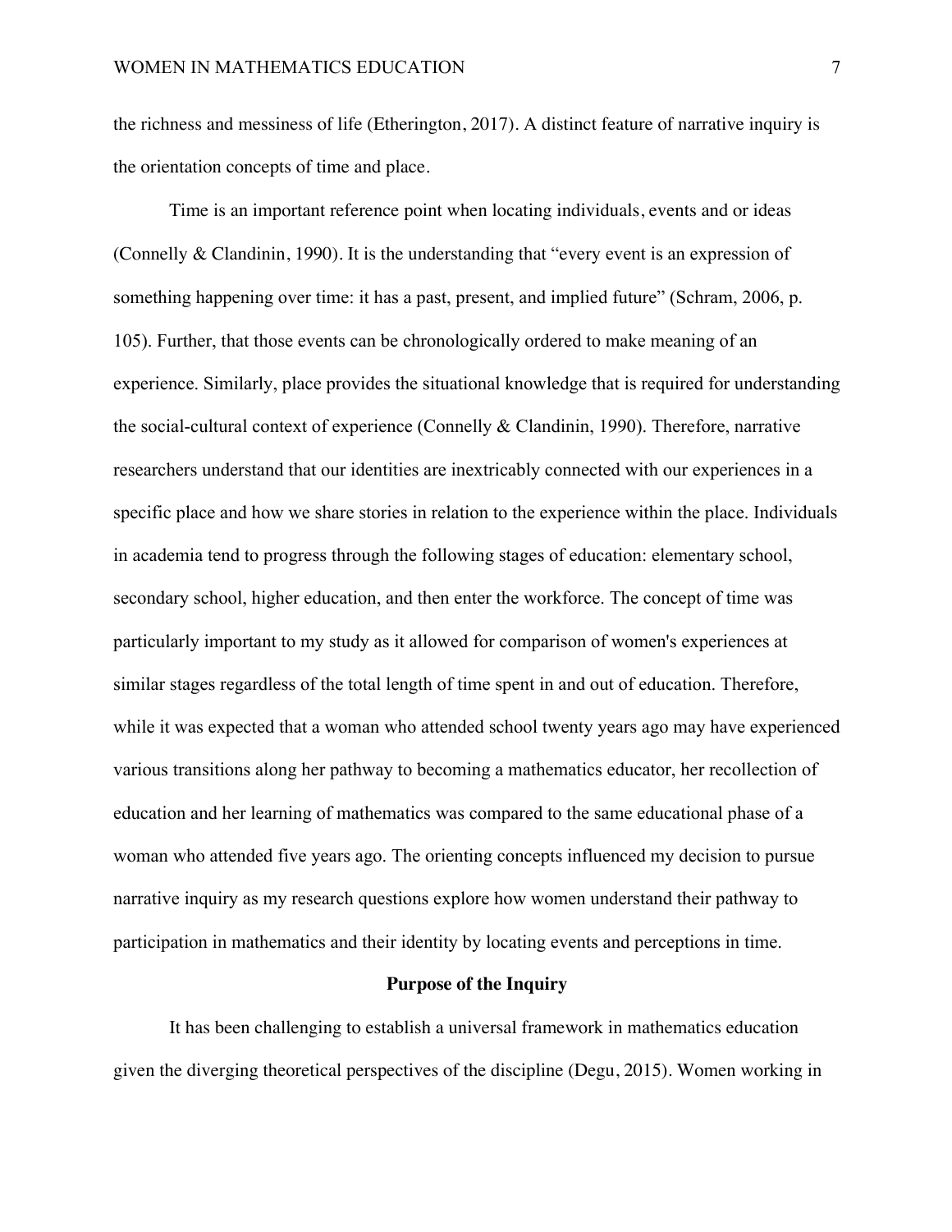the richness and messiness of life (Etherington, 2017). A distinct feature of narrative inquiry is the orientation concepts of time and place.

Time is an important reference point when locating individuals, events and or ideas (Connelly & Clandinin, 1990). It is the understanding that "every event is an expression of something happening over time: it has a past, present, and implied future" (Schram, 2006, p. 105). Further, that those events can be chronologically ordered to make meaning of an experience. Similarly, place provides the situational knowledge that is required for understanding the social-cultural context of experience (Connelly & Clandinin, 1990). Therefore, narrative researchers understand that our identities are inextricably connected with our experiences in a specific place and how we share stories in relation to the experience within the place. Individuals in academia tend to progress through the following stages of education: elementary school, secondary school, higher education, and then enter the workforce. The concept of time was particularly important to my study as it allowed for comparison of women's experiences at similar stages regardless of the total length of time spent in and out of education. Therefore, while it was expected that a woman who attended school twenty years ago may have experienced various transitions along her pathway to becoming a mathematics educator, her recollection of education and her learning of mathematics was compared to the same educational phase of a woman who attended five years ago. The orienting concepts influenced my decision to pursue narrative inquiry as my research questions explore how women understand their pathway to participation in mathematics and their identity by locating events and perceptions in time.

## Purpose of the Inquiry

It has been challenging to establish a universal framework in mathematics education given the diverging theoretical perspectives of the discipline (Degu, 2015). Women working in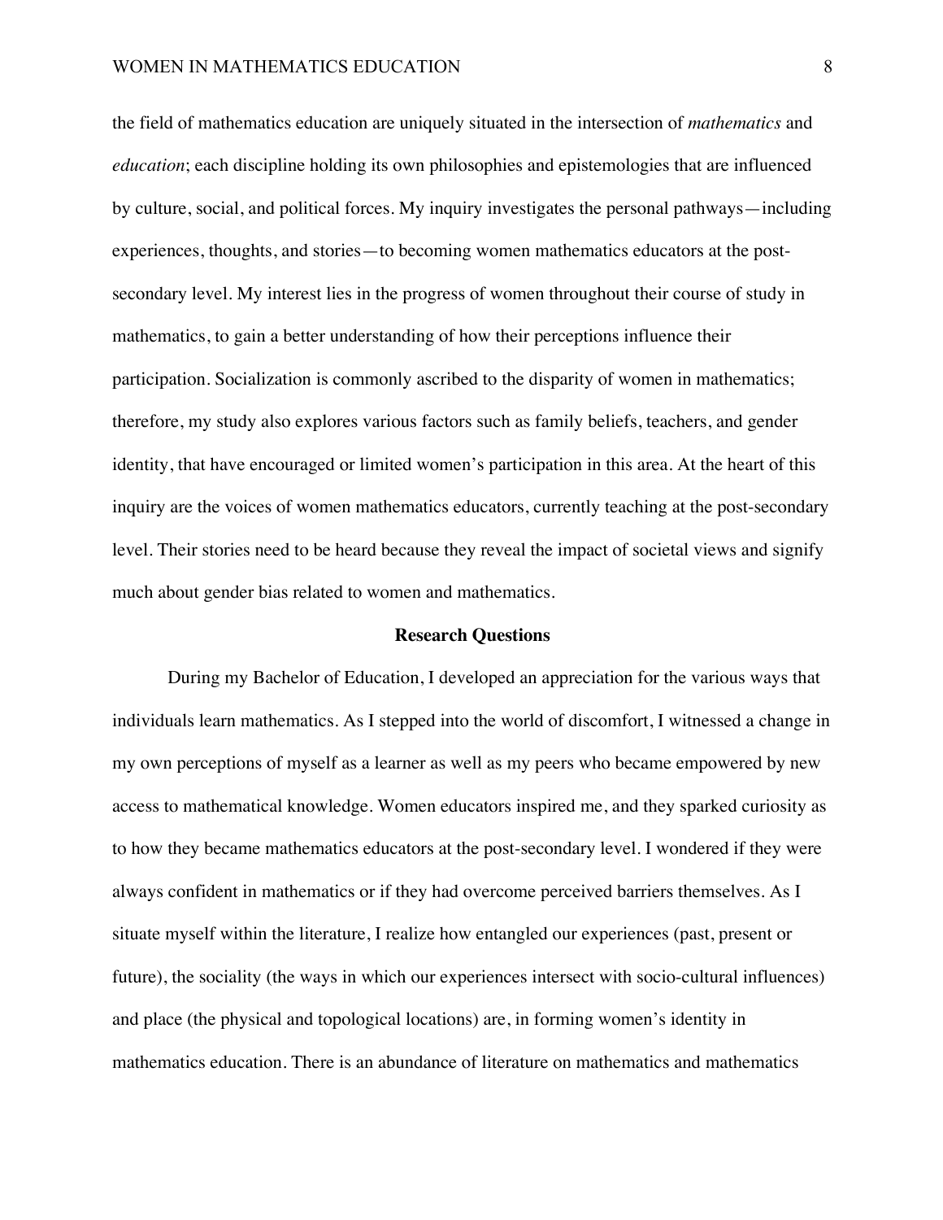the field of mathematics education are uniquely situated in the intersection of *mathematics* and *education*; each discipline holding its own philosophies and epistemologies that are influenced by culture, social, and political forces. My inquiry investigates the personal pathways—including experiences, thoughts, and stories—to becoming women mathematics educators at the post-secondary level. My interest lies in the progress of women throughout their course of study in mathematics, to gain a better understanding of how their perceptions influence their participation. Socialization is commonly ascribed to the disparity of women in mathematics; therefore, my study also explores various factors such as family beliefs, teachers, and gender identity, that have encouraged or limited women's participation in this area. At the heart of this inquiry are the voices of women mathematics educators, currently teaching at the post-secondary level. Their stories need to be heard because they reveal the impact of societal views and signify much about gender bias related to women and mathematics.

## Research Questions

During my Bachelor of Education, I developed an appreciation for the various ways that individuals learn mathematics. As I stepped into the world of discomfort, I witnessed a change in my own perceptions of myself as a learner as well as my peers who became empowered by new access to mathematical knowledge. Women educators inspired me, and they sparked curiosity as to how they became mathematics educators at the post-secondary level. I wondered if they were always confident in mathematics or if they had overcome perceived barriers themselves. As I situate myself within the literature, I realize how entangled our experiences (past, present or future), the sociality (the ways in which our experiences intersect with socio-cultural influences) and place (the physical and topological locations) are, in forming women's identity in mathematics education. There is an abundance of literature on mathematics and mathematics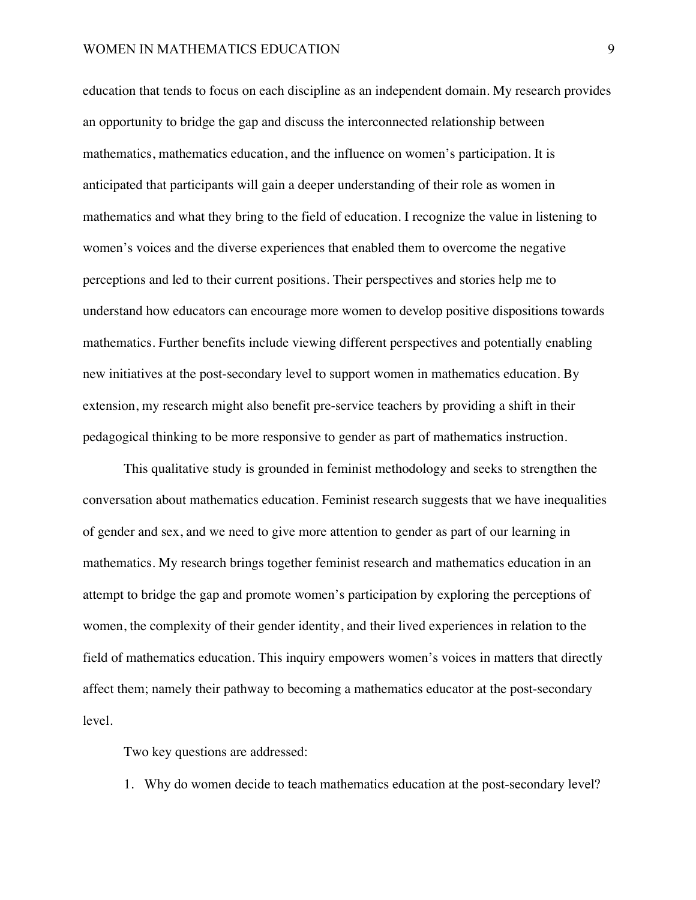education that tends to focus on each discipline as an independent domain. My research provides an opportunity to bridge the gap and discuss the interconnected relationship between mathematics, mathematics education, and the influence on women's participation. It is anticipated that participants will gain a deeper understanding of their role as women in mathematics and what they bring to the field of education. I recognize the value in listening to women's voices and the diverse experiences that enabled them to overcome the negative perceptions and led to their current positions. Their perspectives and stories help me to understand how educators can encourage more women to develop positive dispositions towards mathematics. Further benefits include viewing different perspectives and potentially enabling new initiatives at the post-secondary level to support women in mathematics education. By extension, my research might also benefit pre-service teachers by providing a shift in their pedagogical thinking to be more responsive to gender as part of mathematics instruction.

This qualitative study is grounded in feminist methodology and seeks to strengthen the conversation about mathematics education. Feminist research suggests that we have inequalities of gender and sex, and we need to give more attention to gender as part of our learning in mathematics. My research brings together feminist research and mathematics education in an attempt to bridge the gap and promote women's participation by exploring the perceptions of women, the complexity of their gender identity, and their lived experiences in relation to the field of mathematics education. This inquiry empowers women's voices in matters that directly affect them; namely their pathway to becoming a mathematics educator at the post-secondary level.

Two key questions are addressed:

1. Why do women decide to teach mathematics education at the post-secondary level?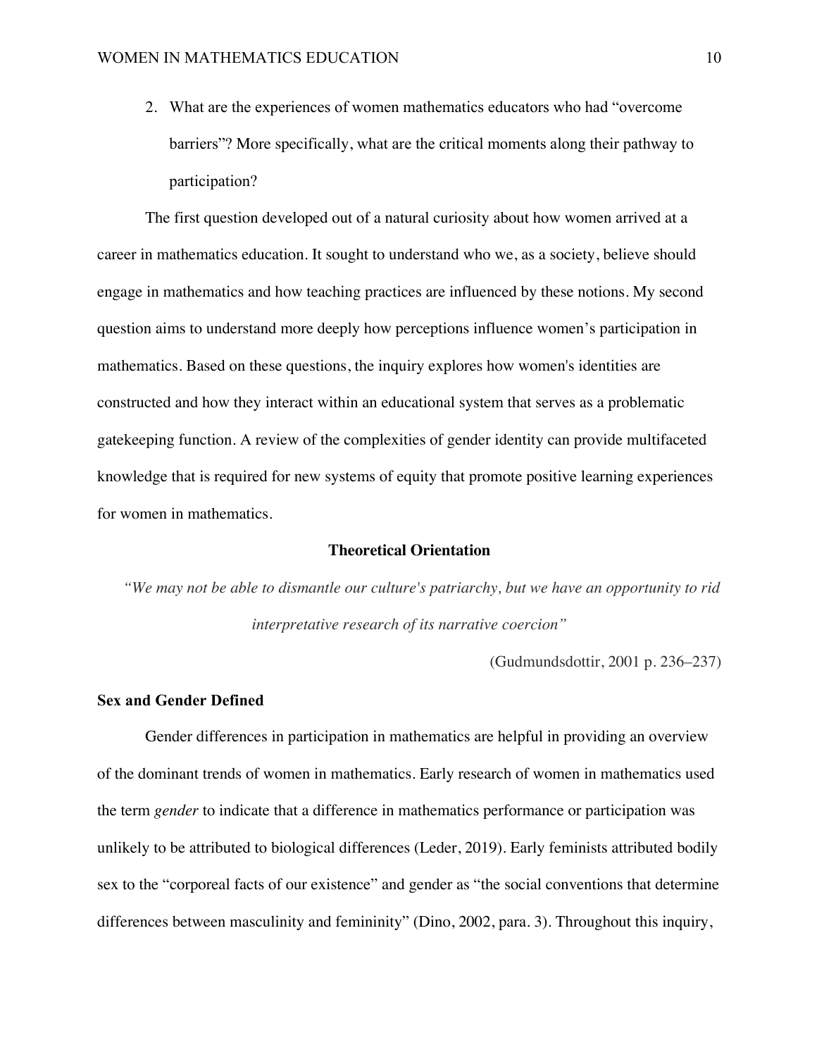2. What are the experiences of women mathematics educators who had "overcome barriers"? More specifically, what are the critical moments along their pathway to participation?

The first question developed out of a natural curiosity about how women arrived at a career in mathematics education. It sought to understand who we, as a society, believe should engage in mathematics and how teaching practices are influenced by these notions. My second question aims to understand more deeply how perceptions influence women's participation in mathematics. Based on these questions, the inquiry explores how women's identities are constructed and how they interact within an educational system that serves as a problematic gatekeeping function. A review of the complexities of gender identity can provide multifaceted knowledge that is required for new systems of equity that promote positive learning experiences for women in mathematics.

## Theoretical Orientation

*"We may not be able to dismantle our culture's patriarchy, but we have an opportunity to rid interpretative research of its narrative coercion"*

(Gudmundsdottir, 2001 p. 236–237)

### Sex and Gender Defined

Gender differences in participation in mathematics are helpful in providing an overview of the dominant trends of women in mathematics. Early research of women in mathematics used the term *gender* to indicate that a difference in mathematics performance or participation was unlikely to be attributed to biological differences (Leder, 2019). Early feminists attributed bodily sex to the "corporeal facts of our existence" and gender as "the social conventions that determine differences between masculinity and femininity" (Dino, 2002, para. 3). Throughout this inquiry,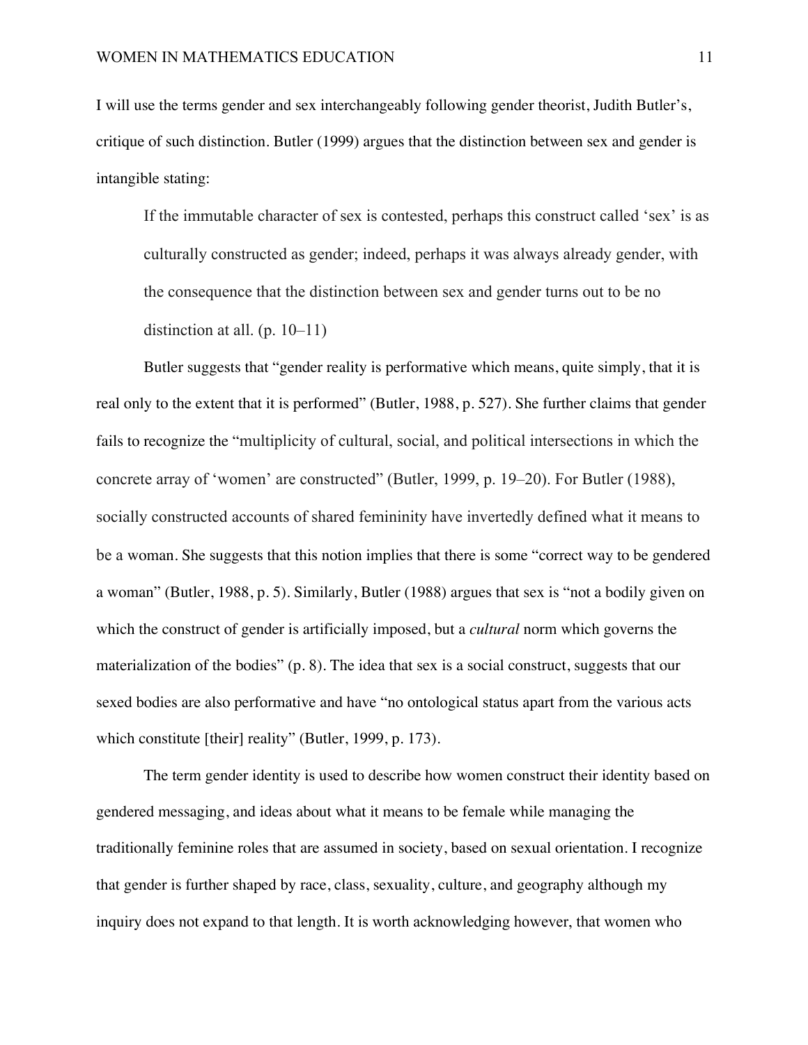I will use the terms gender and sex interchangeably following gender theorist, Judith Butler's, critique of such distinction. Butler (1999) argues that the distinction between sex and gender is intangible stating:

> If the immutable character of sex is contested, perhaps this construct called 'sex' is as culturally constructed as gender; indeed, perhaps it was always already gender, with the consequence that the distinction between sex and gender turns out to be no distinction at all. (p. 10–11)

Butler suggests that "gender reality is performative which means, quite simply, that it is real only to the extent that it is performed" (Butler, 1988, p. 527). She further claims that gender fails to recognize the "multiplicity of cultural, social, and political intersections in which the concrete array of 'women' are constructed" (Butler, 1999, p. 19–20). For Butler (1988), socially constructed accounts of shared femininity have invertedly defined what it means to be a woman. She suggests that this notion implies that there is some "correct way to be gendered a woman" (Butler, 1988, p. 5). Similarly, Butler (1988) argues that sex is "not a bodily given on which the construct of gender is artificially imposed, but a *cultural* norm which governs the materialization of the bodies" (p. 8). The idea that sex is a social construct, suggests that our sexed bodies are also performative and have "no ontological status apart from the various acts which constitute [their] reality" (Butler, 1999, p. 173).

The term gender identity is used to describe how women construct their identity based on gendered messaging, and ideas about what it means to be female while managing the traditionally feminine roles that are assumed in society, based on sexual orientation. I recognize that gender is further shaped by race, class, sexuality, culture, and geography although my inquiry does not expand to that length. It is worth acknowledging however, that women who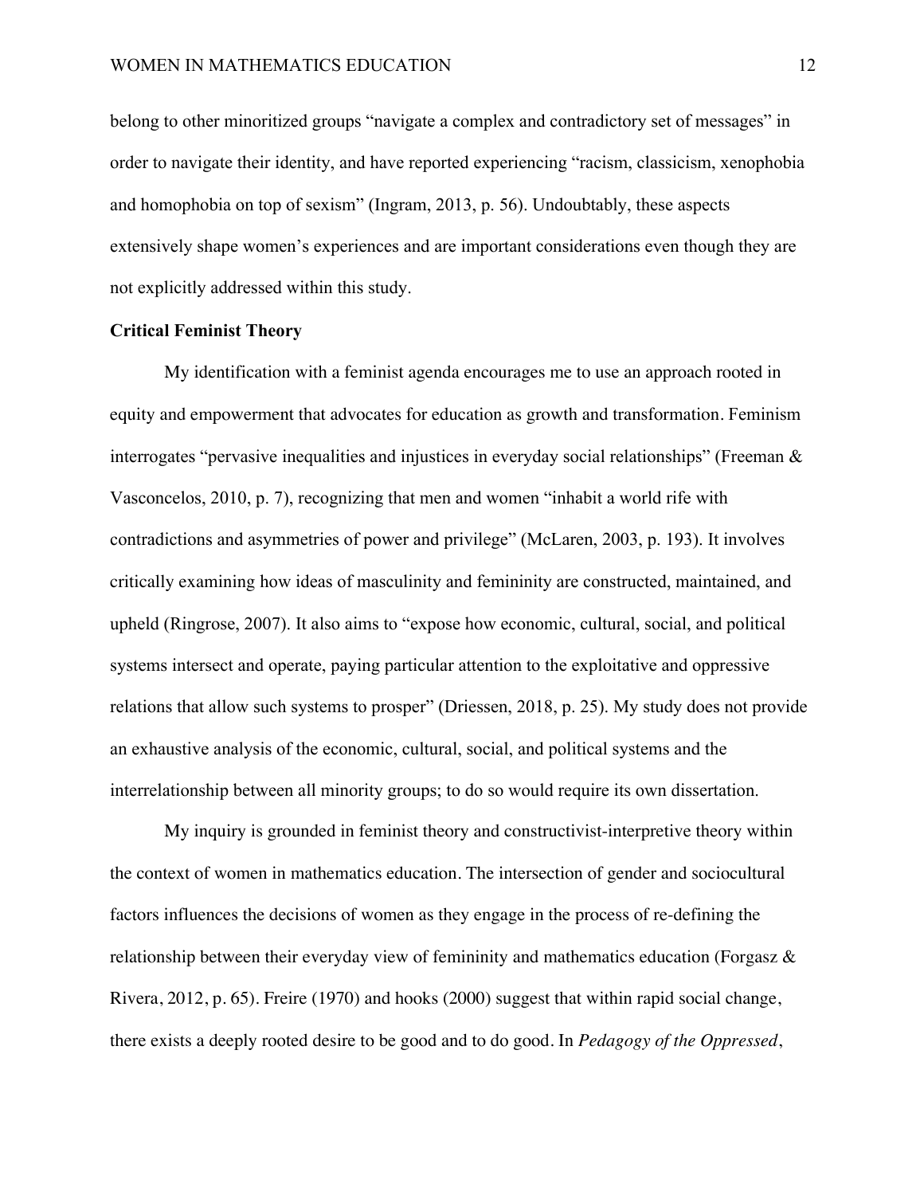belong to other minoritized groups "navigate a complex and contradictory set of messages" in order to navigate their identity, and have reported experiencing "racism, classicism, xenophobia and homophobia on top of sexism" (Ingram, 2013, p. 56). Undoubtably, these aspects extensively shape women's experiences and are important considerations even though they are not explicitly addressed within this study.

**Critical Feminist Theory**

My identification with a feminist agenda encourages me to use an approach rooted in equity and empowerment that advocates for education as growth and transformation. Feminism interrogates "pervasive inequalities and injustices in everyday social relationships" (Freeman & Vasconcelos, 2010, p. 7), recognizing that men and women "inhabit a world rife with contradictions and asymmetries of power and privilege" (McLaren, 2003, p. 193). It involves critically examining how ideas of masculinity and femininity are constructed, maintained, and upheld (Ringrose, 2007). It also aims to "expose how economic, cultural, social, and political systems intersect and operate, paying particular attention to the exploitative and oppressive relations that allow such systems to prosper" (Driessen, 2018, p. 25). My study does not provide an exhaustive analysis of the economic, cultural, social, and political systems and the interrelationship between all minority groups; to do so would require its own dissertation.

My inquiry is grounded in feminist theory and constructivist-interpretive theory within the context of women in mathematics education. The intersection of gender and sociocultural factors influences the decisions of women as they engage in the process of re-defining the relationship between their everyday view of femininity and mathematics education (Forgasz & Rivera, 2012, p. 65). Freire (1970) and hooks (2000) suggest that within rapid social change, there exists a deeply rooted desire to be good and to do good. In *Pedagogy of the Oppressed*,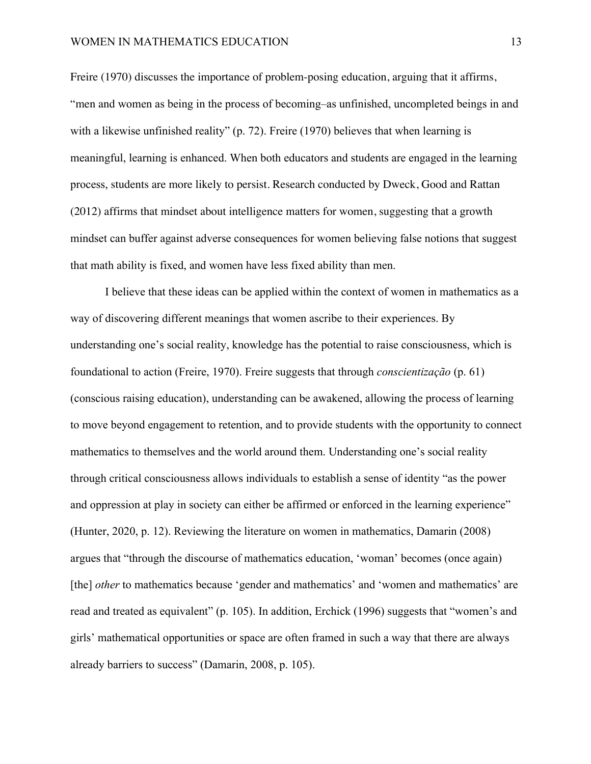Freire (1970) discusses the importance of problem-posing education, arguing that it affirms, "men and women as being in the process of becoming–as unfinished, uncompleted beings in and with a likewise unfinished reality" (p. 72). Freire (1970) believes that when learning is meaningful, learning is enhanced. When both educators and students are engaged in the learning process, students are more likely to persist. Research conducted by Dweck, Good and Rattan (2012) affirms that mindset about intelligence matters for women, suggesting that a growth mindset can buffer against adverse consequences for women believing false notions that suggest that math ability is fixed, and women have less fixed ability than men.

I believe that these ideas can be applied within the context of women in mathematics as a way of discovering different meanings that women ascribe to their experiences. By understanding one's social reality, knowledge has the potential to raise consciousness, which is foundational to action (Freire, 1970). Freire suggests that through *conscientização* (p. 61) (conscious raising education), understanding can be awakened, allowing the process of learning to move beyond engagement to retention, and to provide students with the opportunity to connect mathematics to themselves and the world around them. Understanding one's social reality through critical consciousness allows individuals to establish a sense of identity "as the power and oppression at play in society can either be affirmed or enforced in the learning experience" (Hunter, 2020, p. 12). Reviewing the literature on women in mathematics, Damarin (2008) argues that "through the discourse of mathematics education, 'woman' becomes (once again) [the] *other* to mathematics because 'gender and mathematics' and 'women and mathematics' are read and treated as equivalent" (p. 105). In addition, Erchick (1996) suggests that "women's and girls' mathematical opportunities or space are often framed in such a way that there are always already barriers to success" (Damarin, 2008, p. 105).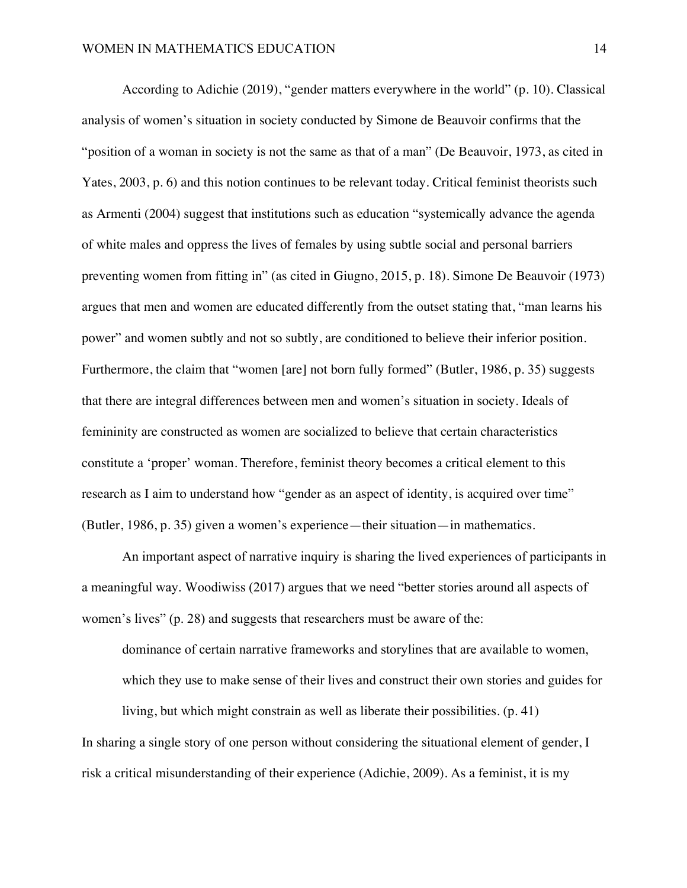According to Adichie (2019), "gender matters everywhere in the world" (p. 10). Classical analysis of women's situation in society conducted by Simone de Beauvoir confirms that the "position of a woman in society is not the same as that of a man" (De Beauvoir, 1973, as cited in Yates, 2003, p. 6) and this notion continues to be relevant today. Critical feminist theorists such as Armenti (2004) suggest that institutions such as education "systemically advance the agenda of white males and oppress the lives of females by using subtle social and personal barriers preventing women from fitting in" (as cited in Giugno, 2015, p. 18). Simone De Beauvoir (1973) argues that men and women are educated differently from the outset stating that, "man learns his power" and women subtly and not so subtly, are conditioned to believe their inferior position. Furthermore, the claim that "women [are] not born fully formed" (Butler, 1986, p. 35) suggests that there are integral differences between men and women's situation in society. Ideals of femininity are constructed as women are socialized to believe that certain characteristics constitute a 'proper' woman. Therefore, feminist theory becomes a critical element to this research as I aim to understand how "gender as an aspect of identity, is acquired over time" (Butler, 1986, p. 35) given a women's experience—their situation—in mathematics.

An important aspect of narrative inquiry is sharing the lived experiences of participants in a meaningful way. Woodiwiss (2017) argues that we need "better stories around all aspects of women's lives" (p. 28) and suggests that researchers must be aware of the:

> dominance of certain narrative frameworks and storylines that are available to women, which they use to make sense of their lives and construct their own stories and guides for living, but which might constrain as well as liberate their possibilities. (p. 41)

In sharing a single story of one person without considering the situational element of gender, I risk a critical misunderstanding of their experience (Adichie, 2009). As a feminist, it is my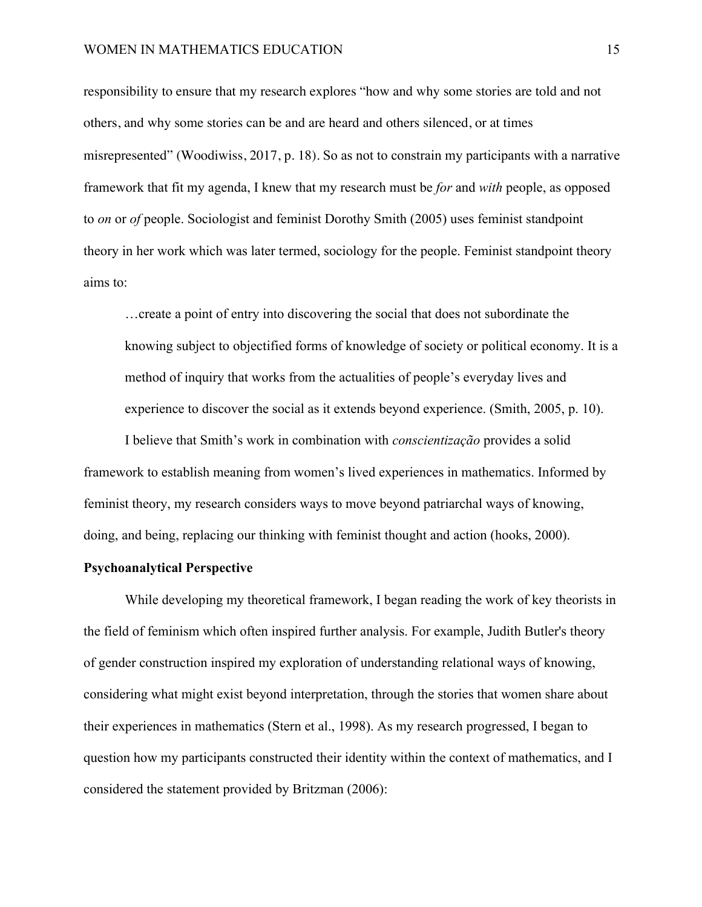responsibility to ensure that my research explores "how and why some stories are told and not others, and why some stories can be and are heard and others silenced, or at times misrepresented" (Woodiwiss, 2017, p. 18). So as not to constrain my participants with a narrative framework that fit my agenda, I knew that my research must be *for* and *with* people, as opposed to *on* or *of* people. Sociologist and feminist Dorothy Smith (2005) uses feminist standpoint theory in her work which was later termed, sociology for the people. Feminist standpoint theory aims to:

> …create a point of entry into discovering the social that does not subordinate the knowing subject to objectified forms of knowledge of society or political economy. It is a method of inquiry that works from the actualities of people's everyday lives and experience to discover the social as it extends beyond experience. (Smith, 2005, p. 10).

I believe that Smith's work in combination with *conscientização* provides a solid framework to establish meaning from women's lived experiences in mathematics. Informed by feminist theory, my research considers ways to move beyond patriarchal ways of knowing, doing, and being, replacing our thinking with feminist thought and action (hooks, 2000).

**Psychoanalytical Perspective**

While developing my theoretical framework, I began reading the work of key theorists in the field of feminism which often inspired further analysis. For example, Judith Butler's theory of gender construction inspired my exploration of understanding relational ways of knowing, considering what might exist beyond interpretation, through the stories that women share about their experiences in mathematics (Stern et al., 1998). As my research progressed, I began to question how my participants constructed their identity within the context of mathematics, and I considered the statement provided by Britzman (2006):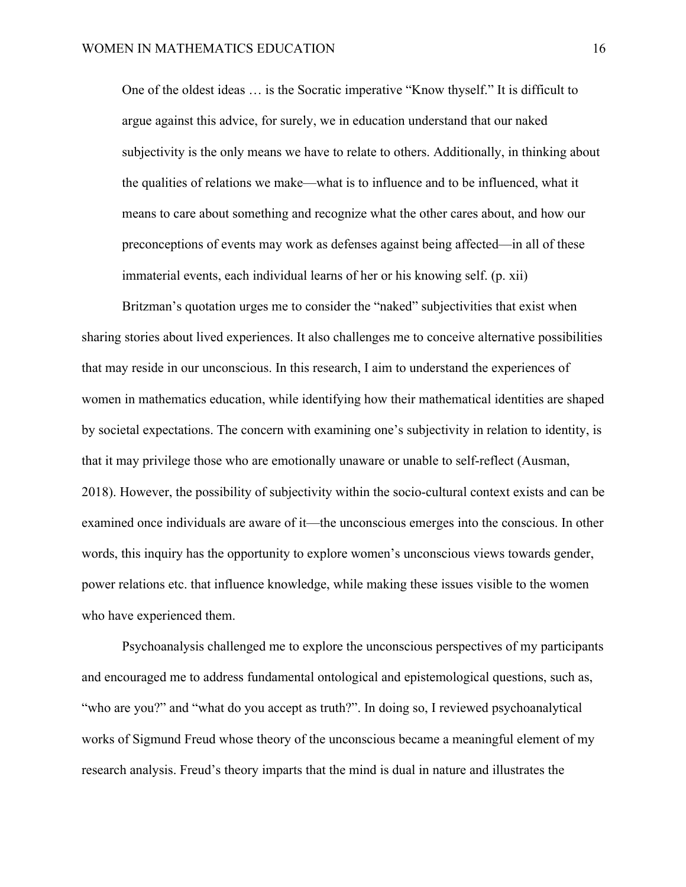> One of the oldest ideas … is the Socratic imperative "Know thyself." It is difficult to argue against this advice, for surely, we in education understand that our naked subjectivity is the only means we have to relate to others. Additionally, in thinking about the qualities of relations we make—what is to influence and to be influenced, what it means to care about something and recognize what the other cares about, and how our preconceptions of events may work as defenses against being affected—in all of these immaterial events, each individual learns of her or his knowing self. (p. xii)

Britzman's quotation urges me to consider the "naked" subjectivities that exist when sharing stories about lived experiences. It also challenges me to conceive alternative possibilities that may reside in our unconscious. In this research, I aim to understand the experiences of women in mathematics education, while identifying how their mathematical identities are shaped by societal expectations. The concern with examining one's subjectivity in relation to identity, is that it may privilege those who are emotionally unaware or unable to self-reflect (Ausman, 2018). However, the possibility of subjectivity within the socio-cultural context exists and can be examined once individuals are aware of it—the unconscious emerges into the conscious. In other words, this inquiry has the opportunity to explore women's unconscious views towards gender, power relations etc. that influence knowledge, while making these issues visible to the women who have experienced them.

Psychoanalysis challenged me to explore the unconscious perspectives of my participants and encouraged me to address fundamental ontological and epistemological questions, such as, "who are you?" and "what do you accept as truth?". In doing so, I reviewed psychoanalytical works of Sigmund Freud whose theory of the unconscious became a meaningful element of my research analysis. Freud's theory imparts that the mind is dual in nature and illustrates the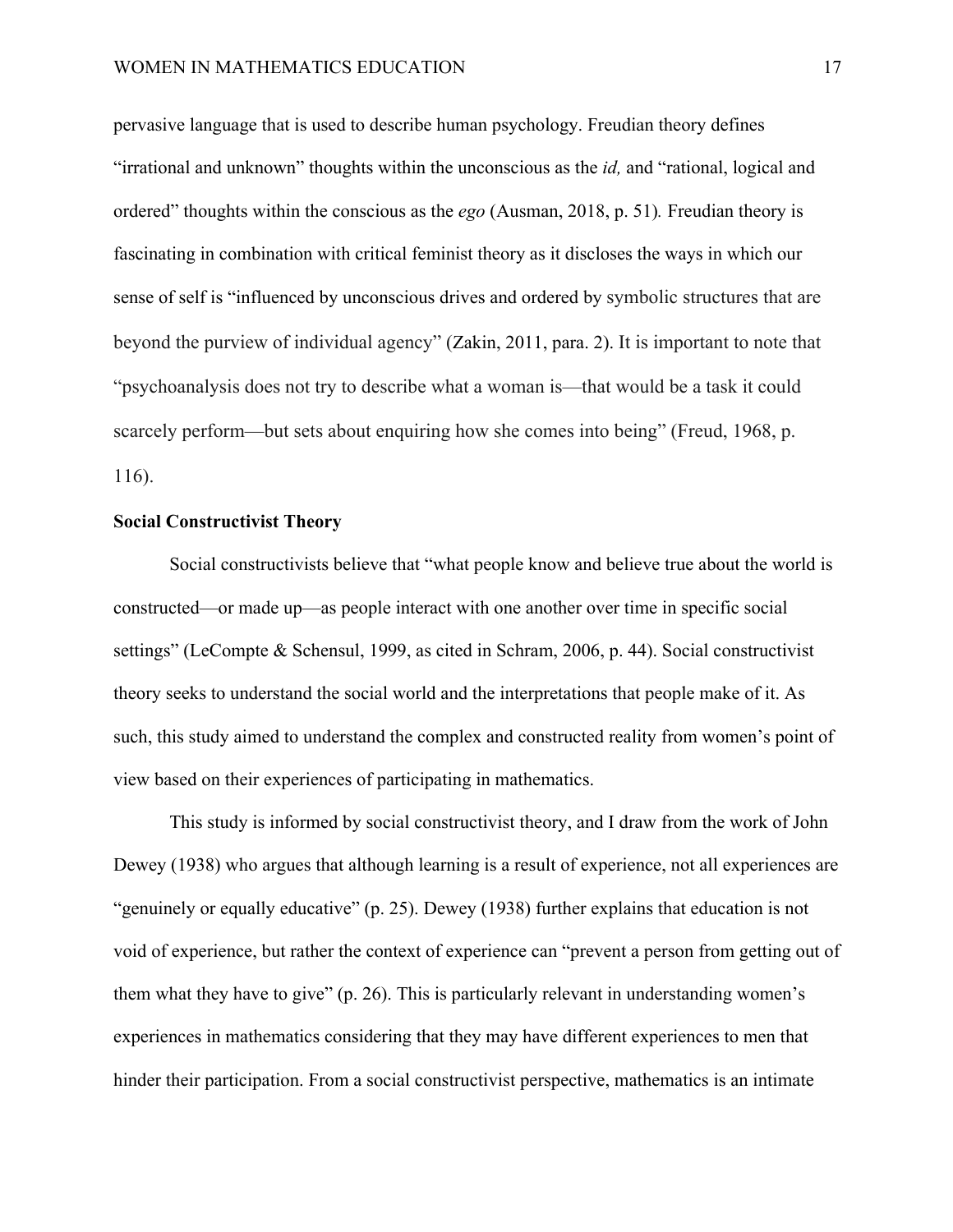pervasive language that is used to describe human psychology. Freudian theory defines "irrational and unknown" thoughts within the unconscious as the *id,* and "rational, logical and ordered" thoughts within the conscious as the *ego* (Ausman, 2018, p. 51)*.* Freudian theory is fascinating in combination with critical feminist theory as it discloses the ways in which our sense of self is "influenced by unconscious drives and ordered by symbolic structures that are beyond the purview of individual agency" (Zakin, 2011, para. 2). It is important to note that "psychoanalysis does not try to describe what a woman is—that would be a task it could scarcely perform—but sets about enquiring how she comes into being" (Freud, 1968, p. 116).

**Social Constructivist Theory**

Social constructivists believe that "what people know and believe true about the world is constructed—or made up—as people interact with one another over time in specific social settings" (LeCompte & Schensul, 1999, as cited in Schram, 2006, p. 44). Social constructivist theory seeks to understand the social world and the interpretations that people make of it. As such, this study aimed to understand the complex and constructed reality from women's point of view based on their experiences of participating in mathematics.

This study is informed by social constructivist theory, and I draw from the work of John Dewey (1938) who argues that although learning is a result of experience, not all experiences are "genuinely or equally educative" (p. 25). Dewey (1938) further explains that education is not void of experience, but rather the context of experience can "prevent a person from getting out of them what they have to give" (p. 26). This is particularly relevant in understanding women's experiences in mathematics considering that they may have different experiences to men that hinder their participation. From a social constructivist perspective, mathematics is an intimate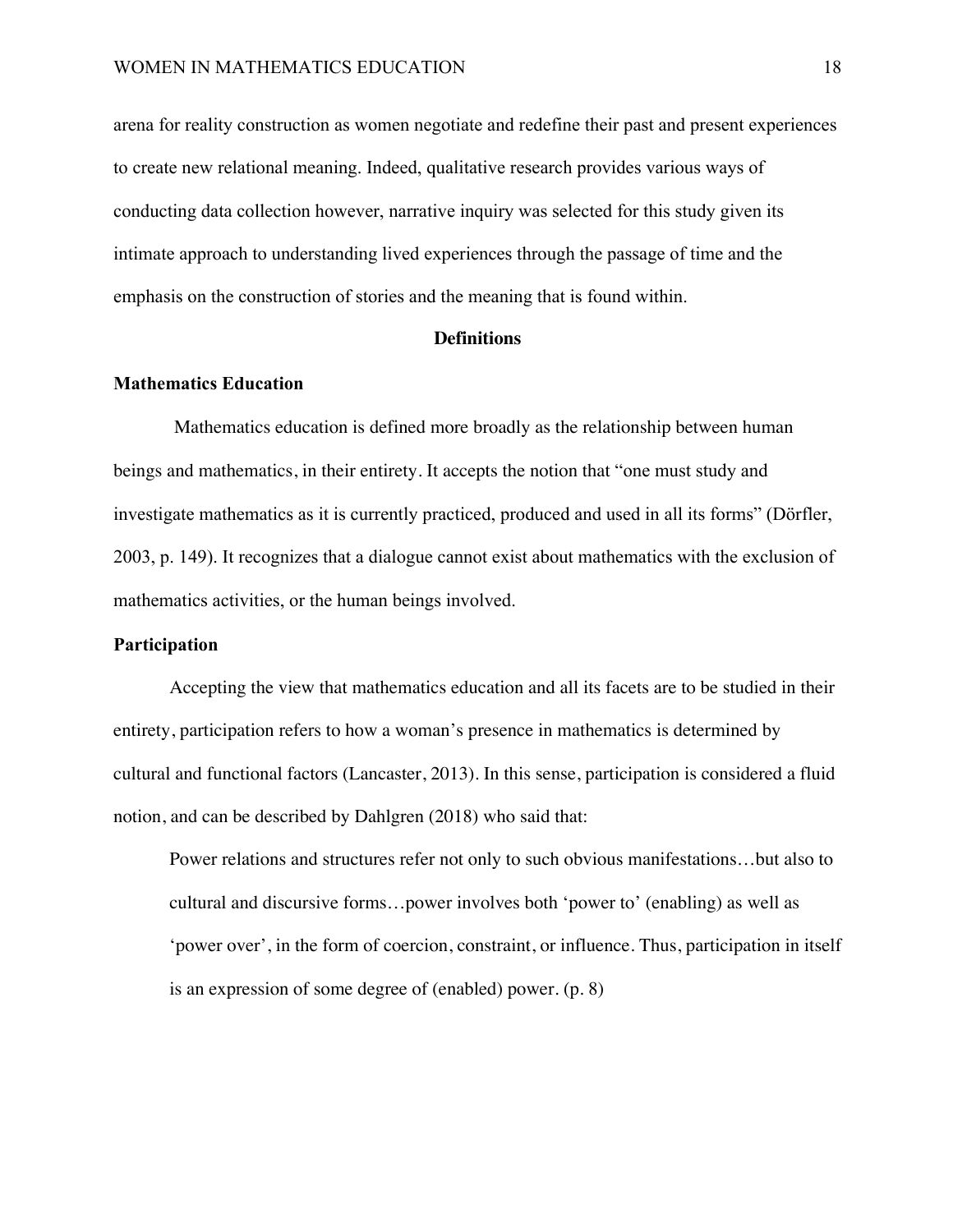arena for reality construction as women negotiate and redefine their past and present experiences to create new relational meaning. Indeed, qualitative research provides various ways of conducting data collection however, narrative inquiry was selected for this study given its intimate approach to understanding lived experiences through the passage of time and the emphasis on the construction of stories and the meaning that is found within.

## Definitions

### Mathematics Education

Mathematics education is defined more broadly as the relationship between human beings and mathematics, in their entirety. It accepts the notion that "one must study and investigate mathematics as it is currently practiced, produced and used in all its forms" (Dörfler, 2003, p. 149). It recognizes that a dialogue cannot exist about mathematics with the exclusion of mathematics activities, or the human beings involved.

### Participation

Accepting the view that mathematics education and all its facets are to be studied in their entirety, participation refers to how a woman's presence in mathematics is determined by cultural and functional factors (Lancaster, 2013). In this sense, participation is considered a fluid notion, and can be described by Dahlgren (2018) who said that:

> Power relations and structures refer not only to such obvious manifestations…but also to cultural and discursive forms…power involves both 'power to' (enabling) as well as 'power over', in the form of coercion, constraint, or influence. Thus, participation in itself is an expression of some degree of (enabled) power. (p. 8)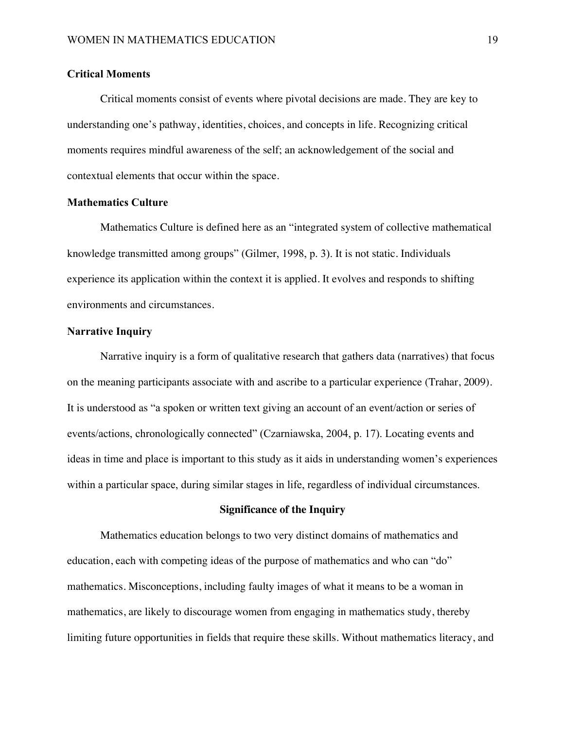### Critical Moments

Critical moments consist of events where pivotal decisions are made. They are key to understanding one's pathway, identities, choices, and concepts in life. Recognizing critical moments requires mindful awareness of the self; an acknowledgement of the social and contextual elements that occur within the space.

### Mathematics Culture

Mathematics Culture is defined here as an "integrated system of collective mathematical knowledge transmitted among groups" (Gilmer, 1998, p. 3). It is not static. Individuals experience its application within the context it is applied. It evolves and responds to shifting environments and circumstances.

### Narrative Inquiry

Narrative inquiry is a form of qualitative research that gathers data (narratives) that focus on the meaning participants associate with and ascribe to a particular experience (Trahar, 2009). It is understood as "a spoken or written text giving an account of an event/action or series of events/actions, chronologically connected" (Czarniawska, 2004, p. 17). Locating events and ideas in time and place is important to this study as it aids in understanding women's experiences within a particular space, during similar stages in life, regardless of individual circumstances.

## Significance of the Inquiry

Mathematics education belongs to two very distinct domains of mathematics and education, each with competing ideas of the purpose of mathematics and who can "do" mathematics. Misconceptions, including faulty images of what it means to be a woman in mathematics, are likely to discourage women from engaging in mathematics study, thereby limiting future opportunities in fields that require these skills. Without mathematics literacy, and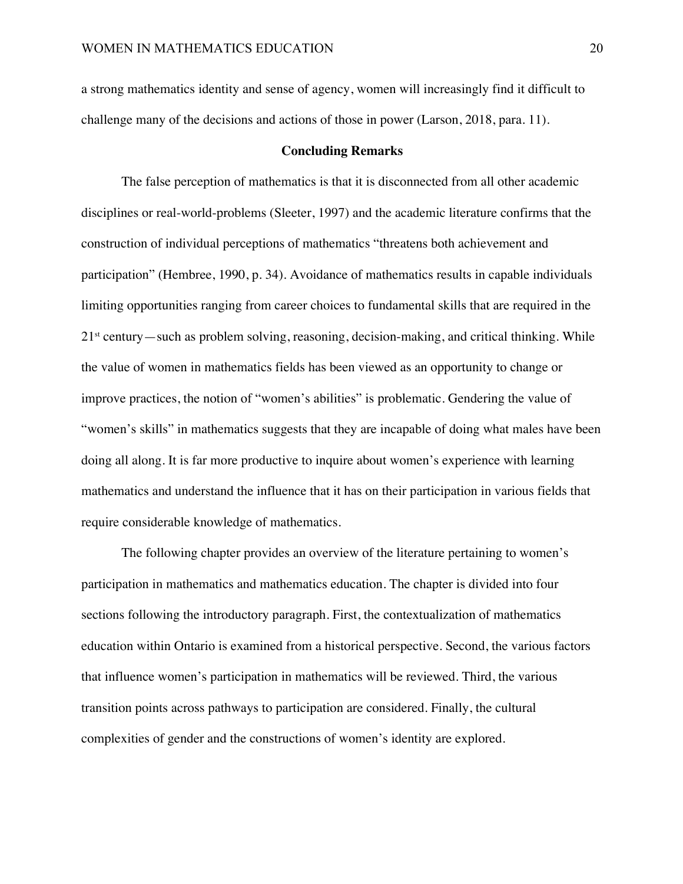a strong mathematics identity and sense of agency, women will increasingly find it difficult to challenge many of the decisions and actions of those in power (Larson, 2018, para. 11).

## Concluding Remarks

The false perception of mathematics is that it is disconnected from all other academic disciplines or real-world-problems (Sleeter, 1997) and the academic literature confirms that the construction of individual perceptions of mathematics "threatens both achievement and participation" (Hembree, 1990, p. 34). Avoidance of mathematics results in capable individuals limiting opportunities ranging from career choices to fundamental skills that are required in the 21st century—such as problem solving, reasoning, decision-making, and critical thinking. While the value of women in mathematics fields has been viewed as an opportunity to change or improve practices, the notion of "women's abilities" is problematic. Gendering the value of "women's skills" in mathematics suggests that they are incapable of doing what males have been doing all along. It is far more productive to inquire about women's experience with learning mathematics and understand the influence that it has on their participation in various fields that require considerable knowledge of mathematics.

The following chapter provides an overview of the literature pertaining to women's participation in mathematics and mathematics education. The chapter is divided into four sections following the introductory paragraph. First, the contextualization of mathematics education within Ontario is examined from a historical perspective. Second, the various factors that influence women's participation in mathematics will be reviewed. Third, the various transition points across pathways to participation are considered. Finally, the cultural complexities of gender and the constructions of women's identity are explored.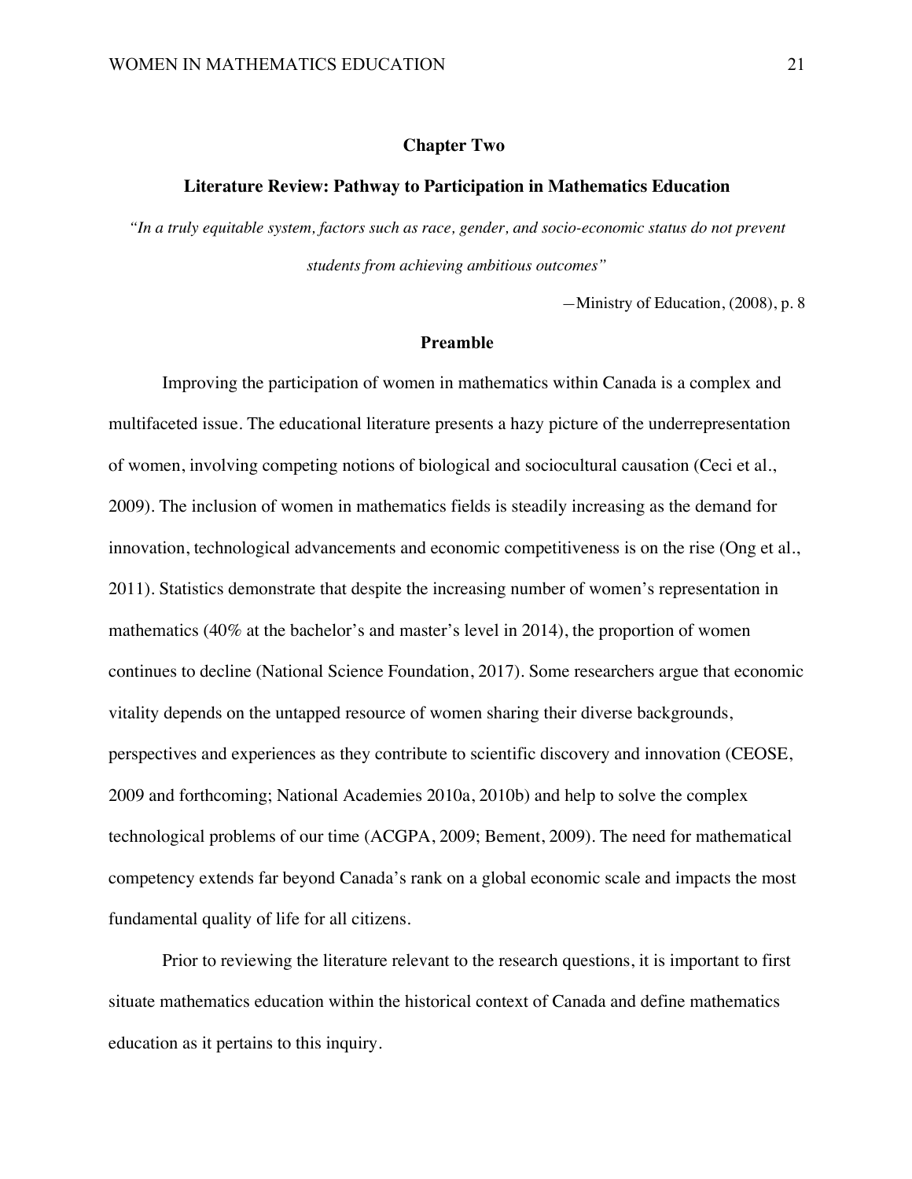# Chapter Two

## Literature Review: Pathway to Participation in Mathematics Education

*"In a truly equitable system, factors such as race, gender, and socio-economic status do not prevent students from achieving ambitious outcomes"*

—Ministry of Education, (2008), p. 8

### Preamble

Improving the participation of women in mathematics within Canada is a complex and multifaceted issue. The educational literature presents a hazy picture of the underrepresentation of women, involving competing notions of biological and sociocultural causation (Ceci et al., 2009). The inclusion of women in mathematics fields is steadily increasing as the demand for innovation, technological advancements and economic competitiveness is on the rise (Ong et al., 2011). Statistics demonstrate that despite the increasing number of women's representation in mathematics (40% at the bachelor's and master's level in 2014), the proportion of women continues to decline (National Science Foundation, 2017). Some researchers argue that economic vitality depends on the untapped resource of women sharing their diverse backgrounds, perspectives and experiences as they contribute to scientific discovery and innovation (CEOSE, 2009 and forthcoming; National Academies 2010a, 2010b) and help to solve the complex technological problems of our time (ACGPA, 2009; Bement, 2009). The need for mathematical competency extends far beyond Canada's rank on a global economic scale and impacts the most fundamental quality of life for all citizens.

Prior to reviewing the literature relevant to the research questions, it is important to first situate mathematics education within the historical context of Canada and define mathematics education as it pertains to this inquiry.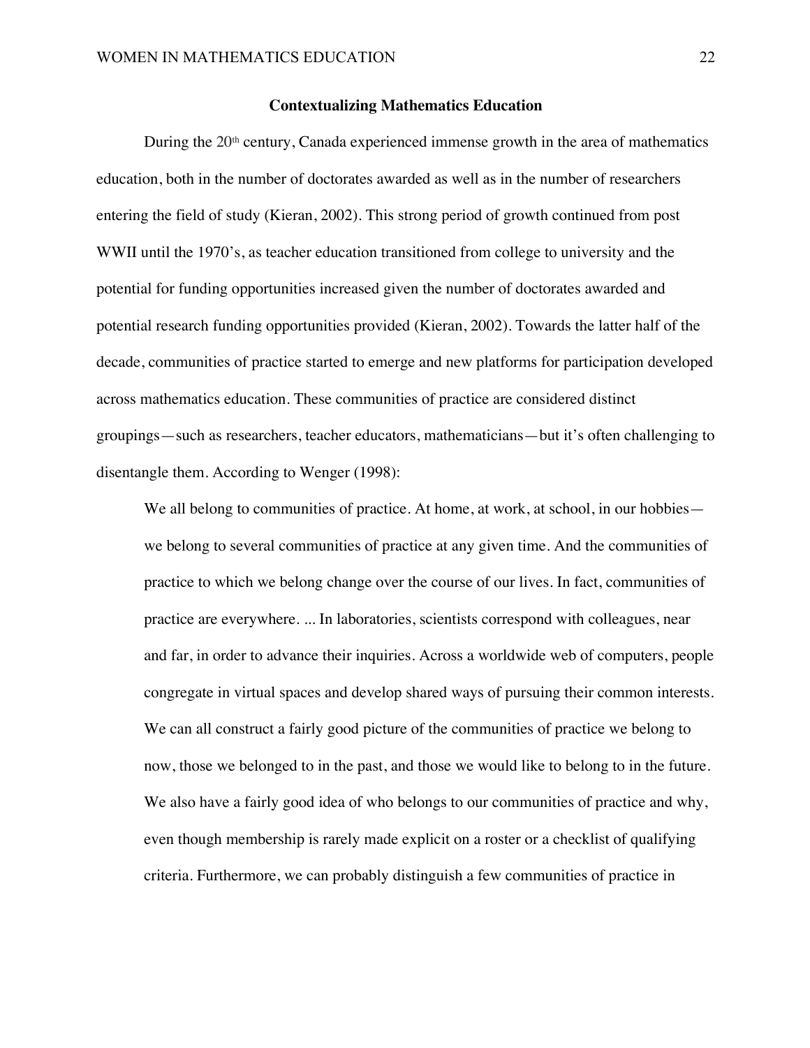## Contextualizing Mathematics Education

During the 20th century, Canada experienced immense growth in the area of mathematics education, both in the number of doctorates awarded as well as in the number of researchers entering the field of study (Kieran, 2002). This strong period of growth continued from post WWII until the 1970's, as teacher education transitioned from college to university and the potential for funding opportunities increased given the number of doctorates awarded and potential research funding opportunities provided (Kieran, 2002). Towards the latter half of the decade, communities of practice started to emerge and new platforms for participation developed across mathematics education. These communities of practice are considered distinct groupings—such as researchers, teacher educators, mathematicians—but it's often challenging to disentangle them. According to Wenger (1998):

> We all belong to communities of practice. At home, at work, at school, in our hobbies—we belong to several communities of practice at any given time. And the communities of practice to which we belong change over the course of our lives. In fact, communities of practice are everywhere. ... In laboratories, scientists correspond with colleagues, near and far, in order to advance their inquiries. Across a worldwide web of computers, people congregate in virtual spaces and develop shared ways of pursuing their common interests. We can all construct a fairly good picture of the communities of practice we belong to now, those we belonged to in the past, and those we would like to belong to in the future. We also have a fairly good idea of who belongs to our communities of practice and why, even though membership is rarely made explicit on a roster or a checklist of qualifying criteria. Furthermore, we can probably distinguish a few communities of practice in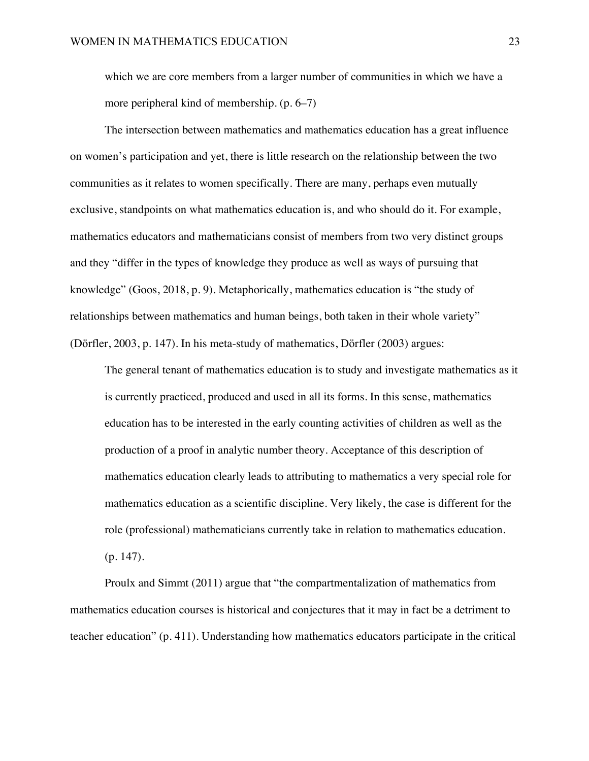> which we are core members from a larger number of communities in which we have a more peripheral kind of membership. (p. 6–7)

The intersection between mathematics and mathematics education has a great influence on women's participation and yet, there is little research on the relationship between the two communities as it relates to women specifically. There are many, perhaps even mutually exclusive, standpoints on what mathematics education is, and who should do it. For example, mathematics educators and mathematicians consist of members from two very distinct groups and they "differ in the types of knowledge they produce as well as ways of pursuing that knowledge" (Goos, 2018, p. 9). Metaphorically, mathematics education is "the study of relationships between mathematics and human beings, both taken in their whole variety" (Dörfler, 2003, p. 147). In his meta-study of mathematics, Dörfler (2003) argues:

> The general tenant of mathematics education is to study and investigate mathematics as it is currently practiced, produced and used in all its forms. In this sense, mathematics education has to be interested in the early counting activities of children as well as the production of a proof in analytic number theory. Acceptance of this description of mathematics education clearly leads to attributing to mathematics a very special role for mathematics education as a scientific discipline. Very likely, the case is different for the role (professional) mathematicians currently take in relation to mathematics education. (p. 147).

Proulx and Simmt (2011) argue that "the compartmentalization of mathematics from mathematics education courses is historical and conjectures that it may in fact be a detriment to teacher education" (p. 411). Understanding how mathematics educators participate in the critical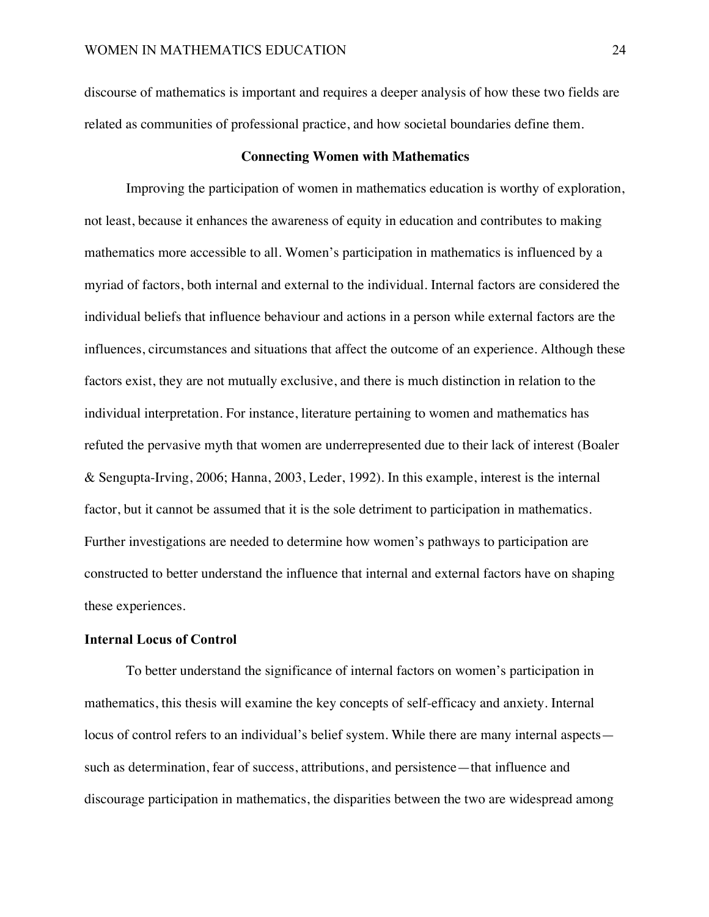discourse of mathematics is important and requires a deeper analysis of how these two fields are related as communities of professional practice, and how societal boundaries define them.

## Connecting Women with Mathematics

Improving the participation of women in mathematics education is worthy of exploration, not least, because it enhances the awareness of equity in education and contributes to making mathematics more accessible to all. Women's participation in mathematics is influenced by a myriad of factors, both internal and external to the individual. Internal factors are considered the individual beliefs that influence behaviour and actions in a person while external factors are the influences, circumstances and situations that affect the outcome of an experience. Although these factors exist, they are not mutually exclusive, and there is much distinction in relation to the individual interpretation. For instance, literature pertaining to women and mathematics has refuted the pervasive myth that women are underrepresented due to their lack of interest (Boaler & Sengupta-Irving, 2006; Hanna, 2003, Leder, 1992). In this example, interest is the internal factor, but it cannot be assumed that it is the sole detriment to participation in mathematics. Further investigations are needed to determine how women's pathways to participation are constructed to better understand the influence that internal and external factors have on shaping these experiences.

### Internal Locus of Control

To better understand the significance of internal factors on women's participation in mathematics, this thesis will examine the key concepts of self-efficacy and anxiety. Internal locus of control refers to an individual's belief system. While there are many internal aspects—such as determination, fear of success, attributions, and persistence—that influence and discourage participation in mathematics, the disparities between the two are widespread among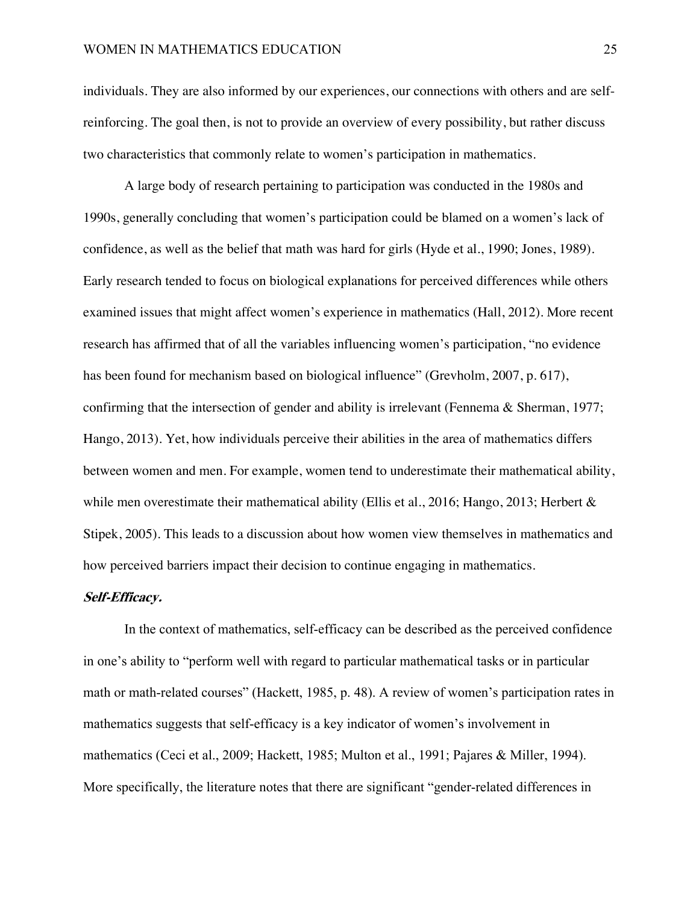individuals. They are also informed by our experiences, our connections with others and are self-reinforcing. The goal then, is not to provide an overview of every possibility, but rather discuss two characteristics that commonly relate to women's participation in mathematics.

A large body of research pertaining to participation was conducted in the 1980s and 1990s, generally concluding that women's participation could be blamed on a women's lack of confidence, as well as the belief that math was hard for girls (Hyde et al., 1990; Jones, 1989). Early research tended to focus on biological explanations for perceived differences while others examined issues that might affect women's experience in mathematics (Hall, 2012). More recent research has affirmed that of all the variables influencing women's participation, "no evidence has been found for mechanism based on biological influence" (Grevholm, 2007, p. 617), confirming that the intersection of gender and ability is irrelevant (Fennema & Sherman, 1977; Hango, 2013). Yet, how individuals perceive their abilities in the area of mathematics differs between women and men. For example, women tend to underestimate their mathematical ability, while men overestimate their mathematical ability (Ellis et al., 2016; Hango, 2013; Herbert & Stipek, 2005). This leads to a discussion about how women view themselves in mathematics and how perceived barriers impact their decision to continue engaging in mathematics.

#### *Self-Efficacy.*

In the context of mathematics, self-efficacy can be described as the perceived confidence in one's ability to "perform well with regard to particular mathematical tasks or in particular math or math-related courses" (Hackett, 1985, p. 48). A review of women's participation rates in mathematics suggests that self-efficacy is a key indicator of women's involvement in mathematics (Ceci et al., 2009; Hackett, 1985; Multon et al., 1991; Pajares & Miller, 1994). More specifically, the literature notes that there are significant "gender-related differences in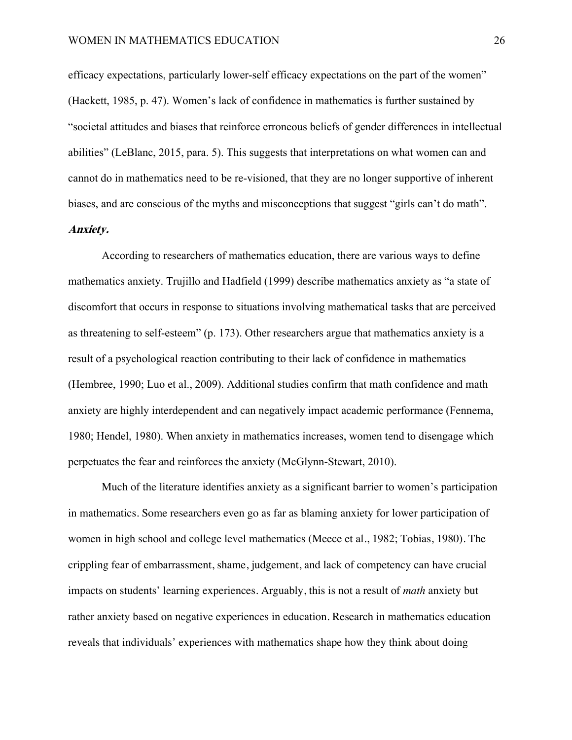efficacy expectations, particularly lower-self efficacy expectations on the part of the women" (Hackett, 1985, p. 47). Women's lack of confidence in mathematics is further sustained by "societal attitudes and biases that reinforce erroneous beliefs of gender differences in intellectual abilities" (LeBlanc, 2015, para. 5). This suggests that interpretations on what women can and cannot do in mathematics need to be re-visioned, that they are no longer supportive of inherent biases, and are conscious of the myths and misconceptions that suggest "girls can't do math".

***Anxiety.***

According to researchers of mathematics education, there are various ways to define mathematics anxiety. Trujillo and Hadfield (1999) describe mathematics anxiety as "a state of discomfort that occurs in response to situations involving mathematical tasks that are perceived as threatening to self-esteem" (p. 173). Other researchers argue that mathematics anxiety is a result of a psychological reaction contributing to their lack of confidence in mathematics (Hembree, 1990; Luo et al., 2009). Additional studies confirm that math confidence and math anxiety are highly interdependent and can negatively impact academic performance (Fennema, 1980; Hendel, 1980). When anxiety in mathematics increases, women tend to disengage which perpetuates the fear and reinforces the anxiety (McGlynn-Stewart, 2010).

Much of the literature identifies anxiety as a significant barrier to women's participation in mathematics. Some researchers even go as far as blaming anxiety for lower participation of women in high school and college level mathematics (Meece et al., 1982; Tobias, 1980). The crippling fear of embarrassment, shame, judgement, and lack of competency can have crucial impacts on students' learning experiences. Arguably, this is not a result of *math* anxiety but rather anxiety based on negative experiences in education. Research in mathematics education reveals that individuals' experiences with mathematics shape how they think about doing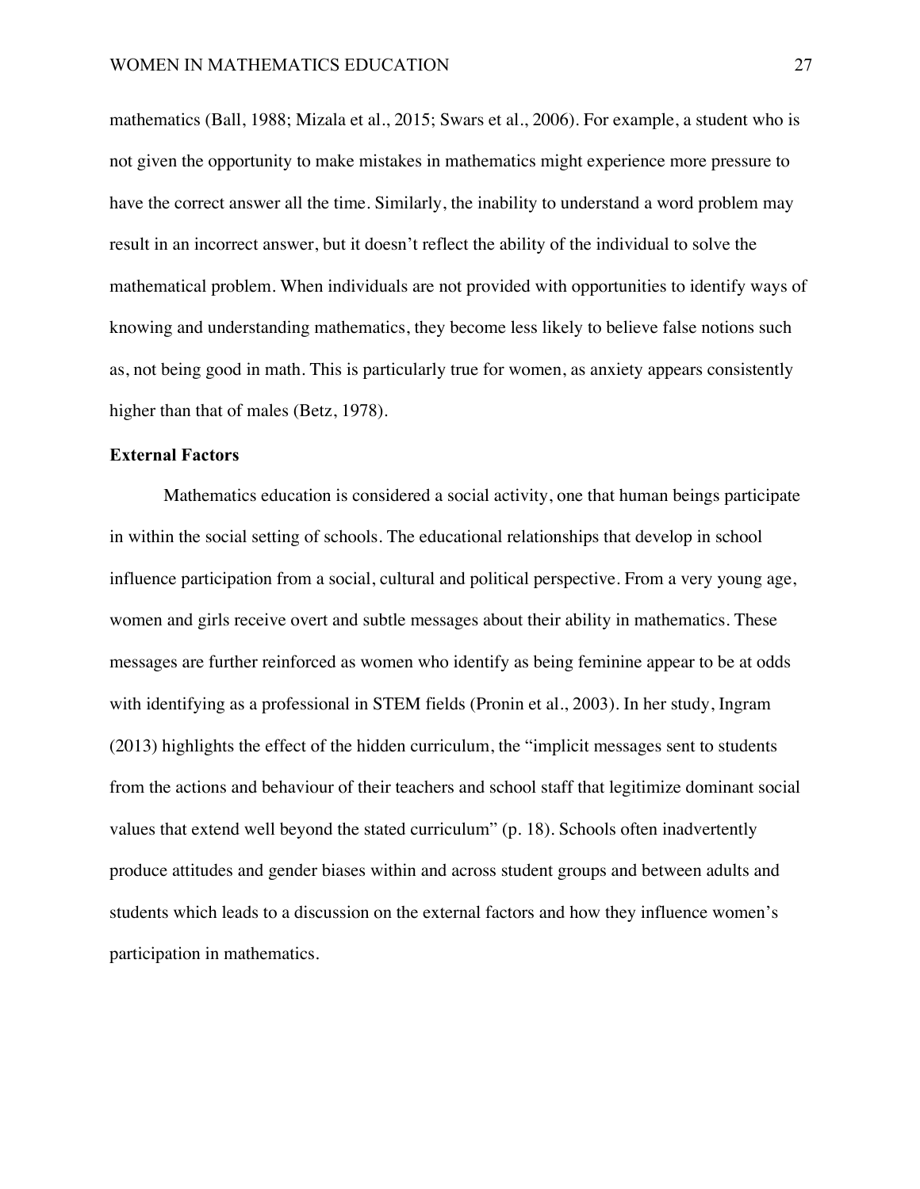mathematics (Ball, 1988; Mizala et al., 2015; Swars et al., 2006). For example, a student who is not given the opportunity to make mistakes in mathematics might experience more pressure to have the correct answer all the time. Similarly, the inability to understand a word problem may result in an incorrect answer, but it doesn't reflect the ability of the individual to solve the mathematical problem. When individuals are not provided with opportunities to identify ways of knowing and understanding mathematics, they become less likely to believe false notions such as, not being good in math. This is particularly true for women, as anxiety appears consistently higher than that of males (Betz, 1978).

**External Factors**

Mathematics education is considered a social activity, one that human beings participate in within the social setting of schools. The educational relationships that develop in school influence participation from a social, cultural and political perspective. From a very young age, women and girls receive overt and subtle messages about their ability in mathematics. These messages are further reinforced as women who identify as being feminine appear to be at odds with identifying as a professional in STEM fields (Pronin et al., 2003). In her study, Ingram (2013) highlights the effect of the hidden curriculum, the "implicit messages sent to students from the actions and behaviour of their teachers and school staff that legitimize dominant social values that extend well beyond the stated curriculum" (p. 18). Schools often inadvertently produce attitudes and gender biases within and across student groups and between adults and students which leads to a discussion on the external factors and how they influence women's participation in mathematics.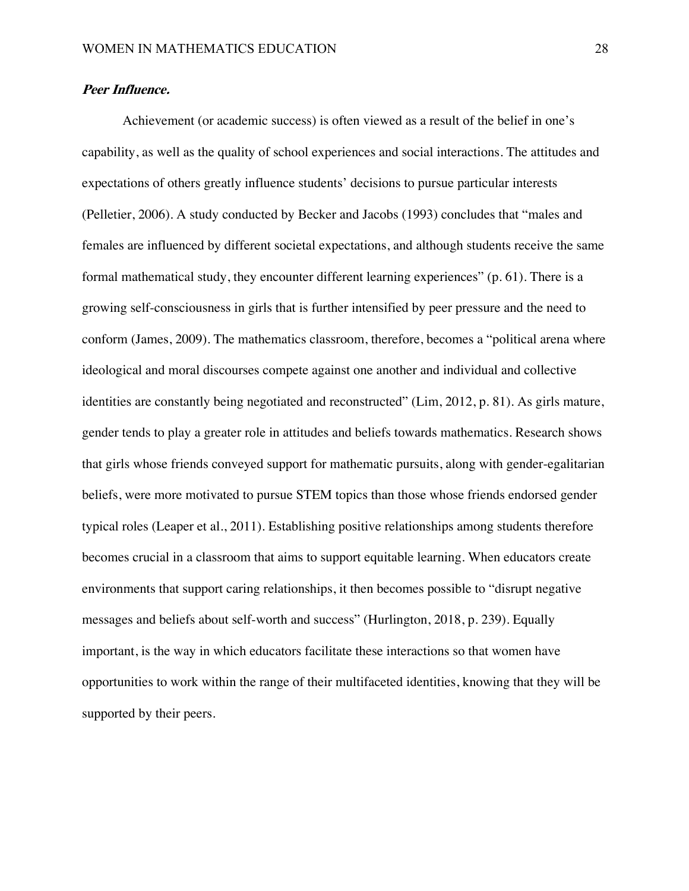#### ***Peer Influence.***

Achievement (or academic success) is often viewed as a result of the belief in one's capability, as well as the quality of school experiences and social interactions. The attitudes and expectations of others greatly influence students' decisions to pursue particular interests (Pelletier, 2006). A study conducted by Becker and Jacobs (1993) concludes that "males and females are influenced by different societal expectations, and although students receive the same formal mathematical study, they encounter different learning experiences" (p. 61). There is a growing self-consciousness in girls that is further intensified by peer pressure and the need to conform (James, 2009). The mathematics classroom, therefore, becomes a "political arena where ideological and moral discourses compete against one another and individual and collective identities are constantly being negotiated and reconstructed" (Lim, 2012, p. 81). As girls mature, gender tends to play a greater role in attitudes and beliefs towards mathematics. Research shows that girls whose friends conveyed support for mathematic pursuits, along with gender-egalitarian beliefs, were more motivated to pursue STEM topics than those whose friends endorsed gender typical roles (Leaper et al., 2011). Establishing positive relationships among students therefore becomes crucial in a classroom that aims to support equitable learning. When educators create environments that support caring relationships, it then becomes possible to "disrupt negative messages and beliefs about self-worth and success" (Hurlington, 2018, p. 239). Equally important, is the way in which educators facilitate these interactions so that women have opportunities to work within the range of their multifaceted identities, knowing that they will be supported by their peers.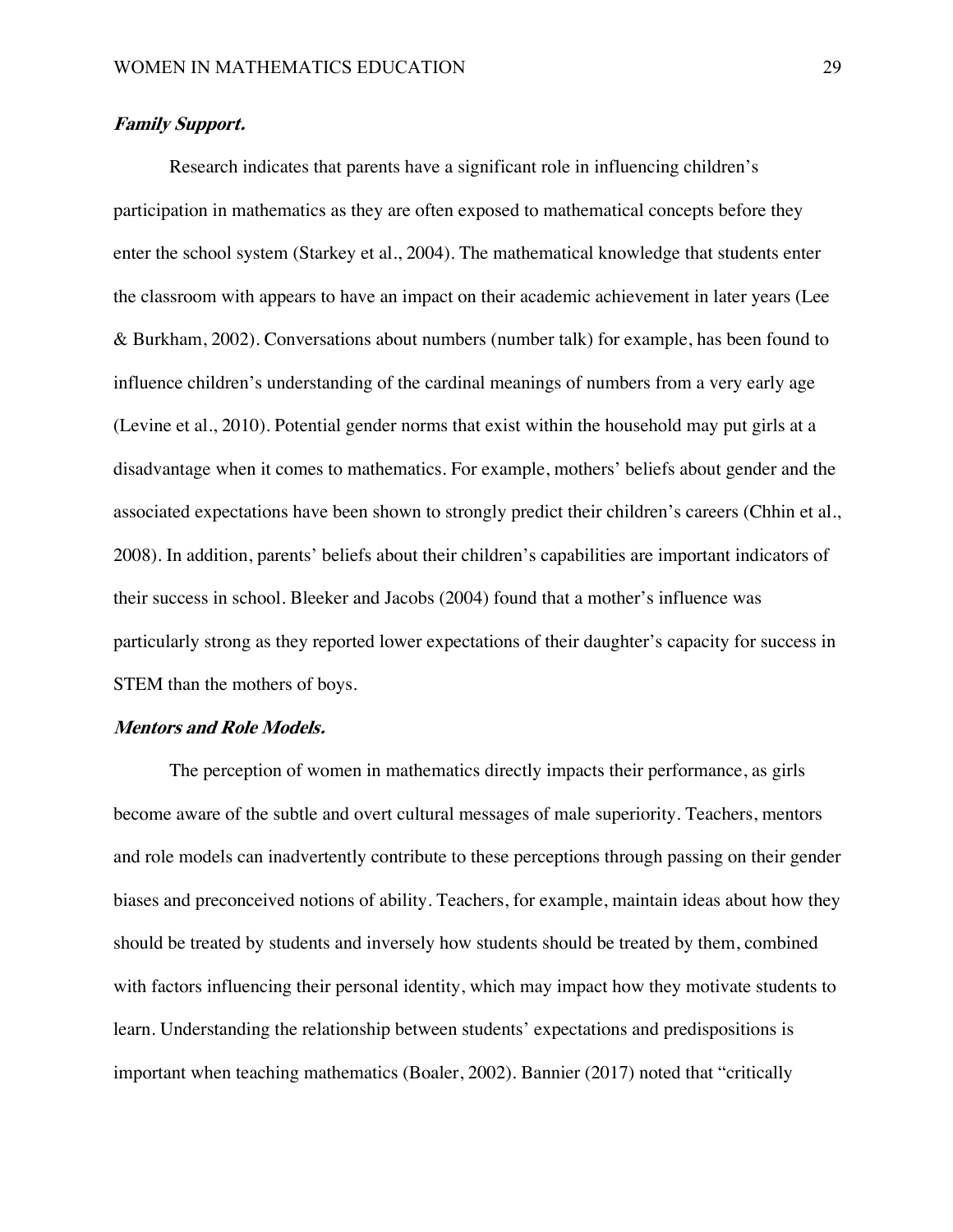#### ***Family Support.***

Research indicates that parents have a significant role in influencing children's participation in mathematics as they are often exposed to mathematical concepts before they enter the school system (Starkey et al., 2004). The mathematical knowledge that students enter the classroom with appears to have an impact on their academic achievement in later years (Lee & Burkham, 2002). Conversations about numbers (number talk) for example, has been found to influence children's understanding of the cardinal meanings of numbers from a very early age (Levine et al., 2010). Potential gender norms that exist within the household may put girls at a disadvantage when it comes to mathematics. For example, mothers' beliefs about gender and the associated expectations have been shown to strongly predict their children's careers (Chhin et al., 2008). In addition, parents' beliefs about their children's capabilities are important indicators of their success in school. Bleeker and Jacobs (2004) found that a mother's influence was particularly strong as they reported lower expectations of their daughter's capacity for success in STEM than the mothers of boys.

#### ***Mentors and Role Models.***

The perception of women in mathematics directly impacts their performance, as girls become aware of the subtle and overt cultural messages of male superiority. Teachers, mentors and role models can inadvertently contribute to these perceptions through passing on their gender biases and preconceived notions of ability. Teachers, for example, maintain ideas about how they should be treated by students and inversely how students should be treated by them, combined with factors influencing their personal identity, which may impact how they motivate students to learn. Understanding the relationship between students' expectations and predispositions is important when teaching mathematics (Boaler, 2002). Bannier (2017) noted that "critically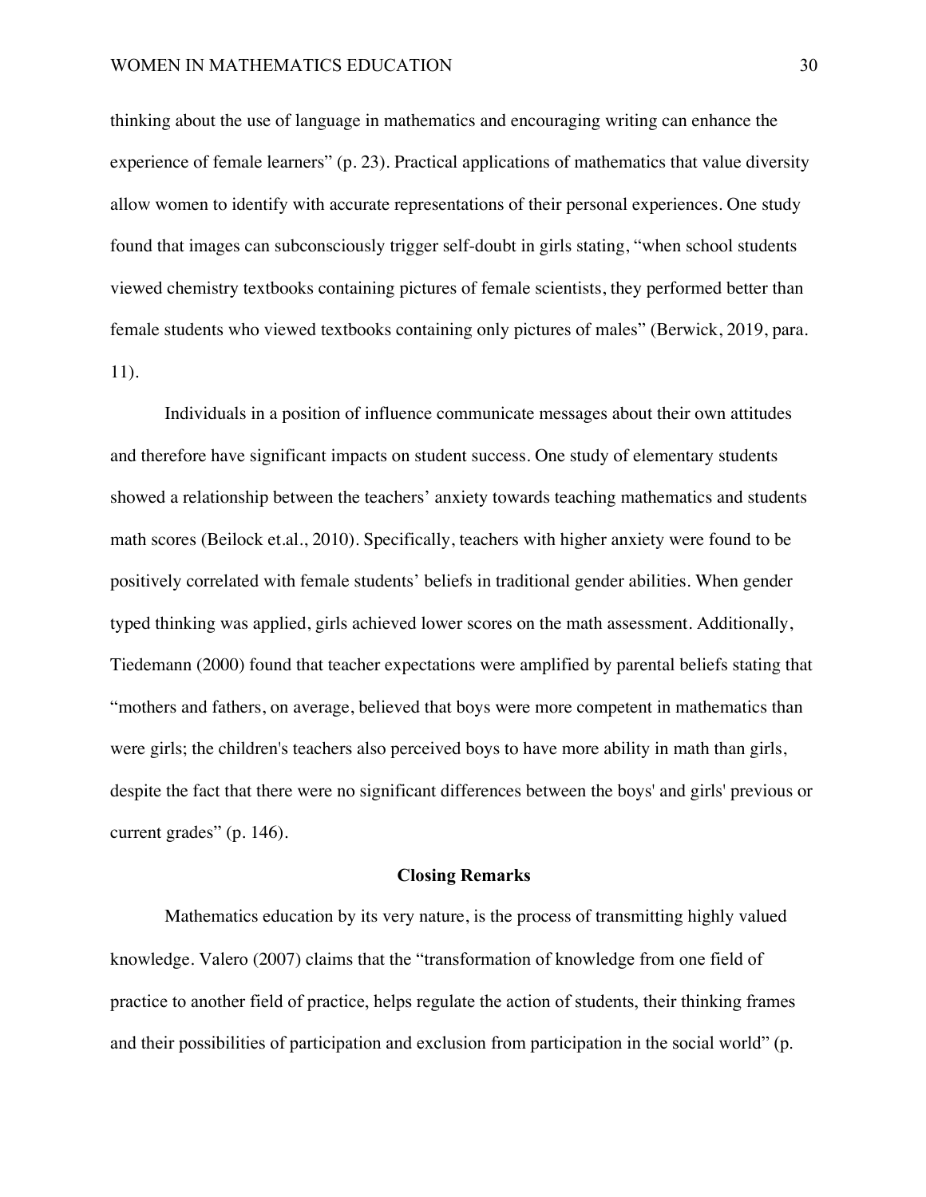thinking about the use of language in mathematics and encouraging writing can enhance the experience of female learners" (p. 23). Practical applications of mathematics that value diversity allow women to identify with accurate representations of their personal experiences. One study found that images can subconsciously trigger self-doubt in girls stating, "when school students viewed chemistry textbooks containing pictures of female scientists, they performed better than female students who viewed textbooks containing only pictures of males" (Berwick, 2019, para. 11).

Individuals in a position of influence communicate messages about their own attitudes and therefore have significant impacts on student success. One study of elementary students showed a relationship between the teachers' anxiety towards teaching mathematics and students math scores (Beilock et.al., 2010). Specifically, teachers with higher anxiety were found to be positively correlated with female students' beliefs in traditional gender abilities. When gender typed thinking was applied, girls achieved lower scores on the math assessment. Additionally, Tiedemann (2000) found that teacher expectations were amplified by parental beliefs stating that "mothers and fathers, on average, believed that boys were more competent in mathematics than were girls; the children's teachers also perceived boys to have more ability in math than girls, despite the fact that there were no significant differences between the boys' and girls' previous or current grades" (p. 146).

## Closing Remarks

Mathematics education by its very nature, is the process of transmitting highly valued knowledge. Valero (2007) claims that the "transformation of knowledge from one field of practice to another field of practice, helps regulate the action of students, their thinking frames and their possibilities of participation and exclusion from participation in the social world" (p.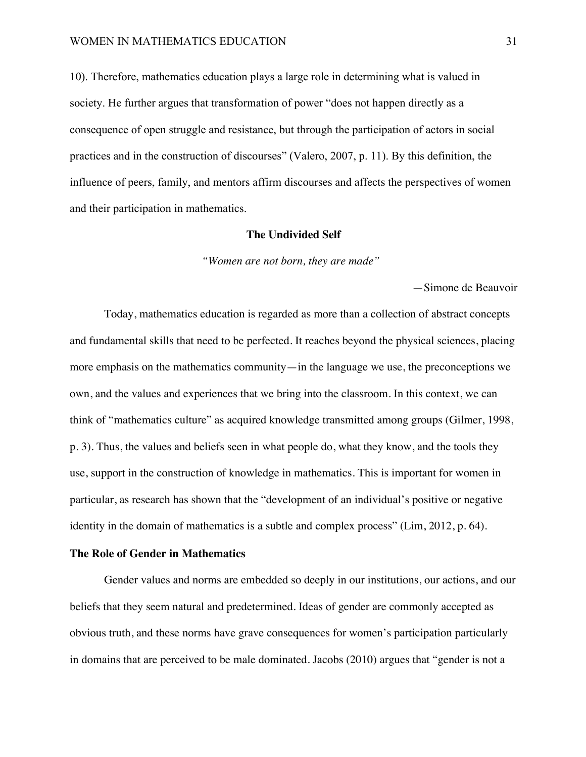10). Therefore, mathematics education plays a large role in determining what is valued in society. He further argues that transformation of power "does not happen directly as a consequence of open struggle and resistance, but through the participation of actors in social practices and in the construction of discourses" (Valero, 2007, p. 11). By this definition, the influence of peers, family, and mentors affirm discourses and affects the perspectives of women and their participation in mathematics.

## The Undivided Self

*"Women are not born, they are made"*

—Simone de Beauvoir

Today, mathematics education is regarded as more than a collection of abstract concepts and fundamental skills that need to be perfected. It reaches beyond the physical sciences, placing more emphasis on the mathematics community—in the language we use, the preconceptions we own, and the values and experiences that we bring into the classroom. In this context, we can think of "mathematics culture" as acquired knowledge transmitted among groups (Gilmer, 1998, p. 3). Thus, the values and beliefs seen in what people do, what they know, and the tools they use, support in the construction of knowledge in mathematics. This is important for women in particular, as research has shown that the "development of an individual's positive or negative identity in the domain of mathematics is a subtle and complex process" (Lim, 2012, p. 64).

### The Role of Gender in Mathematics

Gender values and norms are embedded so deeply in our institutions, our actions, and our beliefs that they seem natural and predetermined. Ideas of gender are commonly accepted as obvious truth, and these norms have grave consequences for women's participation particularly in domains that are perceived to be male dominated. Jacobs (2010) argues that "gender is not a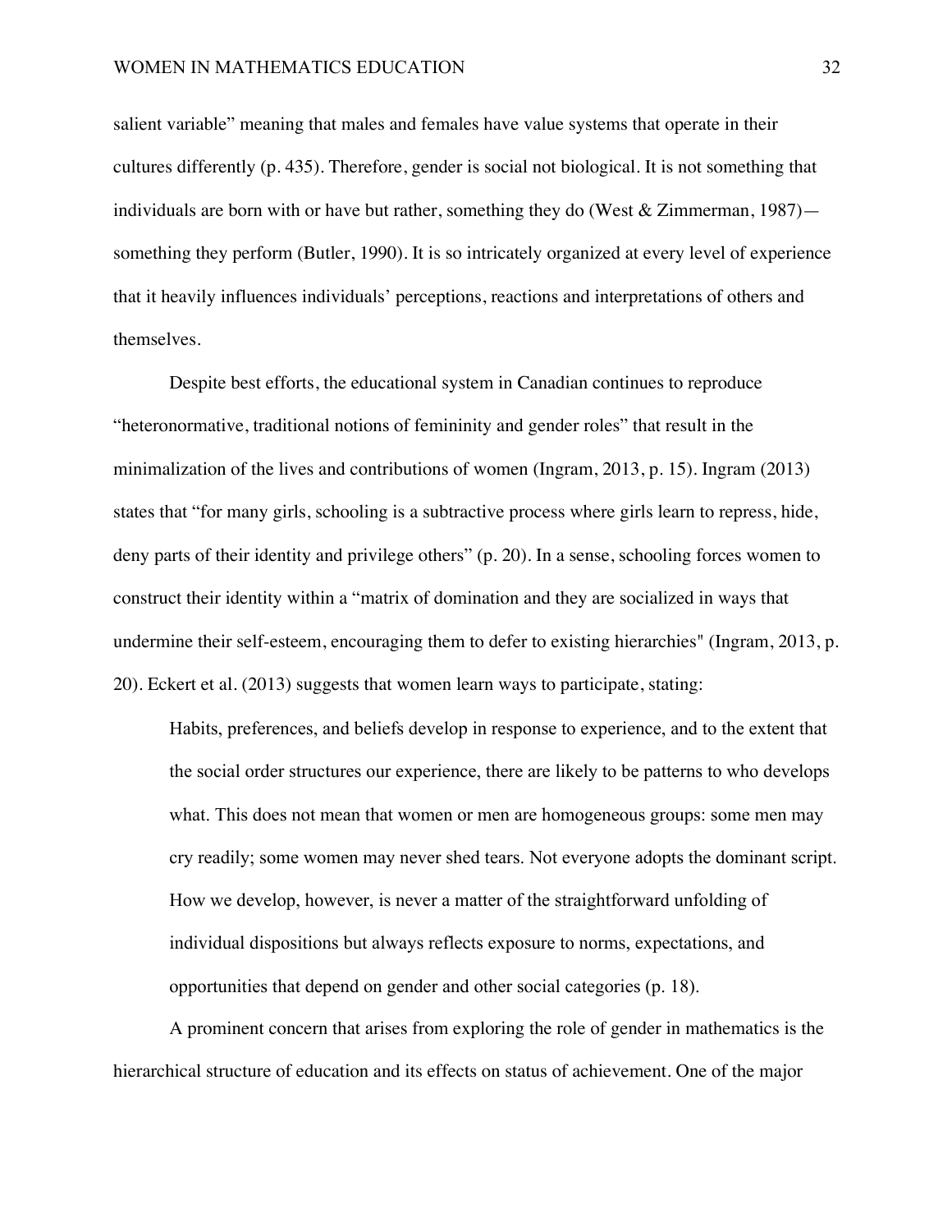salient variable" meaning that males and females have value systems that operate in their cultures differently (p. 435). Therefore, gender is social not biological. It is not something that individuals are born with or have but rather, something they do (West & Zimmerman, 1987)—something they perform (Butler, 1990). It is so intricately organized at every level of experience that it heavily influences individuals' perceptions, reactions and interpretations of others and themselves.

Despite best efforts, the educational system in Canadian continues to reproduce "heteronormative, traditional notions of femininity and gender roles" that result in the minimalization of the lives and contributions of women (Ingram, 2013, p. 15). Ingram (2013) states that "for many girls, schooling is a subtractive process where girls learn to repress, hide, deny parts of their identity and privilege others" (p. 20). In a sense, schooling forces women to construct their identity within a "matrix of domination and they are socialized in ways that undermine their self-esteem, encouraging them to defer to existing hierarchies" (Ingram, 2013, p. 20). Eckert et al. (2013) suggests that women learn ways to participate, stating:

> Habits, preferences, and beliefs develop in response to experience, and to the extent that the social order structures our experience, there are likely to be patterns to who develops what. This does not mean that women or men are homogeneous groups: some men may cry readily; some women may never shed tears. Not everyone adopts the dominant script. How we develop, however, is never a matter of the straightforward unfolding of individual dispositions but always reflects exposure to norms, expectations, and opportunities that depend on gender and other social categories (p. 18).

A prominent concern that arises from exploring the role of gender in mathematics is the hierarchical structure of education and its effects on status of achievement. One of the major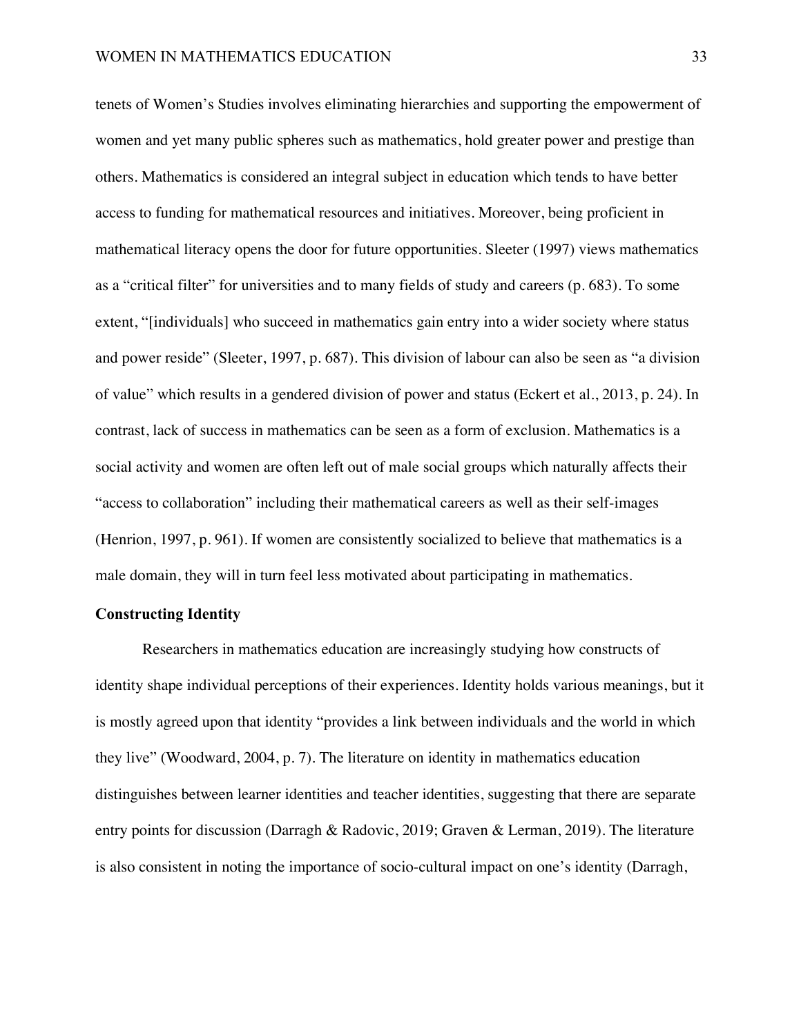tenets of Women's Studies involves eliminating hierarchies and supporting the empowerment of women and yet many public spheres such as mathematics, hold greater power and prestige than others. Mathematics is considered an integral subject in education which tends to have better access to funding for mathematical resources and initiatives. Moreover, being proficient in mathematical literacy opens the door for future opportunities. Sleeter (1997) views mathematics as a "critical filter" for universities and to many fields of study and careers (p. 683). To some extent, "[individuals] who succeed in mathematics gain entry into a wider society where status and power reside" (Sleeter, 1997, p. 687). This division of labour can also be seen as "a division of value" which results in a gendered division of power and status (Eckert et al., 2013, p. 24). In contrast, lack of success in mathematics can be seen as a form of exclusion. Mathematics is a social activity and women are often left out of male social groups which naturally affects their "access to collaboration" including their mathematical careers as well as their self-images (Henrion, 1997, p. 961). If women are consistently socialized to believe that mathematics is a male domain, they will in turn feel less motivated about participating in mathematics.

**Constructing Identity**

Researchers in mathematics education are increasingly studying how constructs of identity shape individual perceptions of their experiences. Identity holds various meanings, but it is mostly agreed upon that identity "provides a link between individuals and the world in which they live" (Woodward, 2004, p. 7). The literature on identity in mathematics education distinguishes between learner identities and teacher identities, suggesting that there are separate entry points for discussion (Darragh & Radovic, 2019; Graven & Lerman, 2019). The literature is also consistent in noting the importance of socio-cultural impact on one's identity (Darragh,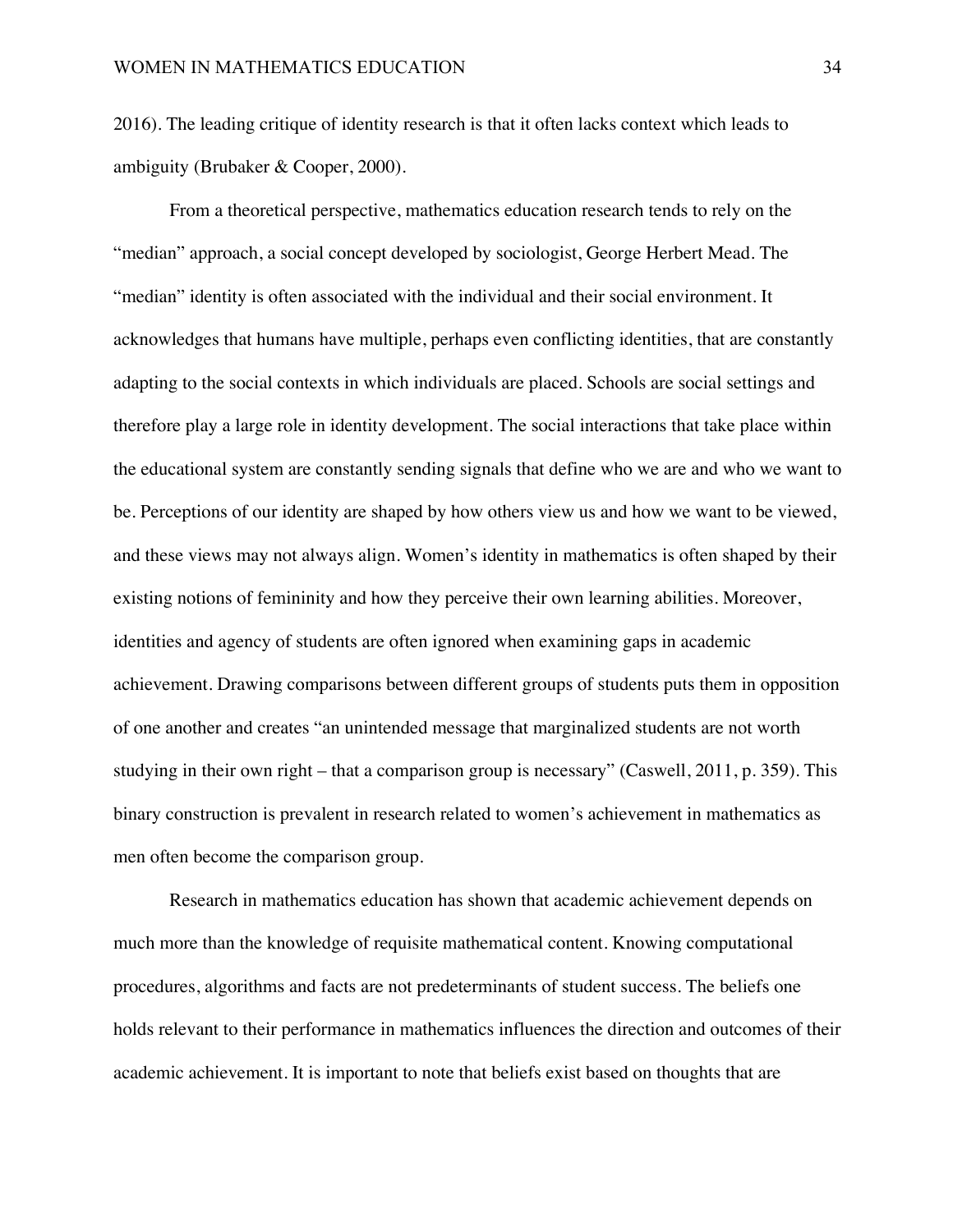2016). The leading critique of identity research is that it often lacks context which leads to ambiguity (Brubaker & Cooper, 2000).

From a theoretical perspective, mathematics education research tends to rely on the "median" approach, a social concept developed by sociologist, George Herbert Mead. The "median" identity is often associated with the individual and their social environment. It acknowledges that humans have multiple, perhaps even conflicting identities, that are constantly adapting to the social contexts in which individuals are placed. Schools are social settings and therefore play a large role in identity development. The social interactions that take place within the educational system are constantly sending signals that define who we are and who we want to be. Perceptions of our identity are shaped by how others view us and how we want to be viewed, and these views may not always align. Women's identity in mathematics is often shaped by their existing notions of femininity and how they perceive their own learning abilities. Moreover, identities and agency of students are often ignored when examining gaps in academic achievement. Drawing comparisons between different groups of students puts them in opposition of one another and creates "an unintended message that marginalized students are not worth studying in their own right – that a comparison group is necessary" (Caswell, 2011, p. 359). This binary construction is prevalent in research related to women's achievement in mathematics as men often become the comparison group.

Research in mathematics education has shown that academic achievement depends on much more than the knowledge of requisite mathematical content. Knowing computational procedures, algorithms and facts are not predeterminants of student success. The beliefs one holds relevant to their performance in mathematics influences the direction and outcomes of their academic achievement. It is important to note that beliefs exist based on thoughts that are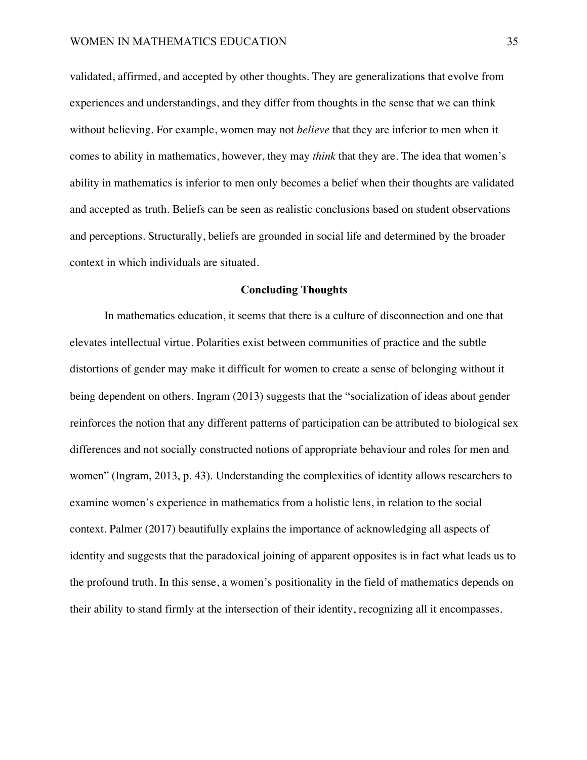validated, affirmed, and accepted by other thoughts. They are generalizations that evolve from experiences and understandings, and they differ from thoughts in the sense that we can think without believing. For example, women may not *believe* that they are inferior to men when it comes to ability in mathematics, however, they may *think* that they are. The idea that women's ability in mathematics is inferior to men only becomes a belief when their thoughts are validated and accepted as truth. Beliefs can be seen as realistic conclusions based on student observations and perceptions. Structurally, beliefs are grounded in social life and determined by the broader context in which individuals are situated.

## Concluding Thoughts

In mathematics education, it seems that there is a culture of disconnection and one that elevates intellectual virtue. Polarities exist between communities of practice and the subtle distortions of gender may make it difficult for women to create a sense of belonging without it being dependent on others. Ingram (2013) suggests that the "socialization of ideas about gender reinforces the notion that any different patterns of participation can be attributed to biological sex differences and not socially constructed notions of appropriate behaviour and roles for men and women" (Ingram, 2013, p. 43). Understanding the complexities of identity allows researchers to examine women's experience in mathematics from a holistic lens, in relation to the social context. Palmer (2017) beautifully explains the importance of acknowledging all aspects of identity and suggests that the paradoxical joining of apparent opposites is in fact what leads us to the profound truth. In this sense, a women's positionality in the field of mathematics depends on their ability to stand firmly at the intersection of their identity, recognizing all it encompasses.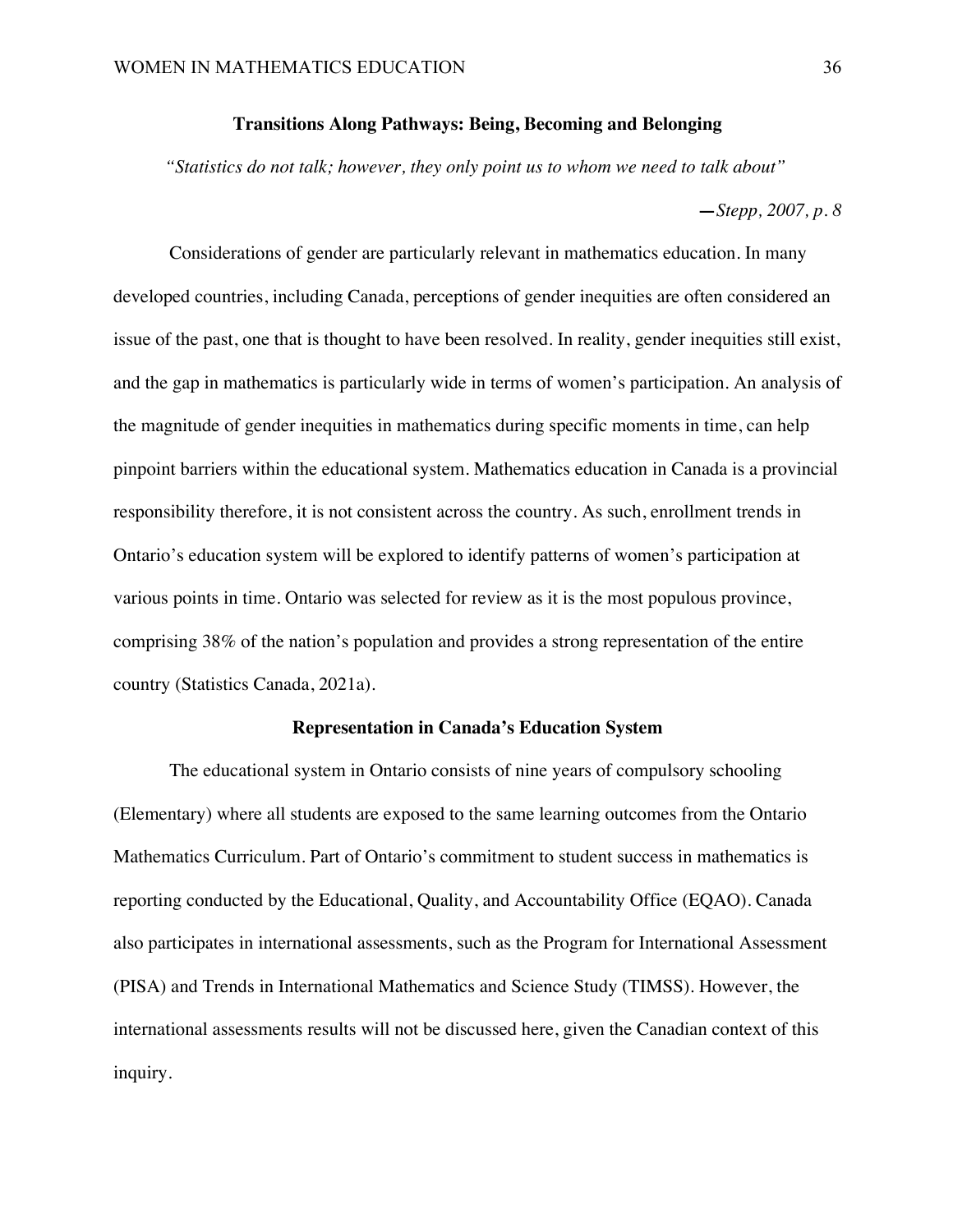## Transitions Along Pathways: Being, Becoming and Belonging

*"Statistics do not talk; however, they only point us to whom we need to talk about"*

*—Stepp, 2007, p. 8*

Considerations of gender are particularly relevant in mathematics education. In many developed countries, including Canada, perceptions of gender inequities are often considered an issue of the past, one that is thought to have been resolved. In reality, gender inequities still exist, and the gap in mathematics is particularly wide in terms of women's participation. An analysis of the magnitude of gender inequities in mathematics during specific moments in time, can help pinpoint barriers within the educational system. Mathematics education in Canada is a provincial responsibility therefore, it is not consistent across the country. As such, enrollment trends in Ontario's education system will be explored to identify patterns of women's participation at various points in time. Ontario was selected for review as it is the most populous province, comprising 38% of the nation's population and provides a strong representation of the entire country (Statistics Canada, 2021a).

### Representation in Canada's Education System

The educational system in Ontario consists of nine years of compulsory schooling (Elementary) where all students are exposed to the same learning outcomes from the Ontario Mathematics Curriculum. Part of Ontario's commitment to student success in mathematics is reporting conducted by the Educational, Quality, and Accountability Office (EQAO). Canada also participates in international assessments, such as the Program for International Assessment (PISA) and Trends in International Mathematics and Science Study (TIMSS). However, the international assessments results will not be discussed here, given the Canadian context of this inquiry.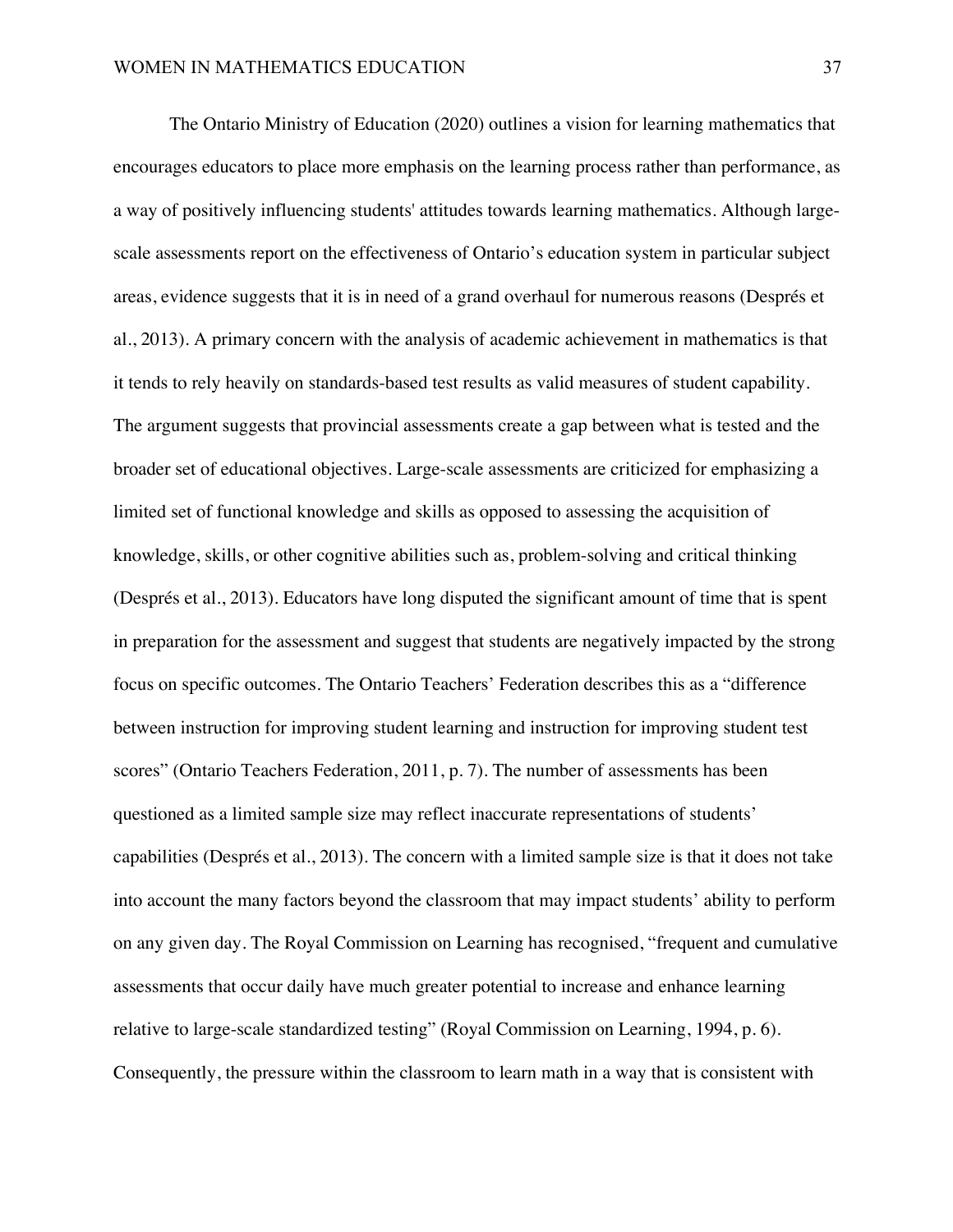The Ontario Ministry of Education (2020) outlines a vision for learning mathematics that encourages educators to place more emphasis on the learning process rather than performance, as a way of positively influencing students' attitudes towards learning mathematics. Although large-scale assessments report on the effectiveness of Ontario's education system in particular subject areas, evidence suggests that it is in need of a grand overhaul for numerous reasons (Després et al., 2013). A primary concern with the analysis of academic achievement in mathematics is that it tends to rely heavily on standards-based test results as valid measures of student capability. The argument suggests that provincial assessments create a gap between what is tested and the broader set of educational objectives. Large-scale assessments are criticized for emphasizing a limited set of functional knowledge and skills as opposed to assessing the acquisition of knowledge, skills, or other cognitive abilities such as, problem-solving and critical thinking (Després et al., 2013). Educators have long disputed the significant amount of time that is spent in preparation for the assessment and suggest that students are negatively impacted by the strong focus on specific outcomes. The Ontario Teachers' Federation describes this as a "difference between instruction for improving student learning and instruction for improving student test scores" (Ontario Teachers Federation, 2011, p. 7). The number of assessments has been questioned as a limited sample size may reflect inaccurate representations of students' capabilities (Després et al., 2013). The concern with a limited sample size is that it does not take into account the many factors beyond the classroom that may impact students' ability to perform on any given day. The Royal Commission on Learning has recognised, "frequent and cumulative assessments that occur daily have much greater potential to increase and enhance learning relative to large-scale standardized testing" (Royal Commission on Learning, 1994, p. 6). Consequently, the pressure within the classroom to learn math in a way that is consistent with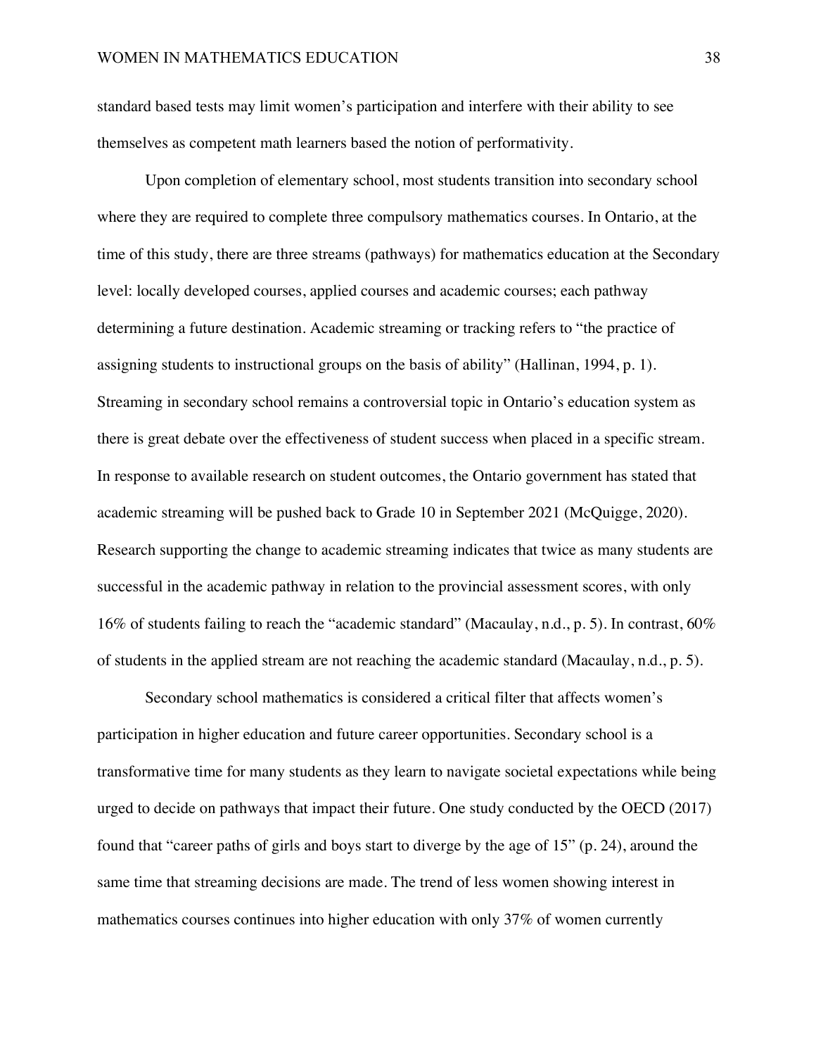standard based tests may limit women's participation and interfere with their ability to see themselves as competent math learners based the notion of performativity.

Upon completion of elementary school, most students transition into secondary school where they are required to complete three compulsory mathematics courses. In Ontario, at the time of this study, there are three streams (pathways) for mathematics education at the Secondary level: locally developed courses, applied courses and academic courses; each pathway determining a future destination. Academic streaming or tracking refers to "the practice of assigning students to instructional groups on the basis of ability" (Hallinan, 1994, p. 1). Streaming in secondary school remains a controversial topic in Ontario's education system as there is great debate over the effectiveness of student success when placed in a specific stream. In response to available research on student outcomes, the Ontario government has stated that academic streaming will be pushed back to Grade 10 in September 2021 (McQuigge, 2020). Research supporting the change to academic streaming indicates that twice as many students are successful in the academic pathway in relation to the provincial assessment scores, with only 16% of students failing to reach the "academic standard" (Macaulay, n.d., p. 5). In contrast, 60% of students in the applied stream are not reaching the academic standard (Macaulay, n.d., p. 5).

Secondary school mathematics is considered a critical filter that affects women's participation in higher education and future career opportunities. Secondary school is a transformative time for many students as they learn to navigate societal expectations while being urged to decide on pathways that impact their future. One study conducted by the OECD (2017) found that "career paths of girls and boys start to diverge by the age of 15" (p. 24), around the same time that streaming decisions are made. The trend of less women showing interest in mathematics courses continues into higher education with only 37% of women currently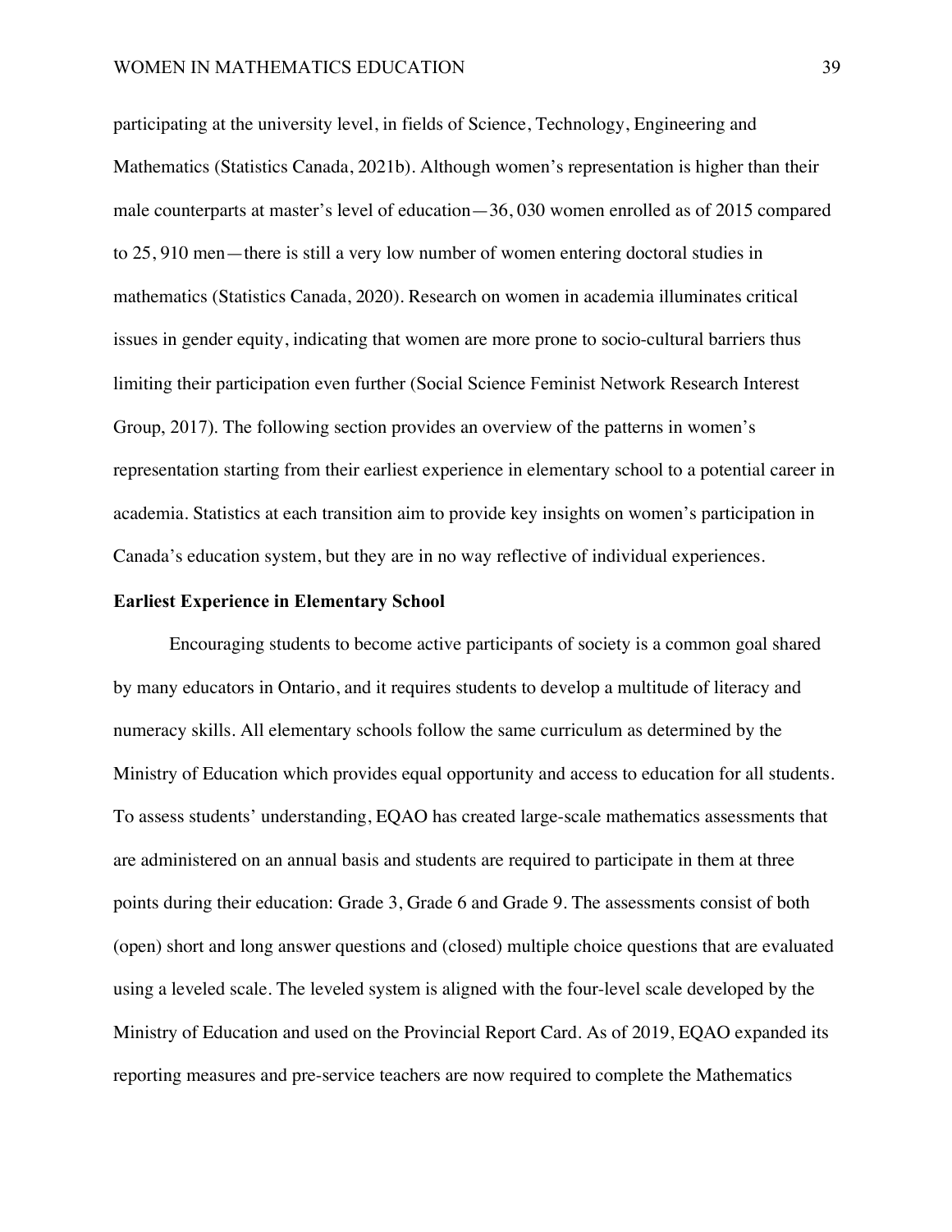participating at the university level, in fields of Science, Technology, Engineering and Mathematics (Statistics Canada, 2021b). Although women's representation is higher than their male counterparts at master's level of education—36, 030 women enrolled as of 2015 compared to 25, 910 men—there is still a very low number of women entering doctoral studies in mathematics (Statistics Canada, 2020). Research on women in academia illuminates critical issues in gender equity, indicating that women are more prone to socio-cultural barriers thus limiting their participation even further (Social Science Feminist Network Research Interest Group, 2017). The following section provides an overview of the patterns in women's representation starting from their earliest experience in elementary school to a potential career in academia. Statistics at each transition aim to provide key insights on women's participation in Canada's education system, but they are in no way reflective of individual experiences.

**Earliest Experience in Elementary School**

Encouraging students to become active participants of society is a common goal shared by many educators in Ontario, and it requires students to develop a multitude of literacy and numeracy skills. All elementary schools follow the same curriculum as determined by the Ministry of Education which provides equal opportunity and access to education for all students. To assess students' understanding, EQAO has created large-scale mathematics assessments that are administered on an annual basis and students are required to participate in them at three points during their education: Grade 3, Grade 6 and Grade 9. The assessments consist of both (open) short and long answer questions and (closed) multiple choice questions that are evaluated using a leveled scale. The leveled system is aligned with the four-level scale developed by the Ministry of Education and used on the Provincial Report Card. As of 2019, EQAO expanded its reporting measures and pre-service teachers are now required to complete the Mathematics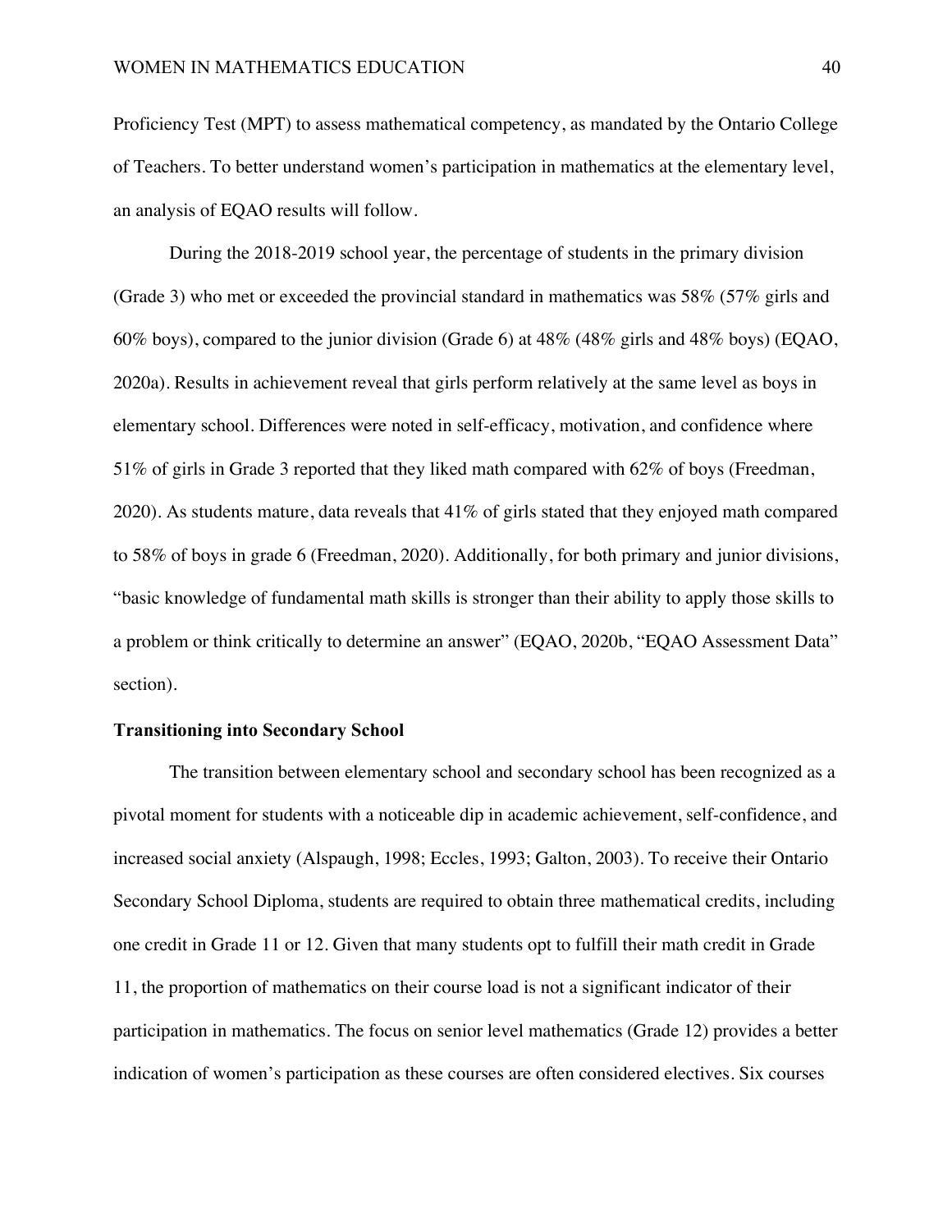Proficiency Test (MPT) to assess mathematical competency, as mandated by the Ontario College of Teachers. To better understand women's participation in mathematics at the elementary level, an analysis of EQAO results will follow.

During the 2018-2019 school year, the percentage of students in the primary division (Grade 3) who met or exceeded the provincial standard in mathematics was 58% (57% girls and 60% boys), compared to the junior division (Grade 6) at 48% (48% girls and 48% boys) (EQAO, 2020a). Results in achievement reveal that girls perform relatively at the same level as boys in elementary school. Differences were noted in self-efficacy, motivation, and confidence where 51% of girls in Grade 3 reported that they liked math compared with 62% of boys (Freedman, 2020). As students mature, data reveals that 41% of girls stated that they enjoyed math compared to 58% of boys in grade 6 (Freedman, 2020). Additionally, for both primary and junior divisions, "basic knowledge of fundamental math skills is stronger than their ability to apply those skills to a problem or think critically to determine an answer" (EQAO, 2020b, "EQAO Assessment Data" section).

**Transitioning into Secondary School**

The transition between elementary school and secondary school has been recognized as a pivotal moment for students with a noticeable dip in academic achievement, self-confidence, and increased social anxiety (Alspaugh, 1998; Eccles, 1993; Galton, 2003). To receive their Ontario Secondary School Diploma, students are required to obtain three mathematical credits, including one credit in Grade 11 or 12. Given that many students opt to fulfill their math credit in Grade 11, the proportion of mathematics on their course load is not a significant indicator of their participation in mathematics. The focus on senior level mathematics (Grade 12) provides a better indication of women's participation as these courses are often considered electives. Six courses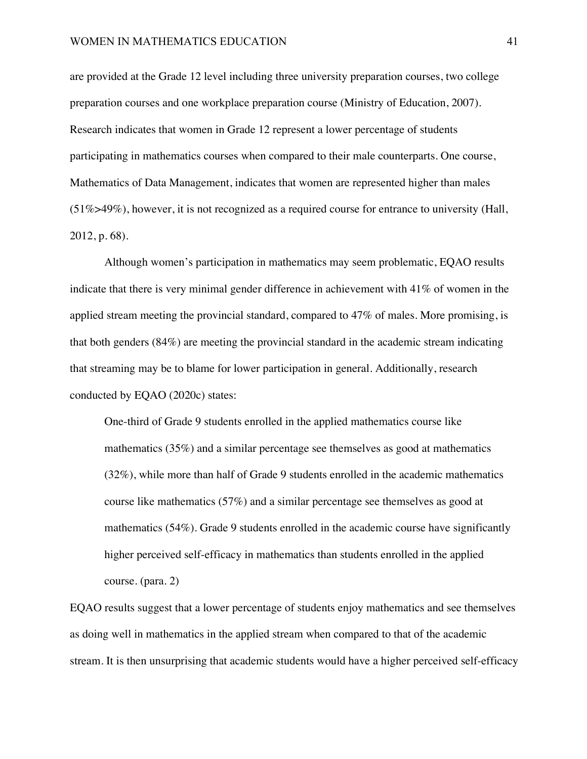are provided at the Grade 12 level including three university preparation courses, two college preparation courses and one workplace preparation course (Ministry of Education, 2007). Research indicates that women in Grade 12 represent a lower percentage of students participating in mathematics courses when compared to their male counterparts. One course, Mathematics of Data Management, indicates that women are represented higher than males (51%>49%), however, it is not recognized as a required course for entrance to university (Hall, 2012, p. 68).

Although women's participation in mathematics may seem problematic, EQAO results indicate that there is very minimal gender difference in achievement with 41% of women in the applied stream meeting the provincial standard, compared to 47% of males. More promising, is that both genders (84%) are meeting the provincial standard in the academic stream indicating that streaming may be to blame for lower participation in general. Additionally, research conducted by EQAO (2020c) states:

> One-third of Grade 9 students enrolled in the applied mathematics course like mathematics (35%) and a similar percentage see themselves as good at mathematics (32%), while more than half of Grade 9 students enrolled in the academic mathematics course like mathematics (57%) and a similar percentage see themselves as good at mathematics (54%). Grade 9 students enrolled in the academic course have significantly higher perceived self-efficacy in mathematics than students enrolled in the applied course. (para. 2)

EQAO results suggest that a lower percentage of students enjoy mathematics and see themselves as doing well in mathematics in the applied stream when compared to that of the academic stream. It is then unsurprising that academic students would have a higher perceived self-efficacy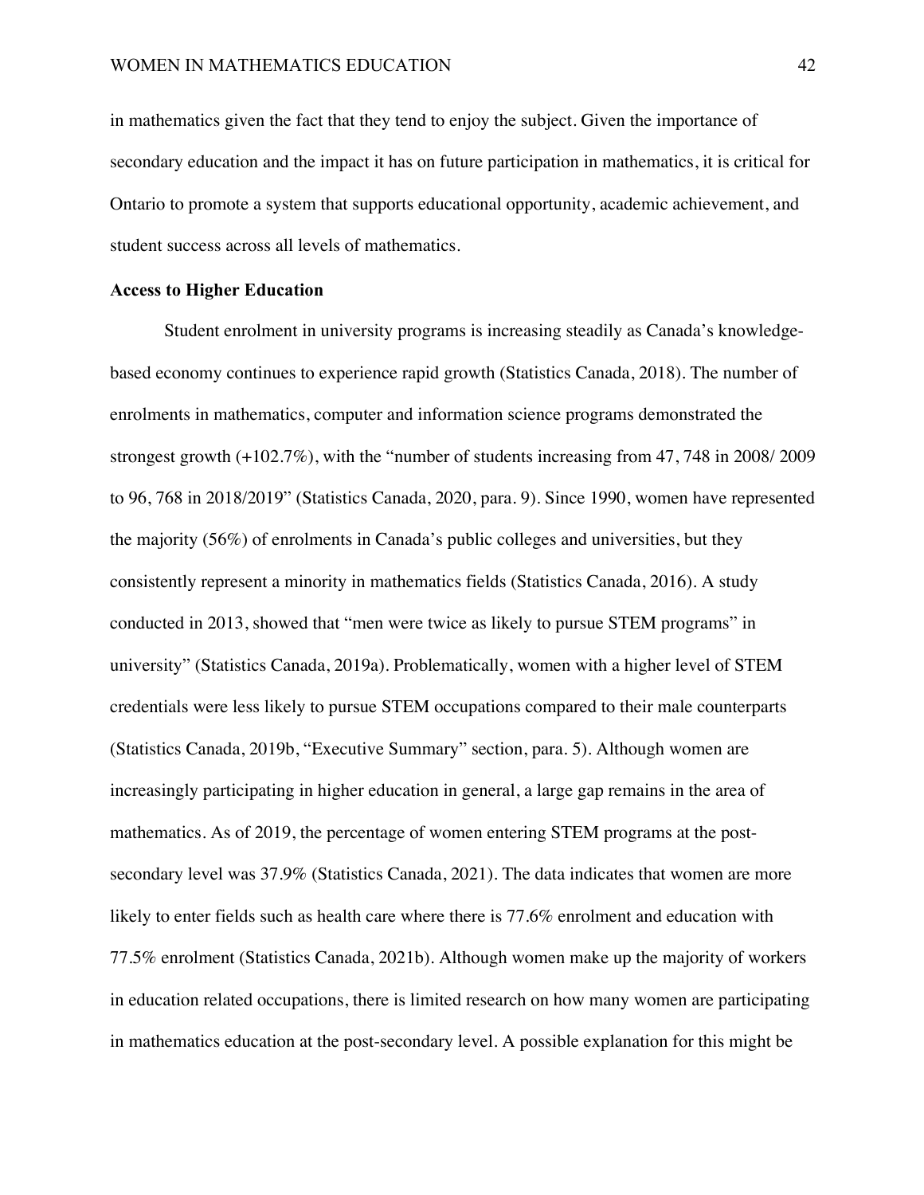in mathematics given the fact that they tend to enjoy the subject. Given the importance of secondary education and the impact it has on future participation in mathematics, it is critical for Ontario to promote a system that supports educational opportunity, academic achievement, and student success across all levels of mathematics.

**Access to Higher Education**

Student enrolment in university programs is increasing steadily as Canada's knowledge-based economy continues to experience rapid growth (Statistics Canada, 2018). The number of enrolments in mathematics, computer and information science programs demonstrated the strongest growth (+102.7%), with the "number of students increasing from 47, 748 in 2008/ 2009 to 96, 768 in 2018/2019" (Statistics Canada, 2020, para. 9). Since 1990, women have represented the majority (56%) of enrolments in Canada's public colleges and universities, but they consistently represent a minority in mathematics fields (Statistics Canada, 2016). A study conducted in 2013, showed that "men were twice as likely to pursue STEM programs" in university" (Statistics Canada, 2019a). Problematically, women with a higher level of STEM credentials were less likely to pursue STEM occupations compared to their male counterparts (Statistics Canada, 2019b, "Executive Summary" section, para. 5). Although women are increasingly participating in higher education in general, a large gap remains in the area of mathematics. As of 2019, the percentage of women entering STEM programs at the post-secondary level was 37.9% (Statistics Canada, 2021). The data indicates that women are more likely to enter fields such as health care where there is 77.6% enrolment and education with 77.5% enrolment (Statistics Canada, 2021b). Although women make up the majority of workers in education related occupations, there is limited research on how many women are participating in mathematics education at the post-secondary level. A possible explanation for this might be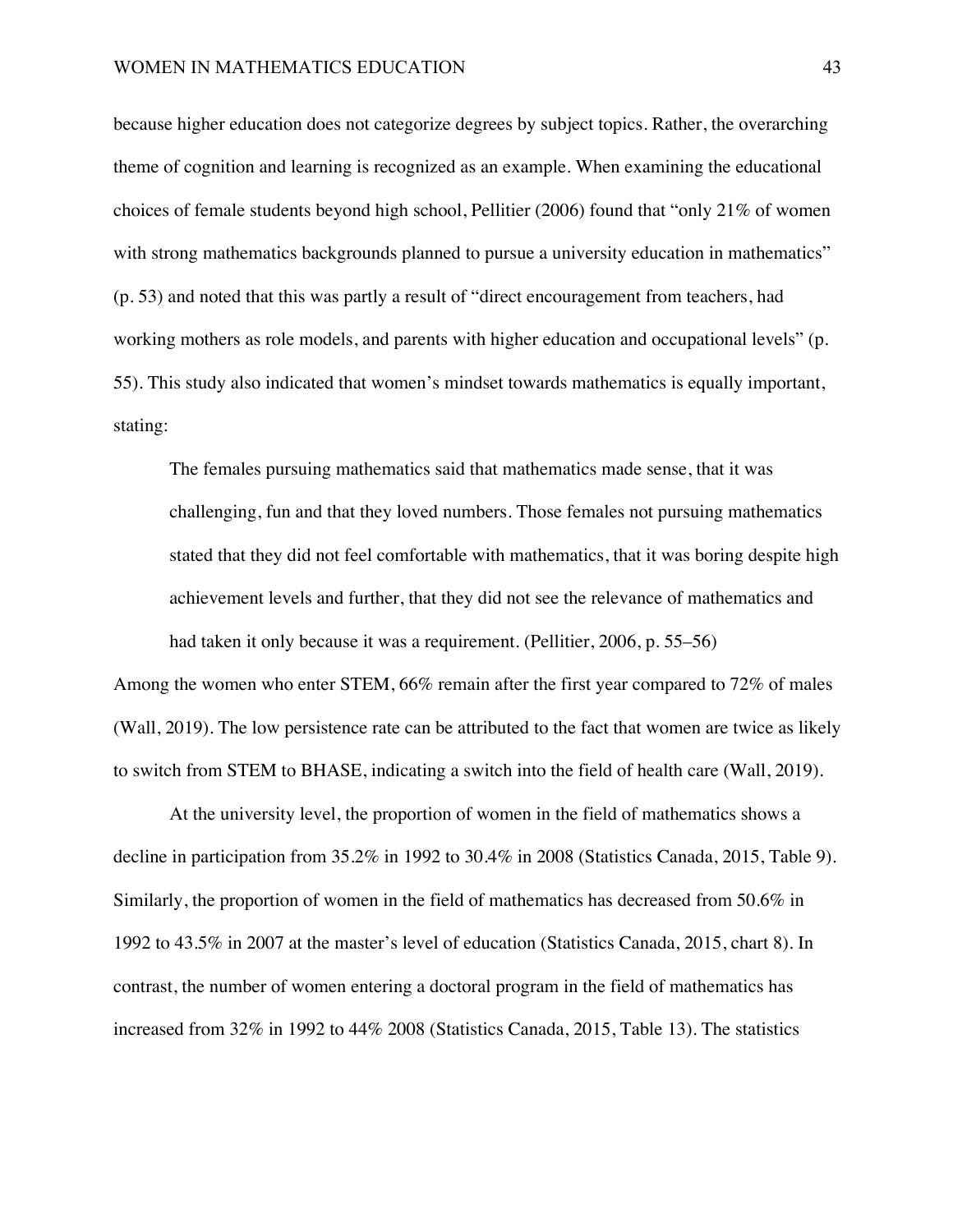because higher education does not categorize degrees by subject topics. Rather, the overarching theme of cognition and learning is recognized as an example. When examining the educational choices of female students beyond high school, Pellitier (2006) found that "only 21% of women with strong mathematics backgrounds planned to pursue a university education in mathematics" (p. 53) and noted that this was partly a result of "direct encouragement from teachers, had working mothers as role models, and parents with higher education and occupational levels" (p. 55). This study also indicated that women's mindset towards mathematics is equally important, stating:

> The females pursuing mathematics said that mathematics made sense, that it was challenging, fun and that they loved numbers. Those females not pursuing mathematics stated that they did not feel comfortable with mathematics, that it was boring despite high achievement levels and further, that they did not see the relevance of mathematics and had taken it only because it was a requirement. (Pellitier, 2006, p. 55–56)

Among the women who enter STEM, 66% remain after the first year compared to 72% of males (Wall, 2019). The low persistence rate can be attributed to the fact that women are twice as likely to switch from STEM to BHASE, indicating a switch into the field of health care (Wall, 2019).

At the university level, the proportion of women in the field of mathematics shows a decline in participation from 35.2% in 1992 to 30.4% in 2008 (Statistics Canada, 2015, Table 9). Similarly, the proportion of women in the field of mathematics has decreased from 50.6% in 1992 to 43.5% in 2007 at the master's level of education (Statistics Canada, 2015, chart 8). In contrast, the number of women entering a doctoral program in the field of mathematics has increased from 32% in 1992 to 44% 2008 (Statistics Canada, 2015, Table 13). The statistics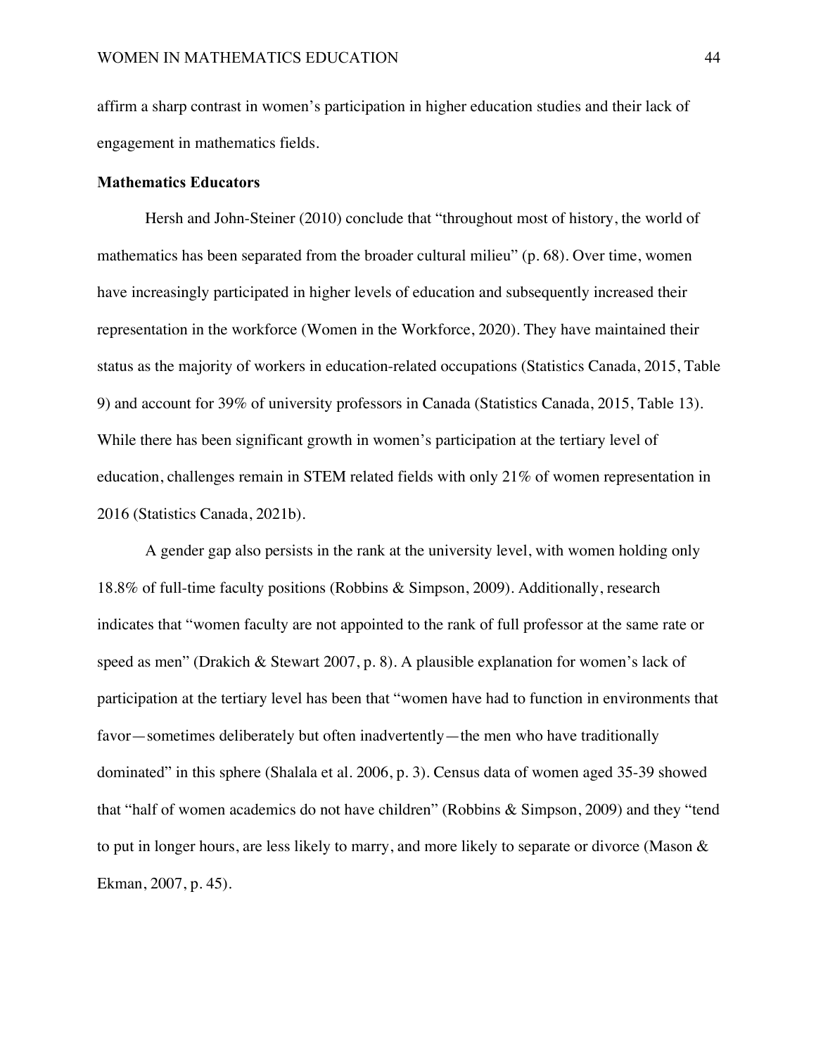affirm a sharp contrast in women's participation in higher education studies and their lack of engagement in mathematics fields.

**Mathematics Educators**

Hersh and John-Steiner (2010) conclude that "throughout most of history, the world of mathematics has been separated from the broader cultural milieu" (p. 68). Over time, women have increasingly participated in higher levels of education and subsequently increased their representation in the workforce (Women in the Workforce, 2020). They have maintained their status as the majority of workers in education-related occupations (Statistics Canada, 2015, Table 9) and account for 39% of university professors in Canada (Statistics Canada, 2015, Table 13). While there has been significant growth in women's participation at the tertiary level of education, challenges remain in STEM related fields with only 21% of women representation in 2016 (Statistics Canada, 2021b).

A gender gap also persists in the rank at the university level, with women holding only 18.8% of full-time faculty positions (Robbins & Simpson, 2009). Additionally, research indicates that "women faculty are not appointed to the rank of full professor at the same rate or speed as men" (Drakich & Stewart 2007, p. 8). A plausible explanation for women's lack of participation at the tertiary level has been that "women have had to function in environments that favor—sometimes deliberately but often inadvertently—the men who have traditionally dominated" in this sphere (Shalala et al. 2006, p. 3). Census data of women aged 35-39 showed that "half of women academics do not have children" (Robbins & Simpson, 2009) and they "tend to put in longer hours, are less likely to marry, and more likely to separate or divorce (Mason & Ekman, 2007, p. 45).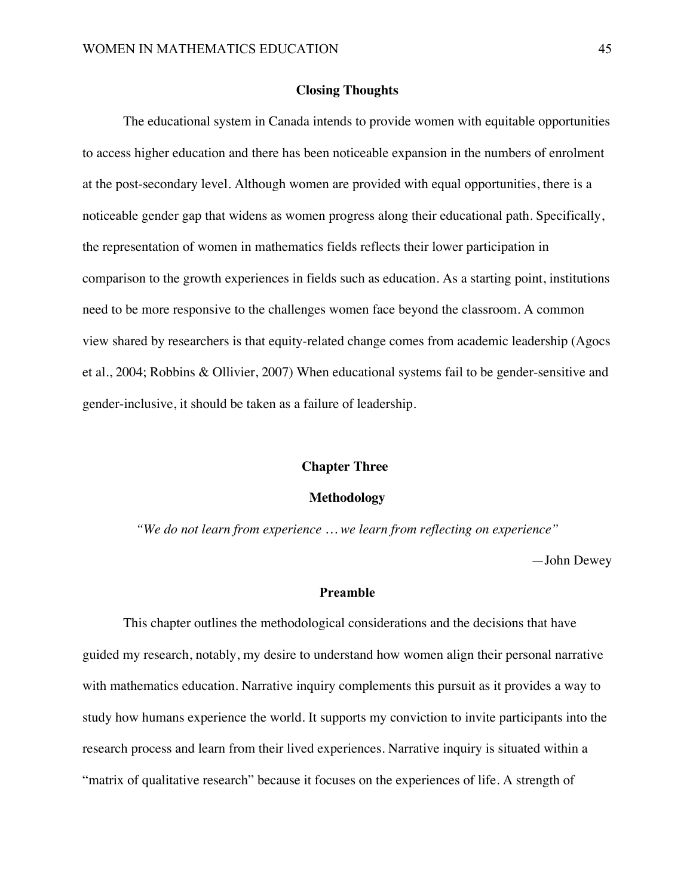## Closing Thoughts

The educational system in Canada intends to provide women with equitable opportunities to access higher education and there has been noticeable expansion in the numbers of enrolment at the post-secondary level. Although women are provided with equal opportunities, there is a noticeable gender gap that widens as women progress along their educational path. Specifically, the representation of women in mathematics fields reflects their lower participation in comparison to the growth experiences in fields such as education. As a starting point, institutions need to be more responsive to the challenges women face beyond the classroom. A common view shared by researchers is that equity-related change comes from academic leadership (Agocs et al., 2004; Robbins & Ollivier, 2007) When educational systems fail to be gender-sensitive and gender-inclusive, it should be taken as a failure of leadership.

# Chapter Three

# Methodology

*"We do not learn from experience … we learn from reflecting on experience"*

—John Dewey

## Preamble

This chapter outlines the methodological considerations and the decisions that have guided my research, notably, my desire to understand how women align their personal narrative with mathematics education. Narrative inquiry complements this pursuit as it provides a way to study how humans experience the world. It supports my conviction to invite participants into the research process and learn from their lived experiences. Narrative inquiry is situated within a "matrix of qualitative research" because it focuses on the experiences of life. A strength of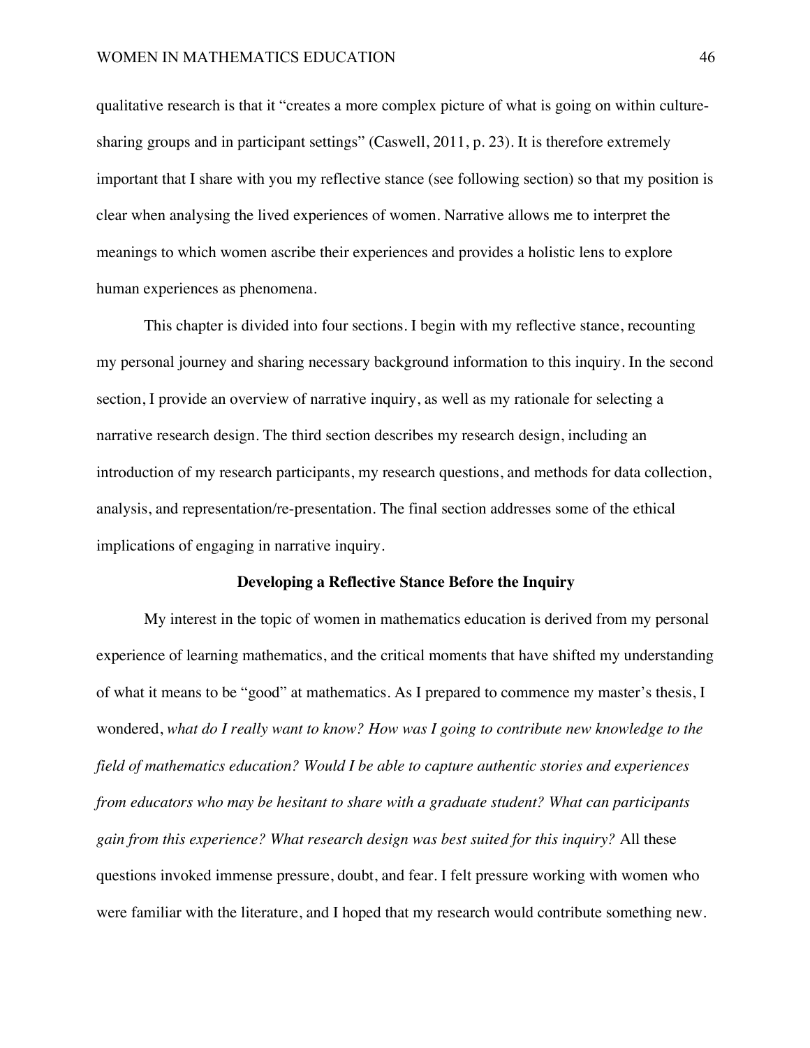qualitative research is that it "creates a more complex picture of what is going on within culture-sharing groups and in participant settings" (Caswell, 2011, p. 23). It is therefore extremely important that I share with you my reflective stance (see following section) so that my position is clear when analysing the lived experiences of women. Narrative allows me to interpret the meanings to which women ascribe their experiences and provides a holistic lens to explore human experiences as phenomena.

This chapter is divided into four sections. I begin with my reflective stance, recounting my personal journey and sharing necessary background information to this inquiry. In the second section, I provide an overview of narrative inquiry, as well as my rationale for selecting a narrative research design. The third section describes my research design, including an introduction of my research participants, my research questions, and methods for data collection, analysis, and representation/re-presentation. The final section addresses some of the ethical implications of engaging in narrative inquiry.

## Developing a Reflective Stance Before the Inquiry

My interest in the topic of women in mathematics education is derived from my personal experience of learning mathematics, and the critical moments that have shifted my understanding of what it means to be "good" at mathematics. As I prepared to commence my master's thesis, I wondered, *what do I really want to know? How was I going to contribute new knowledge to the field of mathematics education? Would I be able to capture authentic stories and experiences from educators who may be hesitant to share with a graduate student? What can participants gain from this experience? What research design was best suited for this inquiry?* All these questions invoked immense pressure, doubt, and fear. I felt pressure working with women who were familiar with the literature, and I hoped that my research would contribute something new.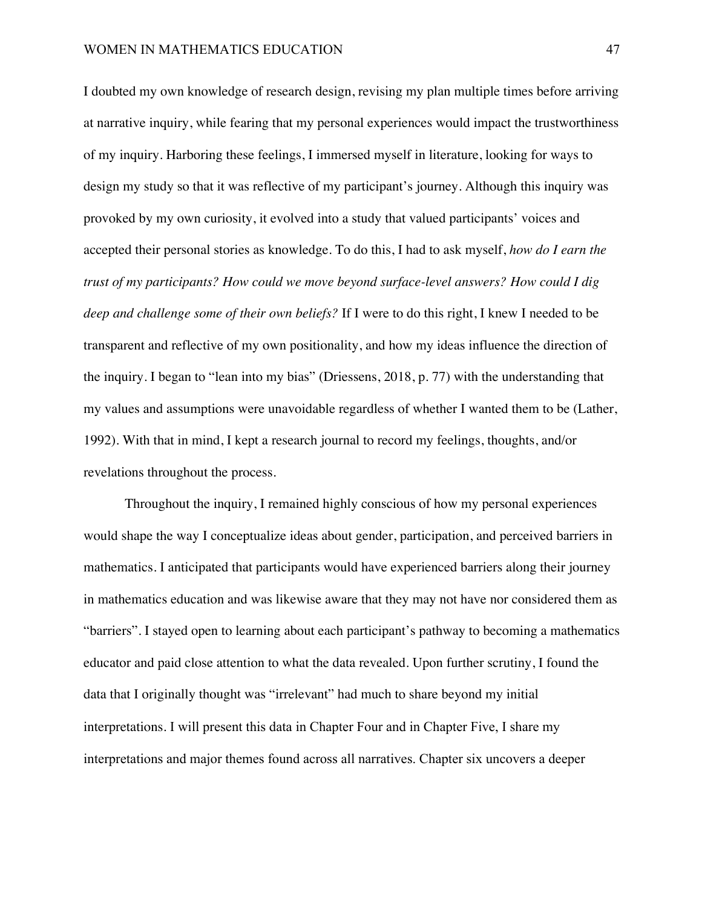I doubted my own knowledge of research design, revising my plan multiple times before arriving at narrative inquiry, while fearing that my personal experiences would impact the trustworthiness of my inquiry. Harboring these feelings, I immersed myself in literature, looking for ways to design my study so that it was reflective of my participant's journey. Although this inquiry was provoked by my own curiosity, it evolved into a study that valued participants' voices and accepted their personal stories as knowledge. To do this, I had to ask myself, *how do I earn the trust of my participants? How could we move beyond surface-level answers? How could I dig deep and challenge some of their own beliefs?* If I were to do this right, I knew I needed to be transparent and reflective of my own positionality, and how my ideas influence the direction of the inquiry. I began to "lean into my bias" (Driessens, 2018, p. 77) with the understanding that my values and assumptions were unavoidable regardless of whether I wanted them to be (Lather, 1992). With that in mind, I kept a research journal to record my feelings, thoughts, and/or revelations throughout the process.

Throughout the inquiry, I remained highly conscious of how my personal experiences would shape the way I conceptualize ideas about gender, participation, and perceived barriers in mathematics. I anticipated that participants would have experienced barriers along their journey in mathematics education and was likewise aware that they may not have nor considered them as "barriers". I stayed open to learning about each participant's pathway to becoming a mathematics educator and paid close attention to what the data revealed. Upon further scrutiny, I found the data that I originally thought was "irrelevant" had much to share beyond my initial interpretations. I will present this data in Chapter Four and in Chapter Five, I share my interpretations and major themes found across all narratives. Chapter six uncovers a deeper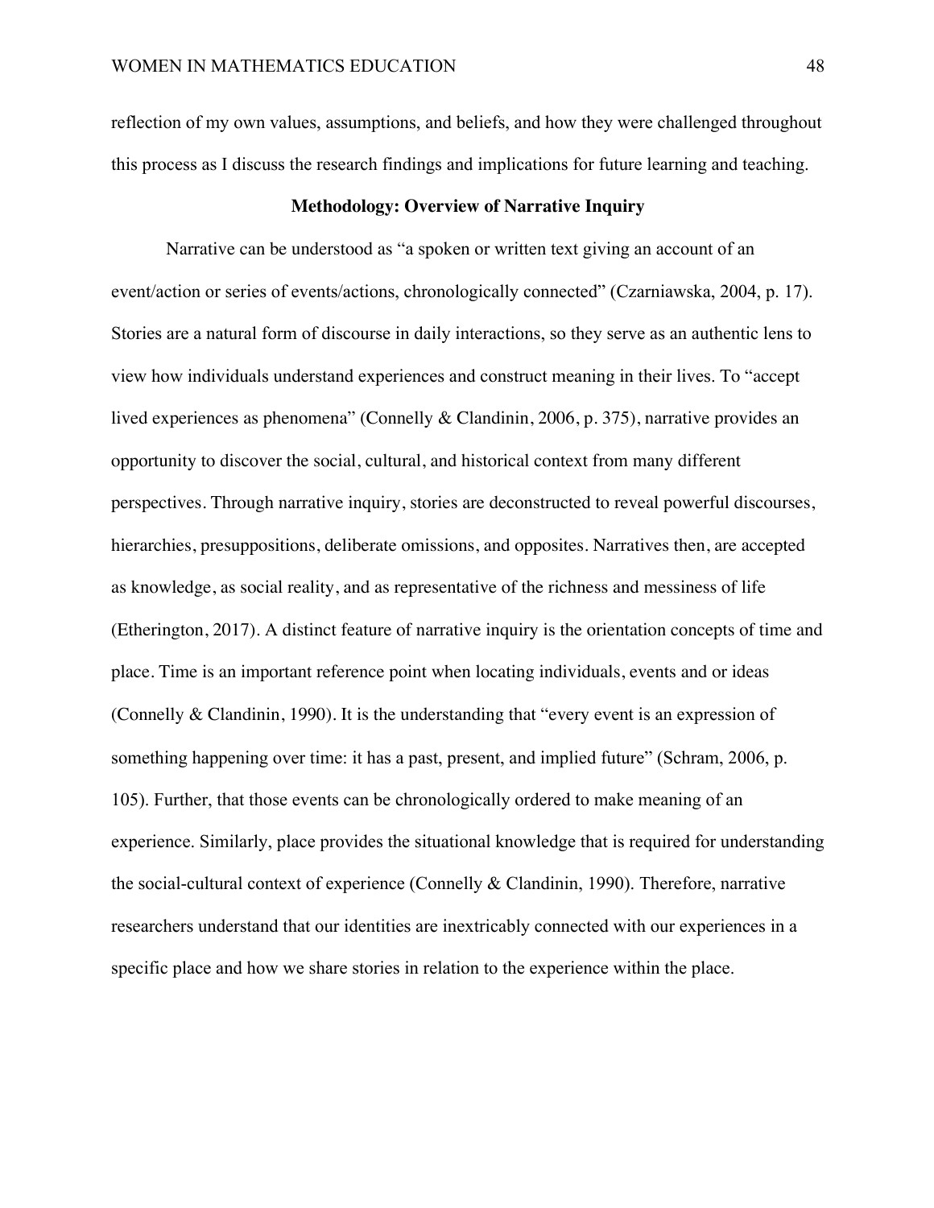reflection of my own values, assumptions, and beliefs, and how they were challenged throughout this process as I discuss the research findings and implications for future learning and teaching.

## Methodology: Overview of Narrative Inquiry

Narrative can be understood as "a spoken or written text giving an account of an event/action or series of events/actions, chronologically connected" (Czarniawska, 2004, p. 17). Stories are a natural form of discourse in daily interactions, so they serve as an authentic lens to view how individuals understand experiences and construct meaning in their lives. To "accept lived experiences as phenomena" (Connelly & Clandinin, 2006, p. 375), narrative provides an opportunity to discover the social, cultural, and historical context from many different perspectives. Through narrative inquiry, stories are deconstructed to reveal powerful discourses, hierarchies, presuppositions, deliberate omissions, and opposites. Narratives then, are accepted as knowledge, as social reality, and as representative of the richness and messiness of life (Etherington, 2017). A distinct feature of narrative inquiry is the orientation concepts of time and place. Time is an important reference point when locating individuals, events and or ideas (Connelly & Clandinin, 1990). It is the understanding that "every event is an expression of something happening over time: it has a past, present, and implied future" (Schram, 2006, p. 105). Further, that those events can be chronologically ordered to make meaning of an experience. Similarly, place provides the situational knowledge that is required for understanding the social-cultural context of experience (Connelly & Clandinin, 1990). Therefore, narrative researchers understand that our identities are inextricably connected with our experiences in a specific place and how we share stories in relation to the experience within the place.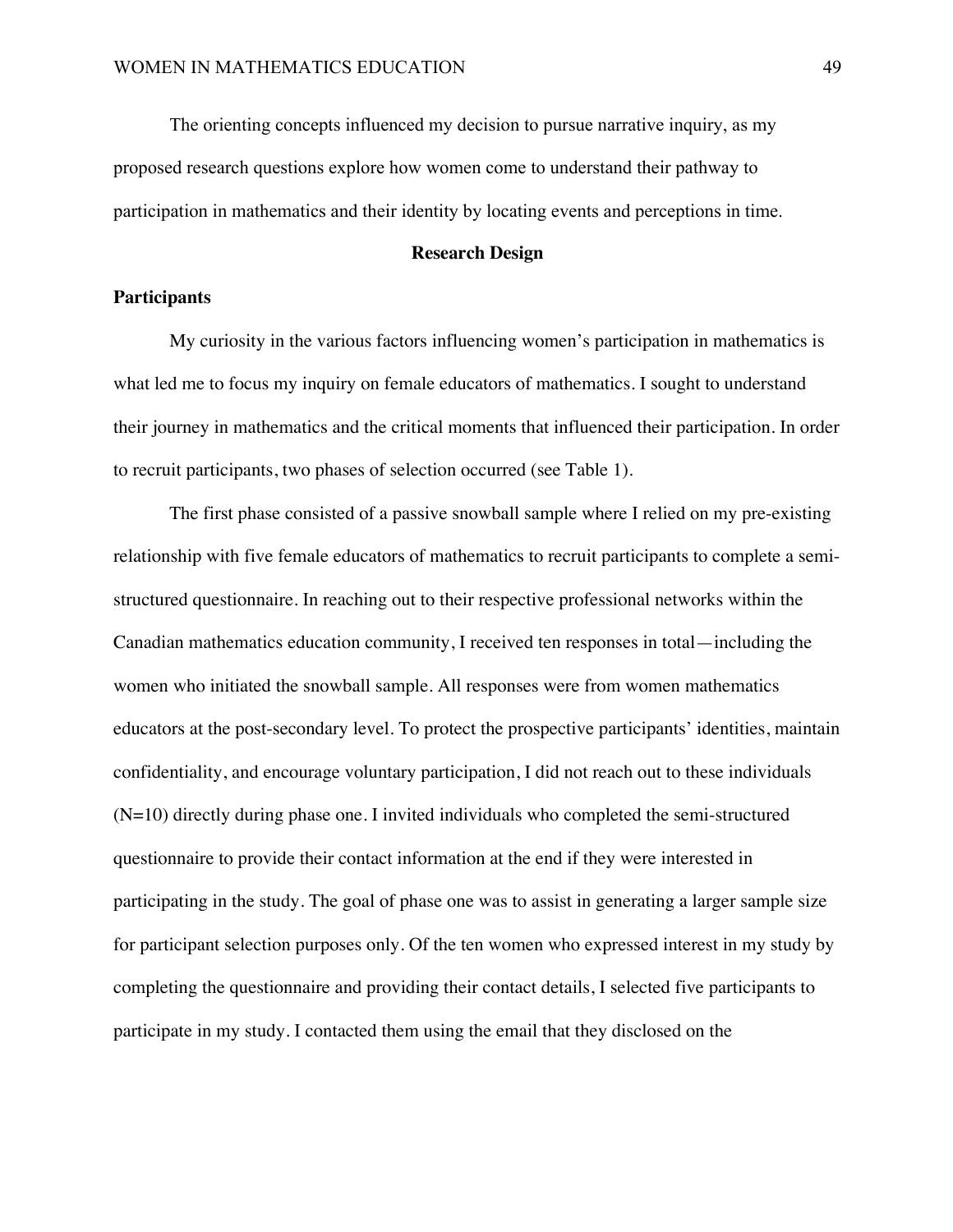The orienting concepts influenced my decision to pursue narrative inquiry, as my proposed research questions explore how women come to understand their pathway to participation in mathematics and their identity by locating events and perceptions in time.

## Research Design

### Participants

My curiosity in the various factors influencing women's participation in mathematics is what led me to focus my inquiry on female educators of mathematics. I sought to understand their journey in mathematics and the critical moments that influenced their participation. In order to recruit participants, two phases of selection occurred (see Table 1).

The first phase consisted of a passive snowball sample where I relied on my pre-existing relationship with five female educators of mathematics to recruit participants to complete a semi-structured questionnaire. In reaching out to their respective professional networks within the Canadian mathematics education community, I received ten responses in total—including the women who initiated the snowball sample. All responses were from women mathematics educators at the post-secondary level. To protect the prospective participants' identities, maintain confidentiality, and encourage voluntary participation, I did not reach out to these individuals (N=10) directly during phase one. I invited individuals who completed the semi-structured questionnaire to provide their contact information at the end if they were interested in participating in the study. The goal of phase one was to assist in generating a larger sample size for participant selection purposes only. Of the ten women who expressed interest in my study by completing the questionnaire and providing their contact details, I selected five participants to participate in my study. I contacted them using the email that they disclosed on the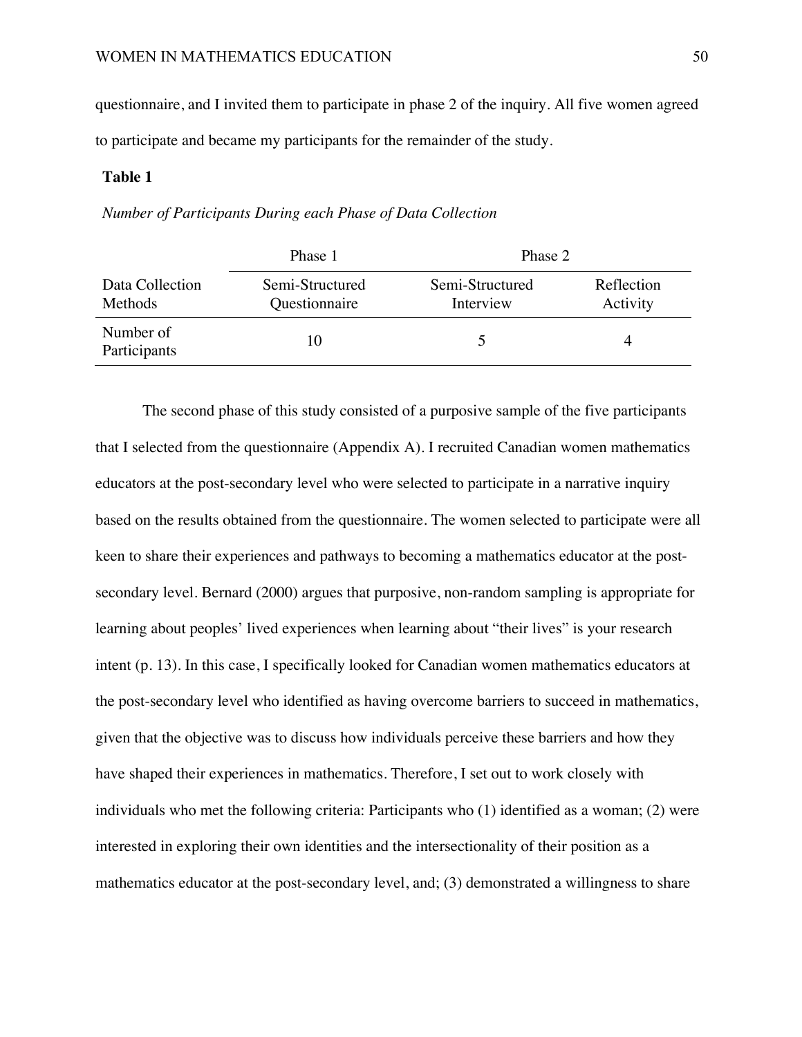questionnaire, and I invited them to participate in phase 2 of the inquiry. All five women agreed to participate and became my participants for the remainder of the study.

**Table 1**

*Number of Participants During each Phase of Data Collection*

| | Phase 1 | Phase 2 | |
|---|---|---|---|
| Data Collection Methods | Semi-Structured Questionnaire | Semi-Structured Interview | Reflection Activity |
| Number of Participants | 10 | 5 | 4 |

The second phase of this study consisted of a purposive sample of the five participants that I selected from the questionnaire (Appendix A). I recruited Canadian women mathematics educators at the post-secondary level who were selected to participate in a narrative inquiry based on the results obtained from the questionnaire. The women selected to participate were all keen to share their experiences and pathways to becoming a mathematics educator at the post-secondary level. Bernard (2000) argues that purposive, non-random sampling is appropriate for learning about peoples' lived experiences when learning about "their lives" is your research intent (p. 13). In this case, I specifically looked for Canadian women mathematics educators at the post-secondary level who identified as having overcome barriers to succeed in mathematics, given that the objective was to discuss how individuals perceive these barriers and how they have shaped their experiences in mathematics. Therefore, I set out to work closely with individuals who met the following criteria: Participants who (1) identified as a woman; (2) were interested in exploring their own identities and the intersectionality of their position as a mathematics educator at the post-secondary level, and; (3) demonstrated a willingness to share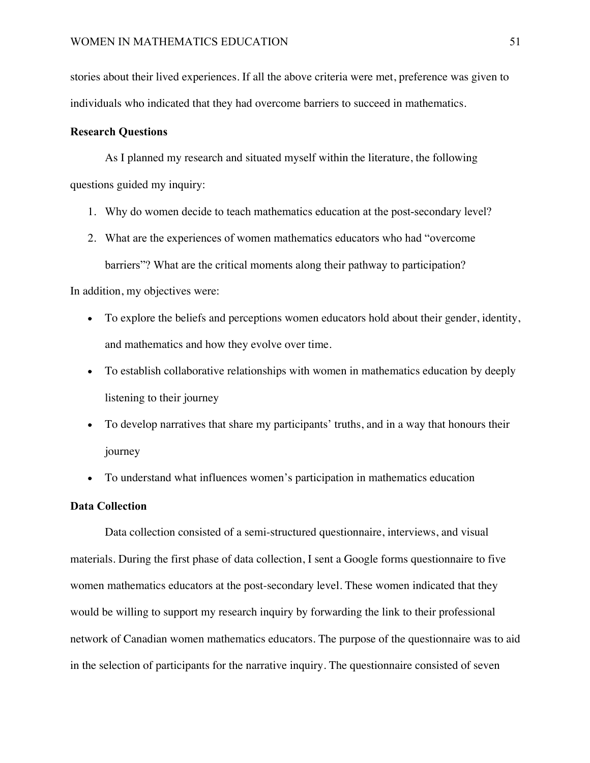stories about their lived experiences. If all the above criteria were met, preference was given to individuals who indicated that they had overcome barriers to succeed in mathematics.

### Research Questions

As I planned my research and situated myself within the literature, the following questions guided my inquiry:

1. Why do women decide to teach mathematics education at the post-secondary level?
2. What are the experiences of women mathematics educators who had "overcome barriers"? What are the critical moments along their pathway to participation?

In addition, my objectives were:

- To explore the beliefs and perceptions women educators hold about their gender, identity, and mathematics and how they evolve over time.
- To establish collaborative relationships with women in mathematics education by deeply listening to their journey
- To develop narratives that share my participants' truths, and in a way that honours their journey
- To understand what influences women's participation in mathematics education

### Data Collection

Data collection consisted of a semi-structured questionnaire, interviews, and visual materials. During the first phase of data collection, I sent a Google forms questionnaire to five women mathematics educators at the post-secondary level. These women indicated that they would be willing to support my research inquiry by forwarding the link to their professional network of Canadian women mathematics educators. The purpose of the questionnaire was to aid in the selection of participants for the narrative inquiry. The questionnaire consisted of seven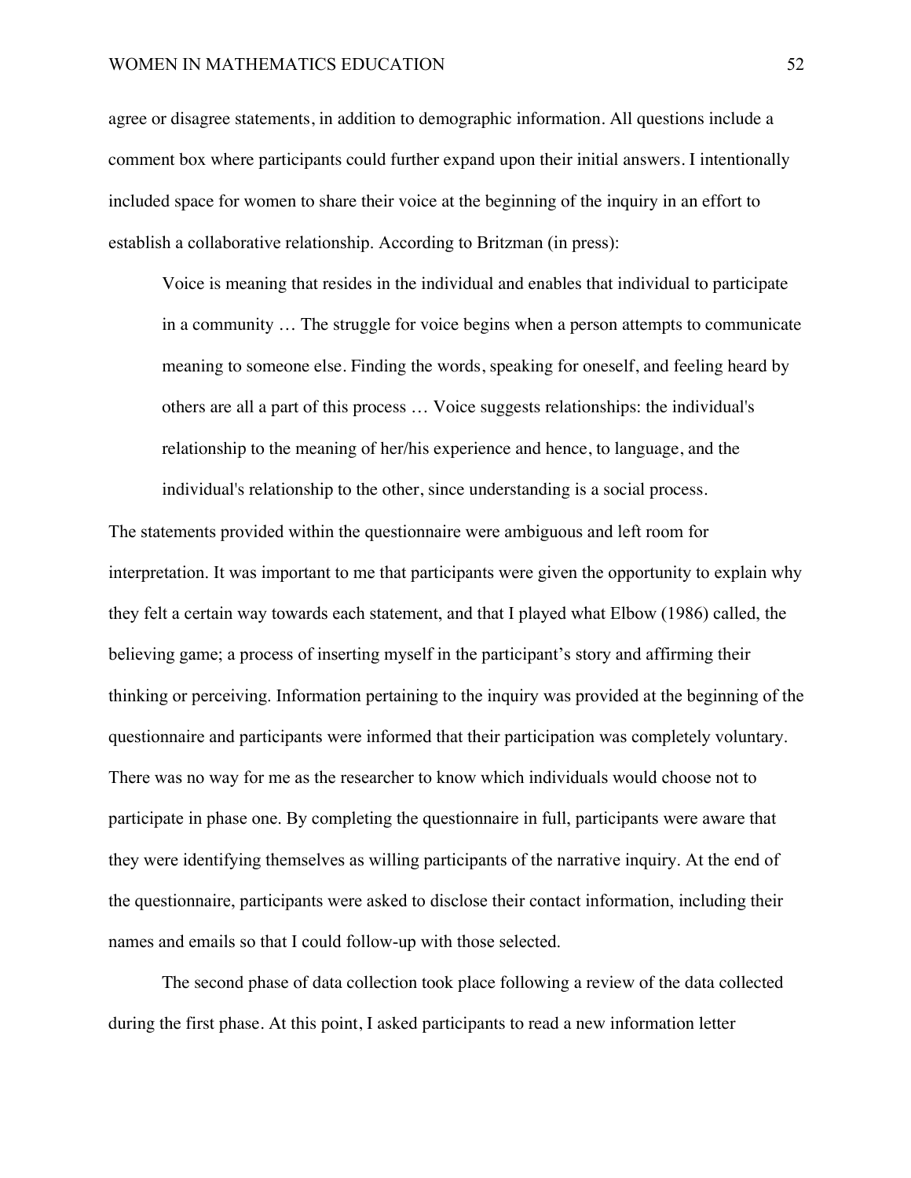agree or disagree statements, in addition to demographic information. All questions include a comment box where participants could further expand upon their initial answers. I intentionally included space for women to share their voice at the beginning of the inquiry in an effort to establish a collaborative relationship. According to Britzman (in press):

> Voice is meaning that resides in the individual and enables that individual to participate in a community … The struggle for voice begins when a person attempts to communicate meaning to someone else. Finding the words, speaking for oneself, and feeling heard by others are all a part of this process … Voice suggests relationships: the individual's relationship to the meaning of her/his experience and hence, to language, and the individual's relationship to the other, since understanding is a social process.

The statements provided within the questionnaire were ambiguous and left room for interpretation. It was important to me that participants were given the opportunity to explain why they felt a certain way towards each statement, and that I played what Elbow (1986) called, the believing game; a process of inserting myself in the participant's story and affirming their thinking or perceiving. Information pertaining to the inquiry was provided at the beginning of the questionnaire and participants were informed that their participation was completely voluntary. There was no way for me as the researcher to know which individuals would choose not to participate in phase one. By completing the questionnaire in full, participants were aware that they were identifying themselves as willing participants of the narrative inquiry. At the end of the questionnaire, participants were asked to disclose their contact information, including their names and emails so that I could follow-up with those selected.

The second phase of data collection took place following a review of the data collected during the first phase. At this point, I asked participants to read a new information letter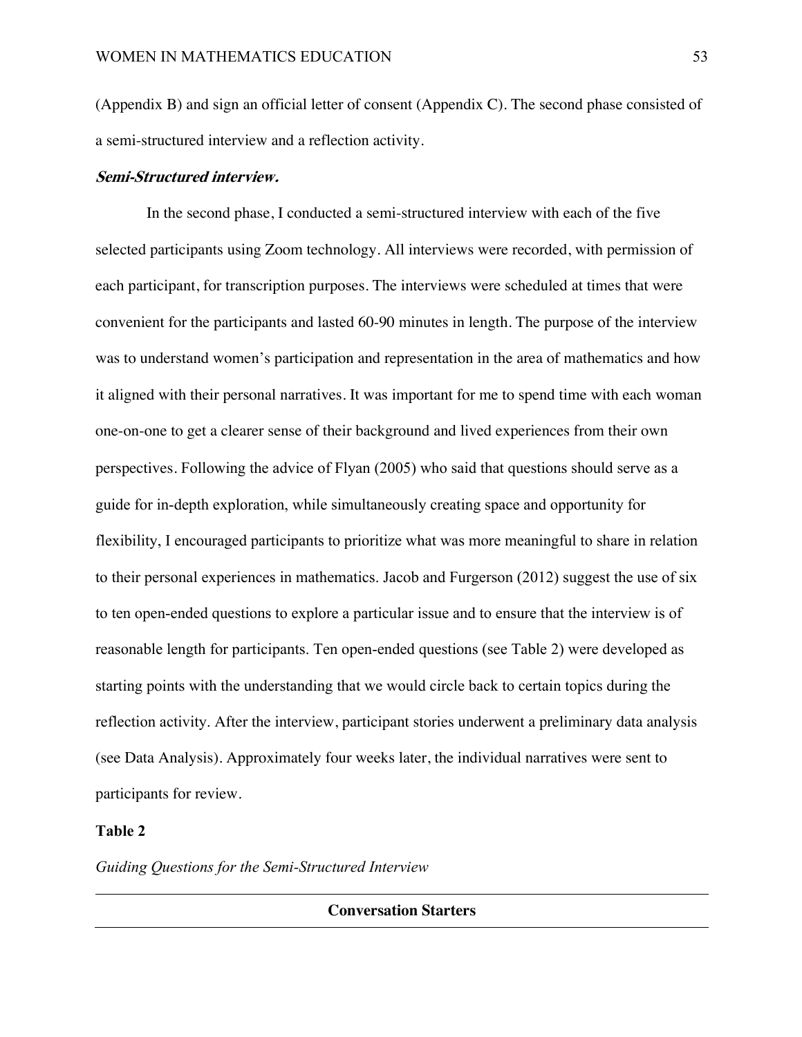(Appendix B) and sign an official letter of consent (Appendix C). The second phase consisted of a semi-structured interview and a reflection activity.

***Semi-Structured interview.***

In the second phase, I conducted a semi-structured interview with each of the five selected participants using Zoom technology. All interviews were recorded, with permission of each participant, for transcription purposes. The interviews were scheduled at times that were convenient for the participants and lasted 60-90 minutes in length. The purpose of the interview was to understand women's participation and representation in the area of mathematics and how it aligned with their personal narratives. It was important for me to spend time with each woman one-on-one to get a clearer sense of their background and lived experiences from their own perspectives. Following the advice of Flyan (2005) who said that questions should serve as a guide for in-depth exploration, while simultaneously creating space and opportunity for flexibility, I encouraged participants to prioritize what was more meaningful to share in relation to their personal experiences in mathematics. Jacob and Furgerson (2012) suggest the use of six to ten open-ended questions to explore a particular issue and to ensure that the interview is of reasonable length for participants. Ten open-ended questions (see Table 2) were developed as starting points with the understanding that we would circle back to certain topics during the reflection activity. After the interview, participant stories underwent a preliminary data analysis (see Data Analysis). Approximately four weeks later, the individual narratives were sent to participants for review.

**Table 2**

*Guiding Questions for the Semi-Structured Interview*

| **Conversation Starters** |
|---|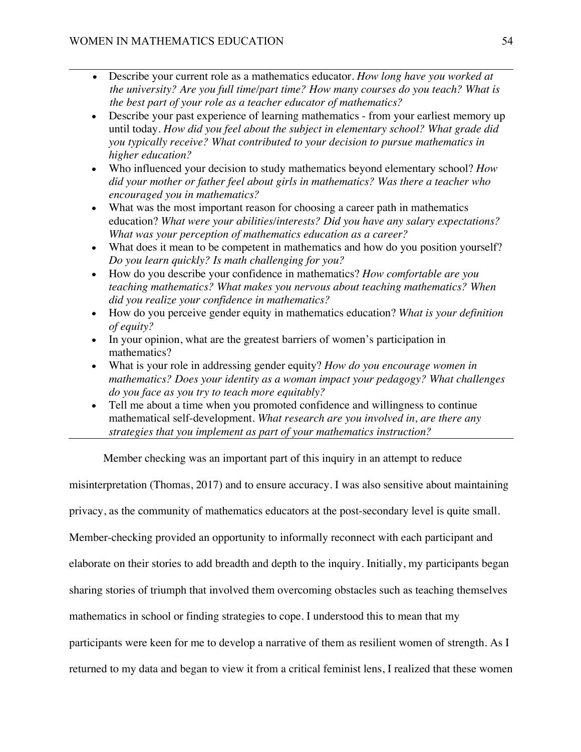- Describe your current role as a mathematics educator. *How long have you worked at the university? Are you full time/part time? How many courses do you teach? What is the best part of your role as a teacher educator of mathematics?*
- Describe your past experience of learning mathematics - from your earliest memory up until today. *How did you feel about the subject in elementary school? What grade did you typically receive? What contributed to your decision to pursue mathematics in higher education?*
- Who influenced your decision to study mathematics beyond elementary school? *How did your mother or father feel about girls in mathematics? Was there a teacher who encouraged you in mathematics?*
- What was the most important reason for choosing a career path in mathematics education? *What were your abilities/interests? Did you have any salary expectations? What was your perception of mathematics education as a career?*
- What does it mean to be competent in mathematics and how do you position yourself? *Do you learn quickly? Is math challenging for you?*
- How do you describe your confidence in mathematics? *How comfortable are you teaching mathematics? What makes you nervous about teaching mathematics? When did you realize your confidence in mathematics?*
- How do you perceive gender equity in mathematics education? *What is your definition of equity?*
- In your opinion, what are the greatest barriers of women's participation in mathematics?
- What is your role in addressing gender equity? *How do you encourage women in mathematics? Does your identity as a woman impact your pedagogy? What challenges do you face as you try to teach more equitably?*
- Tell me about a time when you promoted confidence and willingness to continue mathematical self-development. *What research are you involved in, are there any strategies that you implement as part of your mathematics instruction?*

Member checking was an important part of this inquiry in an attempt to reduce misinterpretation (Thomas, 2017) and to ensure accuracy. I was also sensitive about maintaining privacy, as the community of mathematics educators at the post-secondary level is quite small. Member-checking provided an opportunity to informally reconnect with each participant and elaborate on their stories to add breadth and depth to the inquiry. Initially, my participants began sharing stories of triumph that involved them overcoming obstacles such as teaching themselves mathematics in school or finding strategies to cope. I understood this to mean that my participants were keen for me to develop a narrative of them as resilient women of strength. As I returned to my data and began to view it from a critical feminist lens, I realized that these women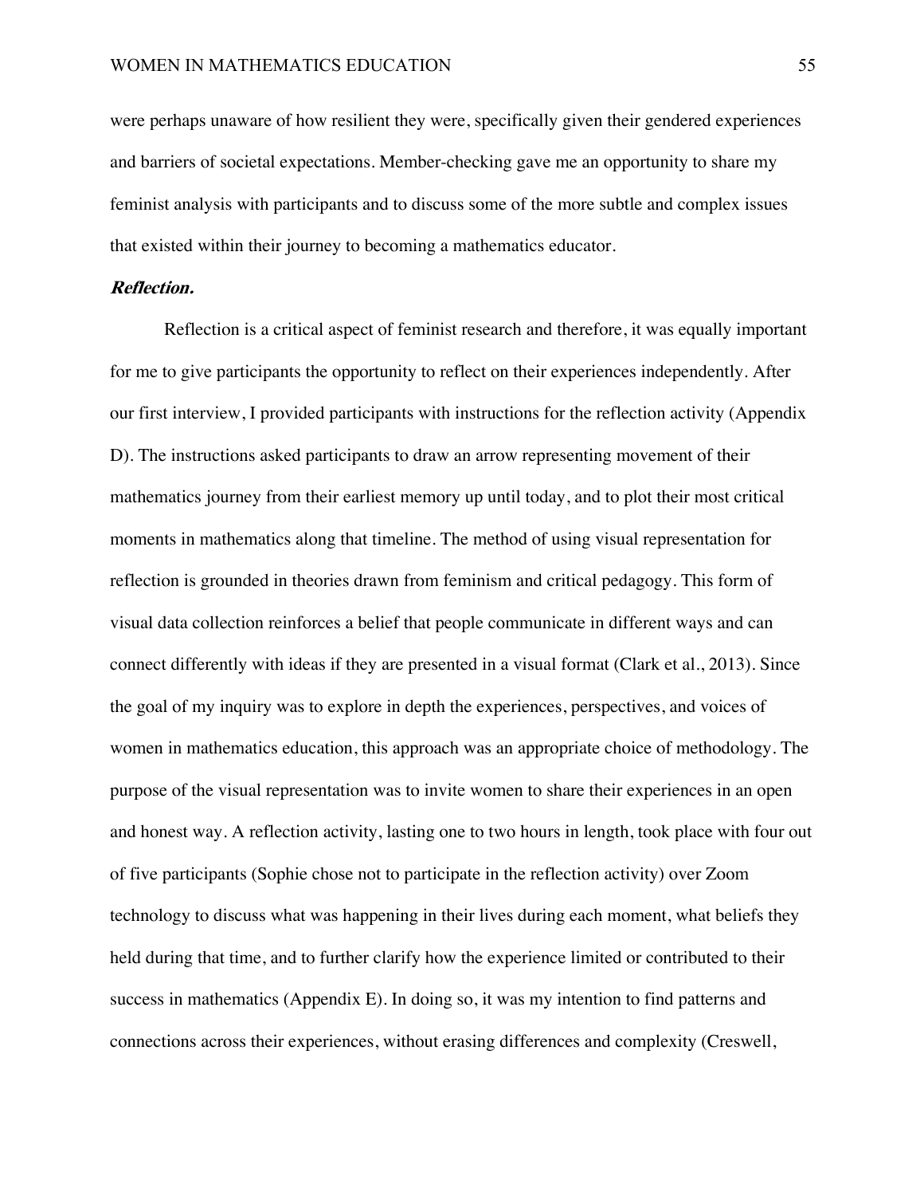were perhaps unaware of how resilient they were, specifically given their gendered experiences and barriers of societal expectations. Member-checking gave me an opportunity to share my feminist analysis with participants and to discuss some of the more subtle and complex issues that existed within their journey to becoming a mathematics educator.

***Reflection.***

Reflection is a critical aspect of feminist research and therefore, it was equally important for me to give participants the opportunity to reflect on their experiences independently. After our first interview, I provided participants with instructions for the reflection activity (Appendix D). The instructions asked participants to draw an arrow representing movement of their mathematics journey from their earliest memory up until today, and to plot their most critical moments in mathematics along that timeline. The method of using visual representation for reflection is grounded in theories drawn from feminism and critical pedagogy. This form of visual data collection reinforces a belief that people communicate in different ways and can connect differently with ideas if they are presented in a visual format (Clark et al., 2013). Since the goal of my inquiry was to explore in depth the experiences, perspectives, and voices of women in mathematics education, this approach was an appropriate choice of methodology. The purpose of the visual representation was to invite women to share their experiences in an open and honest way. A reflection activity, lasting one to two hours in length, took place with four out of five participants (Sophie chose not to participate in the reflection activity) over Zoom technology to discuss what was happening in their lives during each moment, what beliefs they held during that time, and to further clarify how the experience limited or contributed to their success in mathematics (Appendix E). In doing so, it was my intention to find patterns and connections across their experiences, without erasing differences and complexity (Creswell,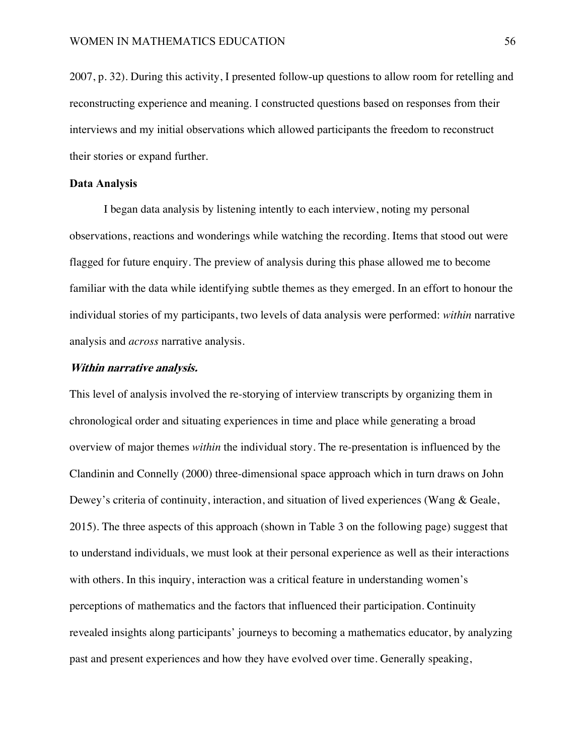2007, p. 32). During this activity, I presented follow-up questions to allow room for retelling and reconstructing experience and meaning. I constructed questions based on responses from their interviews and my initial observations which allowed participants the freedom to reconstruct their stories or expand further.

**Data Analysis**

I began data analysis by listening intently to each interview, noting my personal observations, reactions and wonderings while watching the recording. Items that stood out were flagged for future enquiry. The preview of analysis during this phase allowed me to become familiar with the data while identifying subtle themes as they emerged. In an effort to honour the individual stories of my participants, two levels of data analysis were performed: *within* narrative analysis and *across* narrative analysis.

***Within narrative analysis.***

This level of analysis involved the re-storying of interview transcripts by organizing them in chronological order and situating experiences in time and place while generating a broad overview of major themes *within* the individual story. The re-presentation is influenced by the Clandinin and Connelly (2000) three-dimensional space approach which in turn draws on John Dewey's criteria of continuity, interaction, and situation of lived experiences (Wang & Geale, 2015). The three aspects of this approach (shown in Table 3 on the following page) suggest that to understand individuals, we must look at their personal experience as well as their interactions with others. In this inquiry, interaction was a critical feature in understanding women's perceptions of mathematics and the factors that influenced their participation. Continuity revealed insights along participants' journeys to becoming a mathematics educator, by analyzing past and present experiences and how they have evolved over time. Generally speaking,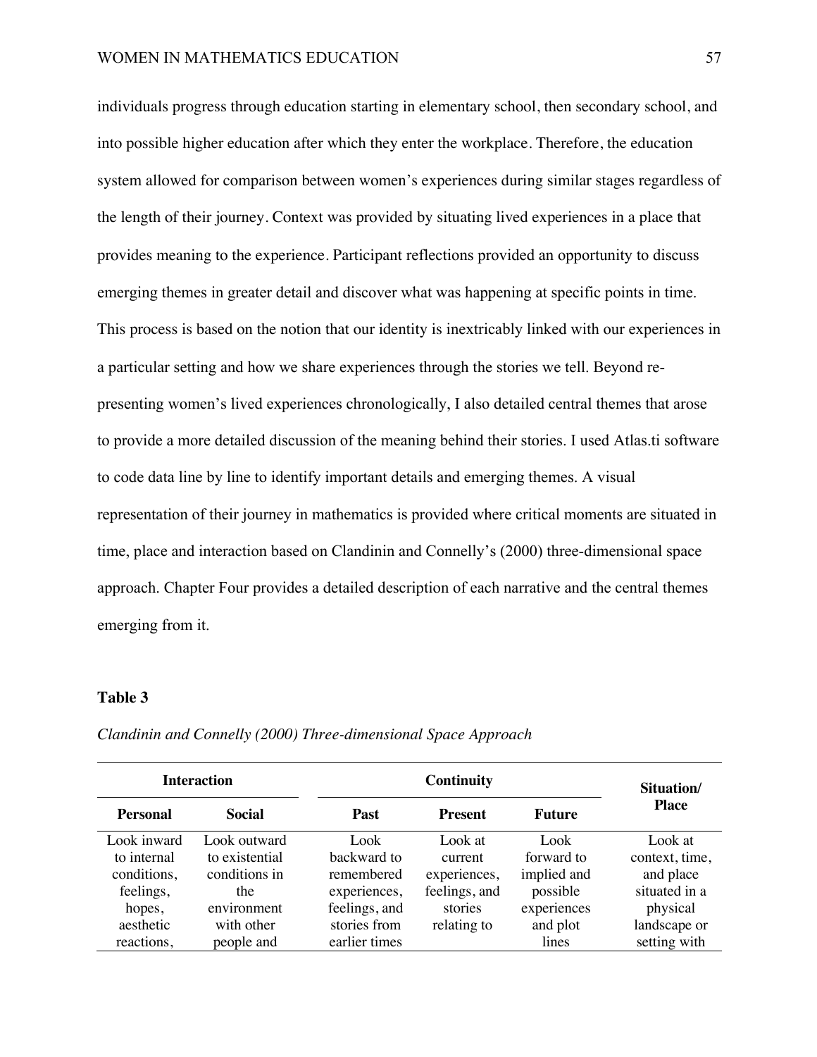individuals progress through education starting in elementary school, then secondary school, and into possible higher education after which they enter the workplace. Therefore, the education system allowed for comparison between women's experiences during similar stages regardless of the length of their journey. Context was provided by situating lived experiences in a place that provides meaning to the experience. Participant reflections provided an opportunity to discuss emerging themes in greater detail and discover what was happening at specific points in time. This process is based on the notion that our identity is inextricably linked with our experiences in a particular setting and how we share experiences through the stories we tell. Beyond re-presenting women's lived experiences chronologically, I also detailed central themes that arose to provide a more detailed discussion of the meaning behind their stories. I used Atlas.ti software to code data line by line to identify important details and emerging themes. A visual representation of their journey in mathematics is provided where critical moments are situated in time, place and interaction based on Clandinin and Connelly's (2000) three-dimensional space approach. Chapter Four provides a detailed description of each narrative and the central themes emerging from it.

**Table 3**

*Clandinin and Connelly (2000) Three-dimensional Space Approach*

| **Interaction** | | **Continuity** | | | **Situation/ Place** |
|---|---|---|---|---|---|
| **Personal** | **Social** | **Past** | **Present** | **Future** | |
| Look inward to internal conditions, feelings, hopes, aesthetic reactions, | Look outward to existential conditions in the environment with other people and | Look backward to remembered experiences, feelings, and stories from earlier times | Look at current experiences, feelings, and stories relating to | Look forward to implied and possible experiences and plot lines | Look at context, time, and place situated in a physical landscape or setting with |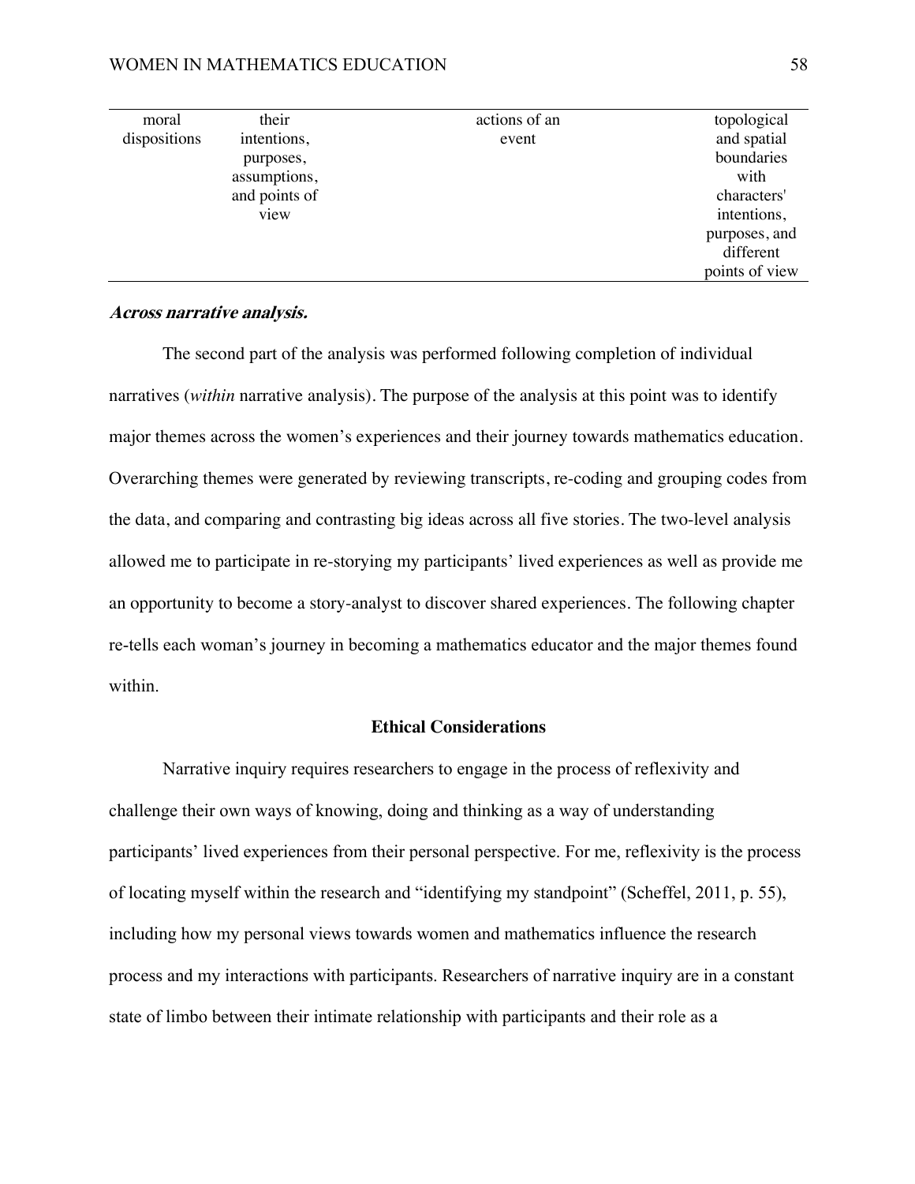| | | | |
|---|---|---|---|
| moral dispositions | their intentions, purposes, assumptions, and points of view | actions of an event | topological and spatial boundaries with characters' intentions, purposes, and different points of view |

***Across narrative analysis.***

The second part of the analysis was performed following completion of individual narratives (*within* narrative analysis). The purpose of the analysis at this point was to identify major themes across the women's experiences and their journey towards mathematics education. Overarching themes were generated by reviewing transcripts, re-coding and grouping codes from the data, and comparing and contrasting big ideas across all five stories. The two-level analysis allowed me to participate in re-storying my participants' lived experiences as well as provide me an opportunity to become a story-analyst to discover shared experiences. The following chapter re-tells each woman's journey in becoming a mathematics educator and the major themes found within.

## Ethical Considerations

Narrative inquiry requires researchers to engage in the process of reflexivity and challenge their own ways of knowing, doing and thinking as a way of understanding participants' lived experiences from their personal perspective. For me, reflexivity is the process of locating myself within the research and "identifying my standpoint" (Scheffel, 2011, p. 55), including how my personal views towards women and mathematics influence the research process and my interactions with participants. Researchers of narrative inquiry are in a constant state of limbo between their intimate relationship with participants and their role as a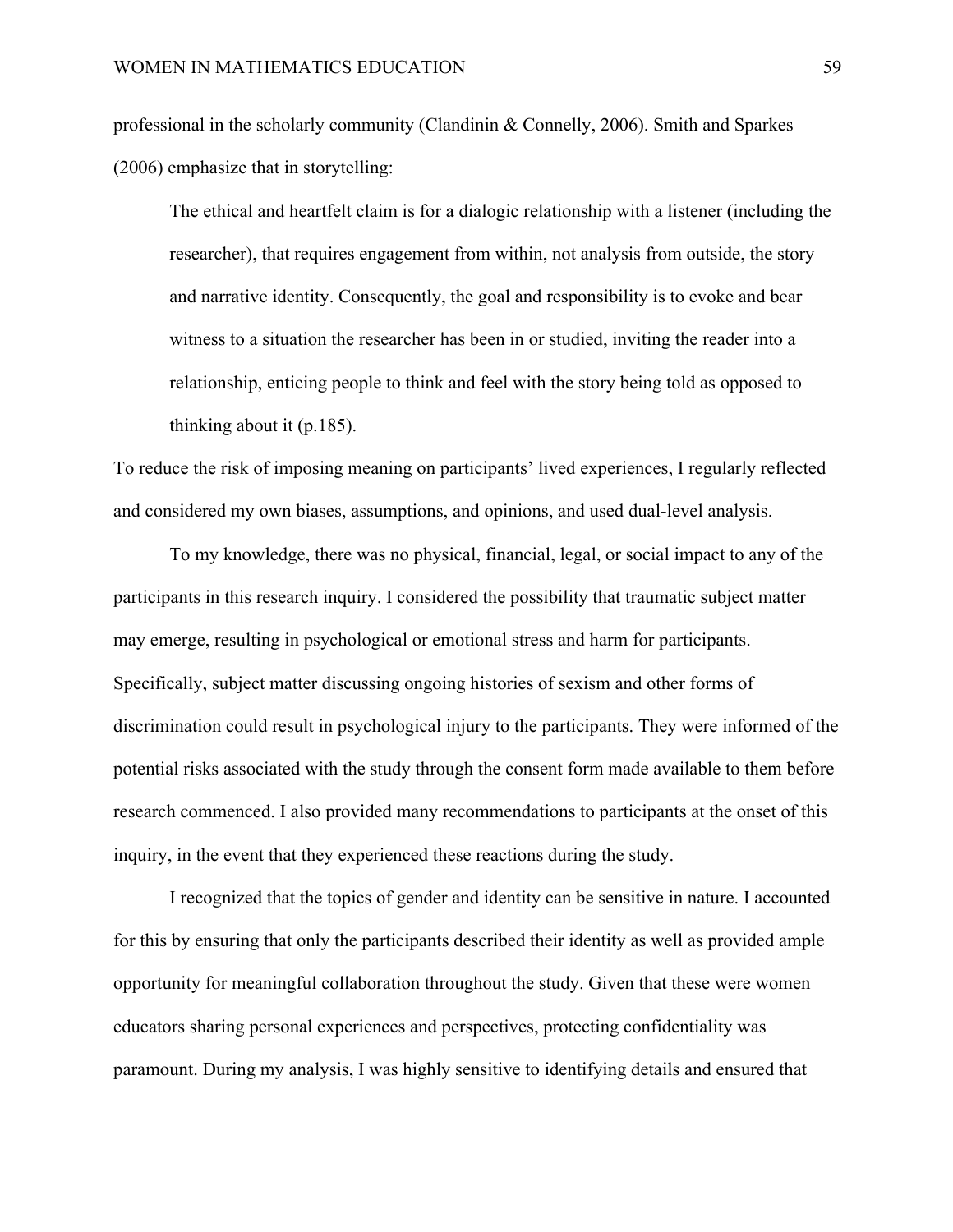professional in the scholarly community (Clandinin & Connelly, 2006). Smith and Sparkes (2006) emphasize that in storytelling:

> The ethical and heartfelt claim is for a dialogic relationship with a listener (including the researcher), that requires engagement from within, not analysis from outside, the story and narrative identity. Consequently, the goal and responsibility is to evoke and bear witness to a situation the researcher has been in or studied, inviting the reader into a relationship, enticing people to think and feel with the story being told as opposed to thinking about it (p.185).

To reduce the risk of imposing meaning on participants' lived experiences, I regularly reflected and considered my own biases, assumptions, and opinions, and used dual-level analysis.

To my knowledge, there was no physical, financial, legal, or social impact to any of the participants in this research inquiry. I considered the possibility that traumatic subject matter may emerge, resulting in psychological or emotional stress and harm for participants. Specifically, subject matter discussing ongoing histories of sexism and other forms of discrimination could result in psychological injury to the participants. They were informed of the potential risks associated with the study through the consent form made available to them before research commenced. I also provided many recommendations to participants at the onset of this inquiry, in the event that they experienced these reactions during the study.

I recognized that the topics of gender and identity can be sensitive in nature. I accounted for this by ensuring that only the participants described their identity as well as provided ample opportunity for meaningful collaboration throughout the study. Given that these were women educators sharing personal experiences and perspectives, protecting confidentiality was paramount. During my analysis, I was highly sensitive to identifying details and ensured that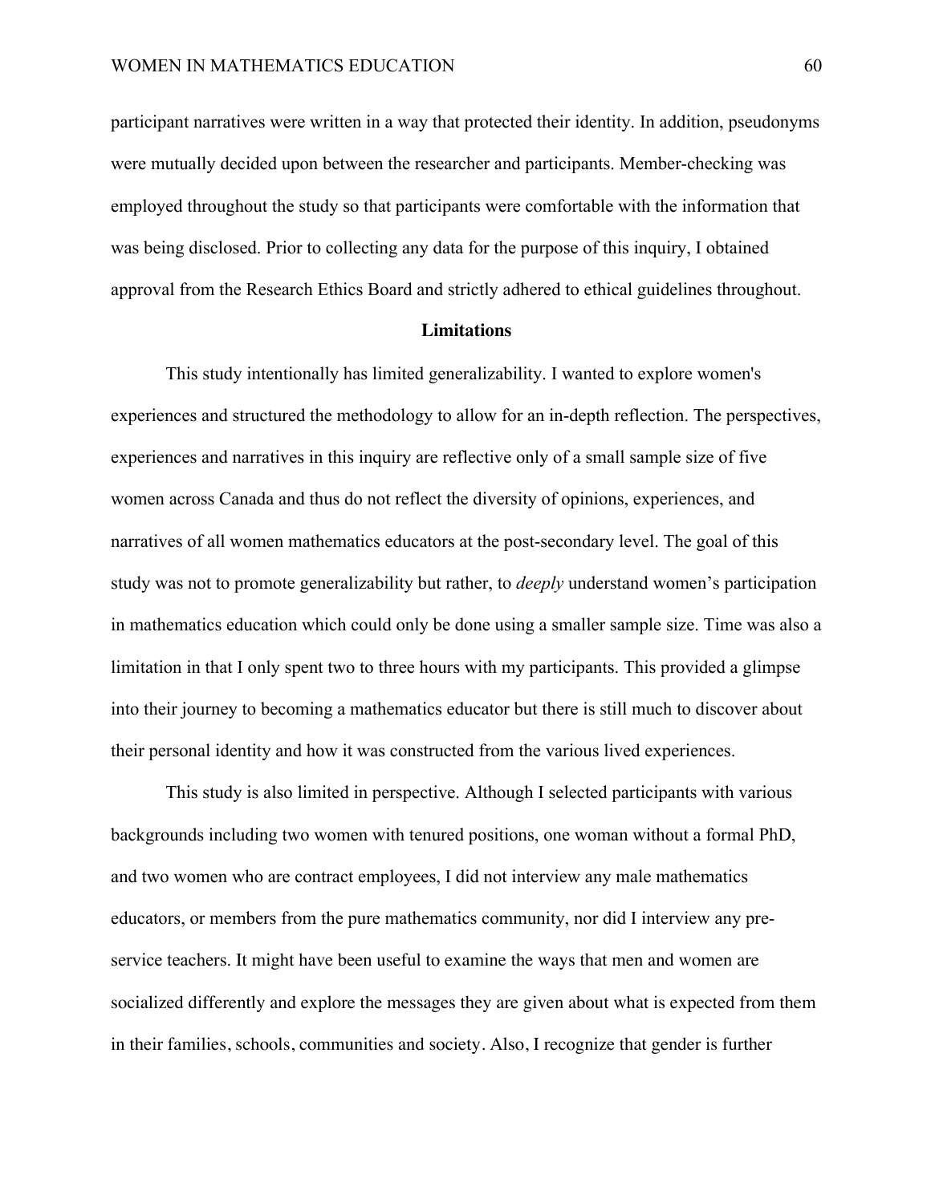participant narratives were written in a way that protected their identity. In addition, pseudonyms were mutually decided upon between the researcher and participants. Member-checking was employed throughout the study so that participants were comfortable with the information that was being disclosed. Prior to collecting any data for the purpose of this inquiry, I obtained approval from the Research Ethics Board and strictly adhered to ethical guidelines throughout.

## Limitations

This study intentionally has limited generalizability. I wanted to explore women's experiences and structured the methodology to allow for an in-depth reflection. The perspectives, experiences and narratives in this inquiry are reflective only of a small sample size of five women across Canada and thus do not reflect the diversity of opinions, experiences, and narratives of all women mathematics educators at the post-secondary level. The goal of this study was not to promote generalizability but rather, to *deeply* understand women's participation in mathematics education which could only be done using a smaller sample size. Time was also a limitation in that I only spent two to three hours with my participants. This provided a glimpse into their journey to becoming a mathematics educator but there is still much to discover about their personal identity and how it was constructed from the various lived experiences.

This study is also limited in perspective. Although I selected participants with various backgrounds including two women with tenured positions, one woman without a formal PhD, and two women who are contract employees, I did not interview any male mathematics educators, or members from the pure mathematics community, nor did I interview any pre-service teachers. It might have been useful to examine the ways that men and women are socialized differently and explore the messages they are given about what is expected from them in their families, schools, communities and society. Also, I recognize that gender is further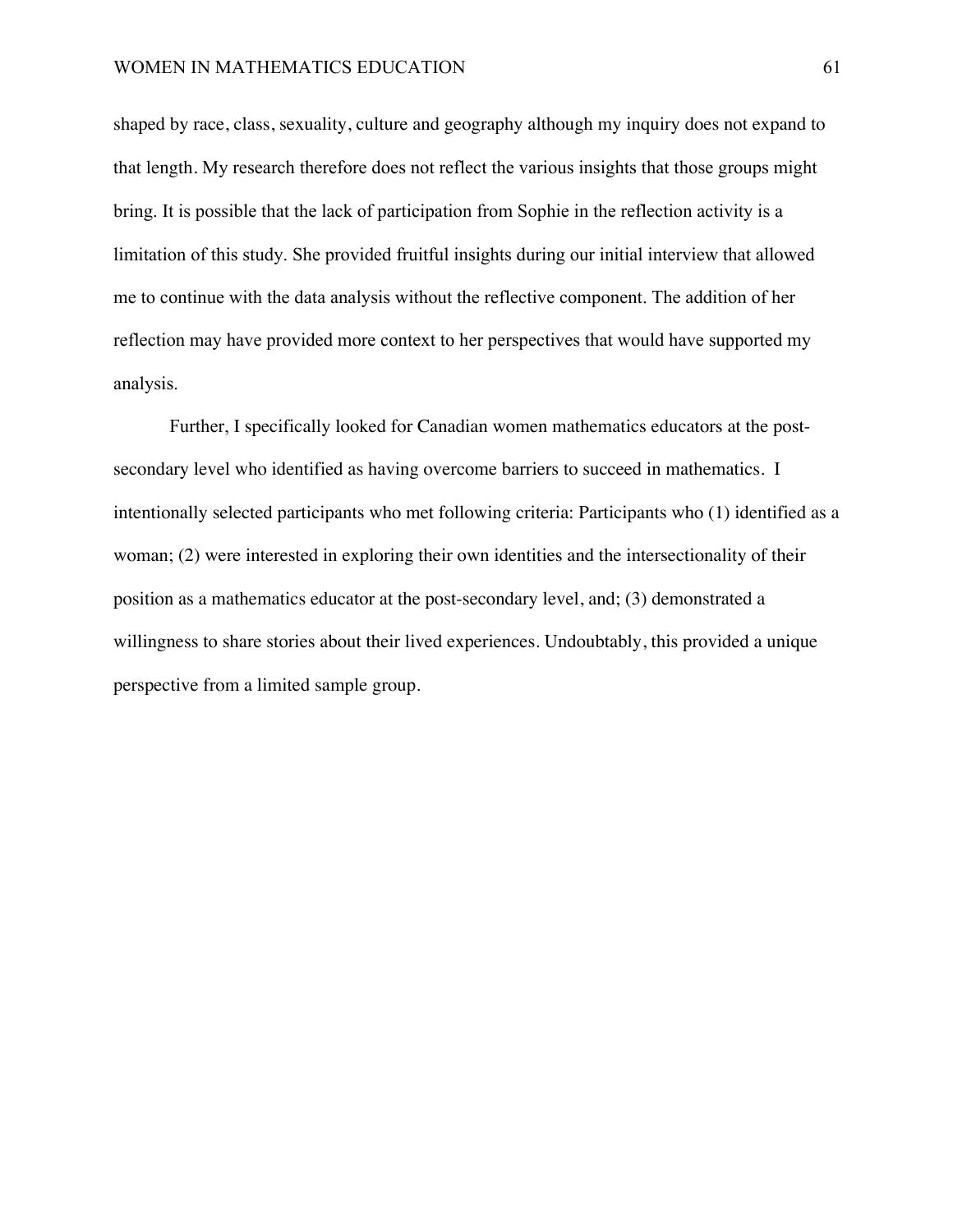shaped by race, class, sexuality, culture and geography although my inquiry does not expand to that length. My research therefore does not reflect the various insights that those groups might bring. It is possible that the lack of participation from Sophie in the reflection activity is a limitation of this study. She provided fruitful insights during our initial interview that allowed me to continue with the data analysis without the reflective component. The addition of her reflection may have provided more context to her perspectives that would have supported my analysis.

Further, I specifically looked for Canadian women mathematics educators at the post-secondary level who identified as having overcome barriers to succeed in mathematics. I intentionally selected participants who met following criteria: Participants who (1) identified as a woman; (2) were interested in exploring their own identities and the intersectionality of their position as a mathematics educator at the post-secondary level, and; (3) demonstrated a willingness to share stories about their lived experiences. Undoubtably, this provided a unique perspective from a limited sample group.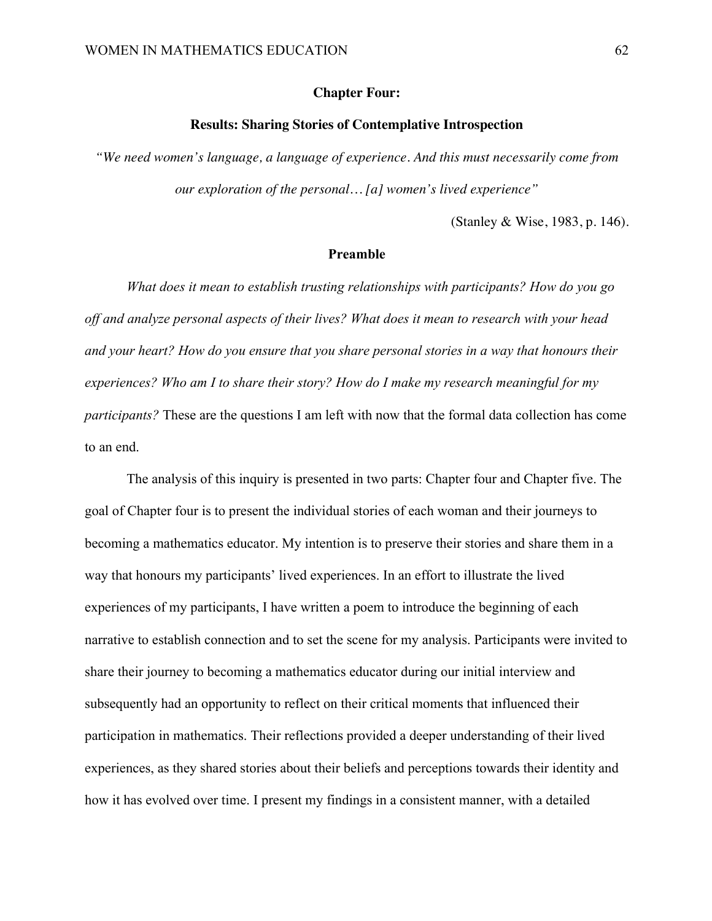## Chapter Four:

## Results: Sharing Stories of Contemplative Introspection

*"We need women's language, a language of experience. And this must necessarily come from our exploration of the personal… [a] women's lived experience"*

(Stanley & Wise, 1983, p. 146).

### Preamble

*What does it mean to establish trusting relationships with participants? How do you go off and analyze personal aspects of their lives? What does it mean to research with your head and your heart? How do you ensure that you share personal stories in a way that honours their experiences? Who am I to share their story? How do I make my research meaningful for my participants?* These are the questions I am left with now that the formal data collection has come to an end.

The analysis of this inquiry is presented in two parts: Chapter four and Chapter five. The goal of Chapter four is to present the individual stories of each woman and their journeys to becoming a mathematics educator. My intention is to preserve their stories and share them in a way that honours my participants' lived experiences. In an effort to illustrate the lived experiences of my participants, I have written a poem to introduce the beginning of each narrative to establish connection and to set the scene for my analysis. Participants were invited to share their journey to becoming a mathematics educator during our initial interview and subsequently had an opportunity to reflect on their critical moments that influenced their participation in mathematics. Their reflections provided a deeper understanding of their lived experiences, as they shared stories about their beliefs and perceptions towards their identity and how it has evolved over time. I present my findings in a consistent manner, with a detailed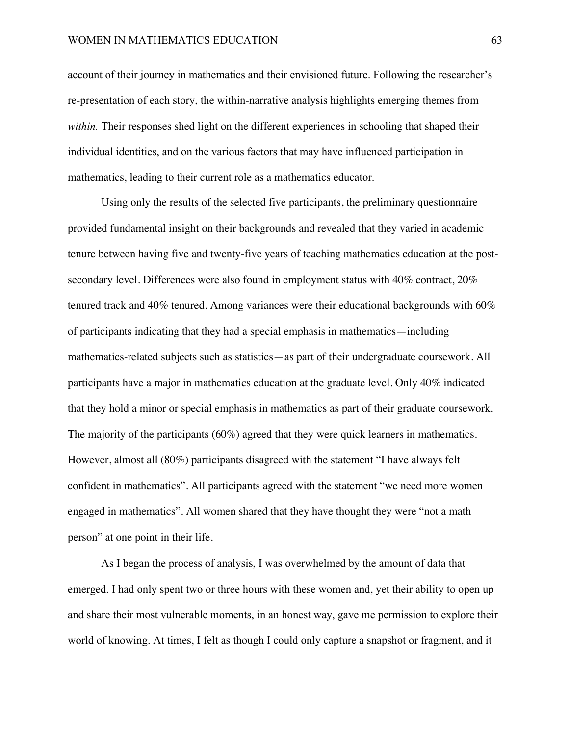account of their journey in mathematics and their envisioned future. Following the researcher's re-presentation of each story, the within-narrative analysis highlights emerging themes from *within.* Their responses shed light on the different experiences in schooling that shaped their individual identities, and on the various factors that may have influenced participation in mathematics, leading to their current role as a mathematics educator.

Using only the results of the selected five participants, the preliminary questionnaire provided fundamental insight on their backgrounds and revealed that they varied in academic tenure between having five and twenty-five years of teaching mathematics education at the post-secondary level. Differences were also found in employment status with 40% contract, 20% tenured track and 40% tenured. Among variances were their educational backgrounds with 60% of participants indicating that they had a special emphasis in mathematics—including mathematics-related subjects such as statistics—as part of their undergraduate coursework. All participants have a major in mathematics education at the graduate level. Only 40% indicated that they hold a minor or special emphasis in mathematics as part of their graduate coursework. The majority of the participants (60%) agreed that they were quick learners in mathematics. However, almost all (80%) participants disagreed with the statement "I have always felt confident in mathematics". All participants agreed with the statement "we need more women engaged in mathematics". All women shared that they have thought they were "not a math person" at one point in their life.

As I began the process of analysis, I was overwhelmed by the amount of data that emerged. I had only spent two or three hours with these women and, yet their ability to open up and share their most vulnerable moments, in an honest way, gave me permission to explore their world of knowing. At times, I felt as though I could only capture a snapshot or fragment, and it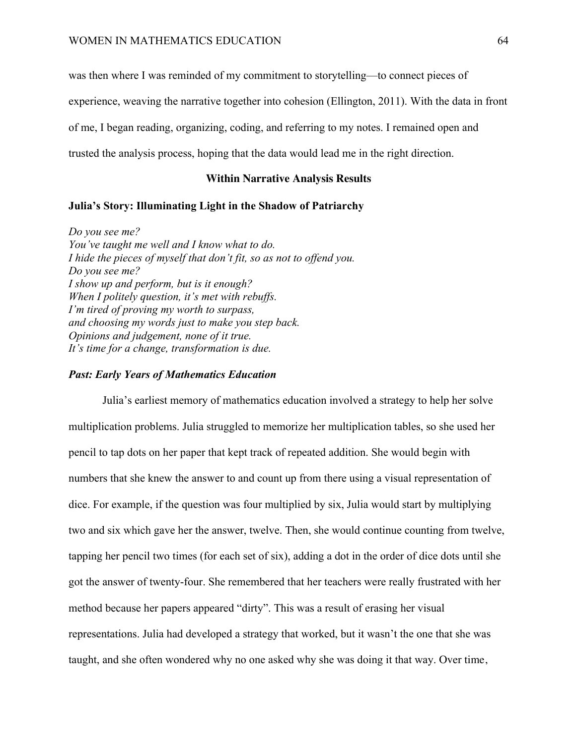was then where I was reminded of my commitment to storytelling—to connect pieces of experience, weaving the narrative together into cohesion (Ellington, 2011). With the data in front of me, I began reading, organizing, coding, and referring to my notes. I remained open and trusted the analysis process, hoping that the data would lead me in the right direction.

## Within Narrative Analysis Results

### Julia's Story: Illuminating Light in the Shadow of Patriarchy

*Do you see me?*
*You've taught me well and I know what to do.*
*I hide the pieces of myself that don't fit, so as not to offend you.*
*Do you see me?*
*I show up and perform, but is it enough?*
*When I politely question, it's met with rebuffs.*
*I'm tired of proving my worth to surpass,*
*and choosing my words just to make you step back.*
*Opinions and judgement, none of it true.*
*It's time for a change, transformation is due.*

#### *Past: Early Years of Mathematics Education*

Julia's earliest memory of mathematics education involved a strategy to help her solve multiplication problems. Julia struggled to memorize her multiplication tables, so she used her pencil to tap dots on her paper that kept track of repeated addition. She would begin with numbers that she knew the answer to and count up from there using a visual representation of dice. For example, if the question was four multiplied by six, Julia would start by multiplying two and six which gave her the answer, twelve. Then, she would continue counting from twelve, tapping her pencil two times (for each set of six), adding a dot in the order of dice dots until she got the answer of twenty-four. She remembered that her teachers were really frustrated with her method because her papers appeared "dirty". This was a result of erasing her visual representations. Julia had developed a strategy that worked, but it wasn't the one that she was taught, and she often wondered why no one asked why she was doing it that way. Over time,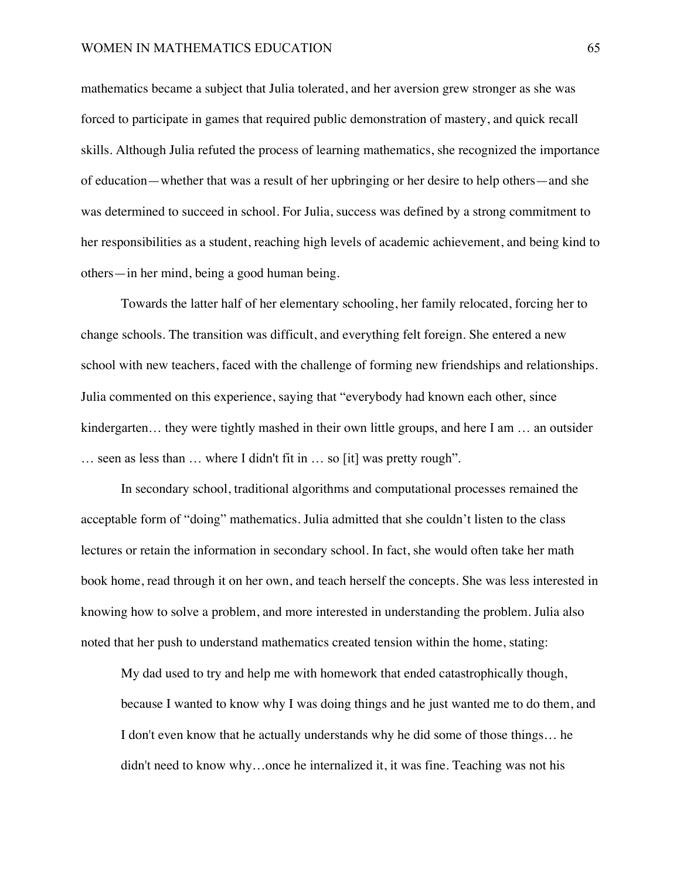mathematics became a subject that Julia tolerated, and her aversion grew stronger as she was forced to participate in games that required public demonstration of mastery, and quick recall skills. Although Julia refuted the process of learning mathematics, she recognized the importance of education—whether that was a result of her upbringing or her desire to help others—and she was determined to succeed in school. For Julia, success was defined by a strong commitment to her responsibilities as a student, reaching high levels of academic achievement, and being kind to others—in her mind, being a good human being.

Towards the latter half of her elementary schooling, her family relocated, forcing her to change schools. The transition was difficult, and everything felt foreign. She entered a new school with new teachers, faced with the challenge of forming new friendships and relationships. Julia commented on this experience, saying that "everybody had known each other, since kindergarten… they were tightly mashed in their own little groups, and here I am … an outsider … seen as less than … where I didn't fit in … so [it] was pretty rough".

In secondary school, traditional algorithms and computational processes remained the acceptable form of "doing" mathematics. Julia admitted that she couldn't listen to the class lectures or retain the information in secondary school. In fact, she would often take her math book home, read through it on her own, and teach herself the concepts. She was less interested in knowing how to solve a problem, and more interested in understanding the problem. Julia also noted that her push to understand mathematics created tension within the home, stating:

> My dad used to try and help me with homework that ended catastrophically though, because I wanted to know why I was doing things and he just wanted me to do them, and I don't even know that he actually understands why he did some of those things… he didn't need to know why…once he internalized it, it was fine. Teaching was not his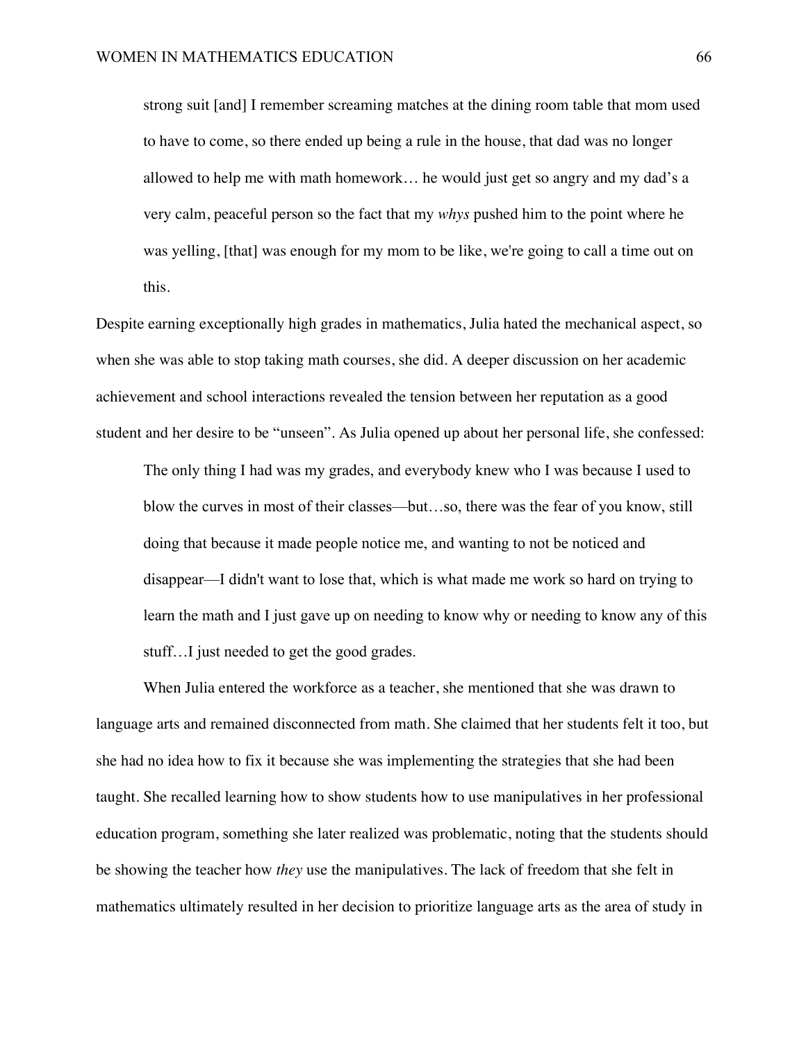> strong suit [and] I remember screaming matches at the dining room table that mom used to have to come, so there ended up being a rule in the house, that dad was no longer allowed to help me with math homework… he would just get so angry and my dad's a very calm, peaceful person so the fact that my *whys* pushed him to the point where he was yelling, [that] was enough for my mom to be like, we're going to call a time out on this.

Despite earning exceptionally high grades in mathematics, Julia hated the mechanical aspect, so when she was able to stop taking math courses, she did. A deeper discussion on her academic achievement and school interactions revealed the tension between her reputation as a good student and her desire to be "unseen". As Julia opened up about her personal life, she confessed:

> The only thing I had was my grades, and everybody knew who I was because I used to blow the curves in most of their classes—but…so, there was the fear of you know, still doing that because it made people notice me, and wanting to not be noticed and disappear—I didn't want to lose that, which is what made me work so hard on trying to learn the math and I just gave up on needing to know why or needing to know any of this stuff…I just needed to get the good grades.

When Julia entered the workforce as a teacher, she mentioned that she was drawn to language arts and remained disconnected from math. She claimed that her students felt it too, but she had no idea how to fix it because she was implementing the strategies that she had been taught. She recalled learning how to show students how to use manipulatives in her professional education program, something she later realized was problematic, noting that the students should be showing the teacher how *they* use the manipulatives. The lack of freedom that she felt in mathematics ultimately resulted in her decision to prioritize language arts as the area of study in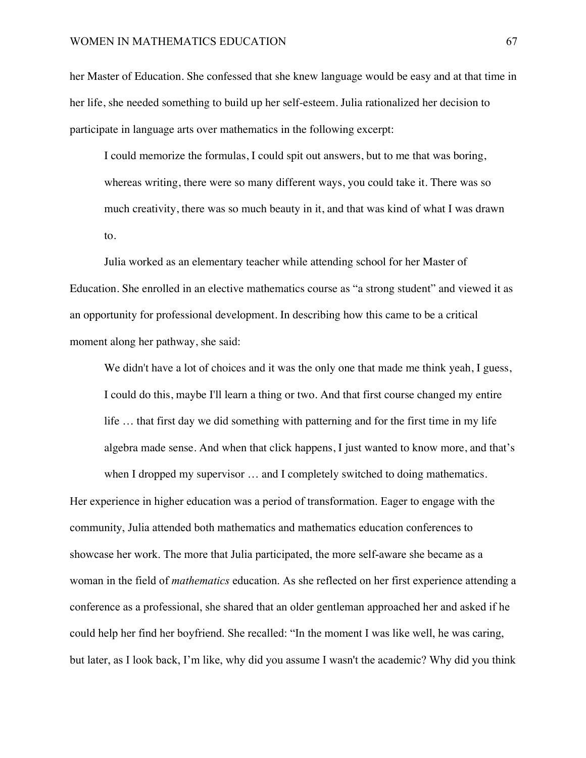her Master of Education. She confessed that she knew language would be easy and at that time in her life, she needed something to build up her self-esteem. Julia rationalized her decision to participate in language arts over mathematics in the following excerpt:

> I could memorize the formulas, I could spit out answers, but to me that was boring, whereas writing, there were so many different ways, you could take it. There was so much creativity, there was so much beauty in it, and that was kind of what I was drawn to.

Julia worked as an elementary teacher while attending school for her Master of Education. She enrolled in an elective mathematics course as "a strong student" and viewed it as an opportunity for professional development. In describing how this came to be a critical moment along her pathway, she said:

> We didn't have a lot of choices and it was the only one that made me think yeah, I guess, I could do this, maybe I'll learn a thing or two. And that first course changed my entire life … that first day we did something with patterning and for the first time in my life algebra made sense. And when that click happens, I just wanted to know more, and that's when I dropped my supervisor … and I completely switched to doing mathematics.

Her experience in higher education was a period of transformation. Eager to engage with the community, Julia attended both mathematics and mathematics education conferences to showcase her work. The more that Julia participated, the more self-aware she became as a woman in the field of *mathematics* education. As she reflected on her first experience attending a conference as a professional, she shared that an older gentleman approached her and asked if he could help her find her boyfriend. She recalled: "In the moment I was like well, he was caring, but later, as I look back, I'm like, why did you assume I wasn't the academic? Why did you think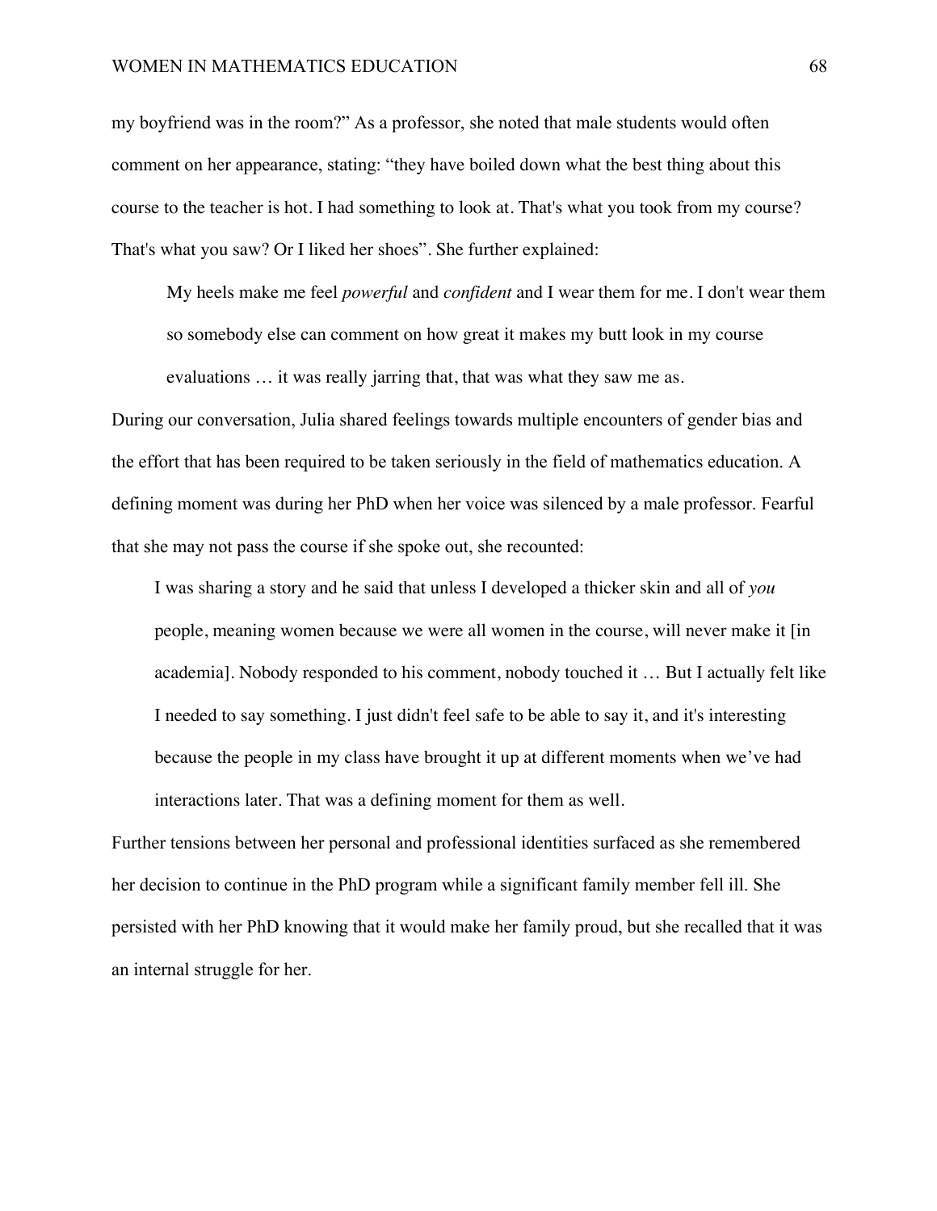my boyfriend was in the room?" As a professor, she noted that male students would often comment on her appearance, stating: "they have boiled down what the best thing about this course to the teacher is hot. I had something to look at. That's what you took from my course? That's what you saw? Or I liked her shoes". She further explained:

> My heels make me feel *powerful* and *confident* and I wear them for me. I don't wear them so somebody else can comment on how great it makes my butt look in my course evaluations … it was really jarring that, that was what they saw me as.

During our conversation, Julia shared feelings towards multiple encounters of gender bias and the effort that has been required to be taken seriously in the field of mathematics education. A defining moment was during her PhD when her voice was silenced by a male professor. Fearful that she may not pass the course if she spoke out, she recounted:

> I was sharing a story and he said that unless I developed a thicker skin and all of *you* people, meaning women because we were all women in the course, will never make it [in academia]. Nobody responded to his comment, nobody touched it … But I actually felt like I needed to say something. I just didn't feel safe to be able to say it, and it's interesting because the people in my class have brought it up at different moments when we've had interactions later. That was a defining moment for them as well.

Further tensions between her personal and professional identities surfaced as she remembered her decision to continue in the PhD program while a significant family member fell ill. She persisted with her PhD knowing that it would make her family proud, but she recalled that it was an internal struggle for her.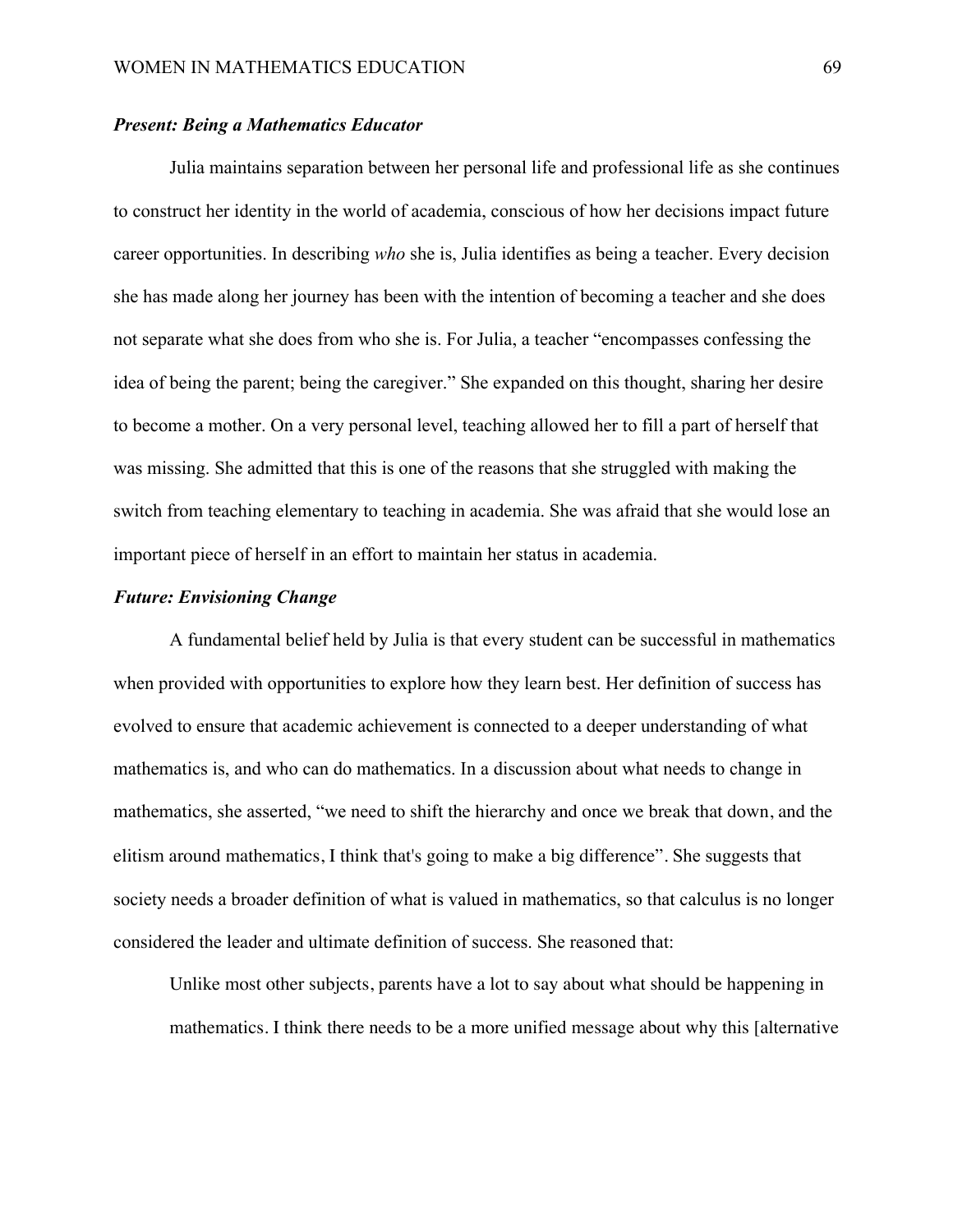### *Present: Being a Mathematics Educator*

Julia maintains separation between her personal life and professional life as she continues to construct her identity in the world of academia, conscious of how her decisions impact future career opportunities. In describing *who* she is, Julia identifies as being a teacher. Every decision she has made along her journey has been with the intention of becoming a teacher and she does not separate what she does from who she is. For Julia, a teacher "encompasses confessing the idea of being the parent; being the caregiver." She expanded on this thought, sharing her desire to become a mother. On a very personal level, teaching allowed her to fill a part of herself that was missing. She admitted that this is one of the reasons that she struggled with making the switch from teaching elementary to teaching in academia. She was afraid that she would lose an important piece of herself in an effort to maintain her status in academia.

### *Future: Envisioning Change*

A fundamental belief held by Julia is that every student can be successful in mathematics when provided with opportunities to explore how they learn best. Her definition of success has evolved to ensure that academic achievement is connected to a deeper understanding of what mathematics is, and who can do mathematics. In a discussion about what needs to change in mathematics, she asserted, "we need to shift the hierarchy and once we break that down, and the elitism around mathematics, I think that's going to make a big difference". She suggests that society needs a broader definition of what is valued in mathematics, so that calculus is no longer considered the leader and ultimate definition of success. She reasoned that:

> Unlike most other subjects, parents have a lot to say about what should be happening in mathematics. I think there needs to be a more unified message about why this [alternative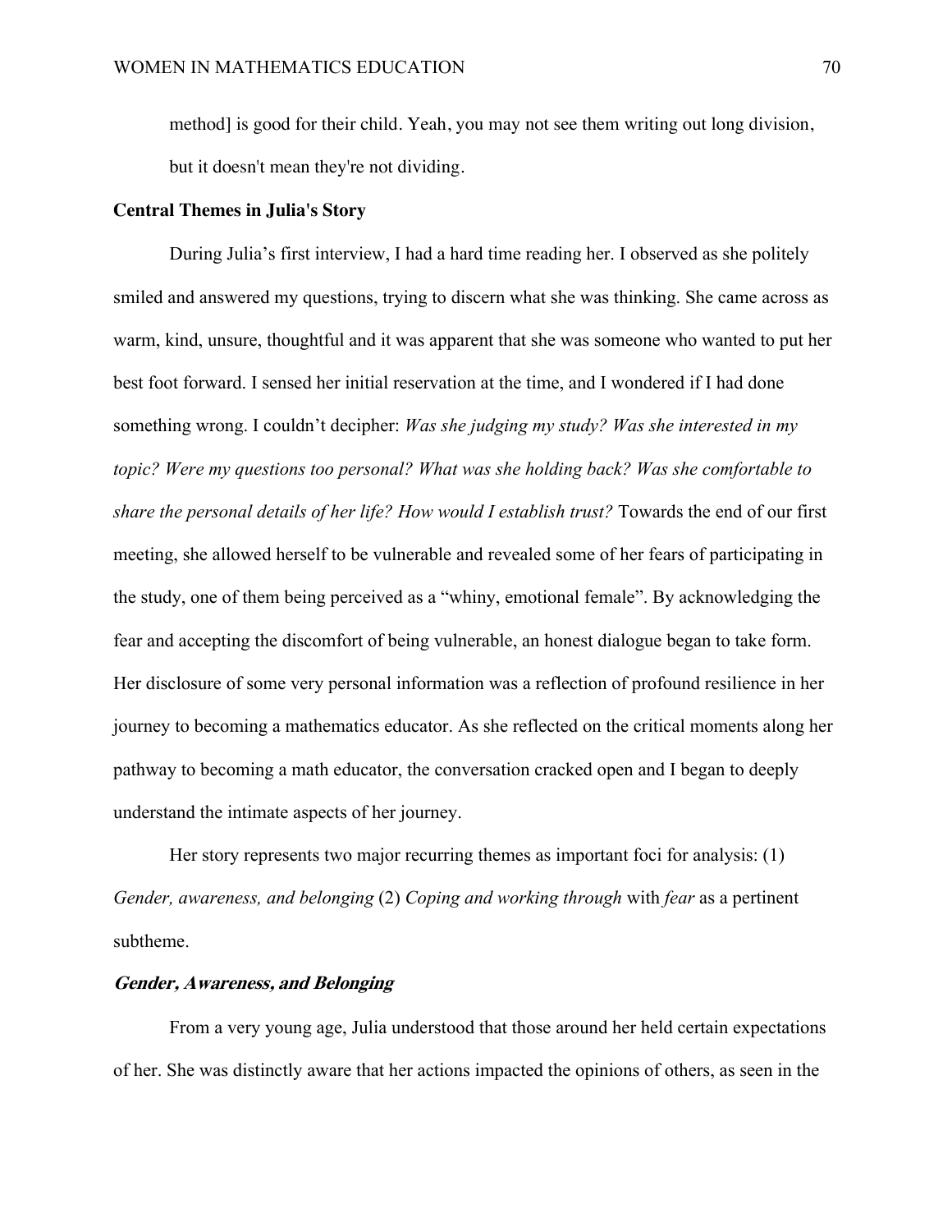method] is good for their child. Yeah, you may not see them writing out long division, but it doesn't mean they're not dividing.

### Central Themes in Julia's Story

During Julia's first interview, I had a hard time reading her. I observed as she politely smiled and answered my questions, trying to discern what she was thinking. She came across as warm, kind, unsure, thoughtful and it was apparent that she was someone who wanted to put her best foot forward. I sensed her initial reservation at the time, and I wondered if I had done something wrong. I couldn't decipher: *Was she judging my study? Was she interested in my topic? Were my questions too personal? What was she holding back? Was she comfortable to share the personal details of her life? How would I establish trust?* Towards the end of our first meeting, she allowed herself to be vulnerable and revealed some of her fears of participating in the study, one of them being perceived as a "whiny, emotional female". By acknowledging the fear and accepting the discomfort of being vulnerable, an honest dialogue began to take form. Her disclosure of some very personal information was a reflection of profound resilience in her journey to becoming a mathematics educator. As she reflected on the critical moments along her pathway to becoming a math educator, the conversation cracked open and I began to deeply understand the intimate aspects of her journey.

Her story represents two major recurring themes as important foci for analysis: (1) *Gender, awareness, and belonging* (2) *Coping and working through* with *fear* as a pertinent subtheme.

#### *Gender, Awareness, and Belonging*

From a very young age, Julia understood that those around her held certain expectations of her. She was distinctly aware that her actions impacted the opinions of others, as seen in the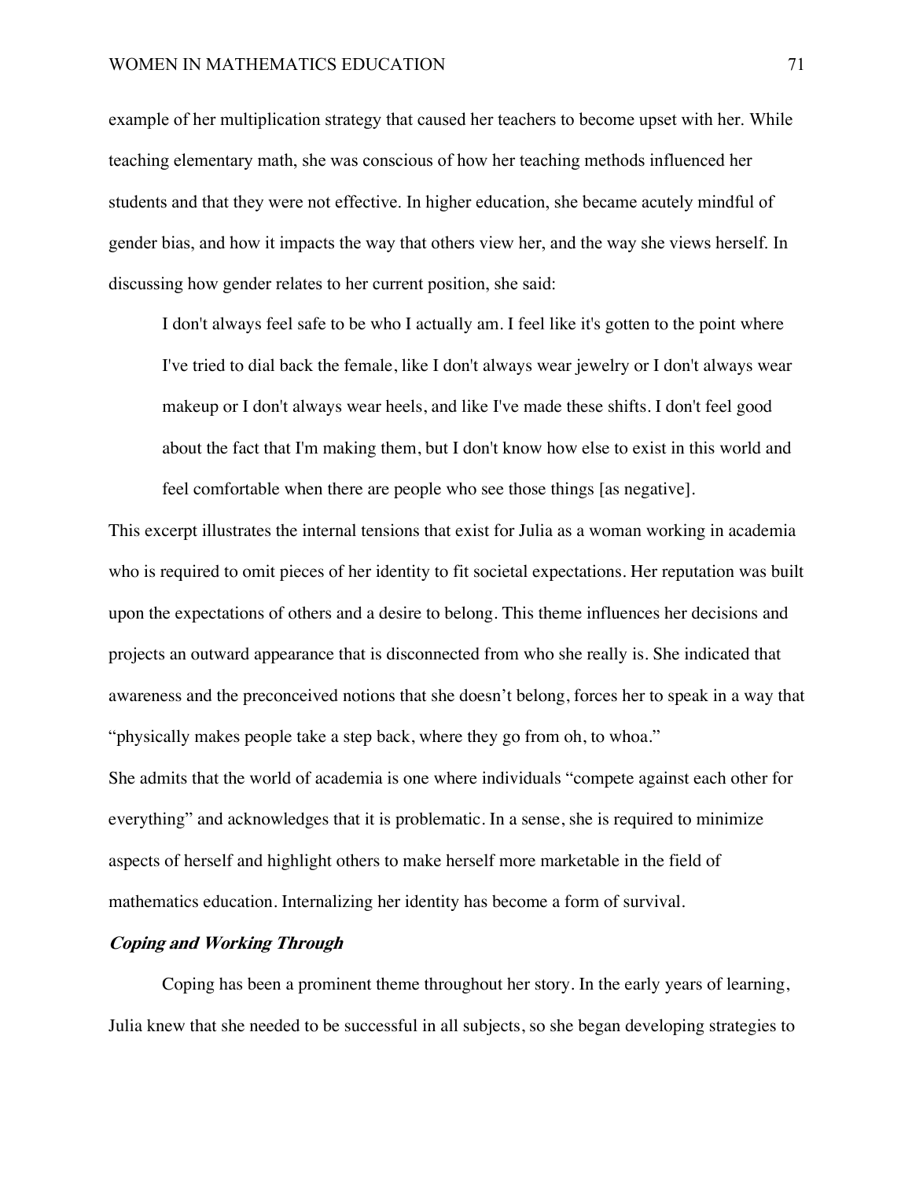example of her multiplication strategy that caused her teachers to become upset with her. While teaching elementary math, she was conscious of how her teaching methods influenced her students and that they were not effective. In higher education, she became acutely mindful of gender bias, and how it impacts the way that others view her, and the way she views herself. In discussing how gender relates to her current position, she said:

> I don't always feel safe to be who I actually am. I feel like it's gotten to the point where I've tried to dial back the female, like I don't always wear jewelry or I don't always wear makeup or I don't always wear heels, and like I've made these shifts. I don't feel good about the fact that I'm making them, but I don't know how else to exist in this world and feel comfortable when there are people who see those things [as negative].

This excerpt illustrates the internal tensions that exist for Julia as a woman working in academia who is required to omit pieces of her identity to fit societal expectations. Her reputation was built upon the expectations of others and a desire to belong. This theme influences her decisions and projects an outward appearance that is disconnected from who she really is. She indicated that awareness and the preconceived notions that she doesn't belong, forces her to speak in a way that "physically makes people take a step back, where they go from oh, to whoa."

She admits that the world of academia is one where individuals "compete against each other for everything" and acknowledges that it is problematic. In a sense, she is required to minimize aspects of herself and highlight others to make herself more marketable in the field of mathematics education. Internalizing her identity has become a form of survival.

### *Coping and Working Through*

Coping has been a prominent theme throughout her story. In the early years of learning, Julia knew that she needed to be successful in all subjects, so she began developing strategies to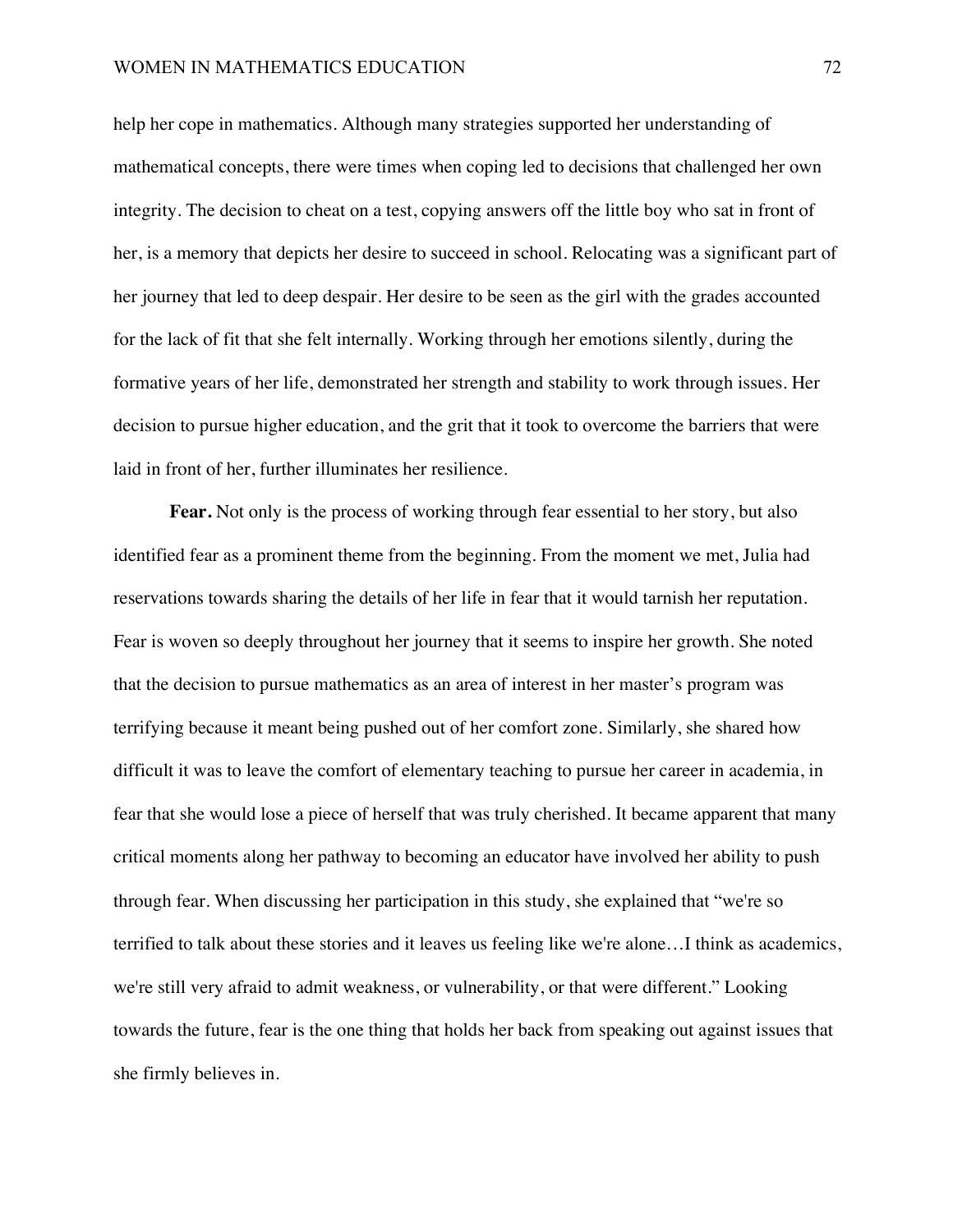help her cope in mathematics. Although many strategies supported her understanding of mathematical concepts, there were times when coping led to decisions that challenged her own integrity. The decision to cheat on a test, copying answers off the little boy who sat in front of her, is a memory that depicts her desire to succeed in school. Relocating was a significant part of her journey that led to deep despair. Her desire to be seen as the girl with the grades accounted for the lack of fit that she felt internally. Working through her emotions silently, during the formative years of her life, demonstrated her strength and stability to work through issues. Her decision to pursue higher education, and the grit that it took to overcome the barriers that were laid in front of her, further illuminates her resilience.

**Fear.** Not only is the process of working through fear essential to her story, but also identified fear as a prominent theme from the beginning. From the moment we met, Julia had reservations towards sharing the details of her life in fear that it would tarnish her reputation. Fear is woven so deeply throughout her journey that it seems to inspire her growth. She noted that the decision to pursue mathematics as an area of interest in her master's program was terrifying because it meant being pushed out of her comfort zone. Similarly, she shared how difficult it was to leave the comfort of elementary teaching to pursue her career in academia, in fear that she would lose a piece of herself that was truly cherished. It became apparent that many critical moments along her pathway to becoming an educator have involved her ability to push through fear. When discussing her participation in this study, she explained that "we're so terrified to talk about these stories and it leaves us feeling like we're alone…I think as academics, we're still very afraid to admit weakness, or vulnerability, or that were different." Looking towards the future, fear is the one thing that holds her back from speaking out against issues that she firmly believes in.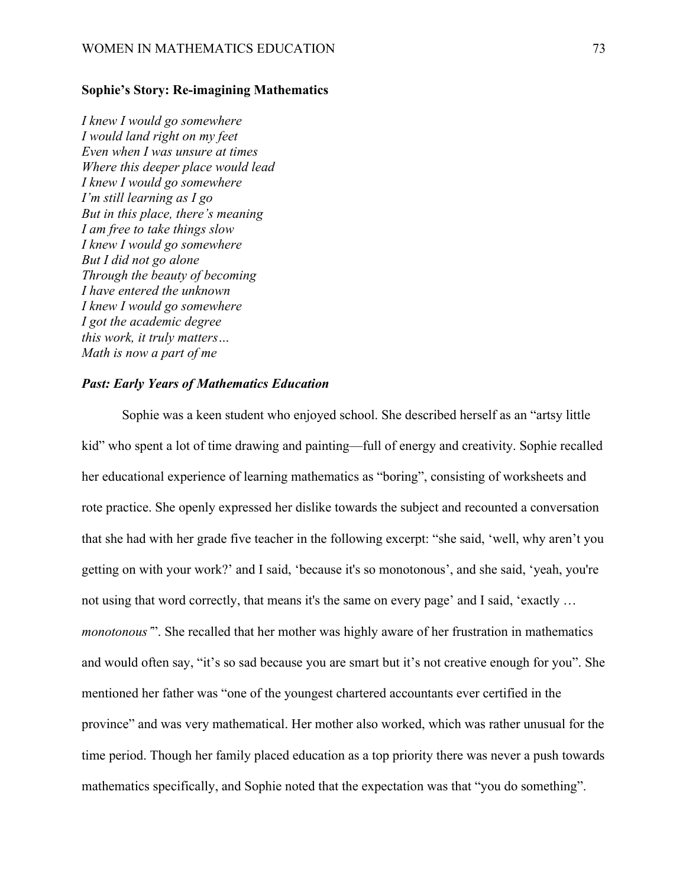## Sophie's Story: Re-imagining Mathematics

*I knew I would go somewhere*
*I would land right on my feet*
*Even when I was unsure at times*
*Where this deeper place would lead*
*I knew I would go somewhere*
*I'm still learning as I go*
*But in this place, there's meaning*
*I am free to take things slow*
*I knew I would go somewhere*
*But I did not go alone*
*Through the beauty of becoming*
*I have entered the unknown*
*I knew I would go somewhere*
*I got the academic degree*
*this work, it truly matters…*
*Math is now a part of me*

### *Past: Early Years of Mathematics Education*

Sophie was a keen student who enjoyed school. She described herself as an "artsy little kid" who spent a lot of time drawing and painting—full of energy and creativity. Sophie recalled her educational experience of learning mathematics as "boring", consisting of worksheets and rote practice. She openly expressed her dislike towards the subject and recounted a conversation that she had with her grade five teacher in the following excerpt: "she said, 'well, why aren't you getting on with your work?' and I said, 'because it's so monotonous', and she said, 'yeah, you're not using that word correctly, that means it's the same on every page' and I said, 'exactly … *monotonous*'". She recalled that her mother was highly aware of her frustration in mathematics and would often say, "it's so sad because you are smart but it's not creative enough for you". She mentioned her father was "one of the youngest chartered accountants ever certified in the province" and was very mathematical. Her mother also worked, which was rather unusual for the time period. Though her family placed education as a top priority there was never a push towards mathematics specifically, and Sophie noted that the expectation was that "you do something".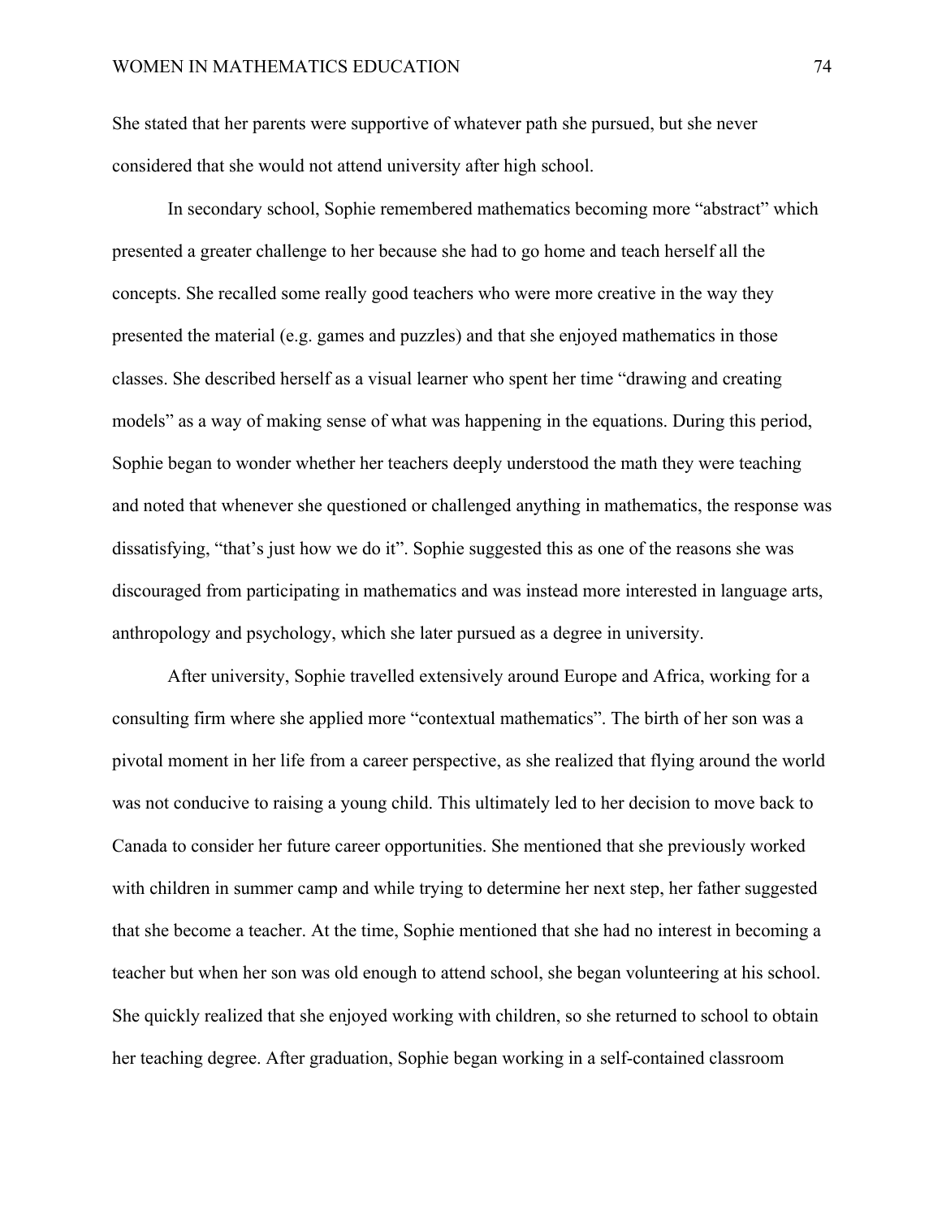She stated that her parents were supportive of whatever path she pursued, but she never considered that she would not attend university after high school.

In secondary school, Sophie remembered mathematics becoming more “abstract” which presented a greater challenge to her because she had to go home and teach herself all the concepts. She recalled some really good teachers who were more creative in the way they presented the material (e.g. games and puzzles) and that she enjoyed mathematics in those classes. She described herself as a visual learner who spent her time “drawing and creating models” as a way of making sense of what was happening in the equations. During this period, Sophie began to wonder whether her teachers deeply understood the math they were teaching and noted that whenever she questioned or challenged anything in mathematics, the response was dissatisfying, “that’s just how we do it”. Sophie suggested this as one of the reasons she was discouraged from participating in mathematics and was instead more interested in language arts, anthropology and psychology, which she later pursued as a degree in university.

After university, Sophie travelled extensively around Europe and Africa, working for a consulting firm where she applied more “contextual mathematics”. The birth of her son was a pivotal moment in her life from a career perspective, as she realized that flying around the world was not conducive to raising a young child. This ultimately led to her decision to move back to Canada to consider her future career opportunities. She mentioned that she previously worked with children in summer camp and while trying to determine her next step, her father suggested that she become a teacher. At the time, Sophie mentioned that she had no interest in becoming a teacher but when her son was old enough to attend school, she began volunteering at his school. She quickly realized that she enjoyed working with children, so she returned to school to obtain her teaching degree. After graduation, Sophie began working in a self-contained classroom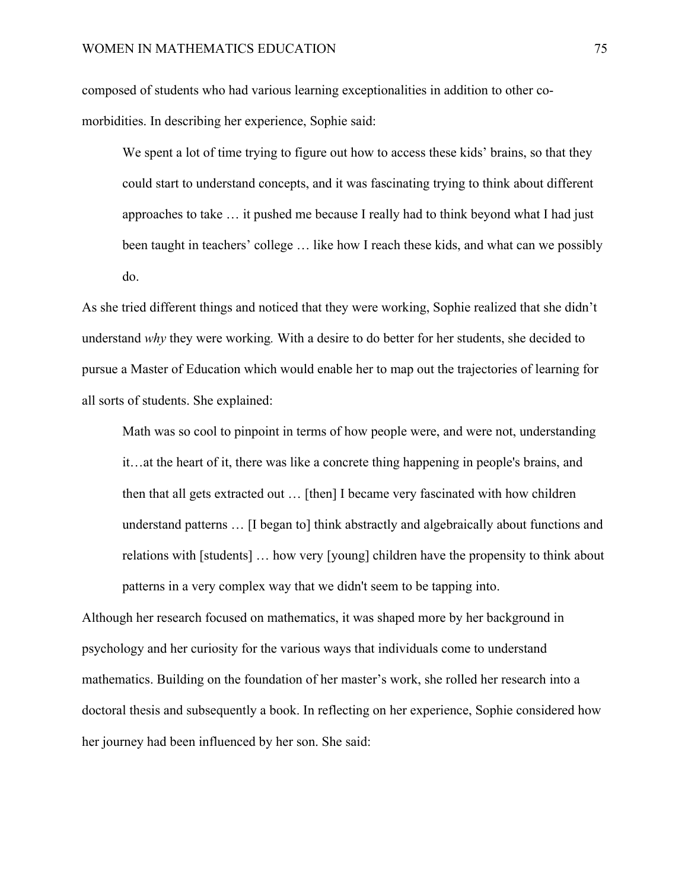composed of students who had various learning exceptionalities in addition to other co-morbidities. In describing her experience, Sophie said:

> We spent a lot of time trying to figure out how to access these kids' brains, so that they could start to understand concepts, and it was fascinating trying to think about different approaches to take … it pushed me because I really had to think beyond what I had just been taught in teachers' college … like how I reach these kids, and what can we possibly do.

As she tried different things and noticed that they were working, Sophie realized that she didn't understand *why* they were working. With a desire to do better for her students, she decided to pursue a Master of Education which would enable her to map out the trajectories of learning for all sorts of students. She explained:

> Math was so cool to pinpoint in terms of how people were, and were not, understanding it…at the heart of it, there was like a concrete thing happening in people's brains, and then that all gets extracted out … [then] I became very fascinated with how children understand patterns … [I began to] think abstractly and algebraically about functions and relations with [students] … how very [young] children have the propensity to think about patterns in a very complex way that we didn't seem to be tapping into.

Although her research focused on mathematics, it was shaped more by her background in psychology and her curiosity for the various ways that individuals come to understand mathematics. Building on the foundation of her master's work, she rolled her research into a doctoral thesis and subsequently a book. In reflecting on her experience, Sophie considered how her journey had been influenced by her son. She said: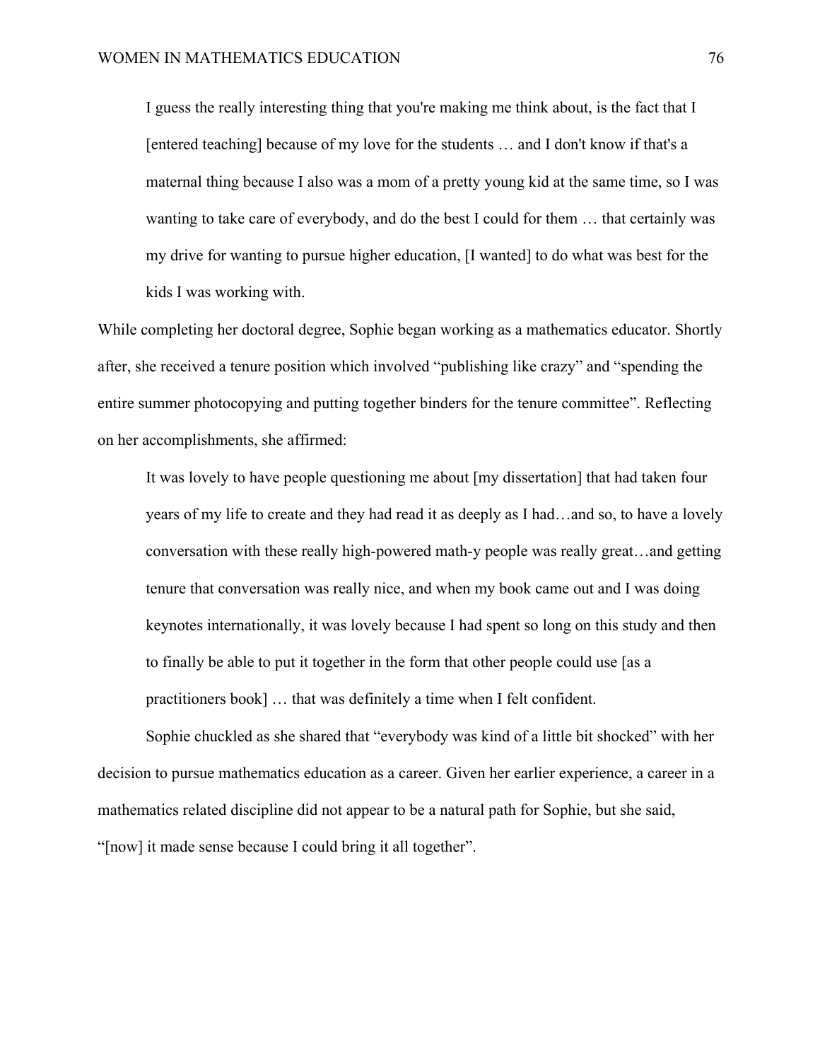> I guess the really interesting thing that you're making me think about, is the fact that I [entered teaching] because of my love for the students … and I don't know if that's a maternal thing because I also was a mom of a pretty young kid at the same time, so I was wanting to take care of everybody, and do the best I could for them … that certainly was my drive for wanting to pursue higher education, [I wanted] to do what was best for the kids I was working with.

While completing her doctoral degree, Sophie began working as a mathematics educator. Shortly after, she received a tenure position which involved "publishing like crazy" and "spending the entire summer photocopying and putting together binders for the tenure committee". Reflecting on her accomplishments, she affirmed:

> It was lovely to have people questioning me about [my dissertation] that had taken four years of my life to create and they had read it as deeply as I had…and so, to have a lovely conversation with these really high-powered math-y people was really great…and getting tenure that conversation was really nice, and when my book came out and I was doing keynotes internationally, it was lovely because I had spent so long on this study and then to finally be able to put it together in the form that other people could use [as a practitioners book] … that was definitely a time when I felt confident.

Sophie chuckled as she shared that "everybody was kind of a little bit shocked" with her decision to pursue mathematics education as a career. Given her earlier experience, a career in a mathematics related discipline did not appear to be a natural path for Sophie, but she said, "[now] it made sense because I could bring it all together".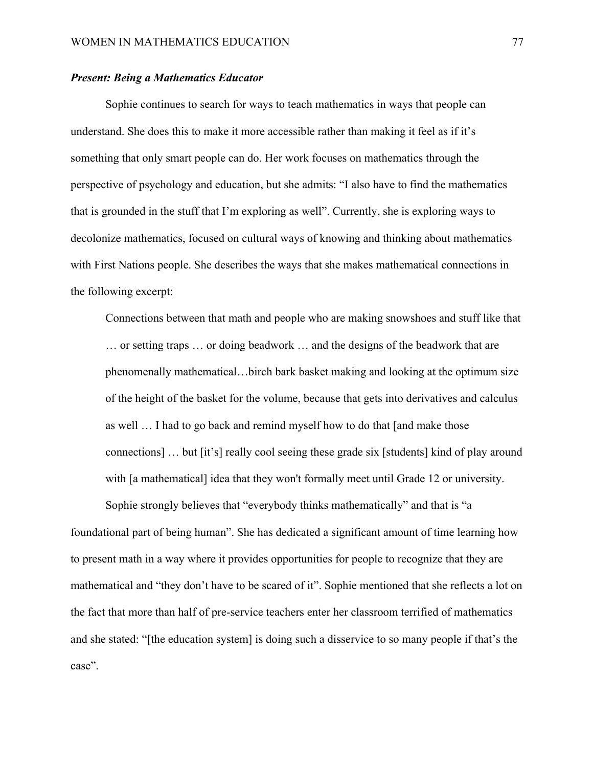### *Present: Being a Mathematics Educator*

Sophie continues to search for ways to teach mathematics in ways that people can understand. She does this to make it more accessible rather than making it feel as if it's something that only smart people can do. Her work focuses on mathematics through the perspective of psychology and education, but she admits: "I also have to find the mathematics that is grounded in the stuff that I'm exploring as well". Currently, she is exploring ways to decolonize mathematics, focused on cultural ways of knowing and thinking about mathematics with First Nations people. She describes the ways that she makes mathematical connections in the following excerpt:

> Connections between that math and people who are making snowshoes and stuff like that … or setting traps … or doing beadwork … and the designs of the beadwork that are phenomenally mathematical…birch bark basket making and looking at the optimum size of the height of the basket for the volume, because that gets into derivatives and calculus as well … I had to go back and remind myself how to do that [and make those connections] … but [it's] really cool seeing these grade six [students] kind of play around with [a mathematical] idea that they won't formally meet until Grade 12 or university.

Sophie strongly believes that "everybody thinks mathematically" and that is "a foundational part of being human". She has dedicated a significant amount of time learning how to present math in a way where it provides opportunities for people to recognize that they are mathematical and "they don't have to be scared of it". Sophie mentioned that she reflects a lot on the fact that more than half of pre-service teachers enter her classroom terrified of mathematics and she stated: "[the education system] is doing such a disservice to so many people if that's the case".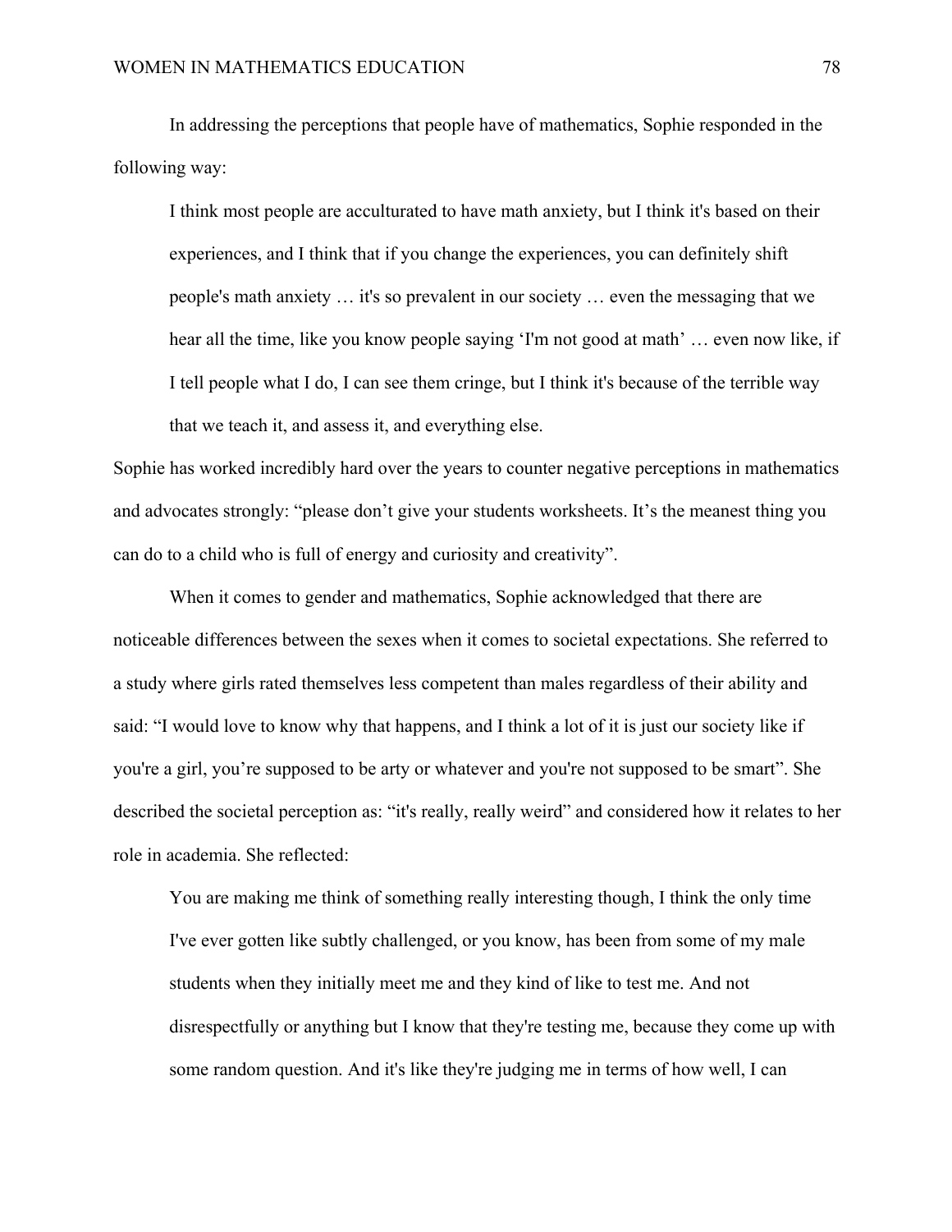In addressing the perceptions that people have of mathematics, Sophie responded in the following way:

> I think most people are acculturated to have math anxiety, but I think it's based on their experiences, and I think that if you change the experiences, you can definitely shift people's math anxiety … it's so prevalent in our society … even the messaging that we hear all the time, like you know people saying 'I'm not good at math' … even now like, if I tell people what I do, I can see them cringe, but I think it's because of the terrible way that we teach it, and assess it, and everything else.

Sophie has worked incredibly hard over the years to counter negative perceptions in mathematics and advocates strongly: "please don't give your students worksheets. It's the meanest thing you can do to a child who is full of energy and curiosity and creativity".

When it comes to gender and mathematics, Sophie acknowledged that there are noticeable differences between the sexes when it comes to societal expectations. She referred to a study where girls rated themselves less competent than males regardless of their ability and said: "I would love to know why that happens, and I think a lot of it is just our society like if you're a girl, you're supposed to be arty or whatever and you're not supposed to be smart". She described the societal perception as: "it's really, really weird" and considered how it relates to her role in academia. She reflected:

> You are making me think of something really interesting though, I think the only time I've ever gotten like subtly challenged, or you know, has been from some of my male students when they initially meet me and they kind of like to test me. And not disrespectfully or anything but I know that they're testing me, because they come up with some random question. And it's like they're judging me in terms of how well, I can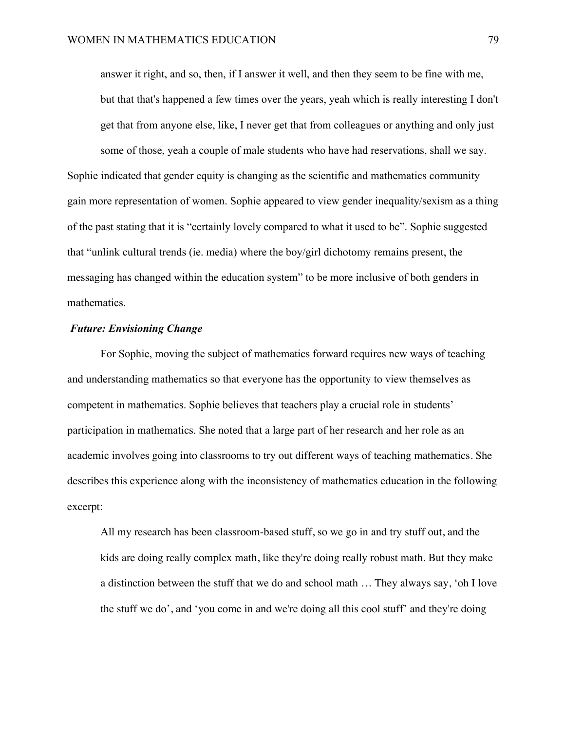> answer it right, and so, then, if I answer it well, and then they seem to be fine with me, but that that's happened a few times over the years, yeah which is really interesting I don't get that from anyone else, like, I never get that from colleagues or anything and only just some of those, yeah a couple of male students who have had reservations, shall we say.

Sophie indicated that gender equity is changing as the scientific and mathematics community gain more representation of women. Sophie appeared to view gender inequality/sexism as a thing of the past stating that it is "certainly lovely compared to what it used to be". Sophie suggested that "unlink cultural trends (ie. media) where the boy/girl dichotomy remains present, the messaging has changed within the education system" to be more inclusive of both genders in mathematics.

### *Future: Envisioning Change*

For Sophie, moving the subject of mathematics forward requires new ways of teaching and understanding mathematics so that everyone has the opportunity to view themselves as competent in mathematics. Sophie believes that teachers play a crucial role in students' participation in mathematics. She noted that a large part of her research and her role as an academic involves going into classrooms to try out different ways of teaching mathematics. She describes this experience along with the inconsistency of mathematics education in the following excerpt:

> All my research has been classroom-based stuff, so we go in and try stuff out, and the kids are doing really complex math, like they're doing really robust math. But they make a distinction between the stuff that we do and school math … They always say, 'oh I love the stuff we do', and 'you come in and we're doing all this cool stuff' and they're doing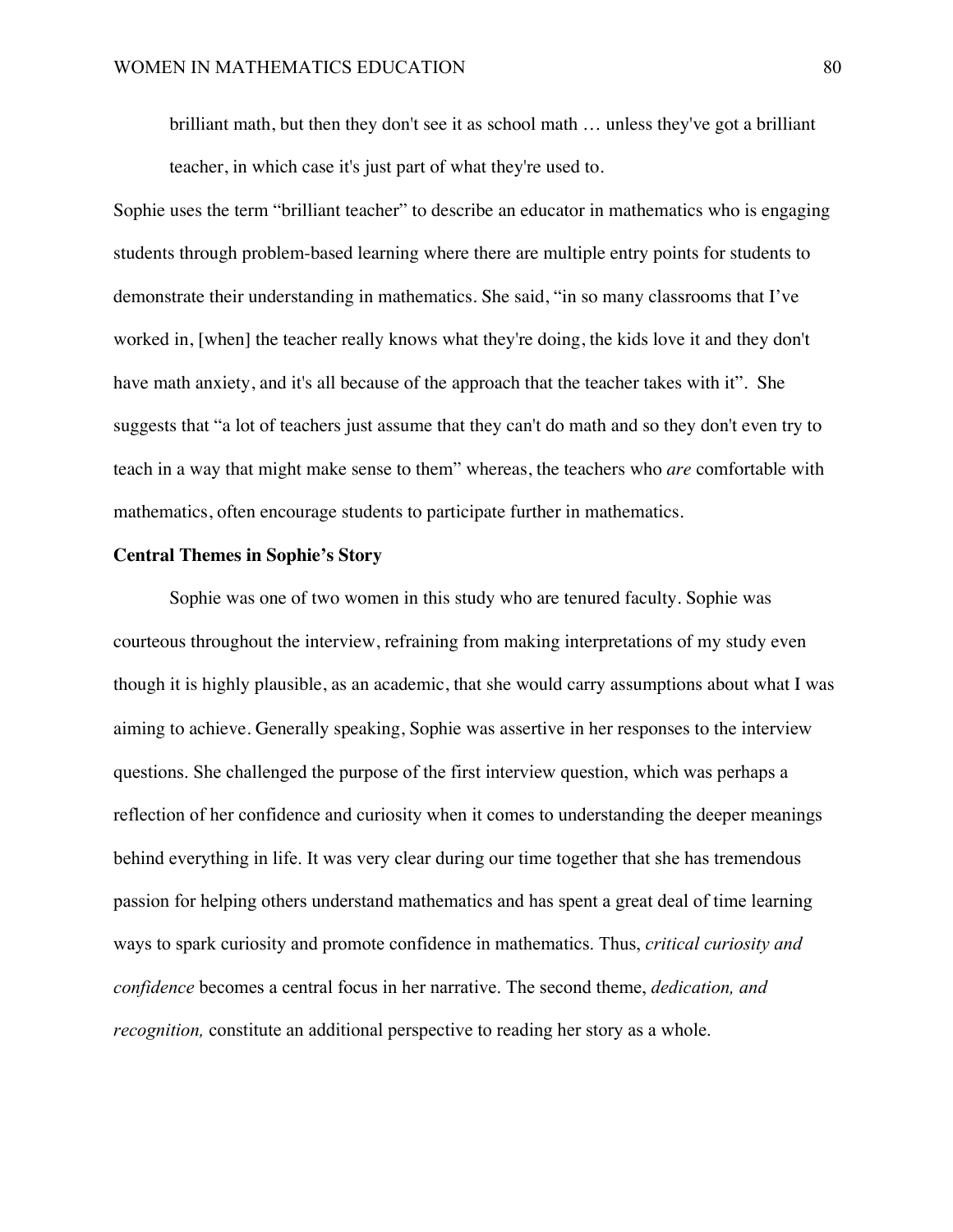> brilliant math, but then they don't see it as school math … unless they've got a brilliant teacher, in which case it's just part of what they're used to.

Sophie uses the term "brilliant teacher" to describe an educator in mathematics who is engaging students through problem-based learning where there are multiple entry points for students to demonstrate their understanding in mathematics. She said, "in so many classrooms that I've worked in, [when] the teacher really knows what they're doing, the kids love it and they don't have math anxiety, and it's all because of the approach that the teacher takes with it". She suggests that "a lot of teachers just assume that they can't do math and so they don't even try to teach in a way that might make sense to them" whereas, the teachers who *are* comfortable with mathematics, often encourage students to participate further in mathematics.

### Central Themes in Sophie's Story

Sophie was one of two women in this study who are tenured faculty. Sophie was courteous throughout the interview, refraining from making interpretations of my study even though it is highly plausible, as an academic, that she would carry assumptions about what I was aiming to achieve. Generally speaking, Sophie was assertive in her responses to the interview questions. She challenged the purpose of the first interview question, which was perhaps a reflection of her confidence and curiosity when it comes to understanding the deeper meanings behind everything in life. It was very clear during our time together that she has tremendous passion for helping others understand mathematics and has spent a great deal of time learning ways to spark curiosity and promote confidence in mathematics. Thus, *critical curiosity and confidence* becomes a central focus in her narrative. The second theme, *dedication, and recognition,* constitute an additional perspective to reading her story as a whole.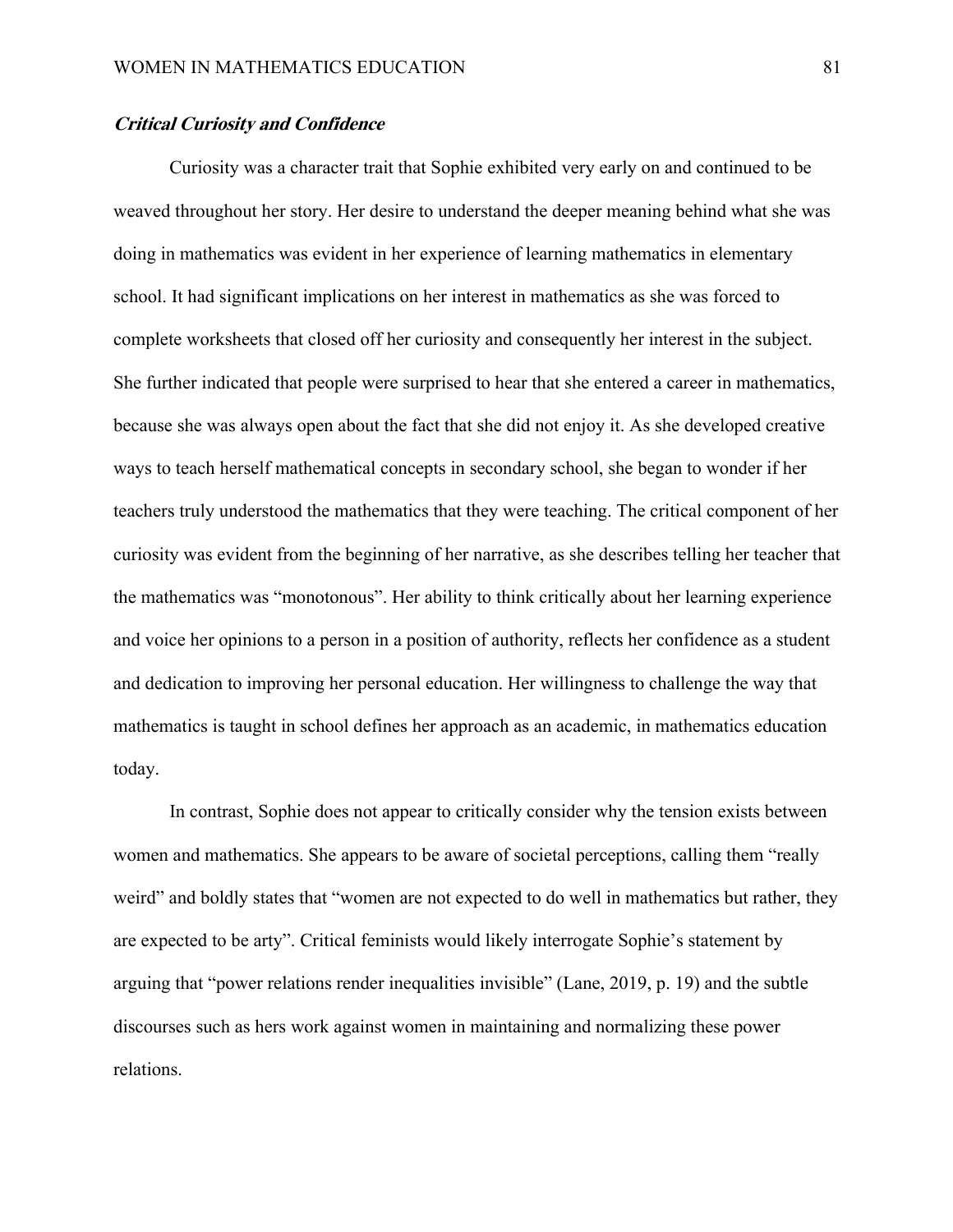### ***Critical Curiosity and Confidence***

Curiosity was a character trait that Sophie exhibited very early on and continued to be weaved throughout her story. Her desire to understand the deeper meaning behind what she was doing in mathematics was evident in her experience of learning mathematics in elementary school. It had significant implications on her interest in mathematics as she was forced to complete worksheets that closed off her curiosity and consequently her interest in the subject. She further indicated that people were surprised to hear that she entered a career in mathematics, because she was always open about the fact that she did not enjoy it. As she developed creative ways to teach herself mathematical concepts in secondary school, she began to wonder if her teachers truly understood the mathematics that they were teaching. The critical component of her curiosity was evident from the beginning of her narrative, as she describes telling her teacher that the mathematics was "monotonous". Her ability to think critically about her learning experience and voice her opinions to a person in a position of authority, reflects her confidence as a student and dedication to improving her personal education. Her willingness to challenge the way that mathematics is taught in school defines her approach as an academic, in mathematics education today.

In contrast, Sophie does not appear to critically consider why the tension exists between women and mathematics. She appears to be aware of societal perceptions, calling them "really weird" and boldly states that "women are not expected to do well in mathematics but rather, they are expected to be arty". Critical feminists would likely interrogate Sophie's statement by arguing that "power relations render inequalities invisible" (Lane, 2019, p. 19) and the subtle discourses such as hers work against women in maintaining and normalizing these power relations.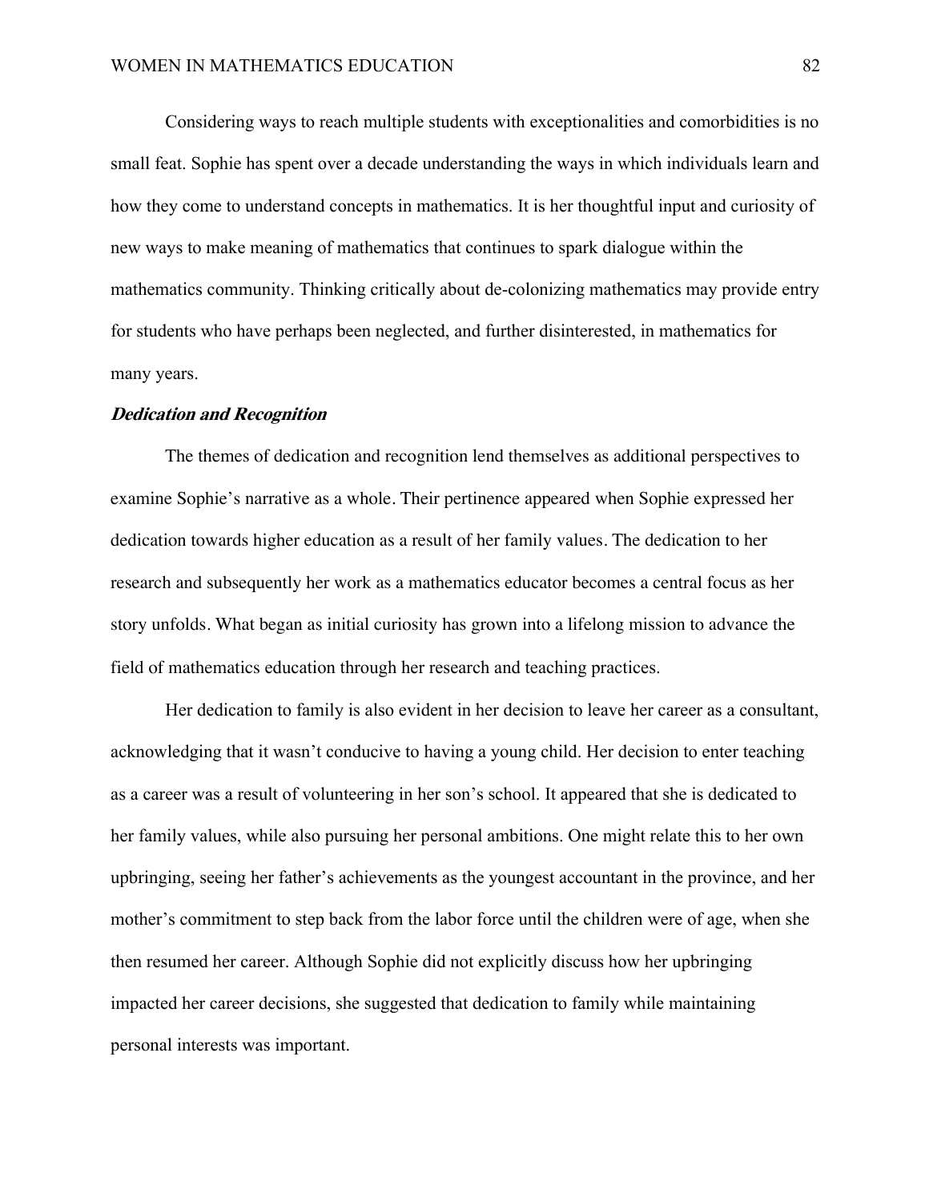Considering ways to reach multiple students with exceptionalities and comorbidities is no small feat. Sophie has spent over a decade understanding the ways in which individuals learn and how they come to understand concepts in mathematics. It is her thoughtful input and curiosity of new ways to make meaning of mathematics that continues to spark dialogue within the mathematics community. Thinking critically about de-colonizing mathematics may provide entry for students who have perhaps been neglected, and further disinterested, in mathematics for many years.

### ***Dedication and Recognition***

The themes of dedication and recognition lend themselves as additional perspectives to examine Sophie's narrative as a whole. Their pertinence appeared when Sophie expressed her dedication towards higher education as a result of her family values. The dedication to her research and subsequently her work as a mathematics educator becomes a central focus as her story unfolds. What began as initial curiosity has grown into a lifelong mission to advance the field of mathematics education through her research and teaching practices.

Her dedication to family is also evident in her decision to leave her career as a consultant, acknowledging that it wasn't conducive to having a young child. Her decision to enter teaching as a career was a result of volunteering in her son's school. It appeared that she is dedicated to her family values, while also pursuing her personal ambitions. One might relate this to her own upbringing, seeing her father's achievements as the youngest accountant in the province, and her mother's commitment to step back from the labor force until the children were of age, when she then resumed her career. Although Sophie did not explicitly discuss how her upbringing impacted her career decisions, she suggested that dedication to family while maintaining personal interests was important.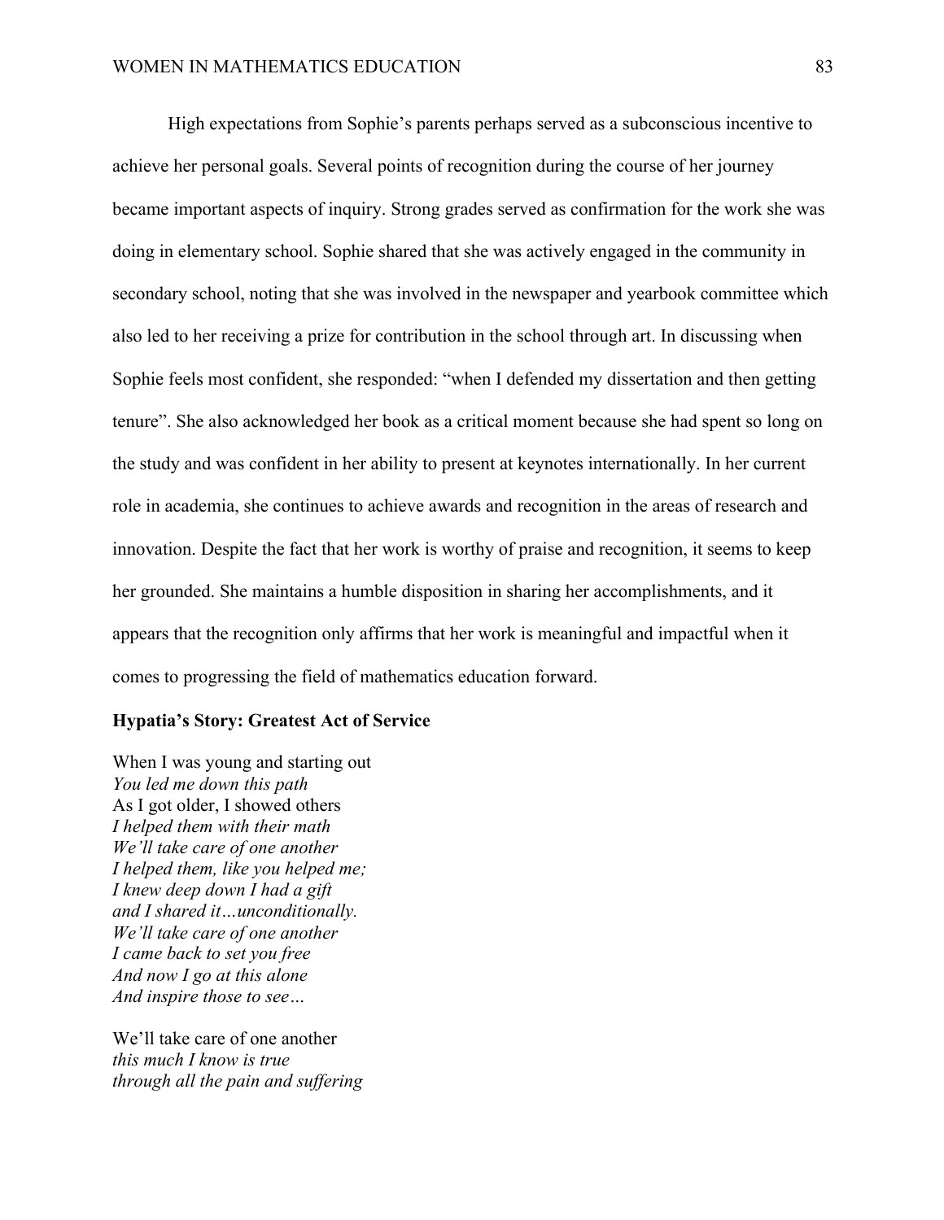High expectations from Sophie's parents perhaps served as a subconscious incentive to achieve her personal goals. Several points of recognition during the course of her journey became important aspects of inquiry. Strong grades served as confirmation for the work she was doing in elementary school. Sophie shared that she was actively engaged in the community in secondary school, noting that she was involved in the newspaper and yearbook committee which also led to her receiving a prize for contribution in the school through art. In discussing when Sophie feels most confident, she responded: "when I defended my dissertation and then getting tenure". She also acknowledged her book as a critical moment because she had spent so long on the study and was confident in her ability to present at keynotes internationally. In her current role in academia, she continues to achieve awards and recognition in the areas of research and innovation. Despite the fact that her work is worthy of praise and recognition, it seems to keep her grounded. She maintains a humble disposition in sharing her accomplishments, and it appears that the recognition only affirms that her work is meaningful and impactful when it comes to progressing the field of mathematics education forward.

**Hypatia's Story: Greatest Act of Service**

When I was young and starting out  
*You led me down this path*  
As I got older, I showed others  
*I helped them with their math*  
*We'll take care of one another*  
*I helped them, like you helped me;*  
*I knew deep down I had a gift*  
*and I shared it…unconditionally.*  
*We'll take care of one another*  
*I came back to set you free*  
*And now I go at this alone*  
*And inspire those to see…*

We'll take care of one another  
*this much I know is true*  
*through all the pain and suffering*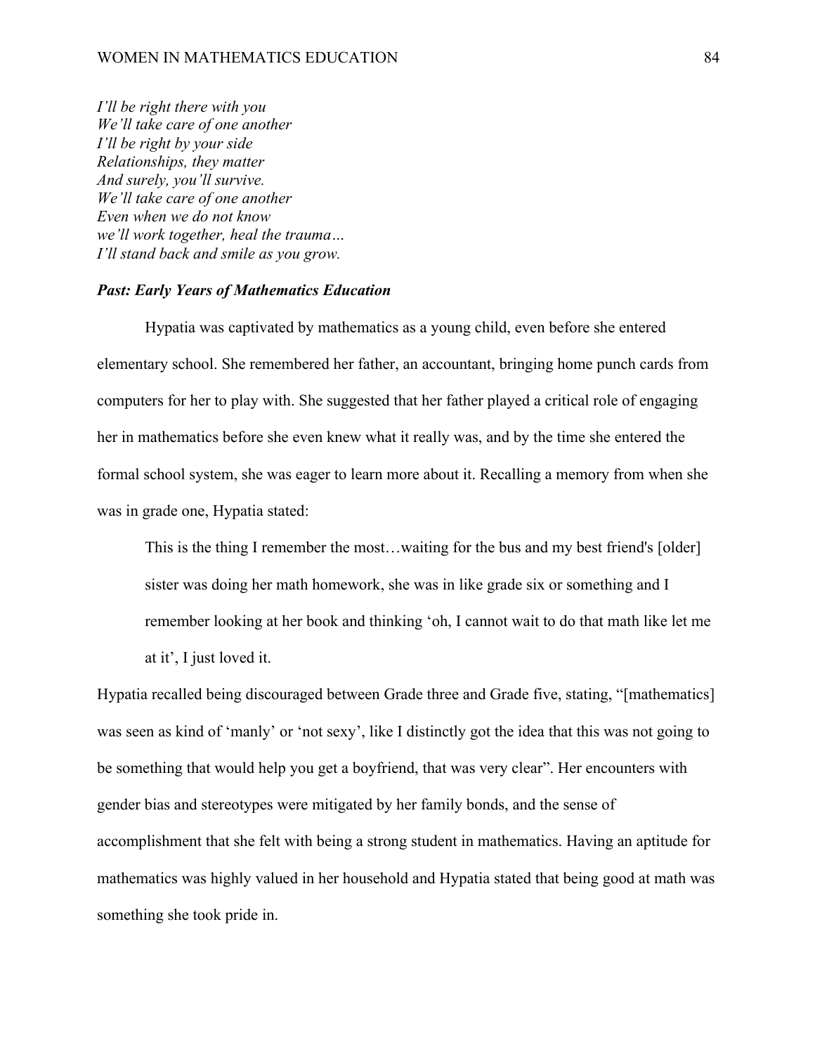*I'll be right there with you*
*We'll take care of one another*
*I'll be right by your side*
*Relationships, they matter*
*And surely, you'll survive.*
*We'll take care of one another*
*Even when we do not know*
*we'll work together, heal the trauma…*
*I'll stand back and smile as you grow.*

### ***Past: Early Years of Mathematics Education***

Hypatia was captivated by mathematics as a young child, even before she entered elementary school. She remembered her father, an accountant, bringing home punch cards from computers for her to play with. She suggested that her father played a critical role of engaging her in mathematics before she even knew what it really was, and by the time she entered the formal school system, she was eager to learn more about it. Recalling a memory from when she was in grade one, Hypatia stated:

> This is the thing I remember the most…waiting for the bus and my best friend's [older] sister was doing her math homework, she was in like grade six or something and I remember looking at her book and thinking 'oh, I cannot wait to do that math like let me at it', I just loved it.

Hypatia recalled being discouraged between Grade three and Grade five, stating, "[mathematics] was seen as kind of 'manly' or 'not sexy', like I distinctly got the idea that this was not going to be something that would help you get a boyfriend, that was very clear". Her encounters with gender bias and stereotypes were mitigated by her family bonds, and the sense of accomplishment that she felt with being a strong student in mathematics. Having an aptitude for mathematics was highly valued in her household and Hypatia stated that being good at math was something she took pride in.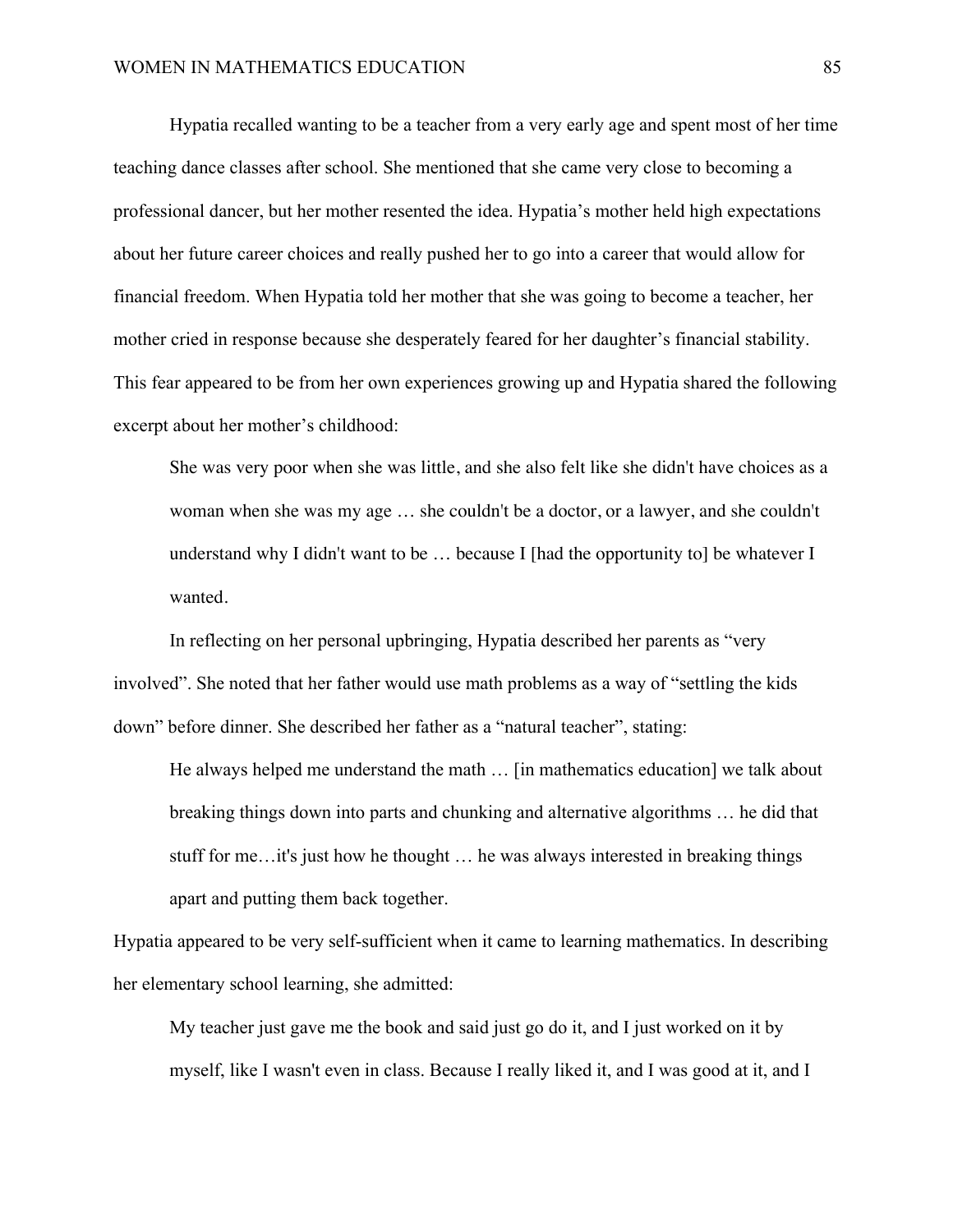Hypatia recalled wanting to be a teacher from a very early age and spent most of her time teaching dance classes after school. She mentioned that she came very close to becoming a professional dancer, but her mother resented the idea. Hypatia's mother held high expectations about her future career choices and really pushed her to go into a career that would allow for financial freedom. When Hypatia told her mother that she was going to become a teacher, her mother cried in response because she desperately feared for her daughter's financial stability. This fear appeared to be from her own experiences growing up and Hypatia shared the following excerpt about her mother's childhood:

> She was very poor when she was little, and she also felt like she didn't have choices as a woman when she was my age … she couldn't be a doctor, or a lawyer, and she couldn't understand why I didn't want to be … because I [had the opportunity to] be whatever I wanted.

In reflecting on her personal upbringing, Hypatia described her parents as "very involved". She noted that her father would use math problems as a way of "settling the kids down" before dinner. She described her father as a "natural teacher", stating:

> He always helped me understand the math … [in mathematics education] we talk about breaking things down into parts and chunking and alternative algorithms … he did that stuff for me…it's just how he thought … he was always interested in breaking things apart and putting them back together.

Hypatia appeared to be very self-sufficient when it came to learning mathematics. In describing her elementary school learning, she admitted:

> My teacher just gave me the book and said just go do it, and I just worked on it by myself, like I wasn't even in class. Because I really liked it, and I was good at it, and I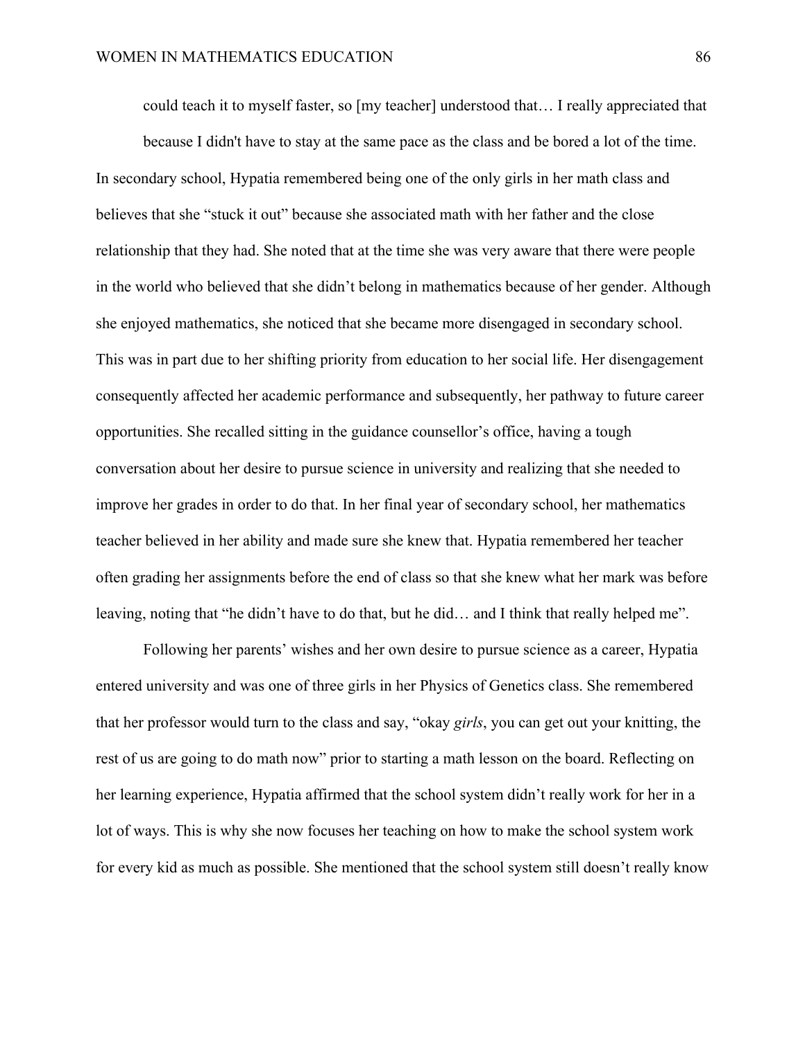> could teach it to myself faster, so [my teacher] understood that… I really appreciated that because I didn't have to stay at the same pace as the class and be bored a lot of the time.

In secondary school, Hypatia remembered being one of the only girls in her math class and believes that she "stuck it out" because she associated math with her father and the close relationship that they had. She noted that at the time she was very aware that there were people in the world who believed that she didn't belong in mathematics because of her gender. Although she enjoyed mathematics, she noticed that she became more disengaged in secondary school. This was in part due to her shifting priority from education to her social life. Her disengagement consequently affected her academic performance and subsequently, her pathway to future career opportunities. She recalled sitting in the guidance counsellor's office, having a tough conversation about her desire to pursue science in university and realizing that she needed to improve her grades in order to do that. In her final year of secondary school, her mathematics teacher believed in her ability and made sure she knew that. Hypatia remembered her teacher often grading her assignments before the end of class so that she knew what her mark was before leaving, noting that "he didn't have to do that, but he did… and I think that really helped me".

Following her parents' wishes and her own desire to pursue science as a career, Hypatia entered university and was one of three girls in her Physics of Genetics class. She remembered that her professor would turn to the class and say, "okay *girls*, you can get out your knitting, the rest of us are going to do math now" prior to starting a math lesson on the board. Reflecting on her learning experience, Hypatia affirmed that the school system didn't really work for her in a lot of ways. This is why she now focuses her teaching on how to make the school system work for every kid as much as possible. She mentioned that the school system still doesn't really know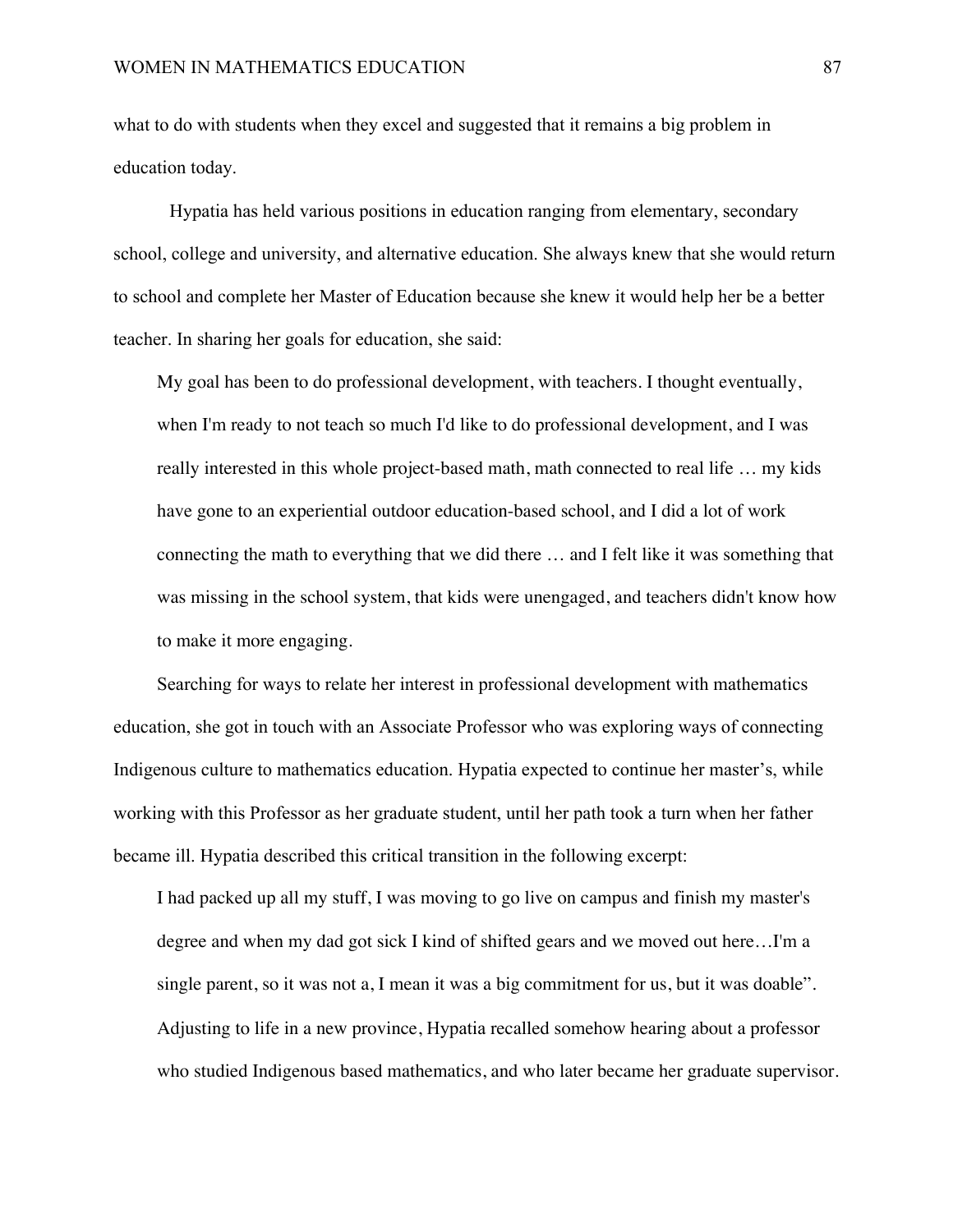what to do with students when they excel and suggested that it remains a big problem in education today.

Hypatia has held various positions in education ranging from elementary, secondary school, college and university, and alternative education. She always knew that she would return to school and complete her Master of Education because she knew it would help her be a better teacher. In sharing her goals for education, she said:

> My goal has been to do professional development, with teachers. I thought eventually, when I'm ready to not teach so much I'd like to do professional development, and I was really interested in this whole project-based math, math connected to real life … my kids have gone to an experiential outdoor education-based school, and I did a lot of work connecting the math to everything that we did there … and I felt like it was something that was missing in the school system, that kids were unengaged, and teachers didn't know how to make it more engaging.

Searching for ways to relate her interest in professional development with mathematics education, she got in touch with an Associate Professor who was exploring ways of connecting Indigenous culture to mathematics education. Hypatia expected to continue her master's, while working with this Professor as her graduate student, until her path took a turn when her father became ill. Hypatia described this critical transition in the following excerpt:

> I had packed up all my stuff, I was moving to go live on campus and finish my master's degree and when my dad got sick I kind of shifted gears and we moved out here…I'm a single parent, so it was not a, I mean it was a big commitment for us, but it was doable".
>
> Adjusting to life in a new province, Hypatia recalled somehow hearing about a professor who studied Indigenous based mathematics, and who later became her graduate supervisor.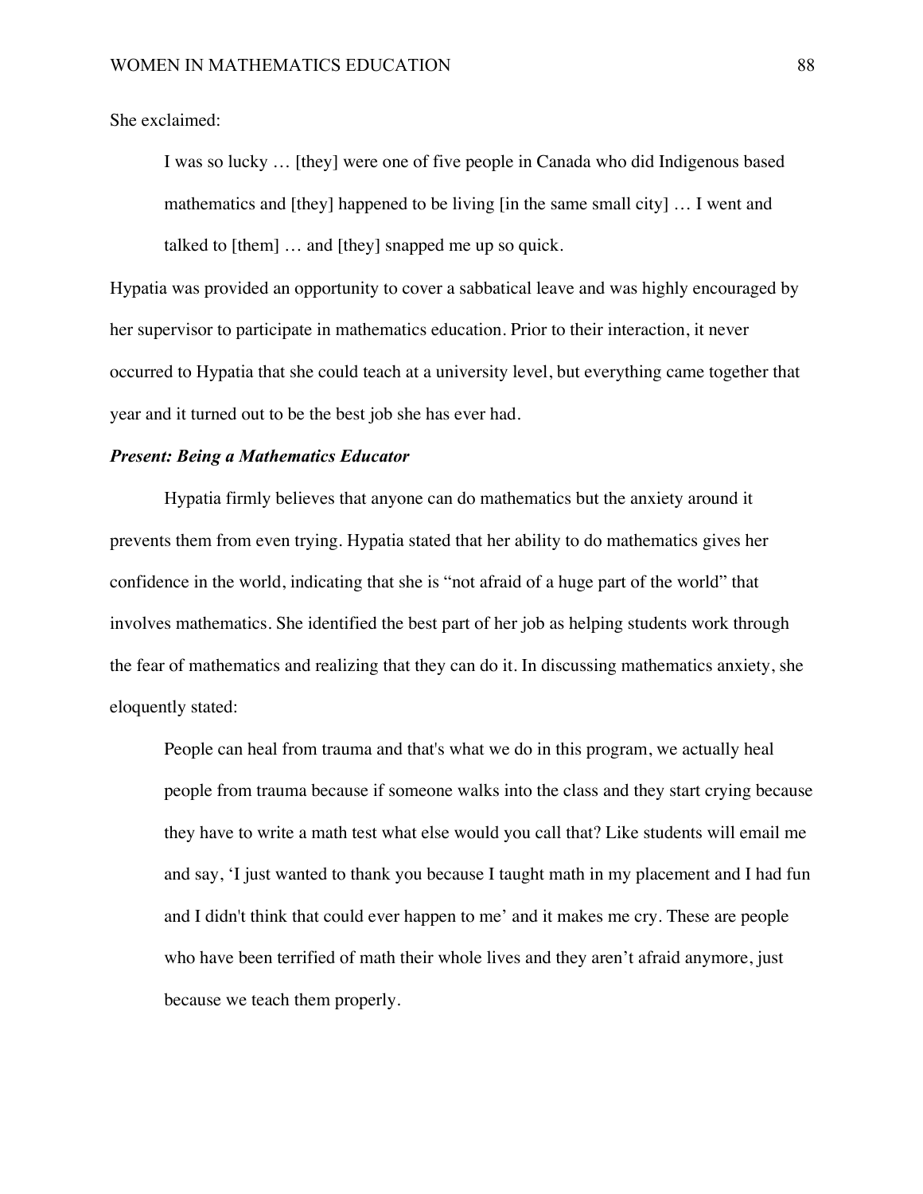She exclaimed:

> I was so lucky … [they] were one of five people in Canada who did Indigenous based mathematics and [they] happened to be living [in the same small city] … I went and talked to [them] … and [they] snapped me up so quick.

Hypatia was provided an opportunity to cover a sabbatical leave and was highly encouraged by her supervisor to participate in mathematics education. Prior to their interaction, it never occurred to Hypatia that she could teach at a university level, but everything came together that year and it turned out to be the best job she has ever had.

### ***Present: Being a Mathematics Educator***

Hypatia firmly believes that anyone can do mathematics but the anxiety around it prevents them from even trying. Hypatia stated that her ability to do mathematics gives her confidence in the world, indicating that she is "not afraid of a huge part of the world" that involves mathematics. She identified the best part of her job as helping students work through the fear of mathematics and realizing that they can do it. In discussing mathematics anxiety, she eloquently stated:

> People can heal from trauma and that's what we do in this program, we actually heal people from trauma because if someone walks into the class and they start crying because they have to write a math test what else would you call that? Like students will email me and say, 'I just wanted to thank you because I taught math in my placement and I had fun and I didn't think that could ever happen to me' and it makes me cry. These are people who have been terrified of math their whole lives and they aren't afraid anymore, just because we teach them properly.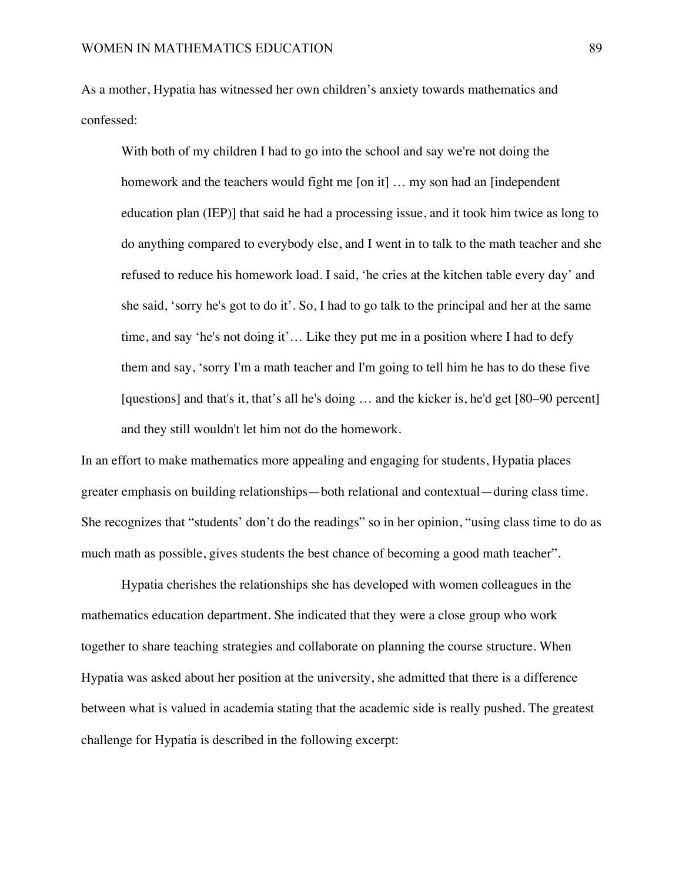As a mother, Hypatia has witnessed her own children's anxiety towards mathematics and confessed:

> With both of my children I had to go into the school and say we're not doing the homework and the teachers would fight me [on it] … my son had an [independent education plan (IEP)] that said he had a processing issue, and it took him twice as long to do anything compared to everybody else, and I went in to talk to the math teacher and she refused to reduce his homework load. I said, 'he cries at the kitchen table every day' and she said, 'sorry he's got to do it'. So, I had to go talk to the principal and her at the same time, and say 'he's not doing it'… Like they put me in a position where I had to defy them and say, 'sorry I'm a math teacher and I'm going to tell him he has to do these five [questions] and that's it, that's all he's doing … and the kicker is, he'd get [80–90 percent] and they still wouldn't let him not do the homework.

In an effort to make mathematics more appealing and engaging for students, Hypatia places greater emphasis on building relationships—both relational and contextual—during class time. She recognizes that "students' don't do the readings" so in her opinion, "using class time to do as much math as possible, gives students the best chance of becoming a good math teacher".

Hypatia cherishes the relationships she has developed with women colleagues in the mathematics education department. She indicated that they were a close group who work together to share teaching strategies and collaborate on planning the course structure. When Hypatia was asked about her position at the university, she admitted that there is a difference between what is valued in academia stating that the academic side is really pushed. The greatest challenge for Hypatia is described in the following excerpt: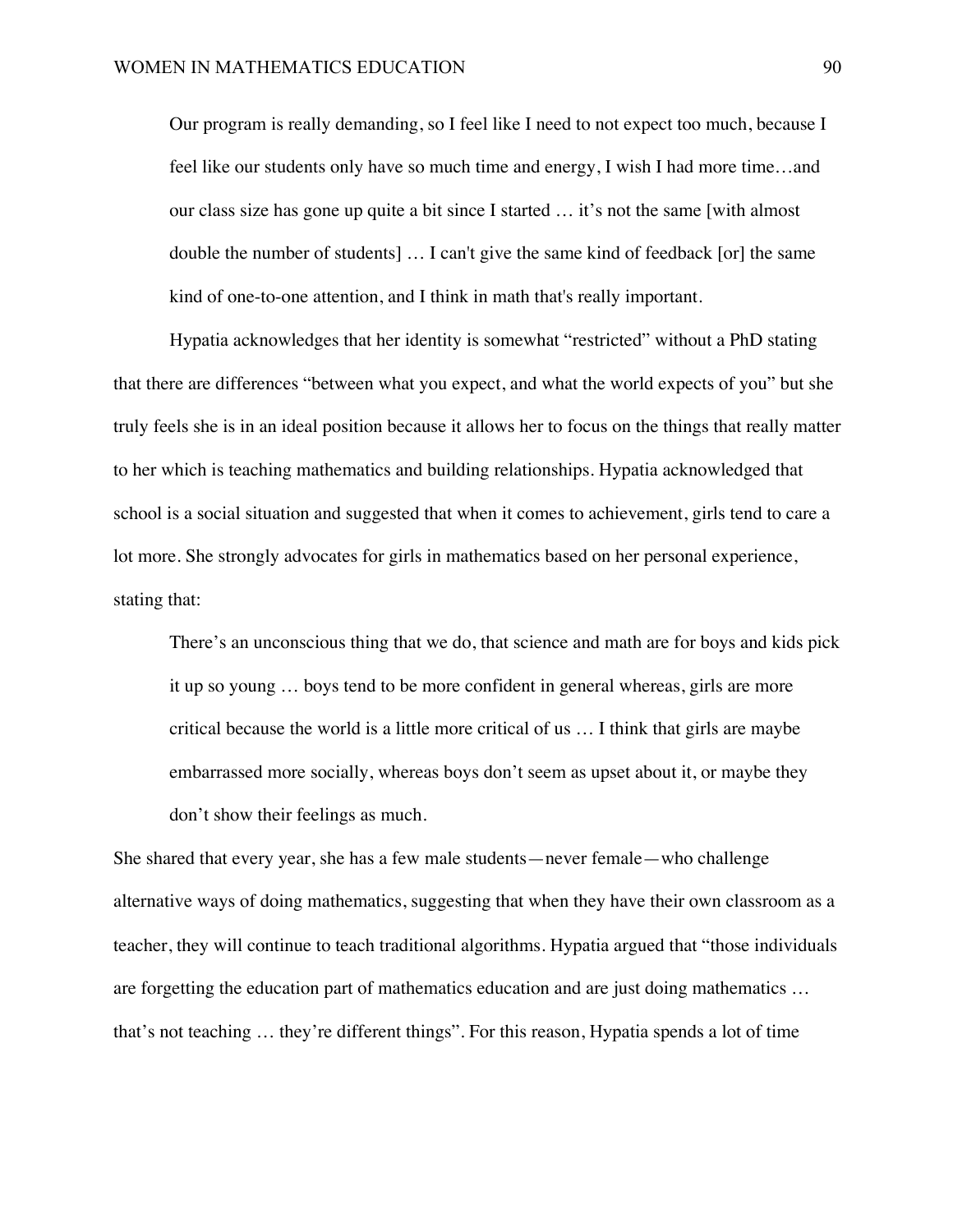> Our program is really demanding, so I feel like I need to not expect too much, because I feel like our students only have so much time and energy, I wish I had more time…and our class size has gone up quite a bit since I started … it's not the same [with almost double the number of students] … I can't give the same kind of feedback [or] the same kind of one-to-one attention, and I think in math that's really important.

Hypatia acknowledges that her identity is somewhat "restricted" without a PhD stating that there are differences "between what you expect, and what the world expects of you" but she truly feels she is in an ideal position because it allows her to focus on the things that really matter to her which is teaching mathematics and building relationships. Hypatia acknowledged that school is a social situation and suggested that when it comes to achievement, girls tend to care a lot more. She strongly advocates for girls in mathematics based on her personal experience, stating that:

> There's an unconscious thing that we do, that science and math are for boys and kids pick it up so young … boys tend to be more confident in general whereas, girls are more critical because the world is a little more critical of us … I think that girls are maybe embarrassed more socially, whereas boys don't seem as upset about it, or maybe they don't show their feelings as much.

She shared that every year, she has a few male students—never female—who challenge alternative ways of doing mathematics, suggesting that when they have their own classroom as a teacher, they will continue to teach traditional algorithms. Hypatia argued that "those individuals are forgetting the education part of mathematics education and are just doing mathematics … that's not teaching … they're different things". For this reason, Hypatia spends a lot of time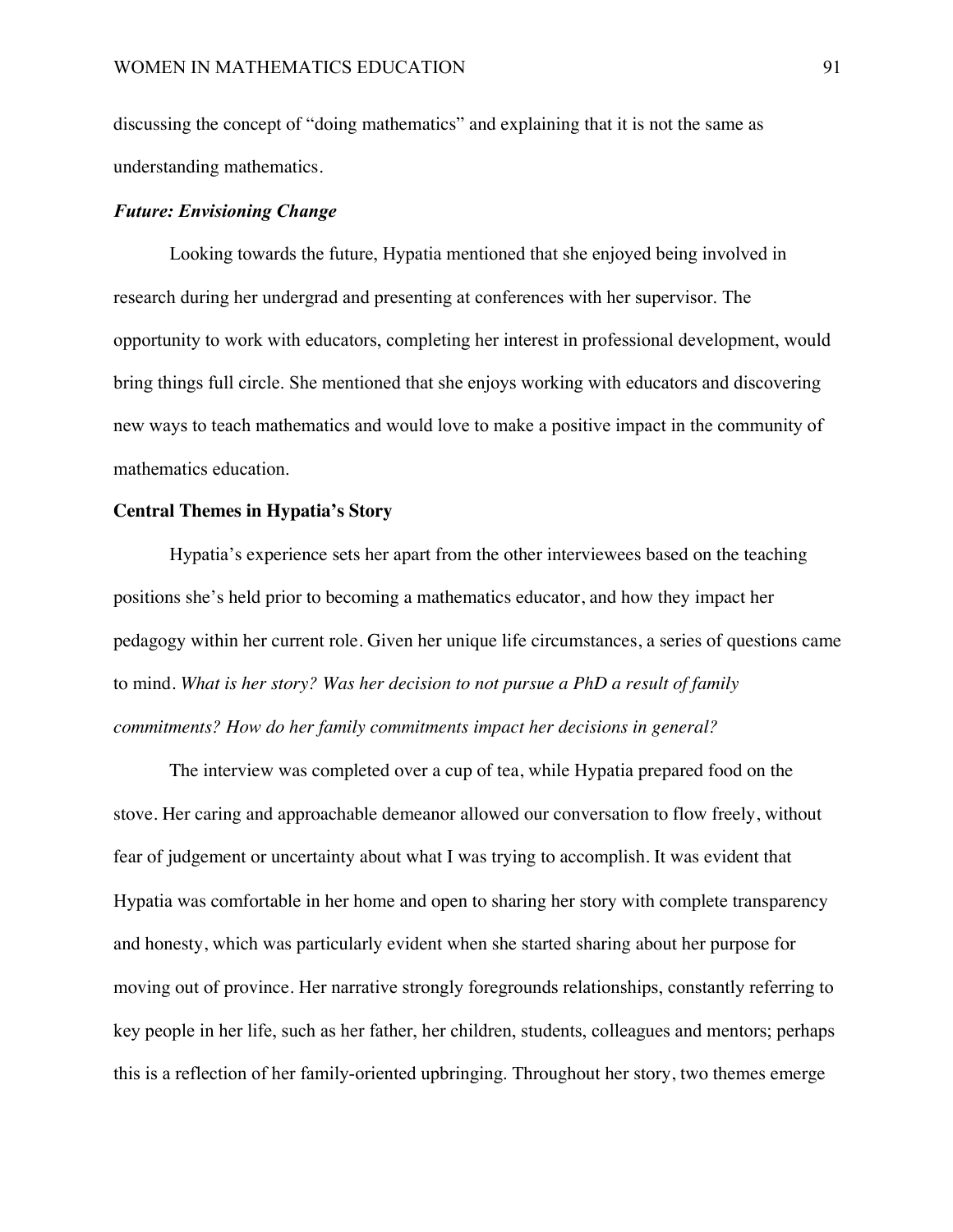discussing the concept of "doing mathematics" and explaining that it is not the same as understanding mathematics.

### *Future: Envisioning Change*

Looking towards the future, Hypatia mentioned that she enjoyed being involved in research during her undergrad and presenting at conferences with her supervisor. The opportunity to work with educators, completing her interest in professional development, would bring things full circle. She mentioned that she enjoys working with educators and discovering new ways to teach mathematics and would love to make a positive impact in the community of mathematics education.

## Central Themes in Hypatia's Story

Hypatia's experience sets her apart from the other interviewees based on the teaching positions she's held prior to becoming a mathematics educator, and how they impact her pedagogy within her current role. Given her unique life circumstances, a series of questions came to mind. *What is her story? Was her decision to not pursue a PhD a result of family commitments? How do her family commitments impact her decisions in general?*

The interview was completed over a cup of tea, while Hypatia prepared food on the stove. Her caring and approachable demeanor allowed our conversation to flow freely, without fear of judgement or uncertainty about what I was trying to accomplish. It was evident that Hypatia was comfortable in her home and open to sharing her story with complete transparency and honesty, which was particularly evident when she started sharing about her purpose for moving out of province. Her narrative strongly foregrounds relationships, constantly referring to key people in her life, such as her father, her children, students, colleagues and mentors; perhaps this is a reflection of her family-oriented upbringing. Throughout her story, two themes emerge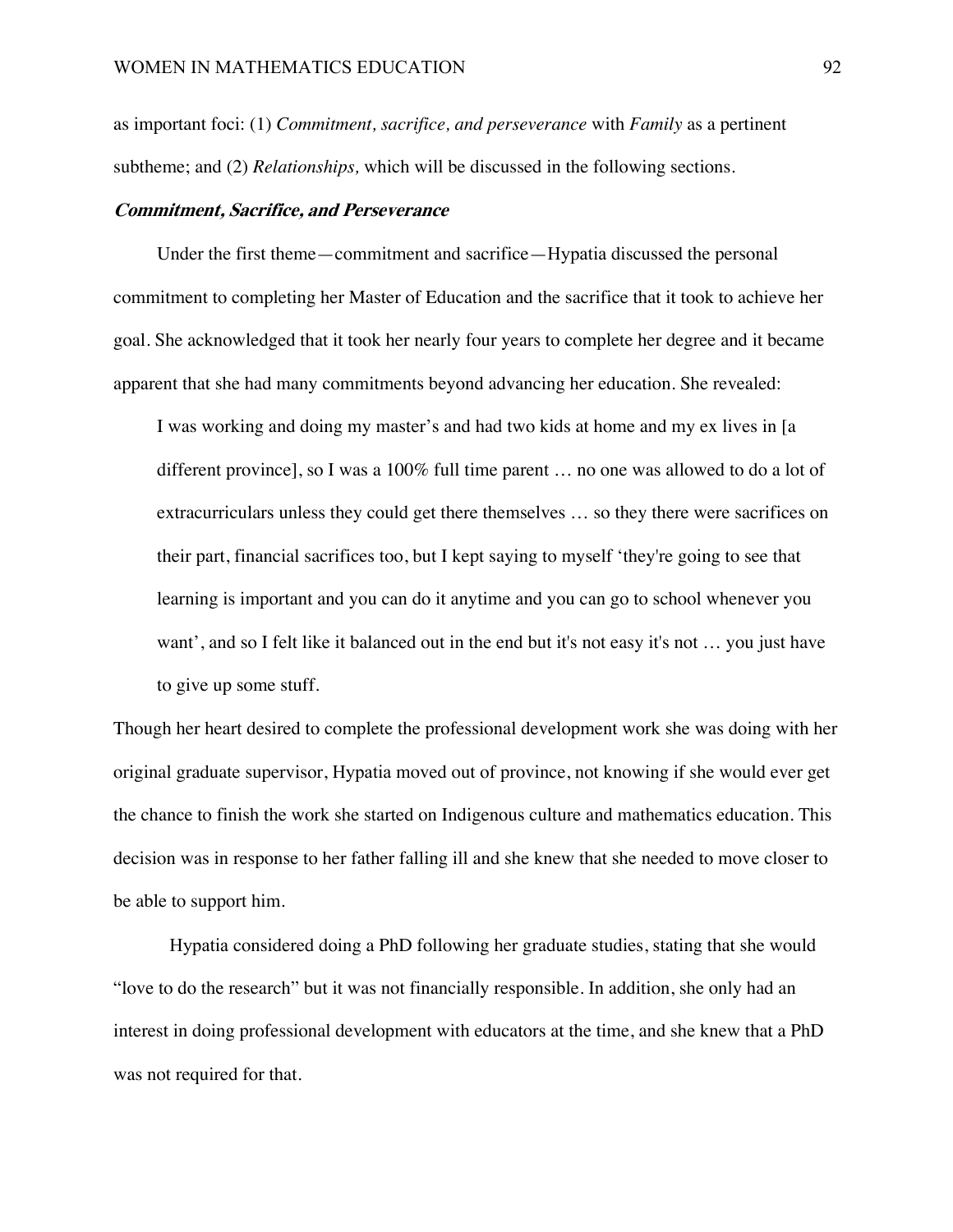as important foci: (1) *Commitment, sacrifice, and perseverance* with *Family* as a pertinent subtheme; and (2) *Relationships,* which will be discussed in the following sections.

### ***Commitment, Sacrifice, and Perseverance***

Under the first theme—commitment and sacrifice—Hypatia discussed the personal commitment to completing her Master of Education and the sacrifice that it took to achieve her goal. She acknowledged that it took her nearly four years to complete her degree and it became apparent that she had many commitments beyond advancing her education. She revealed:

> I was working and doing my master's and had two kids at home and my ex lives in [a different province], so I was a 100% full time parent … no one was allowed to do a lot of extracurriculars unless they could get there themselves … so they there were sacrifices on their part, financial sacrifices too, but I kept saying to myself 'they're going to see that learning is important and you can do it anytime and you can go to school whenever you want', and so I felt like it balanced out in the end but it's not easy it's not … you just have to give up some stuff.

Though her heart desired to complete the professional development work she was doing with her original graduate supervisor, Hypatia moved out of province, not knowing if she would ever get the chance to finish the work she started on Indigenous culture and mathematics education. This decision was in response to her father falling ill and she knew that she needed to move closer to be able to support him.

Hypatia considered doing a PhD following her graduate studies, stating that she would "love to do the research" but it was not financially responsible. In addition, she only had an interest in doing professional development with educators at the time, and she knew that a PhD was not required for that.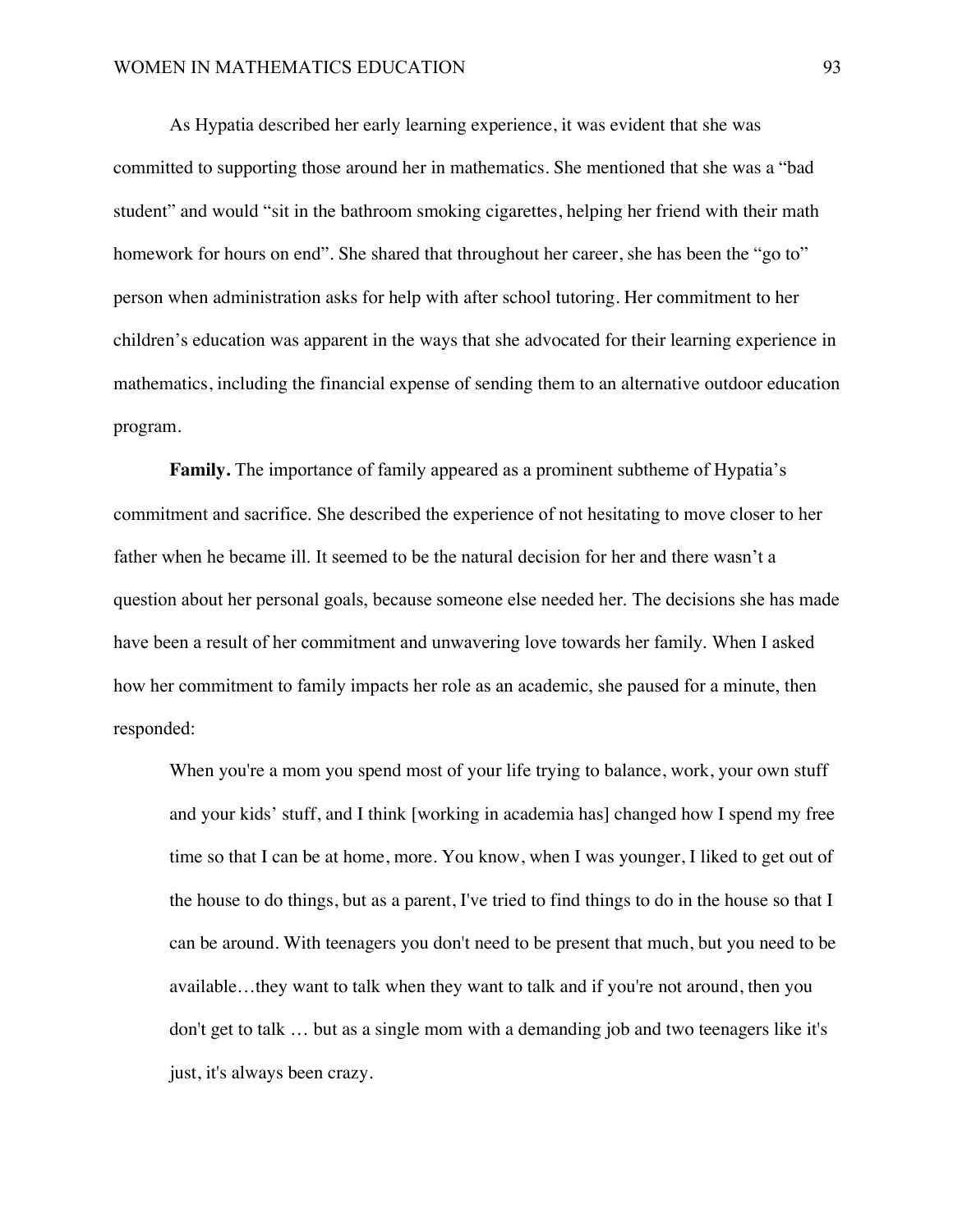As Hypatia described her early learning experience, it was evident that she was committed to supporting those around her in mathematics. She mentioned that she was a "bad student" and would "sit in the bathroom smoking cigarettes, helping her friend with their math homework for hours on end". She shared that throughout her career, she has been the "go to" person when administration asks for help with after school tutoring. Her commitment to her children's education was apparent in the ways that she advocated for their learning experience in mathematics, including the financial expense of sending them to an alternative outdoor education program.

**Family.** The importance of family appeared as a prominent subtheme of Hypatia's commitment and sacrifice. She described the experience of not hesitating to move closer to her father when he became ill. It seemed to be the natural decision for her and there wasn't a question about her personal goals, because someone else needed her. The decisions she has made have been a result of her commitment and unwavering love towards her family. When I asked how her commitment to family impacts her role as an academic, she paused for a minute, then responded:

> When you're a mom you spend most of your life trying to balance, work, your own stuff and your kids' stuff, and I think [working in academia has] changed how I spend my free time so that I can be at home, more. You know, when I was younger, I liked to get out of the house to do things, but as a parent, I've tried to find things to do in the house so that I can be around. With teenagers you don't need to be present that much, but you need to be available…they want to talk when they want to talk and if you're not around, then you don't get to talk … but as a single mom with a demanding job and two teenagers like it's just, it's always been crazy.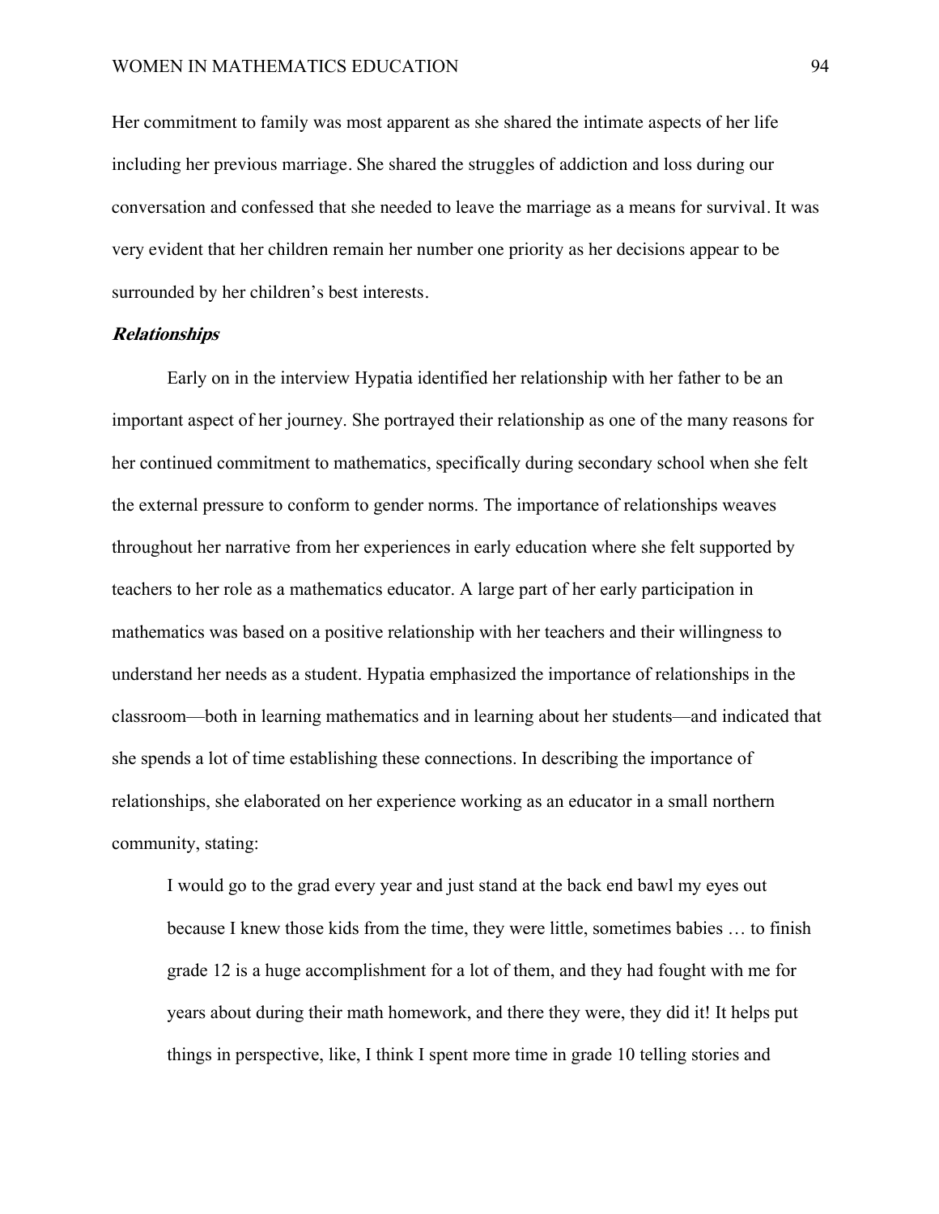Her commitment to family was most apparent as she shared the intimate aspects of her life including her previous marriage. She shared the struggles of addiction and loss during our conversation and confessed that she needed to leave the marriage as a means for survival. It was very evident that her children remain her number one priority as her decisions appear to be surrounded by her children's best interests.

### *Relationships*

Early on in the interview Hypatia identified her relationship with her father to be an important aspect of her journey. She portrayed their relationship as one of the many reasons for her continued commitment to mathematics, specifically during secondary school when she felt the external pressure to conform to gender norms. The importance of relationships weaves throughout her narrative from her experiences in early education where she felt supported by teachers to her role as a mathematics educator. A large part of her early participation in mathematics was based on a positive relationship with her teachers and their willingness to understand her needs as a student. Hypatia emphasized the importance of relationships in the classroom—both in learning mathematics and in learning about her students—and indicated that she spends a lot of time establishing these connections. In describing the importance of relationships, she elaborated on her experience working as an educator in a small northern community, stating:

> I would go to the grad every year and just stand at the back end bawl my eyes out because I knew those kids from the time, they were little, sometimes babies … to finish grade 12 is a huge accomplishment for a lot of them, and they had fought with me for years about during their math homework, and there they were, they did it! It helps put things in perspective, like, I think I spent more time in grade 10 telling stories and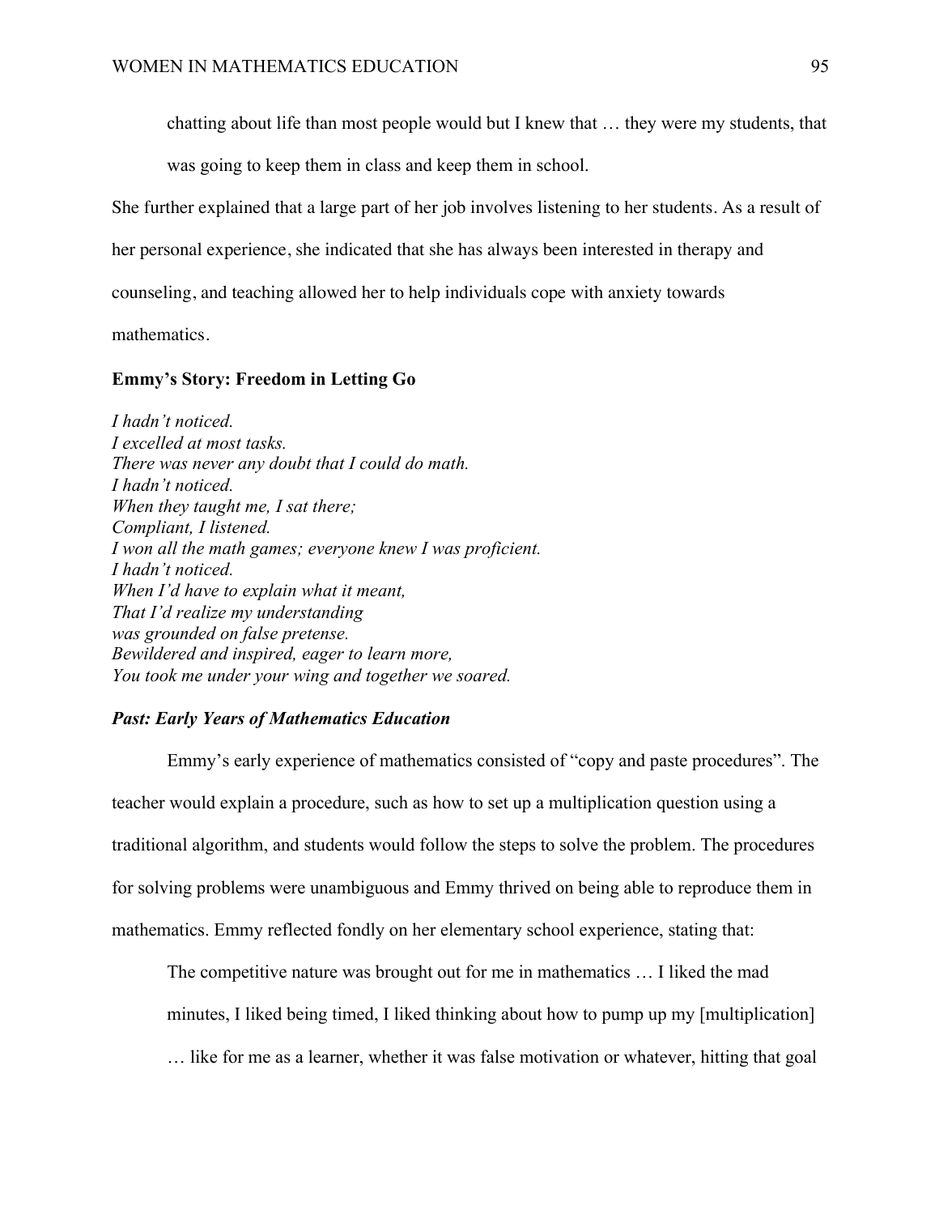> chatting about life than most people would but I knew that … they were my students, that was going to keep them in class and keep them in school.

She further explained that a large part of her job involves listening to her students. As a result of her personal experience, she indicated that she has always been interested in therapy and counseling, and teaching allowed her to help individuals cope with anxiety towards mathematics.

### Emmy's Story: Freedom in Letting Go

*I hadn't noticed.*
*I excelled at most tasks.*
*There was never any doubt that I could do math.*
*I hadn't noticed.*
*When they taught me, I sat there;*
*Compliant, I listened.*
*I won all the math games; everyone knew I was proficient.*
*I hadn't noticed.*
*When I'd have to explain what it meant,*
*That I'd realize my understanding*
*was grounded on false pretense.*
*Bewildered and inspired, eager to learn more,*
*You took me under your wing and together we soared.*

#### *Past: Early Years of Mathematics Education*

Emmy's early experience of mathematics consisted of "copy and paste procedures". The teacher would explain a procedure, such as how to set up a multiplication question using a traditional algorithm, and students would follow the steps to solve the problem. The procedures for solving problems were unambiguous and Emmy thrived on being able to reproduce them in mathematics. Emmy reflected fondly on her elementary school experience, stating that:

> The competitive nature was brought out for me in mathematics … I liked the mad minutes, I liked being timed, I liked thinking about how to pump up my [multiplication] … like for me as a learner, whether it was false motivation or whatever, hitting that goal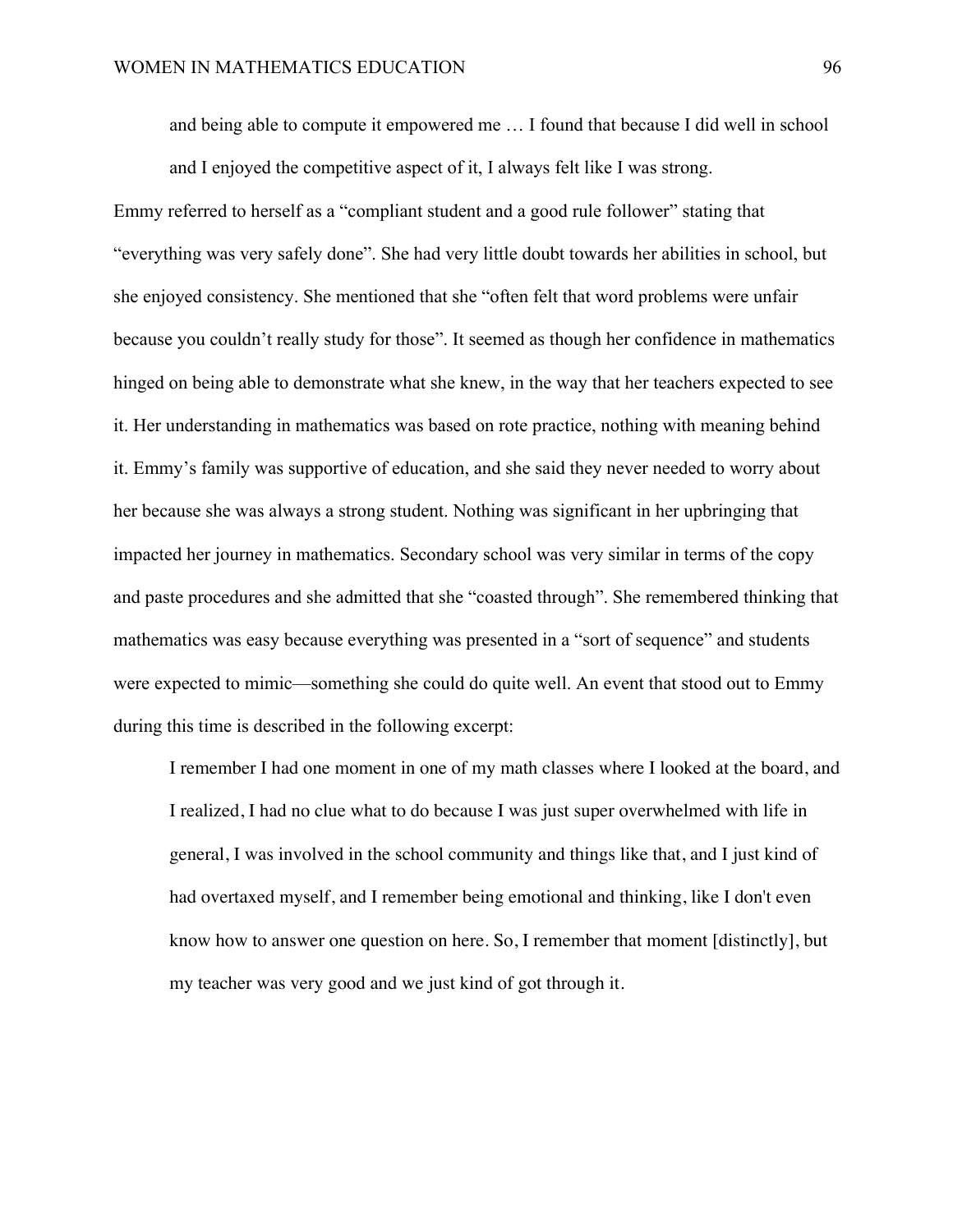> and being able to compute it empowered me … I found that because I did well in school and I enjoyed the competitive aspect of it, I always felt like I was strong.

Emmy referred to herself as a “compliant student and a good rule follower” stating that “everything was very safely done”. She had very little doubt towards her abilities in school, but she enjoyed consistency. She mentioned that she “often felt that word problems were unfair because you couldn’t really study for those”. It seemed as though her confidence in mathematics hinged on being able to demonstrate what she knew, in the way that her teachers expected to see it. Her understanding in mathematics was based on rote practice, nothing with meaning behind it. Emmy’s family was supportive of education, and she said they never needed to worry about her because she was always a strong student. Nothing was significant in her upbringing that impacted her journey in mathematics. Secondary school was very similar in terms of the copy and paste procedures and she admitted that she “coasted through”. She remembered thinking that mathematics was easy because everything was presented in a “sort of sequence” and students were expected to mimic—something she could do quite well. An event that stood out to Emmy during this time is described in the following excerpt:

> I remember I had one moment in one of my math classes where I looked at the board, and I realized, I had no clue what to do because I was just super overwhelmed with life in general, I was involved in the school community and things like that, and I just kind of had overtaxed myself, and I remember being emotional and thinking, like I don't even know how to answer one question on here. So, I remember that moment [distinctly], but my teacher was very good and we just kind of got through it.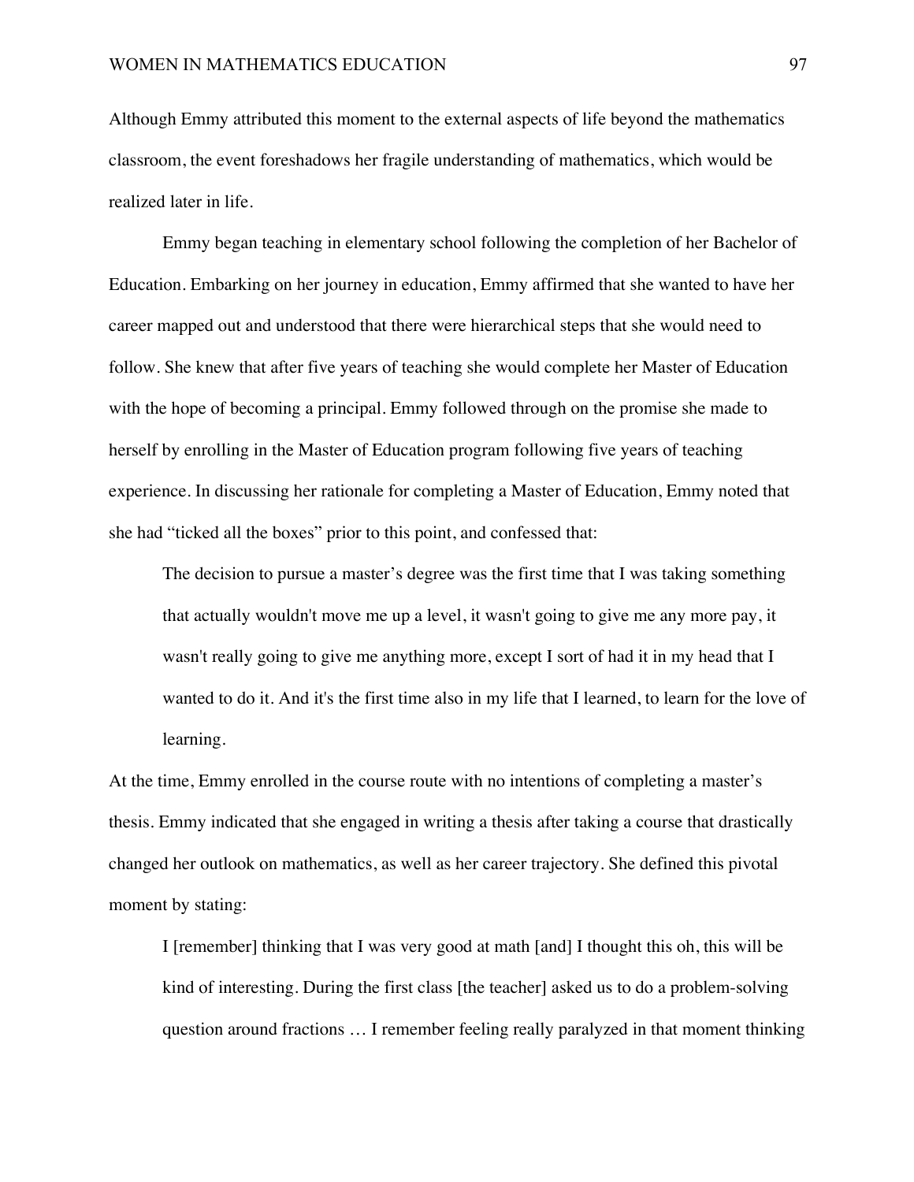Although Emmy attributed this moment to the external aspects of life beyond the mathematics classroom, the event foreshadows her fragile understanding of mathematics, which would be realized later in life.

Emmy began teaching in elementary school following the completion of her Bachelor of Education. Embarking on her journey in education, Emmy affirmed that she wanted to have her career mapped out and understood that there were hierarchical steps that she would need to follow. She knew that after five years of teaching she would complete her Master of Education with the hope of becoming a principal. Emmy followed through on the promise she made to herself by enrolling in the Master of Education program following five years of teaching experience. In discussing her rationale for completing a Master of Education, Emmy noted that she had "ticked all the boxes" prior to this point, and confessed that:

> The decision to pursue a master's degree was the first time that I was taking something that actually wouldn't move me up a level, it wasn't going to give me any more pay, it wasn't really going to give me anything more, except I sort of had it in my head that I wanted to do it. And it's the first time also in my life that I learned, to learn for the love of learning.

At the time, Emmy enrolled in the course route with no intentions of completing a master's thesis. Emmy indicated that she engaged in writing a thesis after taking a course that drastically changed her outlook on mathematics, as well as her career trajectory. She defined this pivotal moment by stating:

> I [remember] thinking that I was very good at math [and] I thought this oh, this will be kind of interesting. During the first class [the teacher] asked us to do a problem-solving question around fractions … I remember feeling really paralyzed in that moment thinking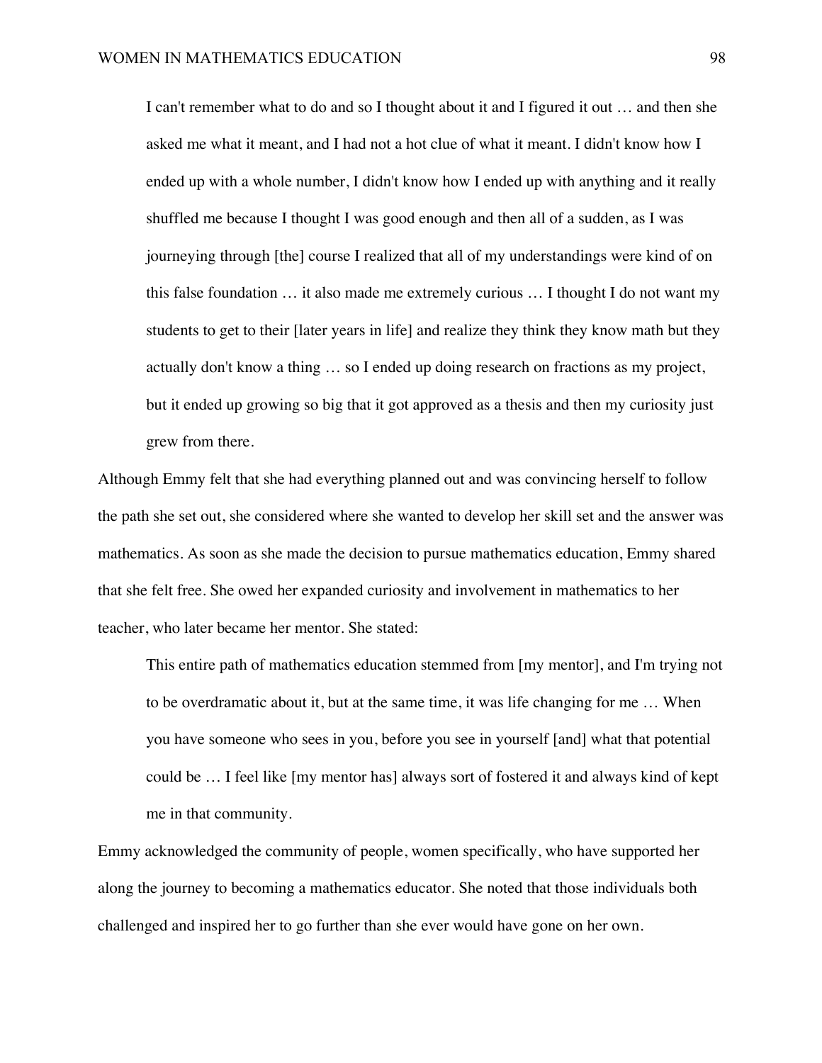> I can't remember what to do and so I thought about it and I figured it out … and then she asked me what it meant, and I had not a hot clue of what it meant. I didn't know how I ended up with a whole number, I didn't know how I ended up with anything and it really shuffled me because I thought I was good enough and then all of a sudden, as I was journeying through [the] course I realized that all of my understandings were kind of on this false foundation … it also made me extremely curious … I thought I do not want my students to get to their [later years in life] and realize they think they know math but they actually don't know a thing … so I ended up doing research on fractions as my project, but it ended up growing so big that it got approved as a thesis and then my curiosity just grew from there.

Although Emmy felt that she had everything planned out and was convincing herself to follow the path she set out, she considered where she wanted to develop her skill set and the answer was mathematics. As soon as she made the decision to pursue mathematics education, Emmy shared that she felt free. She owed her expanded curiosity and involvement in mathematics to her teacher, who later became her mentor. She stated:

> This entire path of mathematics education stemmed from [my mentor], and I'm trying not to be overdramatic about it, but at the same time, it was life changing for me … When you have someone who sees in you, before you see in yourself [and] what that potential could be … I feel like [my mentor has] always sort of fostered it and always kind of kept me in that community.

Emmy acknowledged the community of people, women specifically, who have supported her along the journey to becoming a mathematics educator. She noted that those individuals both challenged and inspired her to go further than she ever would have gone on her own.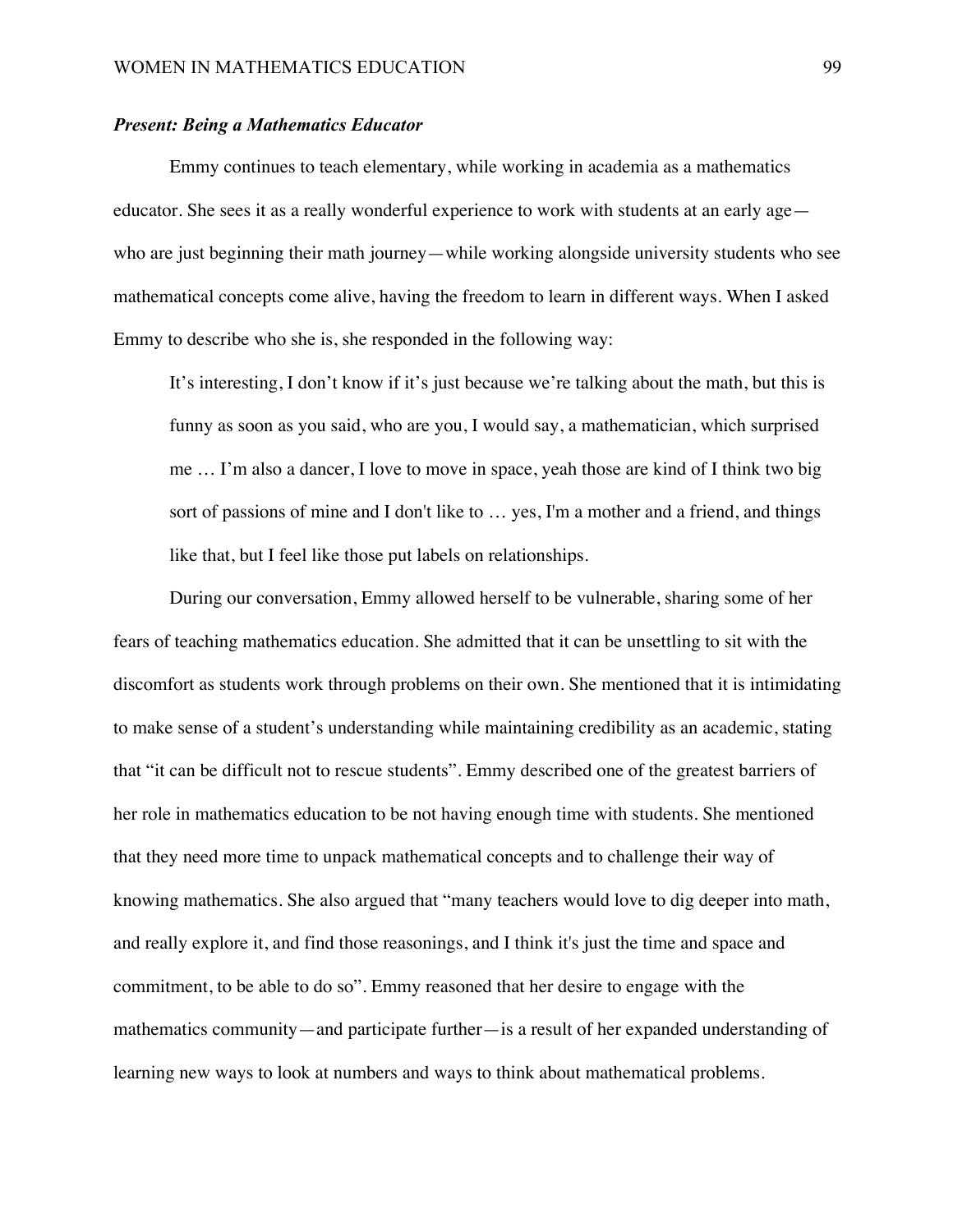### *Present: Being a Mathematics Educator*

Emmy continues to teach elementary, while working in academia as a mathematics educator. She sees it as a really wonderful experience to work with students at an early age—who are just beginning their math journey—while working alongside university students who see mathematical concepts come alive, having the freedom to learn in different ways. When I asked Emmy to describe who she is, she responded in the following way:

> It's interesting, I don't know if it's just because we're talking about the math, but this is funny as soon as you said, who are you, I would say, a mathematician, which surprised me … I'm also a dancer, I love to move in space, yeah those are kind of I think two big sort of passions of mine and I don't like to … yes, I'm a mother and a friend, and things like that, but I feel like those put labels on relationships.

During our conversation, Emmy allowed herself to be vulnerable, sharing some of her fears of teaching mathematics education. She admitted that it can be unsettling to sit with the discomfort as students work through problems on their own. She mentioned that it is intimidating to make sense of a student's understanding while maintaining credibility as an academic, stating that "it can be difficult not to rescue students". Emmy described one of the greatest barriers of her role in mathematics education to be not having enough time with students. She mentioned that they need more time to unpack mathematical concepts and to challenge their way of knowing mathematics. She also argued that "many teachers would love to dig deeper into math, and really explore it, and find those reasonings, and I think it's just the time and space and commitment, to be able to do so". Emmy reasoned that her desire to engage with the mathematics community—and participate further—is a result of her expanded understanding of learning new ways to look at numbers and ways to think about mathematical problems.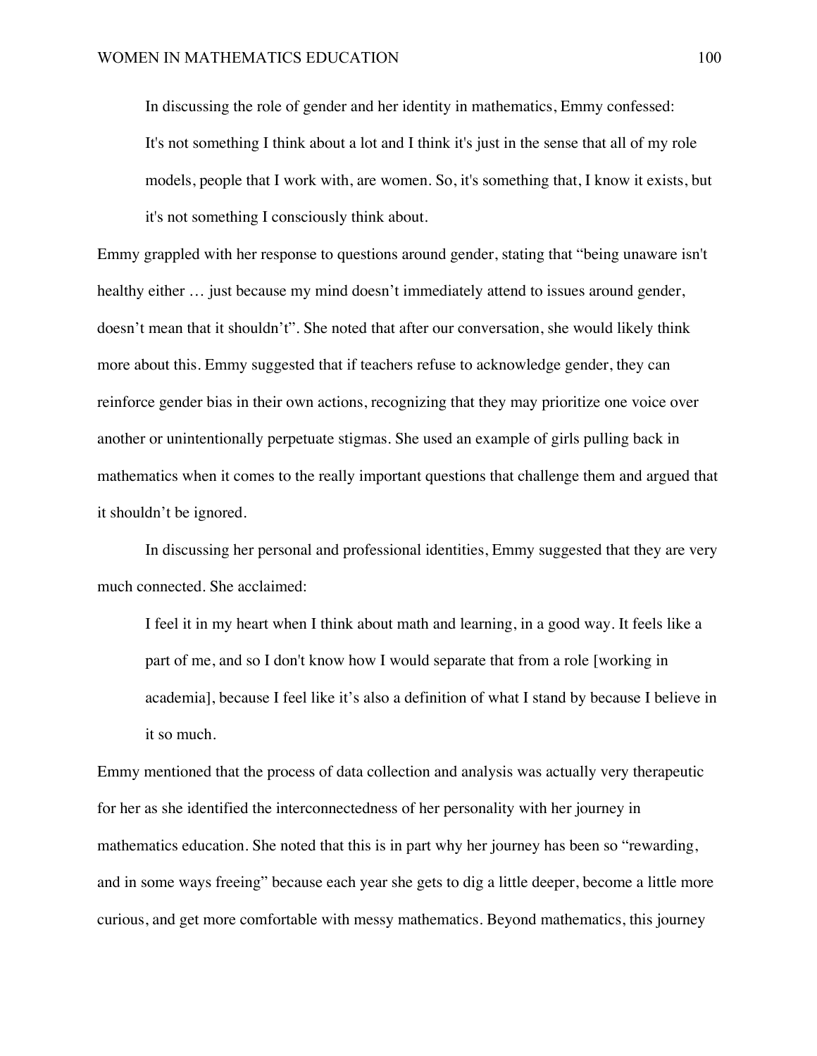In discussing the role of gender and her identity in mathematics, Emmy confessed:

> It's not something I think about a lot and I think it's just in the sense that all of my role models, people that I work with, are women. So, it's something that, I know it exists, but it's not something I consciously think about.

Emmy grappled with her response to questions around gender, stating that "being unaware isn't healthy either … just because my mind doesn't immediately attend to issues around gender, doesn't mean that it shouldn't". She noted that after our conversation, she would likely think more about this. Emmy suggested that if teachers refuse to acknowledge gender, they can reinforce gender bias in their own actions, recognizing that they may prioritize one voice over another or unintentionally perpetuate stigmas. She used an example of girls pulling back in mathematics when it comes to the really important questions that challenge them and argued that it shouldn't be ignored.

In discussing her personal and professional identities, Emmy suggested that they are very much connected. She acclaimed:

> I feel it in my heart when I think about math and learning, in a good way. It feels like a part of me, and so I don't know how I would separate that from a role [working in academia], because I feel like it's also a definition of what I stand by because I believe in it so much.

Emmy mentioned that the process of data collection and analysis was actually very therapeutic for her as she identified the interconnectedness of her personality with her journey in mathematics education. She noted that this is in part why her journey has been so "rewarding, and in some ways freeing" because each year she gets to dig a little deeper, become a little more curious, and get more comfortable with messy mathematics. Beyond mathematics, this journey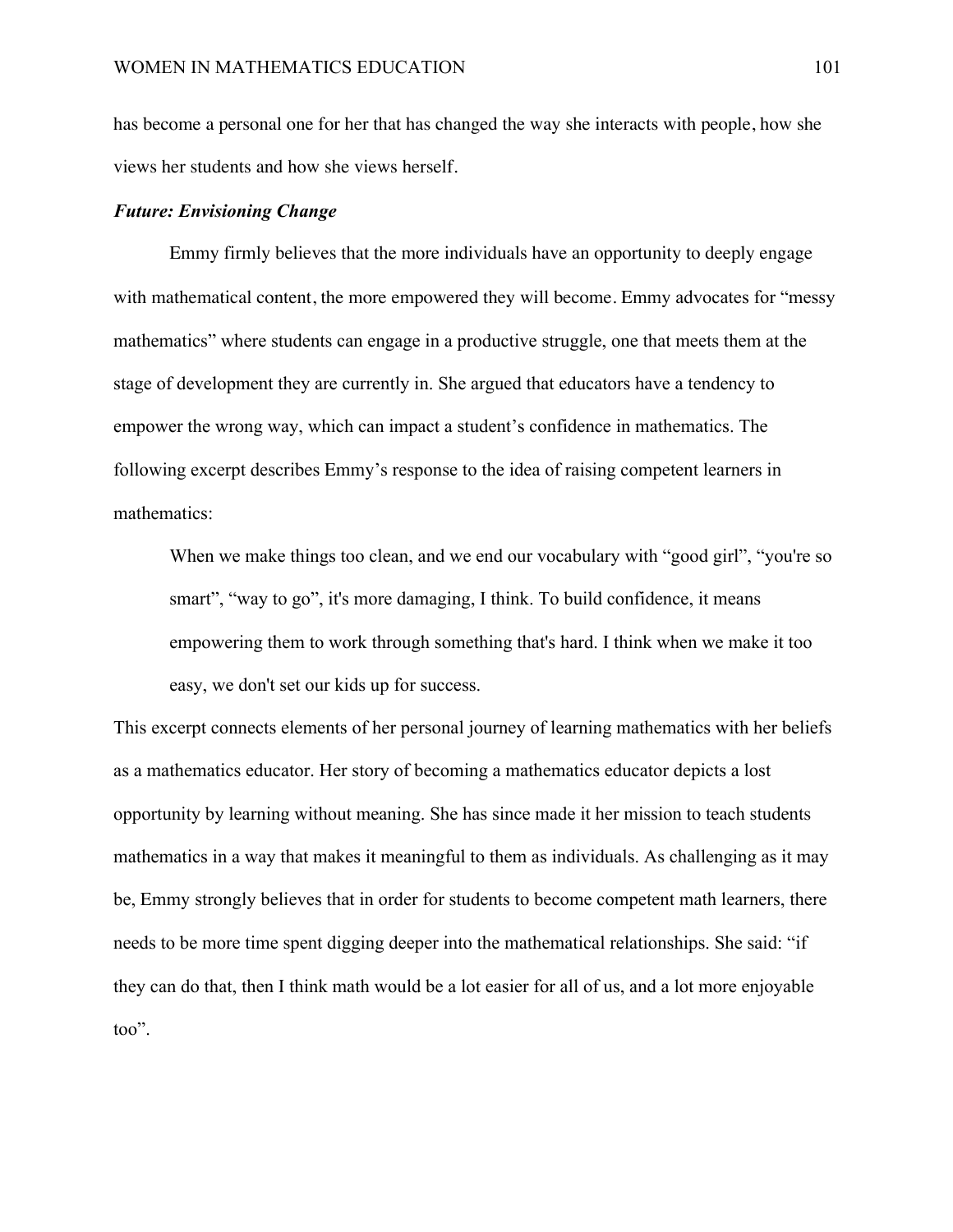has become a personal one for her that has changed the way she interacts with people, how she views her students and how she views herself.

### *Future: Envisioning Change*

Emmy firmly believes that the more individuals have an opportunity to deeply engage with mathematical content, the more empowered they will become. Emmy advocates for "messy mathematics" where students can engage in a productive struggle, one that meets them at the stage of development they are currently in. She argued that educators have a tendency to empower the wrong way, which can impact a student's confidence in mathematics. The following excerpt describes Emmy's response to the idea of raising competent learners in mathematics:

> When we make things too clean, and we end our vocabulary with "good girl", "you're so smart", "way to go", it's more damaging, I think. To build confidence, it means empowering them to work through something that's hard. I think when we make it too easy, we don't set our kids up for success.

This excerpt connects elements of her personal journey of learning mathematics with her beliefs as a mathematics educator. Her story of becoming a mathematics educator depicts a lost opportunity by learning without meaning. She has since made it her mission to teach students mathematics in a way that makes it meaningful to them as individuals. As challenging as it may be, Emmy strongly believes that in order for students to become competent math learners, there needs to be more time spent digging deeper into the mathematical relationships. She said: "if they can do that, then I think math would be a lot easier for all of us, and a lot more enjoyable too".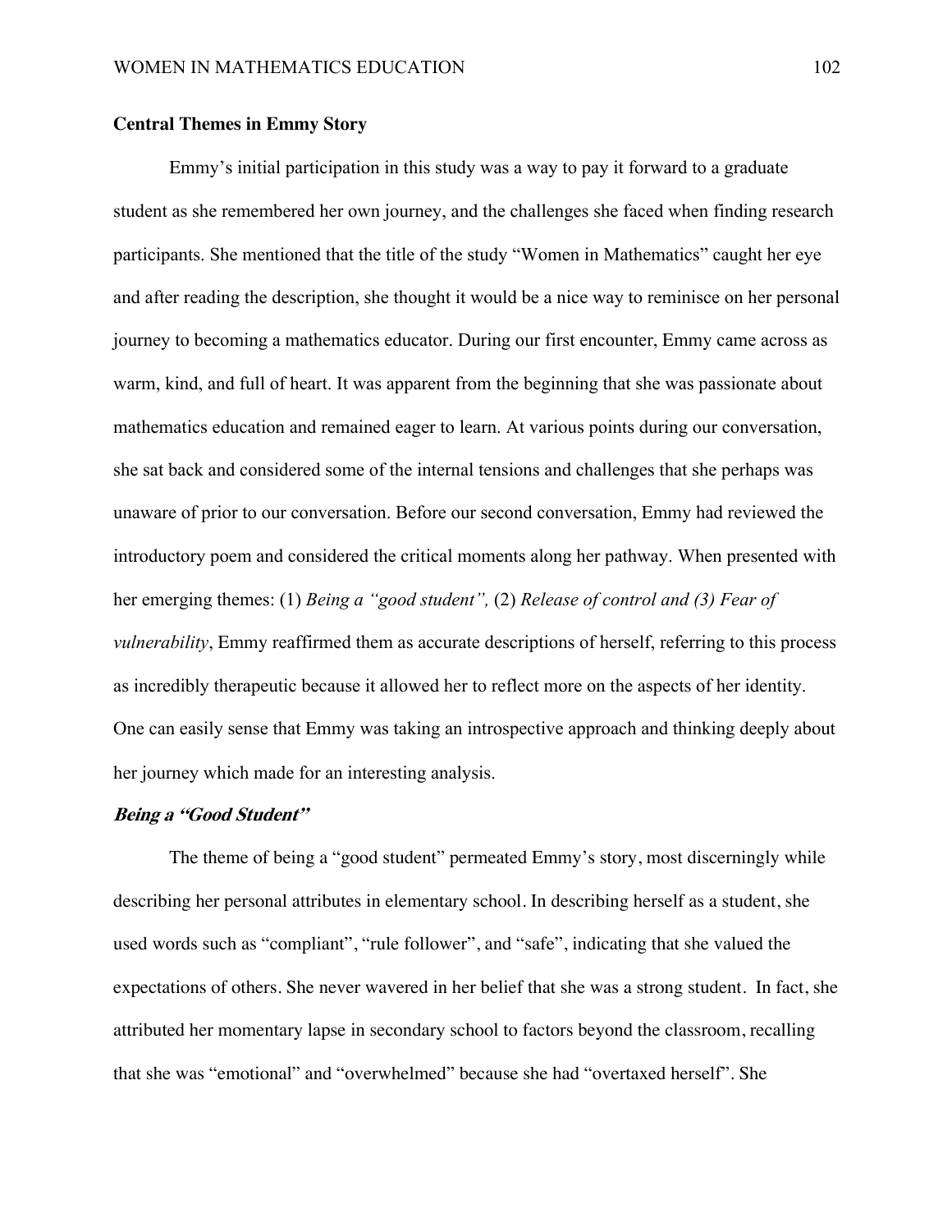## Central Themes in Emmy Story

Emmy's initial participation in this study was a way to pay it forward to a graduate student as she remembered her own journey, and the challenges she faced when finding research participants. She mentioned that the title of the study "Women in Mathematics" caught her eye and after reading the description, she thought it would be a nice way to reminisce on her personal journey to becoming a mathematics educator. During our first encounter, Emmy came across as warm, kind, and full of heart. It was apparent from the beginning that she was passionate about mathematics education and remained eager to learn. At various points during our conversation, she sat back and considered some of the internal tensions and challenges that she perhaps was unaware of prior to our conversation. Before our second conversation, Emmy had reviewed the introductory poem and considered the critical moments along her pathway. When presented with her emerging themes: (1) *Being a "good student",* (2) *Release of control and (3) Fear of vulnerability*, Emmy reaffirmed them as accurate descriptions of herself, referring to this process as incredibly therapeutic because it allowed her to reflect more on the aspects of her identity. One can easily sense that Emmy was taking an introspective approach and thinking deeply about her journey which made for an interesting analysis.

### ***Being a "Good Student"***

The theme of being a "good student" permeated Emmy's story, most discerningly while describing her personal attributes in elementary school. In describing herself as a student, she used words such as "compliant", "rule follower", and "safe", indicating that she valued the expectations of others. She never wavered in her belief that she was a strong student. In fact, she attributed her momentary lapse in secondary school to factors beyond the classroom, recalling that she was "emotional" and "overwhelmed" because she had "overtaxed herself". She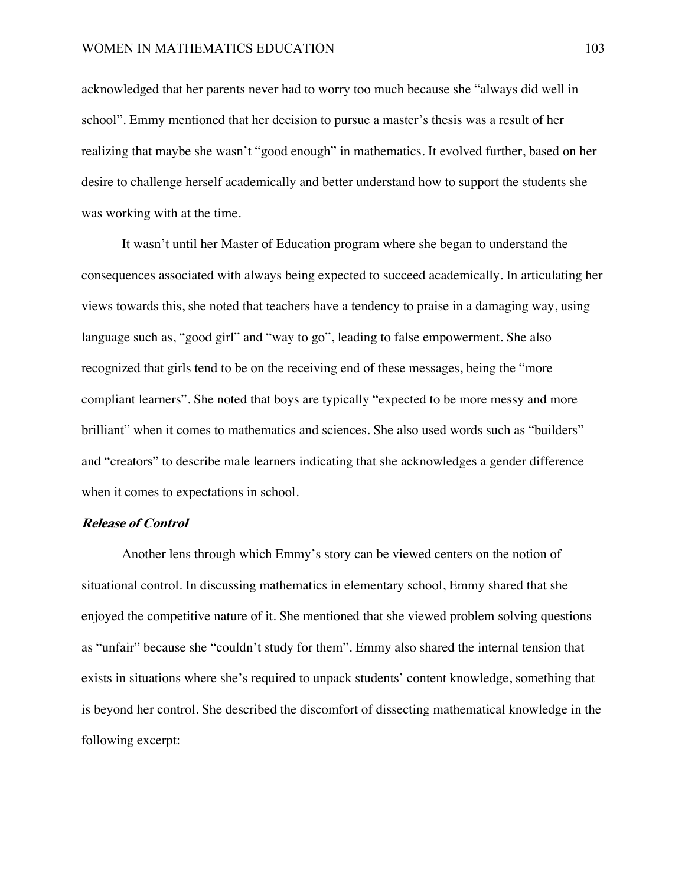acknowledged that her parents never had to worry too much because she "always did well in school". Emmy mentioned that her decision to pursue a master's thesis was a result of her realizing that maybe she wasn't "good enough" in mathematics. It evolved further, based on her desire to challenge herself academically and better understand how to support the students she was working with at the time.

It wasn't until her Master of Education program where she began to understand the consequences associated with always being expected to succeed academically. In articulating her views towards this, she noted that teachers have a tendency to praise in a damaging way, using language such as, "good girl" and "way to go", leading to false empowerment. She also recognized that girls tend to be on the receiving end of these messages, being the "more compliant learners". She noted that boys are typically "expected to be more messy and more brilliant" when it comes to mathematics and sciences. She also used words such as "builders" and "creators" to describe male learners indicating that she acknowledges a gender difference when it comes to expectations in school.

***Release of Control***

Another lens through which Emmy's story can be viewed centers on the notion of situational control. In discussing mathematics in elementary school, Emmy shared that she enjoyed the competitive nature of it. She mentioned that she viewed problem solving questions as "unfair" because she "couldn't study for them". Emmy also shared the internal tension that exists in situations where she's required to unpack students' content knowledge, something that is beyond her control. She described the discomfort of dissecting mathematical knowledge in the following excerpt: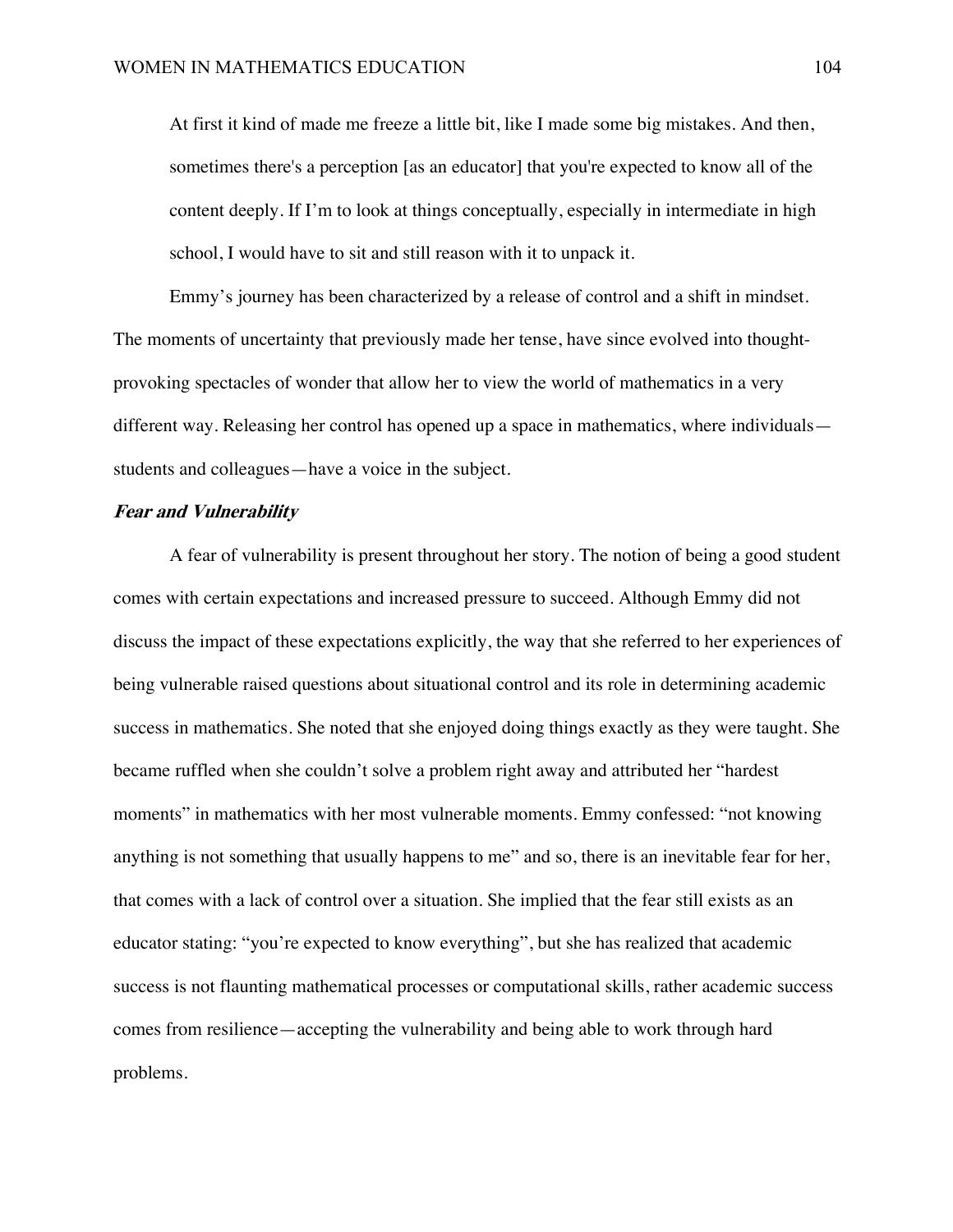> At first it kind of made me freeze a little bit, like I made some big mistakes. And then, sometimes there's a perception [as an educator] that you're expected to know all of the content deeply. If I'm to look at things conceptually, especially in intermediate in high school, I would have to sit and still reason with it to unpack it.

Emmy's journey has been characterized by a release of control and a shift in mindset. The moments of uncertainty that previously made her tense, have since evolved into thought-provoking spectacles of wonder that allow her to view the world of mathematics in a very different way. Releasing her control has opened up a space in mathematics, where individuals—students and colleagues—have a voice in the subject.

***Fear and Vulnerability***

A fear of vulnerability is present throughout her story. The notion of being a good student comes with certain expectations and increased pressure to succeed. Although Emmy did not discuss the impact of these expectations explicitly, the way that she referred to her experiences of being vulnerable raised questions about situational control and its role in determining academic success in mathematics. She noted that she enjoyed doing things exactly as they were taught. She became ruffled when she couldn't solve a problem right away and attributed her "hardest moments" in mathematics with her most vulnerable moments. Emmy confessed: "not knowing anything is not something that usually happens to me" and so, there is an inevitable fear for her, that comes with a lack of control over a situation. She implied that the fear still exists as an educator stating: "you're expected to know everything", but she has realized that academic success is not flaunting mathematical processes or computational skills, rather academic success comes from resilience—accepting the vulnerability and being able to work through hard problems.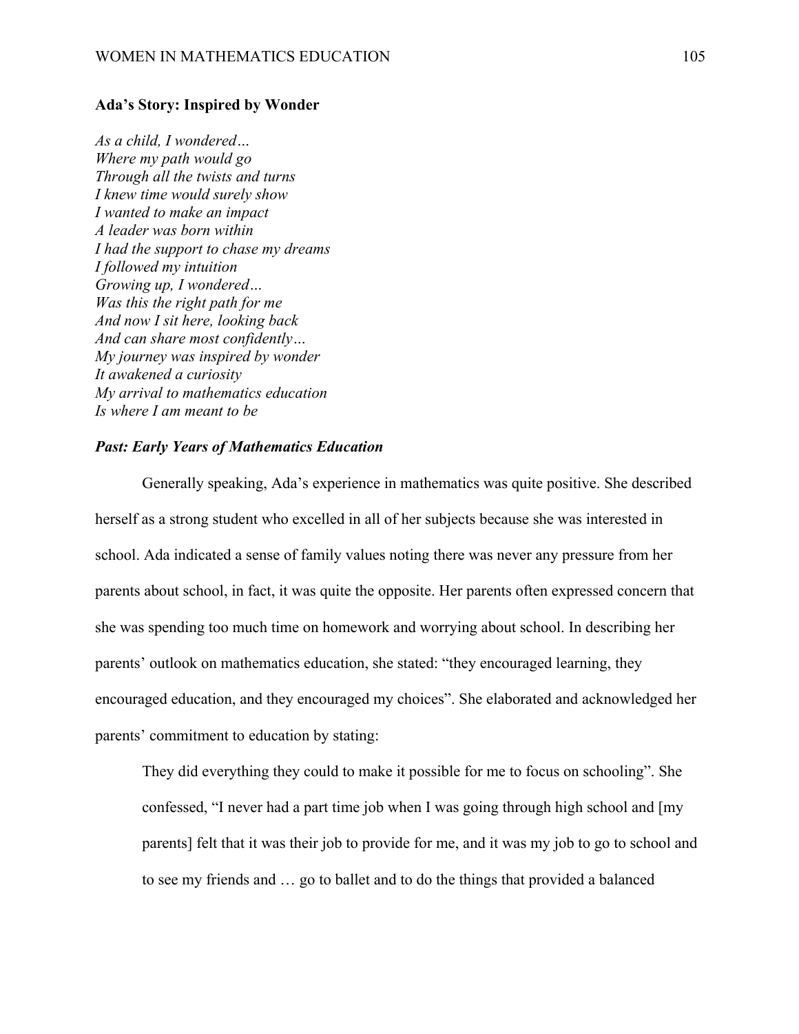### Ada's Story: Inspired by Wonder

*As a child, I wondered…*
*Where my path would go*
*Through all the twists and turns*
*I knew time would surely show*
*I wanted to make an impact*
*A leader was born within*
*I had the support to chase my dreams*
*I followed my intuition*
*Growing up, I wondered…*
*Was this the right path for me*
*And now I sit here, looking back*
*And can share most confidently…*
*My journey was inspired by wonder*
*It awakened a curiosity*
*My arrival to mathematics education*
*Is where I am meant to be*

#### *Past: Early Years of Mathematics Education*

Generally speaking, Ada's experience in mathematics was quite positive. She described herself as a strong student who excelled in all of her subjects because she was interested in school. Ada indicated a sense of family values noting there was never any pressure from her parents about school, in fact, it was quite the opposite. Her parents often expressed concern that she was spending too much time on homework and worrying about school. In describing her parents' outlook on mathematics education, she stated: "they encouraged learning, they encouraged education, and they encouraged my choices". She elaborated and acknowledged her parents' commitment to education by stating:

> They did everything they could to make it possible for me to focus on schooling". She confessed, "I never had a part time job when I was going through high school and [my parents] felt that it was their job to provide for me, and it was my job to go to school and to see my friends and … go to ballet and to do the things that provided a balanced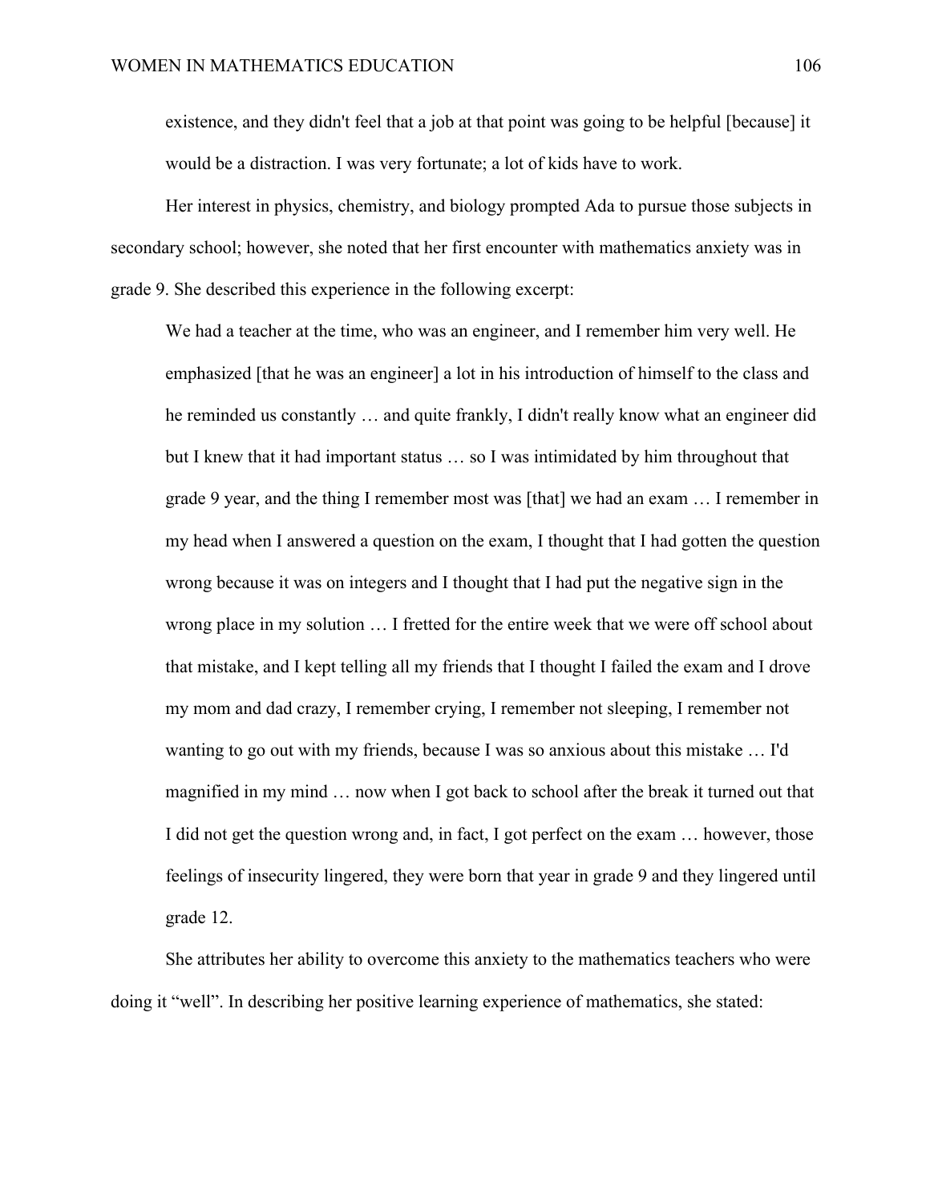existence, and they didn't feel that a job at that point was going to be helpful [because] it would be a distraction. I was very fortunate; a lot of kids have to work.

Her interest in physics, chemistry, and biology prompted Ada to pursue those subjects in secondary school; however, she noted that her first encounter with mathematics anxiety was in grade 9. She described this experience in the following excerpt:

> We had a teacher at the time, who was an engineer, and I remember him very well. He emphasized [that he was an engineer] a lot in his introduction of himself to the class and he reminded us constantly … and quite frankly, I didn't really know what an engineer did but I knew that it had important status … so I was intimidated by him throughout that grade 9 year, and the thing I remember most was [that] we had an exam … I remember in my head when I answered a question on the exam, I thought that I had gotten the question wrong because it was on integers and I thought that I had put the negative sign in the wrong place in my solution … I fretted for the entire week that we were off school about that mistake, and I kept telling all my friends that I thought I failed the exam and I drove my mom and dad crazy, I remember crying, I remember not sleeping, I remember not wanting to go out with my friends, because I was so anxious about this mistake … I'd magnified in my mind … now when I got back to school after the break it turned out that I did not get the question wrong and, in fact, I got perfect on the exam … however, those feelings of insecurity lingered, they were born that year in grade 9 and they lingered until grade 12.

She attributes her ability to overcome this anxiety to the mathematics teachers who were doing it "well". In describing her positive learning experience of mathematics, she stated: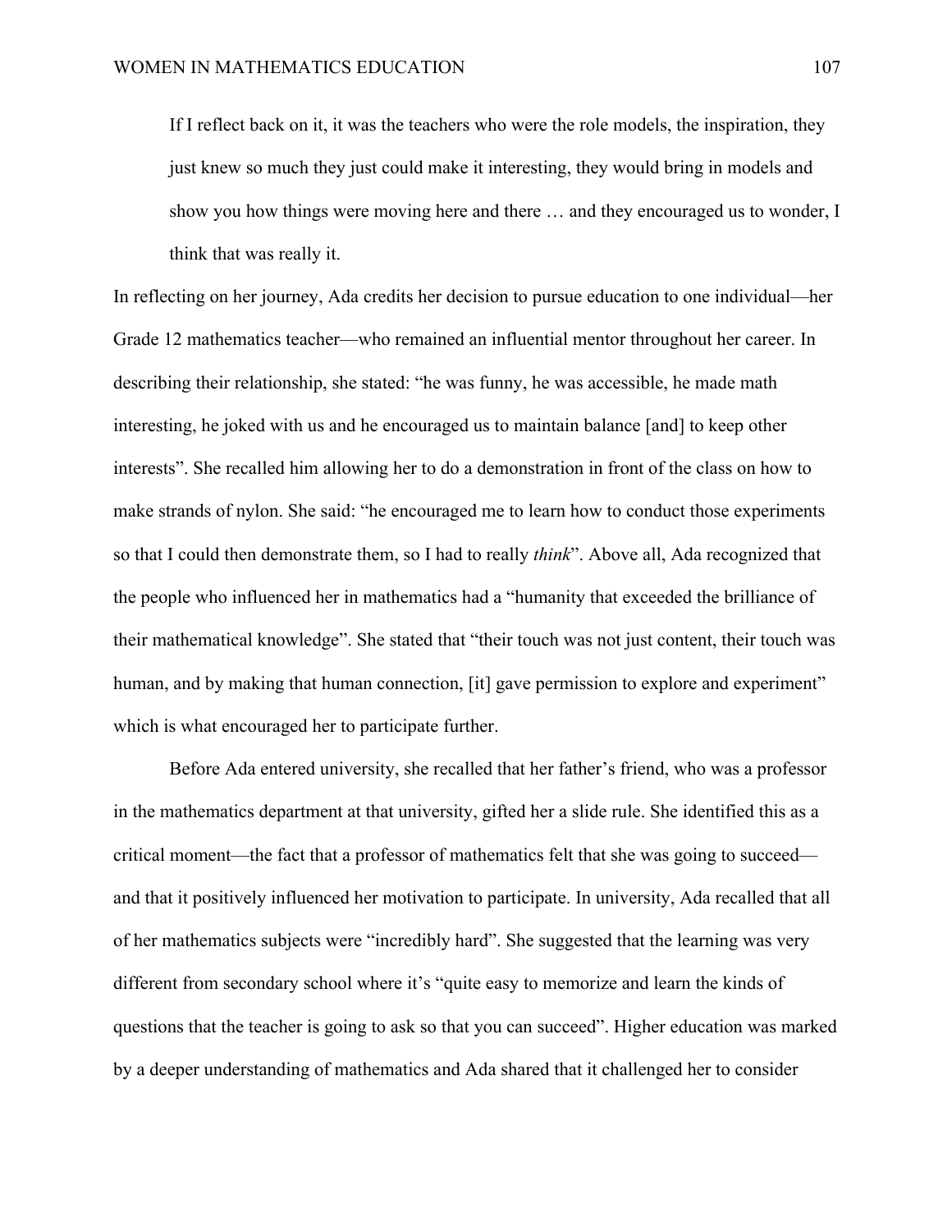> If I reflect back on it, it was the teachers who were the role models, the inspiration, they just knew so much they just could make it interesting, they would bring in models and show you how things were moving here and there … and they encouraged us to wonder, I think that was really it.

In reflecting on her journey, Ada credits her decision to pursue education to one individual—her Grade 12 mathematics teacher—who remained an influential mentor throughout her career. In describing their relationship, she stated: "he was funny, he was accessible, he made math interesting, he joked with us and he encouraged us to maintain balance [and] to keep other interests". She recalled him allowing her to do a demonstration in front of the class on how to make strands of nylon. She said: "he encouraged me to learn how to conduct those experiments so that I could then demonstrate them, so I had to really *think*". Above all, Ada recognized that the people who influenced her in mathematics had a "humanity that exceeded the brilliance of their mathematical knowledge". She stated that "their touch was not just content, their touch was human, and by making that human connection, [it] gave permission to explore and experiment" which is what encouraged her to participate further.

Before Ada entered university, she recalled that her father's friend, who was a professor in the mathematics department at that university, gifted her a slide rule. She identified this as a critical moment—the fact that a professor of mathematics felt that she was going to succeed—and that it positively influenced her motivation to participate. In university, Ada recalled that all of her mathematics subjects were "incredibly hard". She suggested that the learning was very different from secondary school where it's "quite easy to memorize and learn the kinds of questions that the teacher is going to ask so that you can succeed". Higher education was marked by a deeper understanding of mathematics and Ada shared that it challenged her to consider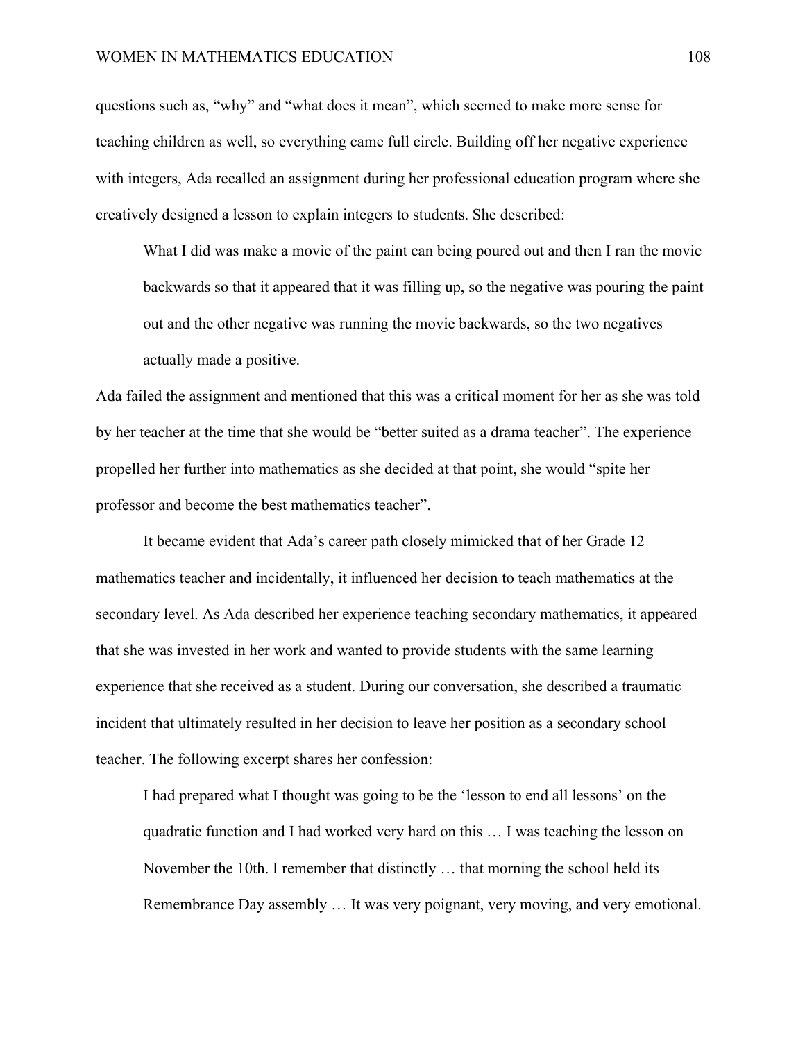questions such as, "why" and "what does it mean", which seemed to make more sense for teaching children as well, so everything came full circle. Building off her negative experience with integers, Ada recalled an assignment during her professional education program where she creatively designed a lesson to explain integers to students. She described:

> What I did was make a movie of the paint can being poured out and then I ran the movie backwards so that it appeared that it was filling up, so the negative was pouring the paint out and the other negative was running the movie backwards, so the two negatives actually made a positive.

Ada failed the assignment and mentioned that this was a critical moment for her as she was told by her teacher at the time that she would be "better suited as a drama teacher". The experience propelled her further into mathematics as she decided at that point, she would "spite her professor and become the best mathematics teacher".

It became evident that Ada's career path closely mimicked that of her Grade 12 mathematics teacher and incidentally, it influenced her decision to teach mathematics at the secondary level. As Ada described her experience teaching secondary mathematics, it appeared that she was invested in her work and wanted to provide students with the same learning experience that she received as a student. During our conversation, she described a traumatic incident that ultimately resulted in her decision to leave her position as a secondary school teacher. The following excerpt shares her confession:

> I had prepared what I thought was going to be the 'lesson to end all lessons' on the quadratic function and I had worked very hard on this … I was teaching the lesson on November the 10th. I remember that distinctly … that morning the school held its Remembrance Day assembly … It was very poignant, very moving, and very emotional.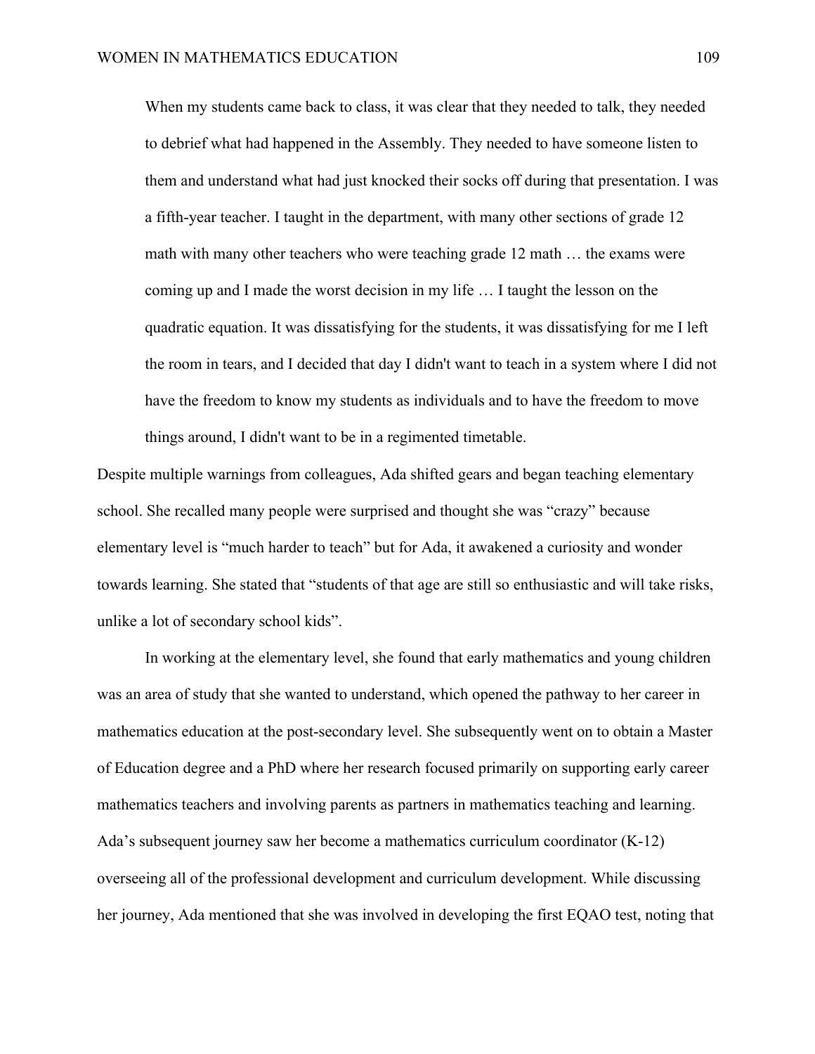> When my students came back to class, it was clear that they needed to talk, they needed to debrief what had happened in the Assembly. They needed to have someone listen to them and understand what had just knocked their socks off during that presentation. I was a fifth-year teacher. I taught in the department, with many other sections of grade 12 math with many other teachers who were teaching grade 12 math … the exams were coming up and I made the worst decision in my life … I taught the lesson on the quadratic equation. It was dissatisfying for the students, it was dissatisfying for me I left the room in tears, and I decided that day I didn't want to teach in a system where I did not have the freedom to know my students as individuals and to have the freedom to move things around, I didn't want to be in a regimented timetable.

Despite multiple warnings from colleagues, Ada shifted gears and began teaching elementary school. She recalled many people were surprised and thought she was "crazy" because elementary level is "much harder to teach" but for Ada, it awakened a curiosity and wonder towards learning. She stated that "students of that age are still so enthusiastic and will take risks, unlike a lot of secondary school kids".

In working at the elementary level, she found that early mathematics and young children was an area of study that she wanted to understand, which opened the pathway to her career in mathematics education at the post-secondary level. She subsequently went on to obtain a Master of Education degree and a PhD where her research focused primarily on supporting early career mathematics teachers and involving parents as partners in mathematics teaching and learning. Ada's subsequent journey saw her become a mathematics curriculum coordinator (K-12) overseeing all of the professional development and curriculum development. While discussing her journey, Ada mentioned that she was involved in developing the first EQAO test, noting that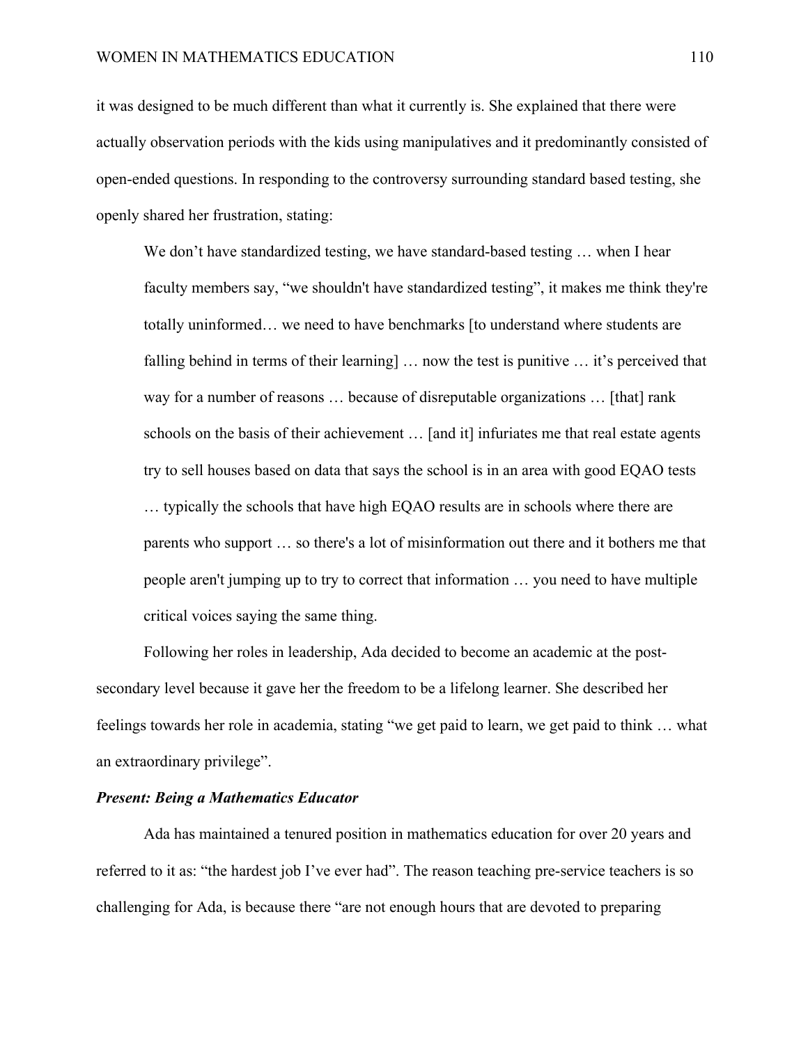it was designed to be much different than what it currently is. She explained that there were actually observation periods with the kids using manipulatives and it predominantly consisted of open-ended questions. In responding to the controversy surrounding standard based testing, she openly shared her frustration, stating:

> We don't have standardized testing, we have standard-based testing … when I hear faculty members say, "we shouldn't have standardized testing", it makes me think they're totally uninformed… we need to have benchmarks [to understand where students are falling behind in terms of their learning] … now the test is punitive … it's perceived that way for a number of reasons … because of disreputable organizations … [that] rank schools on the basis of their achievement … [and it] infuriates me that real estate agents try to sell houses based on data that says the school is in an area with good EQAO tests … typically the schools that have high EQAO results are in schools where there are parents who support … so there's a lot of misinformation out there and it bothers me that people aren't jumping up to try to correct that information … you need to have multiple critical voices saying the same thing.

Following her roles in leadership, Ada decided to become an academic at the post-secondary level because it gave her the freedom to be a lifelong learner. She described her feelings towards her role in academia, stating "we get paid to learn, we get paid to think … what an extraordinary privilege".

### *Present: Being a Mathematics Educator*

Ada has maintained a tenured position in mathematics education for over 20 years and referred to it as: "the hardest job I've ever had". The reason teaching pre-service teachers is so challenging for Ada, is because there "are not enough hours that are devoted to preparing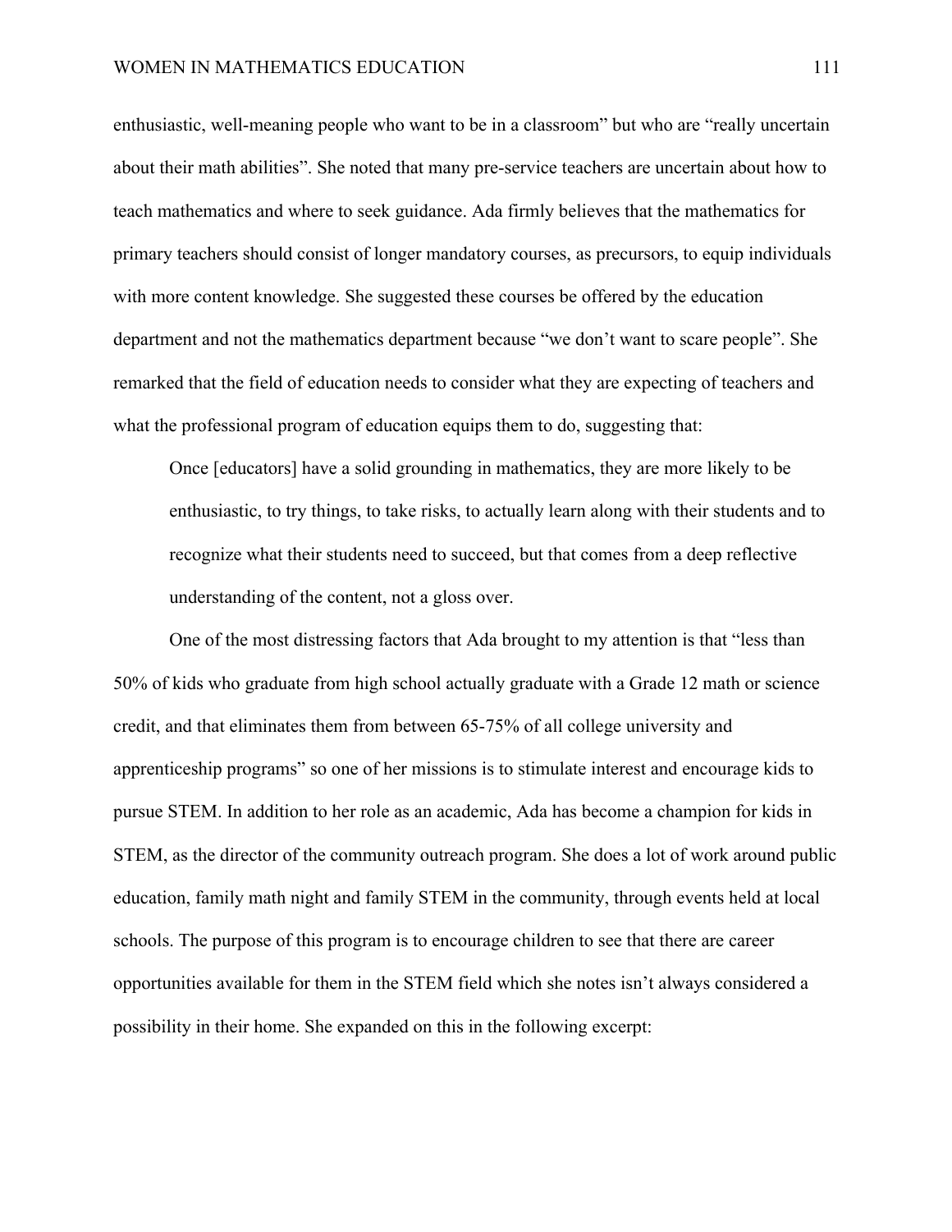enthusiastic, well-meaning people who want to be in a classroom" but who are "really uncertain about their math abilities". She noted that many pre-service teachers are uncertain about how to teach mathematics and where to seek guidance. Ada firmly believes that the mathematics for primary teachers should consist of longer mandatory courses, as precursors, to equip individuals with more content knowledge. She suggested these courses be offered by the education department and not the mathematics department because "we don't want to scare people". She remarked that the field of education needs to consider what they are expecting of teachers and what the professional program of education equips them to do, suggesting that:

> Once [educators] have a solid grounding in mathematics, they are more likely to be enthusiastic, to try things, to take risks, to actually learn along with their students and to recognize what their students need to succeed, but that comes from a deep reflective understanding of the content, not a gloss over.

One of the most distressing factors that Ada brought to my attention is that "less than 50% of kids who graduate from high school actually graduate with a Grade 12 math or science credit, and that eliminates them from between 65-75% of all college university and apprenticeship programs" so one of her missions is to stimulate interest and encourage kids to pursue STEM. In addition to her role as an academic, Ada has become a champion for kids in STEM, as the director of the community outreach program. She does a lot of work around public education, family math night and family STEM in the community, through events held at local schools. The purpose of this program is to encourage children to see that there are career opportunities available for them in the STEM field which she notes isn't always considered a possibility in their home. She expanded on this in the following excerpt: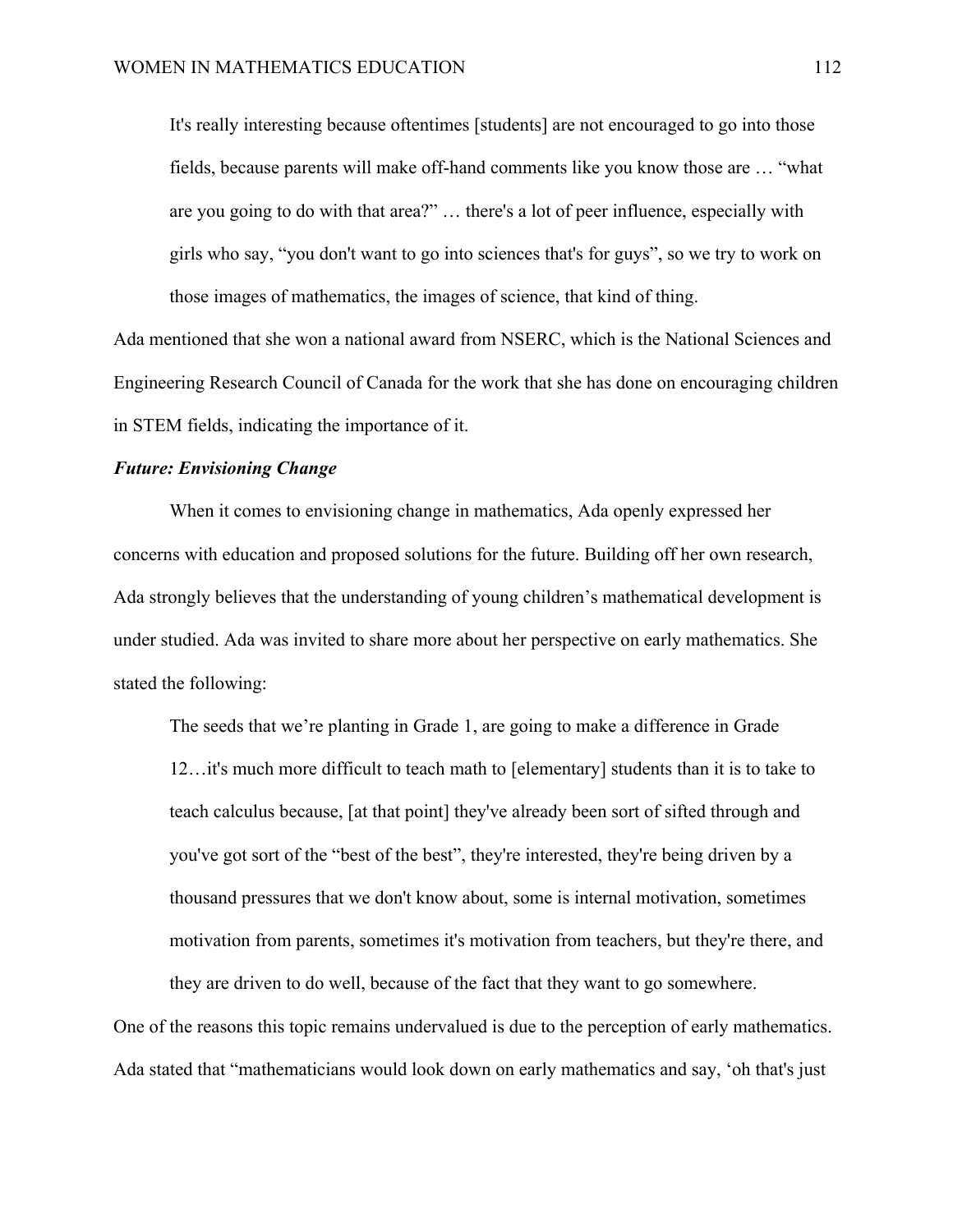> It's really interesting because oftentimes [students] are not encouraged to go into those fields, because parents will make off-hand comments like you know those are … "what are you going to do with that area?" … there's a lot of peer influence, especially with girls who say, "you don't want to go into sciences that's for guys", so we try to work on those images of mathematics, the images of science, that kind of thing.

Ada mentioned that she won a national award from NSERC, which is the National Sciences and Engineering Research Council of Canada for the work that she has done on encouraging children in STEM fields, indicating the importance of it.

### *Future: Envisioning Change*

When it comes to envisioning change in mathematics, Ada openly expressed her concerns with education and proposed solutions for the future. Building off her own research, Ada strongly believes that the understanding of young children's mathematical development is under studied. Ada was invited to share more about her perspective on early mathematics. She stated the following:

> The seeds that we're planting in Grade 1, are going to make a difference in Grade 12…it's much more difficult to teach math to [elementary] students than it is to take to teach calculus because, [at that point] they've already been sort of sifted through and you've got sort of the "best of the best", they're interested, they're being driven by a thousand pressures that we don't know about, some is internal motivation, sometimes motivation from parents, sometimes it's motivation from teachers, but they're there, and they are driven to do well, because of the fact that they want to go somewhere.

One of the reasons this topic remains undervalued is due to the perception of early mathematics. Ada stated that "mathematicians would look down on early mathematics and say, 'oh that's just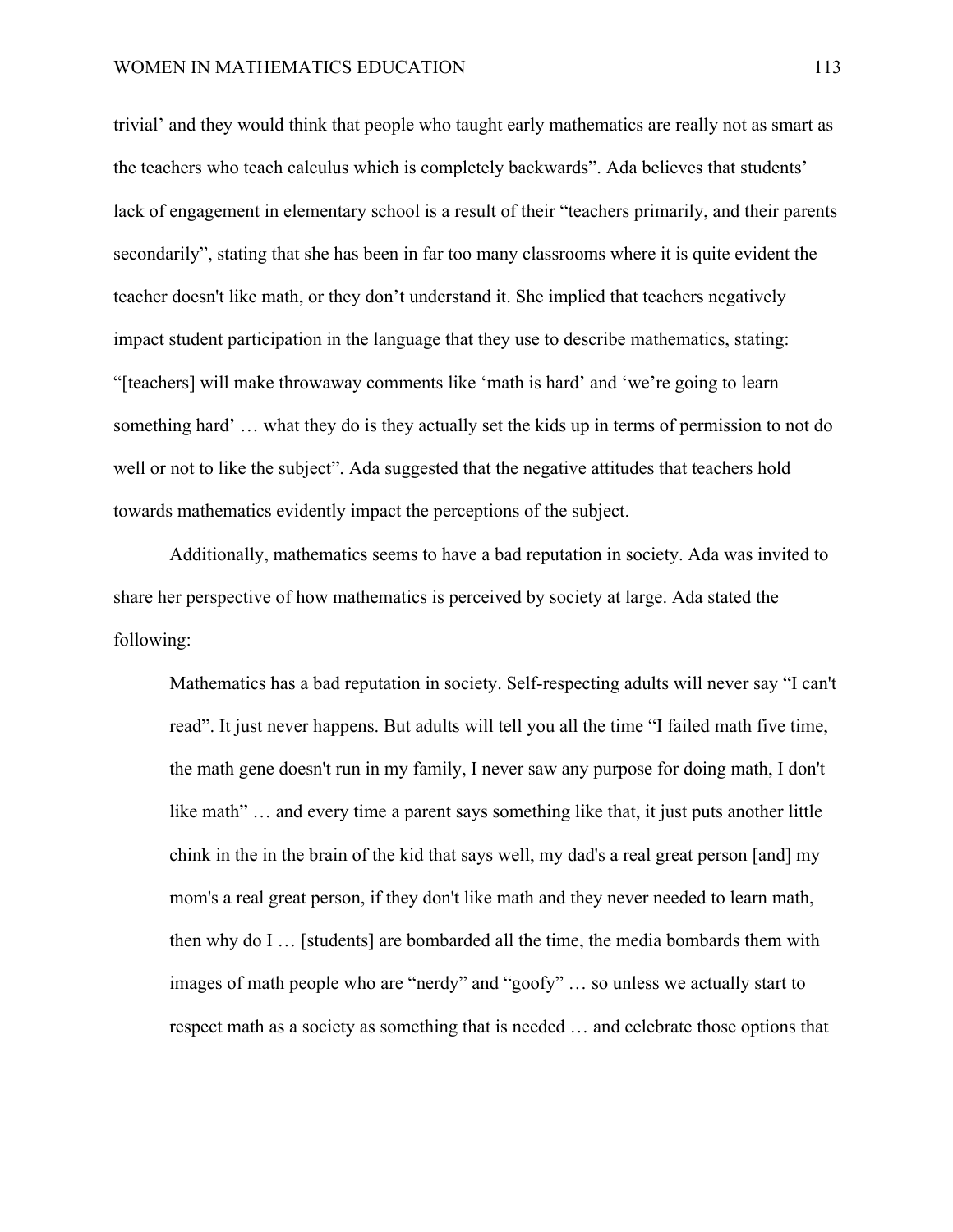trivial' and they would think that people who taught early mathematics are really not as smart as the teachers who teach calculus which is completely backwards". Ada believes that students' lack of engagement in elementary school is a result of their "teachers primarily, and their parents secondarily", stating that she has been in far too many classrooms where it is quite evident the teacher doesn't like math, or they don't understand it. She implied that teachers negatively impact student participation in the language that they use to describe mathematics, stating: "[teachers] will make throwaway comments like 'math is hard' and 'we're going to learn something hard' … what they do is they actually set the kids up in terms of permission to not do well or not to like the subject". Ada suggested that the negative attitudes that teachers hold towards mathematics evidently impact the perceptions of the subject.

Additionally, mathematics seems to have a bad reputation in society. Ada was invited to share her perspective of how mathematics is perceived by society at large. Ada stated the following:

> Mathematics has a bad reputation in society. Self-respecting adults will never say "I can't read". It just never happens. But adults will tell you all the time "I failed math five time, the math gene doesn't run in my family, I never saw any purpose for doing math, I don't like math" … and every time a parent says something like that, it just puts another little chink in the in the brain of the kid that says well, my dad's a real great person [and] my mom's a real great person, if they don't like math and they never needed to learn math, then why do I … [students] are bombarded all the time, the media bombards them with images of math people who are "nerdy" and "goofy" … so unless we actually start to respect math as a society as something that is needed … and celebrate those options that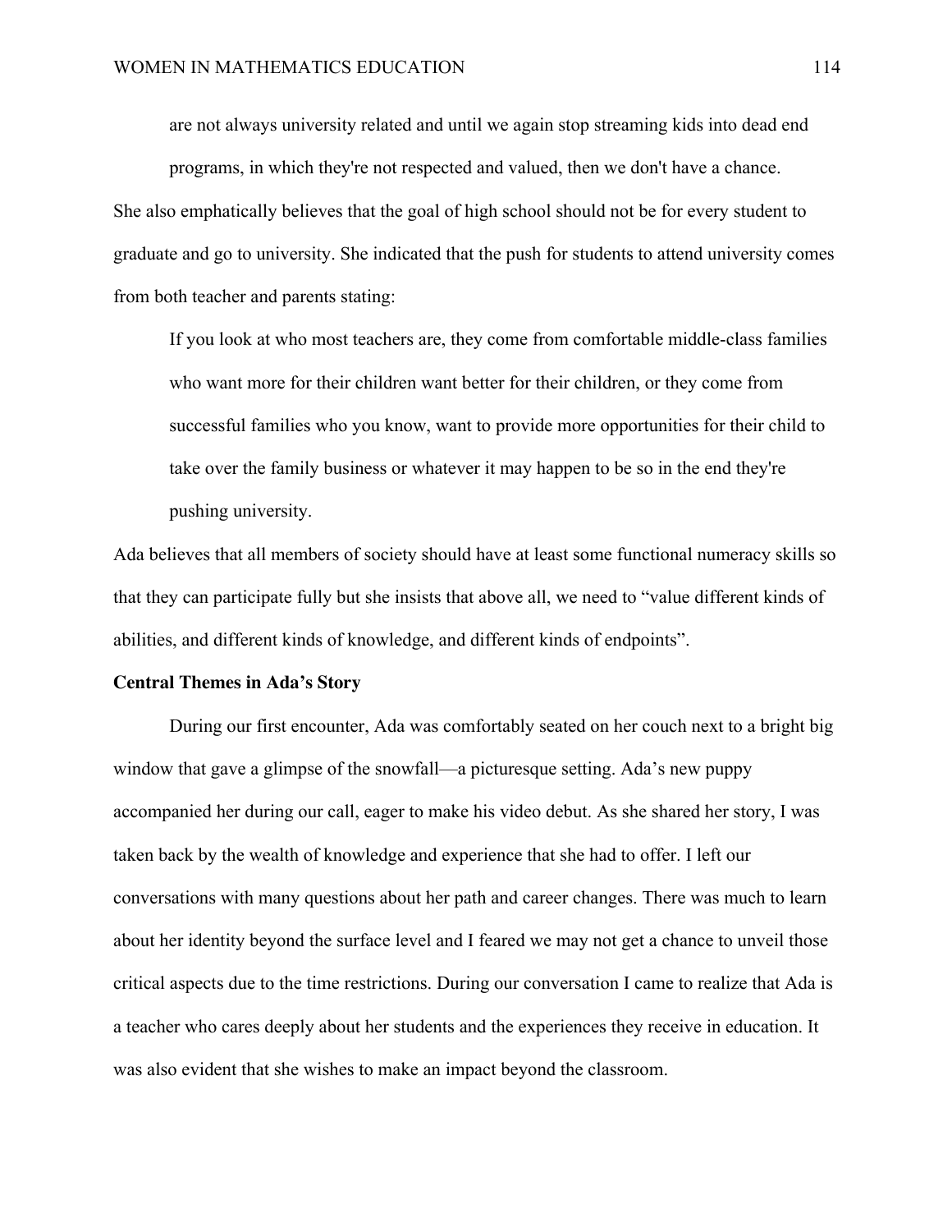> are not always university related and until we again stop streaming kids into dead end programs, in which they're not respected and valued, then we don't have a chance.

She also emphatically believes that the goal of high school should not be for every student to graduate and go to university. She indicated that the push for students to attend university comes from both teacher and parents stating:

> If you look at who most teachers are, they come from comfortable middle-class families who want more for their children want better for their children, or they come from successful families who you know, want to provide more opportunities for their child to take over the family business or whatever it may happen to be so in the end they're pushing university.

Ada believes that all members of society should have at least some functional numeracy skills so that they can participate fully but she insists that above all, we need to "value different kinds of abilities, and different kinds of knowledge, and different kinds of endpoints".

**Central Themes in Ada's Story**

During our first encounter, Ada was comfortably seated on her couch next to a bright big window that gave a glimpse of the snowfall—a picturesque setting. Ada's new puppy accompanied her during our call, eager to make his video debut. As she shared her story, I was taken back by the wealth of knowledge and experience that she had to offer. I left our conversations with many questions about her path and career changes. There was much to learn about her identity beyond the surface level and I feared we may not get a chance to unveil those critical aspects due to the time restrictions. During our conversation I came to realize that Ada is a teacher who cares deeply about her students and the experiences they receive in education. It was also evident that she wishes to make an impact beyond the classroom.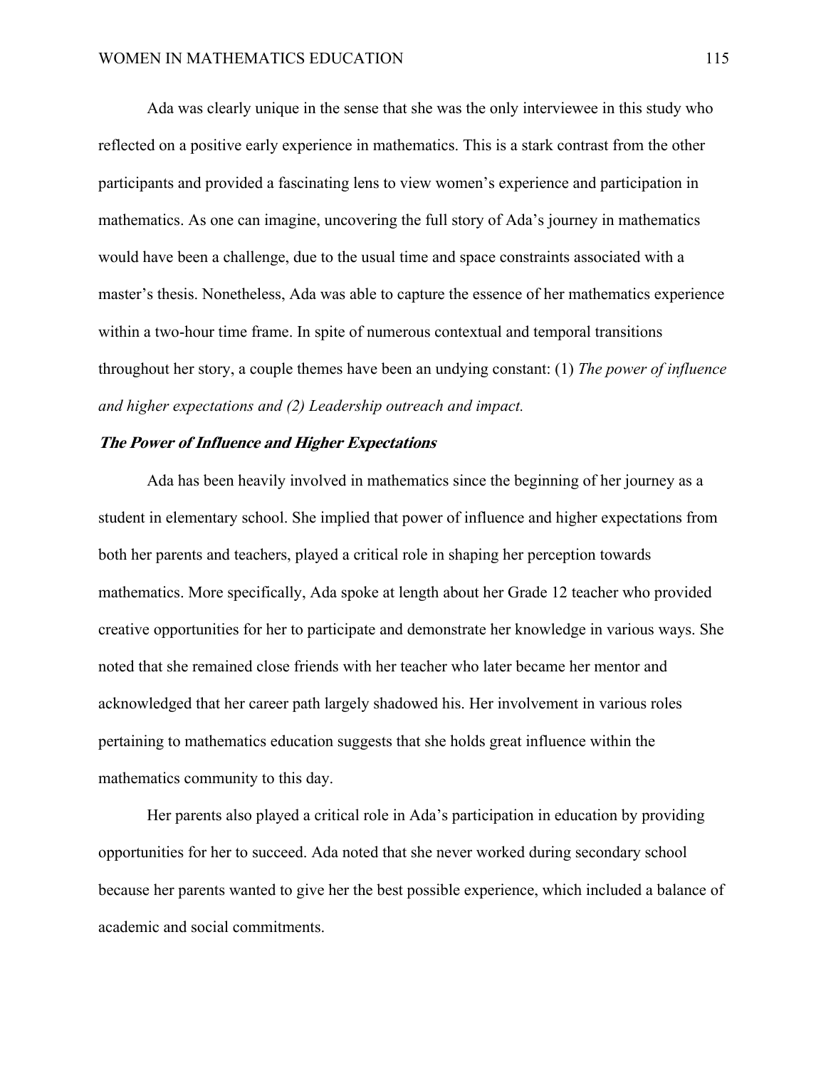Ada was clearly unique in the sense that she was the only interviewee in this study who reflected on a positive early experience in mathematics. This is a stark contrast from the other participants and provided a fascinating lens to view women's experience and participation in mathematics. As one can imagine, uncovering the full story of Ada's journey in mathematics would have been a challenge, due to the usual time and space constraints associated with a master's thesis. Nonetheless, Ada was able to capture the essence of her mathematics experience within a two-hour time frame. In spite of numerous contextual and temporal transitions throughout her story, a couple themes have been an undying constant: (1) *The power of influence and higher expectations and (2) Leadership outreach and impact.*

### ***The Power of Influence and Higher Expectations***

Ada has been heavily involved in mathematics since the beginning of her journey as a student in elementary school. She implied that power of influence and higher expectations from both her parents and teachers, played a critical role in shaping her perception towards mathematics. More specifically, Ada spoke at length about her Grade 12 teacher who provided creative opportunities for her to participate and demonstrate her knowledge in various ways. She noted that she remained close friends with her teacher who later became her mentor and acknowledged that her career path largely shadowed his. Her involvement in various roles pertaining to mathematics education suggests that she holds great influence within the mathematics community to this day.

Her parents also played a critical role in Ada's participation in education by providing opportunities for her to succeed. Ada noted that she never worked during secondary school because her parents wanted to give her the best possible experience, which included a balance of academic and social commitments.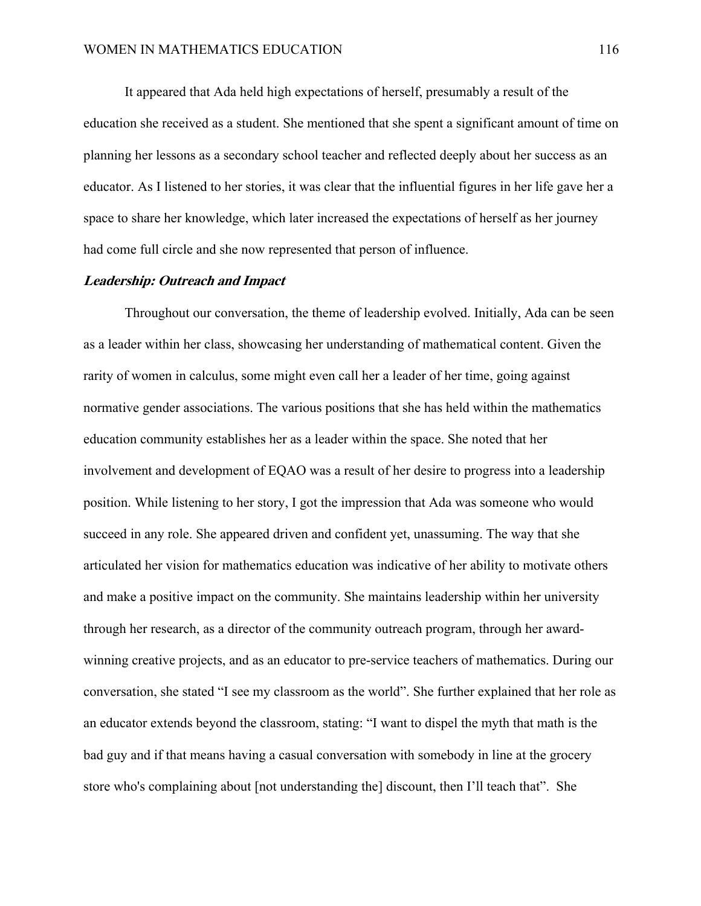It appeared that Ada held high expectations of herself, presumably a result of the education she received as a student. She mentioned that she spent a significant amount of time on planning her lessons as a secondary school teacher and reflected deeply about her success as an educator. As I listened to her stories, it was clear that the influential figures in her life gave her a space to share her knowledge, which later increased the expectations of herself as her journey had come full circle and she now represented that person of influence.

### *Leadership: Outreach and Impact*

Throughout our conversation, the theme of leadership evolved. Initially, Ada can be seen as a leader within her class, showcasing her understanding of mathematical content. Given the rarity of women in calculus, some might even call her a leader of her time, going against normative gender associations. The various positions that she has held within the mathematics education community establishes her as a leader within the space. She noted that her involvement and development of EQAO was a result of her desire to progress into a leadership position. While listening to her story, I got the impression that Ada was someone who would succeed in any role. She appeared driven and confident yet, unassuming. The way that she articulated her vision for mathematics education was indicative of her ability to motivate others and make a positive impact on the community. She maintains leadership within her university through her research, as a director of the community outreach program, through her award-winning creative projects, and as an educator to pre-service teachers of mathematics. During our conversation, she stated "I see my classroom as the world". She further explained that her role as an educator extends beyond the classroom, stating: "I want to dispel the myth that math is the bad guy and if that means having a casual conversation with somebody in line at the grocery store who's complaining about [not understanding the] discount, then I'll teach that". She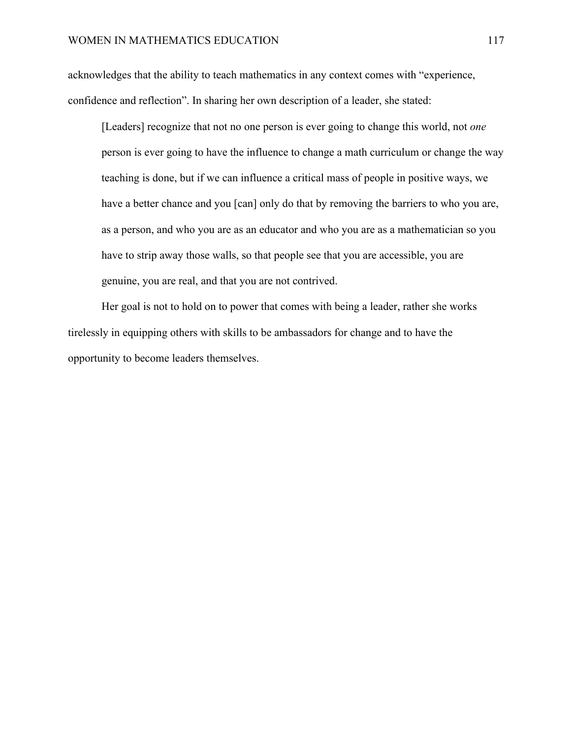acknowledges that the ability to teach mathematics in any context comes with "experience, confidence and reflection". In sharing her own description of a leader, she stated:

> [Leaders] recognize that not no one person is ever going to change this world, not *one* person is ever going to have the influence to change a math curriculum or change the way teaching is done, but if we can influence a critical mass of people in positive ways, we have a better chance and you [can] only do that by removing the barriers to who you are, as a person, and who you are as an educator and who you are as a mathematician so you have to strip away those walls, so that people see that you are accessible, you are genuine, you are real, and that you are not contrived.

Her goal is not to hold on to power that comes with being a leader, rather she works tirelessly in equipping others with skills to be ambassadors for change and to have the opportunity to become leaders themselves.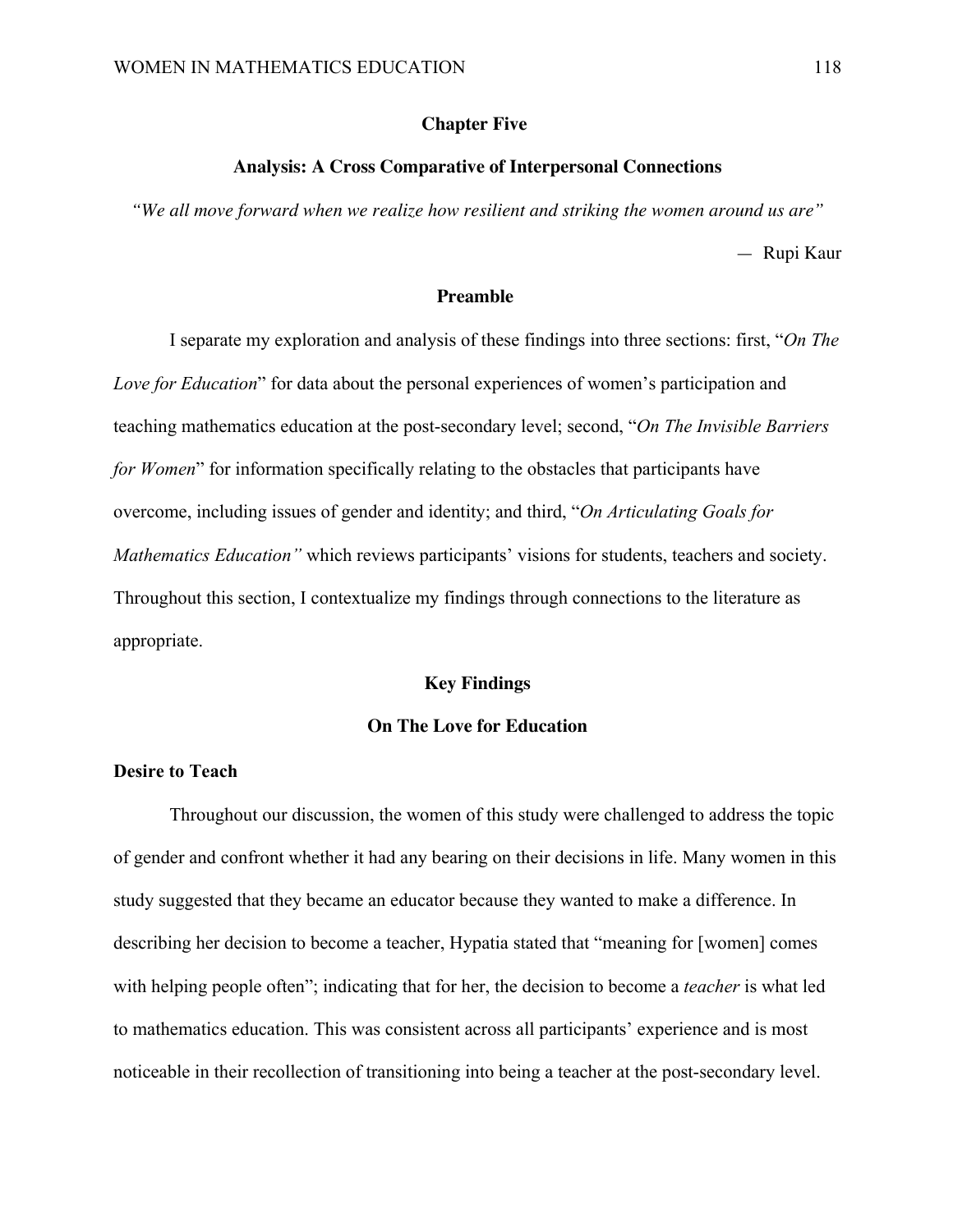# Chapter Five

## Analysis: A Cross Comparative of Interpersonal Connections

*"We all move forward when we realize how resilient and striking the women around us are"*

— Rupi Kaur

## Preamble

I separate my exploration and analysis of these findings into three sections: first, "*On The Love for Education*" for data about the personal experiences of women's participation and teaching mathematics education at the post-secondary level; second, "*On The Invisible Barriers for Women*" for information specifically relating to the obstacles that participants have overcome, including issues of gender and identity; and third, "*On Articulating Goals for Mathematics Education"* which reviews participants' visions for students, teachers and society. Throughout this section, I contextualize my findings through connections to the literature as appropriate.

## Key Findings

### On The Love for Education

#### Desire to Teach

Throughout our discussion, the women of this study were challenged to address the topic of gender and confront whether it had any bearing on their decisions in life. Many women in this study suggested that they became an educator because they wanted to make a difference. In describing her decision to become a teacher, Hypatia stated that "meaning for [women] comes with helping people often"; indicating that for her, the decision to become a *teacher* is what led to mathematics education. This was consistent across all participants' experience and is most noticeable in their recollection of transitioning into being a teacher at the post-secondary level.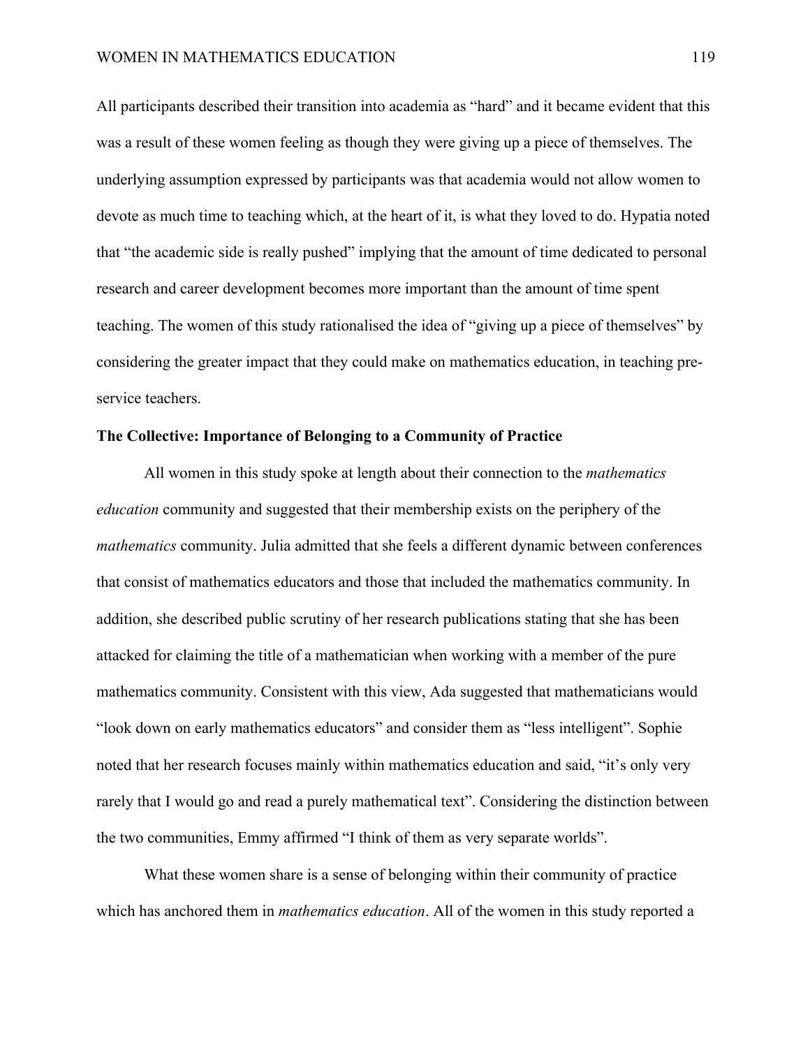All participants described their transition into academia as "hard" and it became evident that this was a result of these women feeling as though they were giving up a piece of themselves. The underlying assumption expressed by participants was that academia would not allow women to devote as much time to teaching which, at the heart of it, is what they loved to do. Hypatia noted that "the academic side is really pushed" implying that the amount of time dedicated to personal research and career development becomes more important than the amount of time spent teaching. The women of this study rationalised the idea of "giving up a piece of themselves" by considering the greater impact that they could make on mathematics education, in teaching pre-service teachers.

**The Collective: Importance of Belonging to a Community of Practice**

All women in this study spoke at length about their connection to the *mathematics education* community and suggested that their membership exists on the periphery of the *mathematics* community. Julia admitted that she feels a different dynamic between conferences that consist of mathematics educators and those that included the mathematics community. In addition, she described public scrutiny of her research publications stating that she has been attacked for claiming the title of a mathematician when working with a member of the pure mathematics community. Consistent with this view, Ada suggested that mathematicians would "look down on early mathematics educators" and consider them as "less intelligent". Sophie noted that her research focuses mainly within mathematics education and said, "it's only very rarely that I would go and read a purely mathematical text". Considering the distinction between the two communities, Emmy affirmed "I think of them as very separate worlds".

What these women share is a sense of belonging within their community of practice which has anchored them in *mathematics education*. All of the women in this study reported a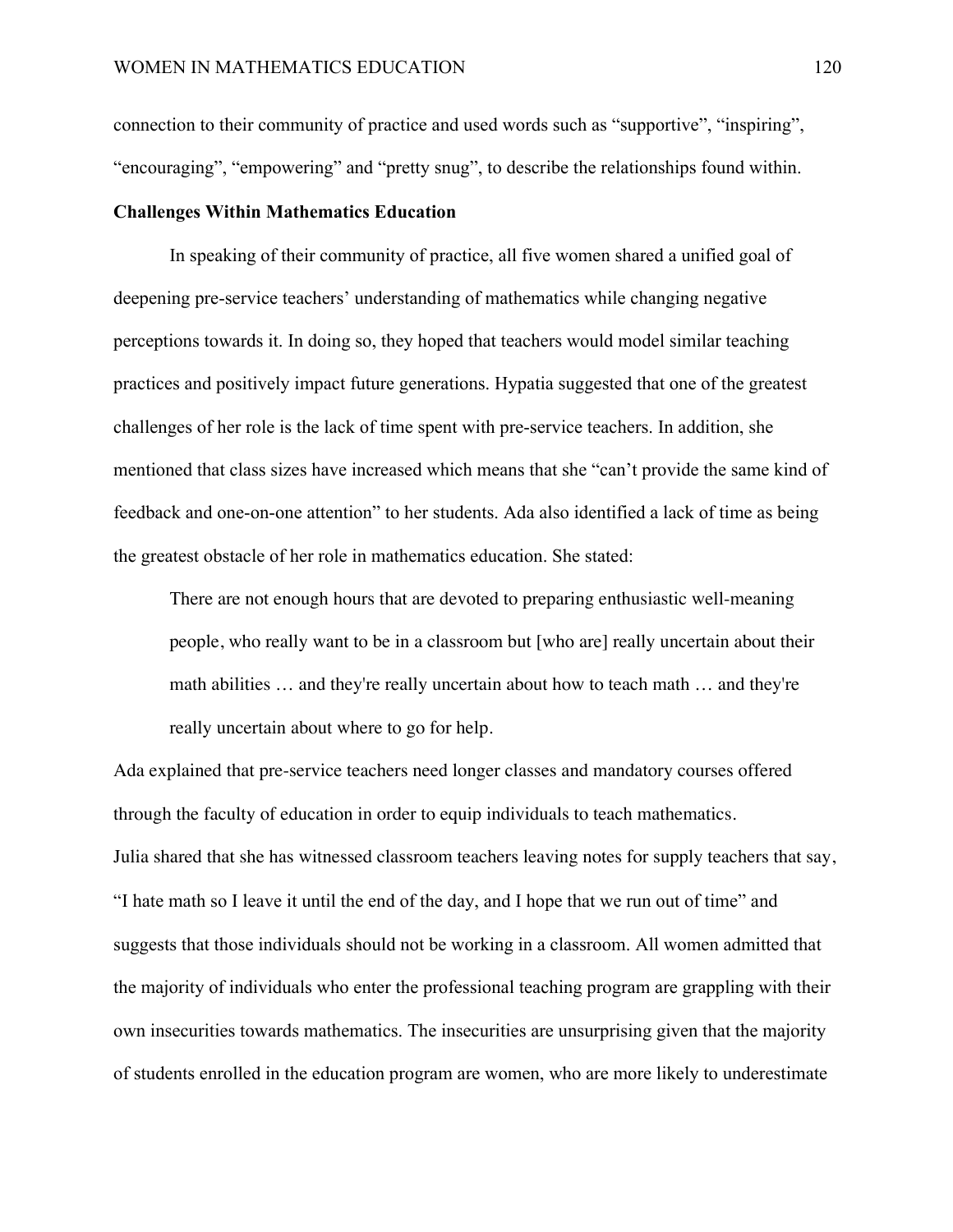connection to their community of practice and used words such as "supportive", "inspiring", "encouraging", "empowering" and "pretty snug", to describe the relationships found within.

**Challenges Within Mathematics Education**

In speaking of their community of practice, all five women shared a unified goal of deepening pre-service teachers' understanding of mathematics while changing negative perceptions towards it. In doing so, they hoped that teachers would model similar teaching practices and positively impact future generations. Hypatia suggested that one of the greatest challenges of her role is the lack of time spent with pre-service teachers. In addition, she mentioned that class sizes have increased which means that she "can't provide the same kind of feedback and one-on-one attention" to her students. Ada also identified a lack of time as being the greatest obstacle of her role in mathematics education. She stated:

> There are not enough hours that are devoted to preparing enthusiastic well-meaning people, who really want to be in a classroom but [who are] really uncertain about their math abilities … and they're really uncertain about how to teach math … and they're really uncertain about where to go for help.

Ada explained that pre-service teachers need longer classes and mandatory courses offered through the faculty of education in order to equip individuals to teach mathematics.
Julia shared that she has witnessed classroom teachers leaving notes for supply teachers that say, "I hate math so I leave it until the end of the day, and I hope that we run out of time" and suggests that those individuals should not be working in a classroom. All women admitted that the majority of individuals who enter the professional teaching program are grappling with their own insecurities towards mathematics. The insecurities are unsurprising given that the majority of students enrolled in the education program are women, who are more likely to underestimate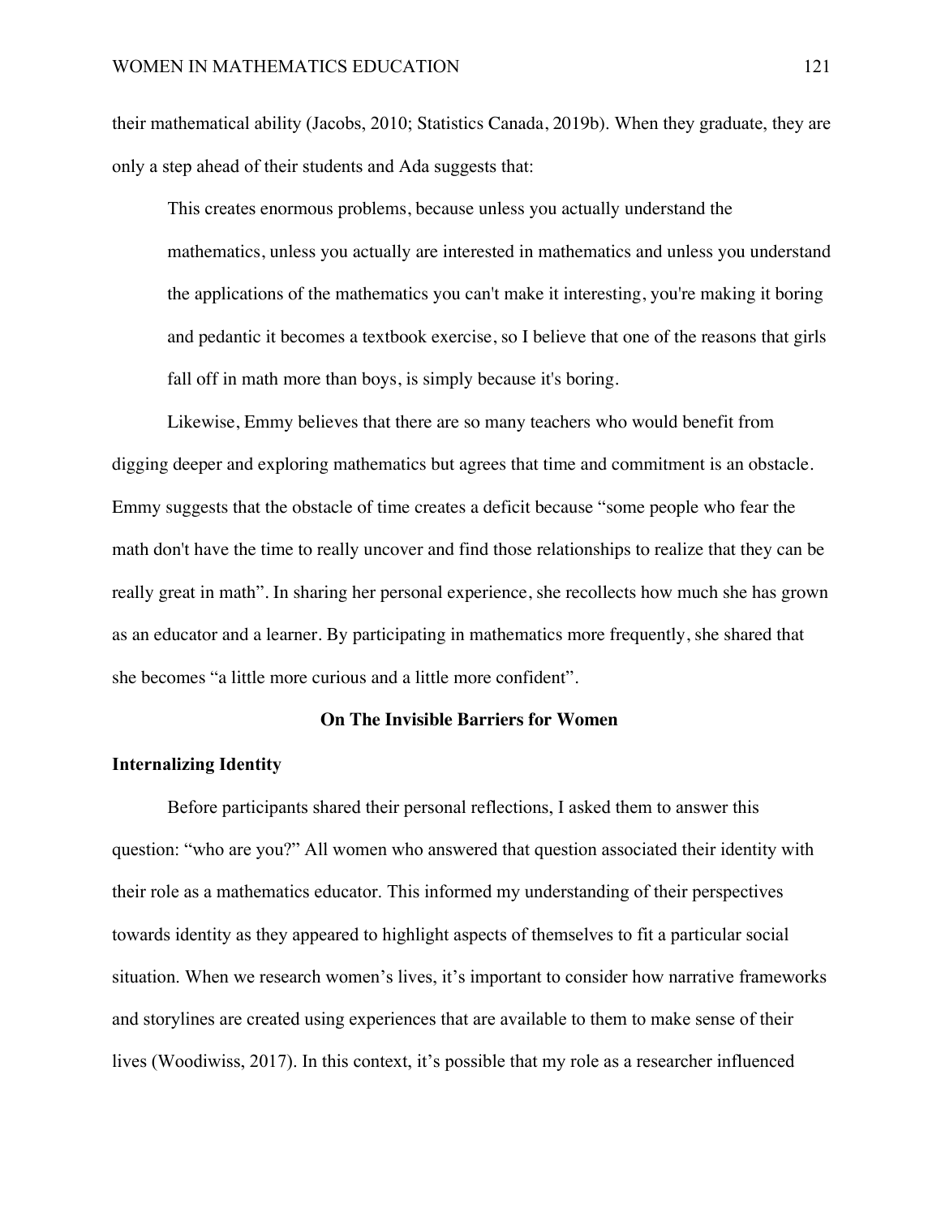their mathematical ability (Jacobs, 2010; Statistics Canada, 2019b). When they graduate, they are only a step ahead of their students and Ada suggests that:

> This creates enormous problems, because unless you actually understand the mathematics, unless you actually are interested in mathematics and unless you understand the applications of the mathematics you can't make it interesting, you're making it boring and pedantic it becomes a textbook exercise, so I believe that one of the reasons that girls fall off in math more than boys, is simply because it's boring.

Likewise, Emmy believes that there are so many teachers who would benefit from digging deeper and exploring mathematics but agrees that time and commitment is an obstacle. Emmy suggests that the obstacle of time creates a deficit because "some people who fear the math don't have the time to really uncover and find those relationships to realize that they can be really great in math". In sharing her personal experience, she recollects how much she has grown as an educator and a learner. By participating in mathematics more frequently, she shared that she becomes "a little more curious and a little more confident".

## On The Invisible Barriers for Women

### Internalizing Identity

Before participants shared their personal reflections, I asked them to answer this question: "who are you?" All women who answered that question associated their identity with their role as a mathematics educator. This informed my understanding of their perspectives towards identity as they appeared to highlight aspects of themselves to fit a particular social situation. When we research women's lives, it's important to consider how narrative frameworks and storylines are created using experiences that are available to them to make sense of their lives (Woodiwiss, 2017). In this context, it's possible that my role as a researcher influenced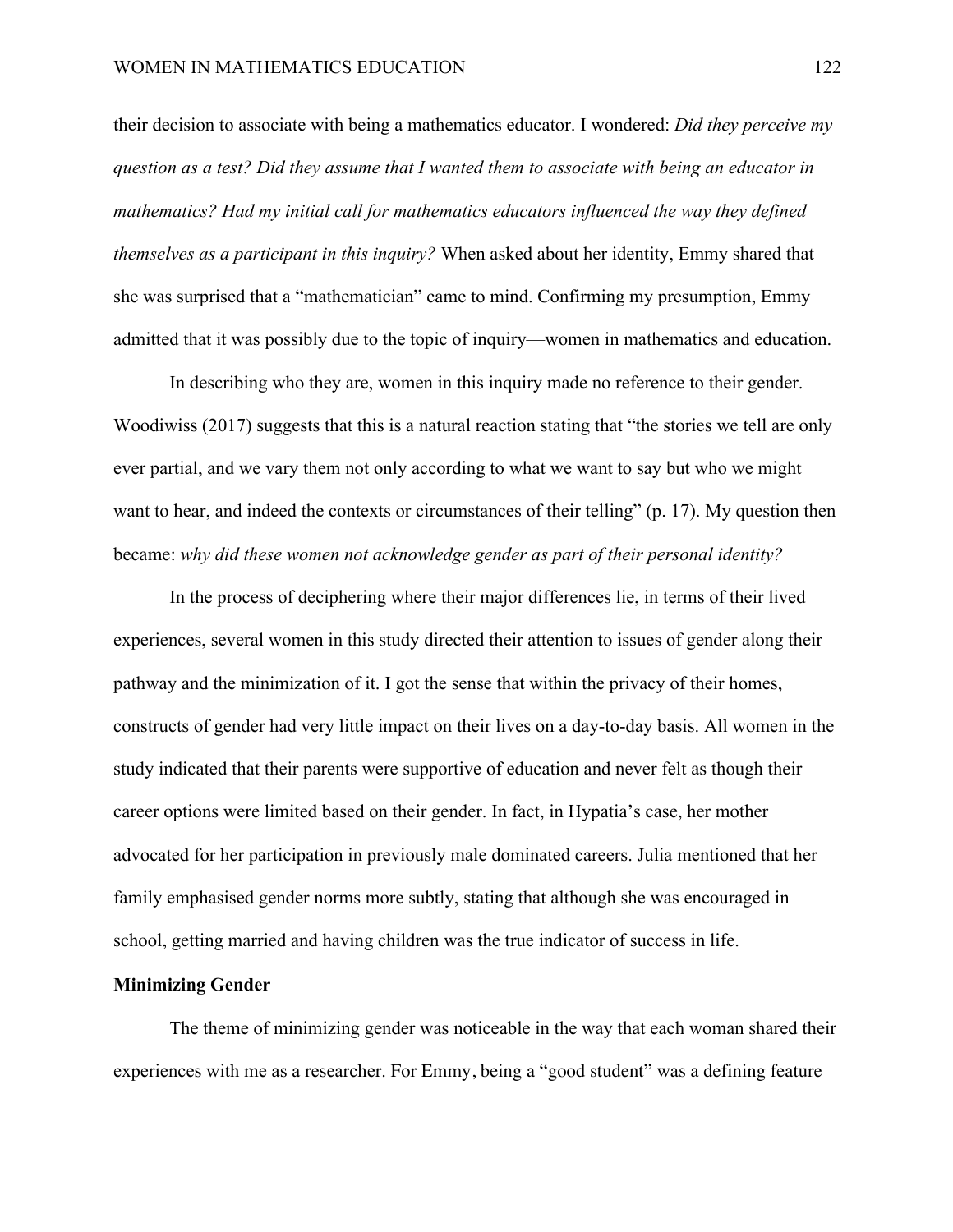their decision to associate with being a mathematics educator. I wondered: *Did they perceive my question as a test? Did they assume that I wanted them to associate with being an educator in mathematics? Had my initial call for mathematics educators influenced the way they defined themselves as a participant in this inquiry?* When asked about her identity, Emmy shared that she was surprised that a "mathematician" came to mind. Confirming my presumption, Emmy admitted that it was possibly due to the topic of inquiry—women in mathematics and education.

In describing who they are, women in this inquiry made no reference to their gender. Woodiwiss (2017) suggests that this is a natural reaction stating that "the stories we tell are only ever partial, and we vary them not only according to what we want to say but who we might want to hear, and indeed the contexts or circumstances of their telling" (p. 17). My question then became: *why did these women not acknowledge gender as part of their personal identity?*

In the process of deciphering where their major differences lie, in terms of their lived experiences, several women in this study directed their attention to issues of gender along their pathway and the minimization of it. I got the sense that within the privacy of their homes, constructs of gender had very little impact on their lives on a day-to-day basis. All women in the study indicated that their parents were supportive of education and never felt as though their career options were limited based on their gender. In fact, in Hypatia's case, her mother advocated for her participation in previously male dominated careers. Julia mentioned that her family emphasised gender norms more subtly, stating that although she was encouraged in school, getting married and having children was the true indicator of success in life.

**Minimizing Gender**

The theme of minimizing gender was noticeable in the way that each woman shared their experiences with me as a researcher. For Emmy, being a "good student" was a defining feature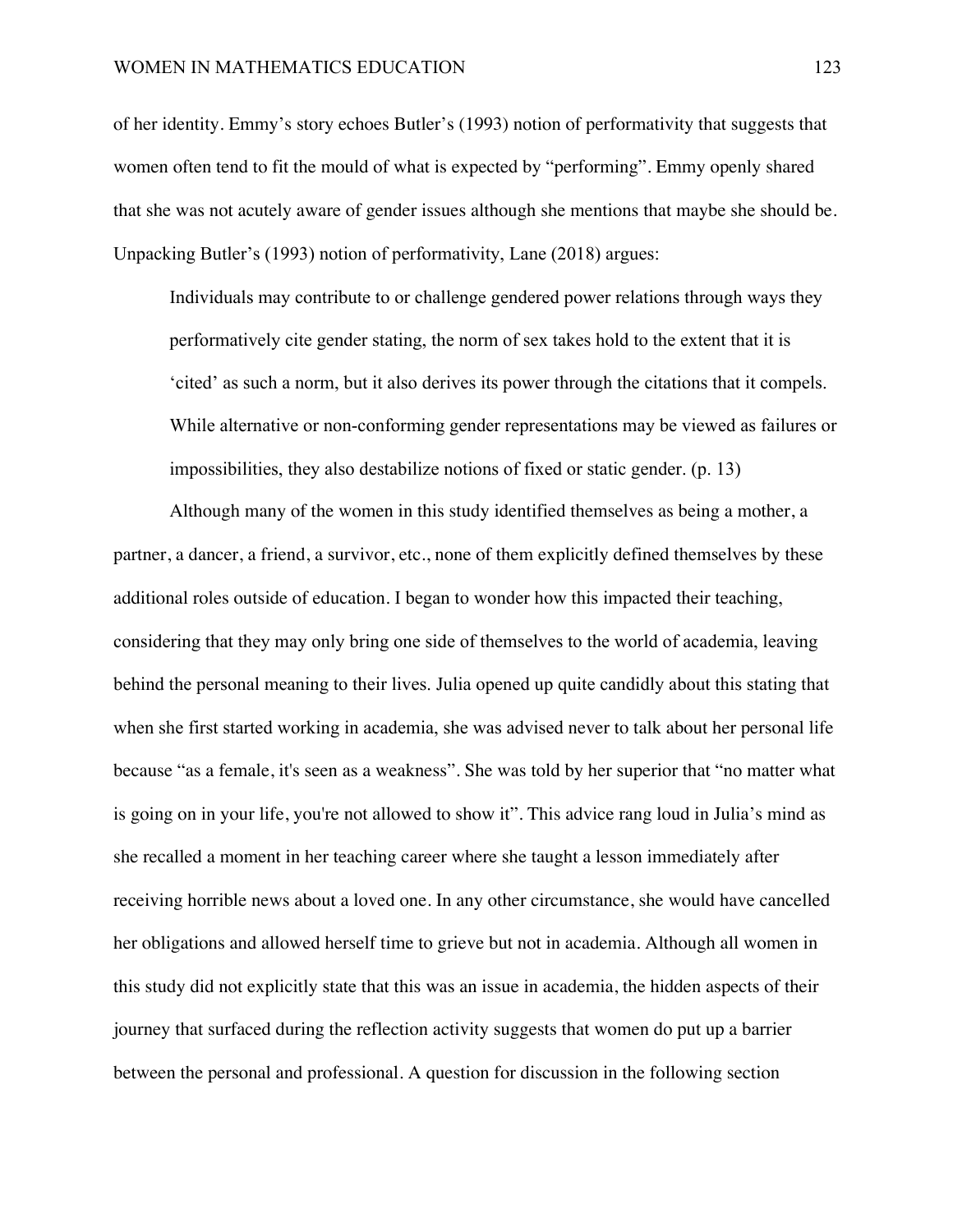of her identity. Emmy's story echoes Butler's (1993) notion of performativity that suggests that women often tend to fit the mould of what is expected by "performing". Emmy openly shared that she was not acutely aware of gender issues although she mentions that maybe she should be. Unpacking Butler's (1993) notion of performativity, Lane (2018) argues:

> Individuals may contribute to or challenge gendered power relations through ways they performatively cite gender stating, the norm of sex takes hold to the extent that it is 'cited' as such a norm, but it also derives its power through the citations that it compels. While alternative or non-conforming gender representations may be viewed as failures or impossibilities, they also destabilize notions of fixed or static gender. (p. 13)

Although many of the women in this study identified themselves as being a mother, a partner, a dancer, a friend, a survivor, etc., none of them explicitly defined themselves by these additional roles outside of education. I began to wonder how this impacted their teaching, considering that they may only bring one side of themselves to the world of academia, leaving behind the personal meaning to their lives. Julia opened up quite candidly about this stating that when she first started working in academia, she was advised never to talk about her personal life because "as a female, it's seen as a weakness". She was told by her superior that "no matter what is going on in your life, you're not allowed to show it". This advice rang loud in Julia's mind as she recalled a moment in her teaching career where she taught a lesson immediately after receiving horrible news about a loved one. In any other circumstance, she would have cancelled her obligations and allowed herself time to grieve but not in academia. Although all women in this study did not explicitly state that this was an issue in academia, the hidden aspects of their journey that surfaced during the reflection activity suggests that women do put up a barrier between the personal and professional. A question for discussion in the following section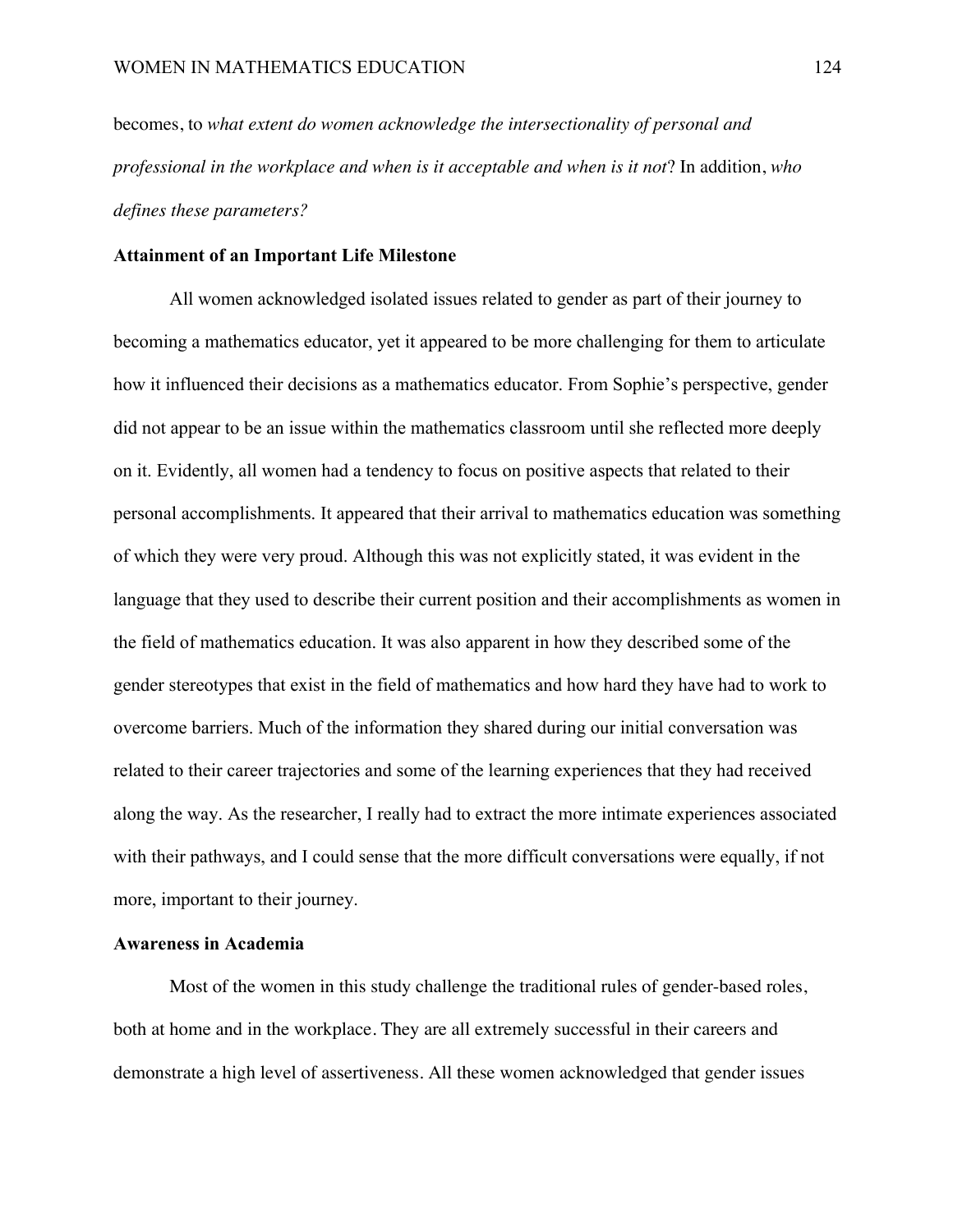becomes, to *what extent do women acknowledge the intersectionality of personal and professional in the workplace and when is it acceptable and when is it not*? In addition, *who defines these parameters?*

### Attainment of an Important Life Milestone

All women acknowledged isolated issues related to gender as part of their journey to becoming a mathematics educator, yet it appeared to be more challenging for them to articulate how it influenced their decisions as a mathematics educator. From Sophie's perspective, gender did not appear to be an issue within the mathematics classroom until she reflected more deeply on it. Evidently, all women had a tendency to focus on positive aspects that related to their personal accomplishments. It appeared that their arrival to mathematics education was something of which they were very proud. Although this was not explicitly stated, it was evident in the language that they used to describe their current position and their accomplishments as women in the field of mathematics education. It was also apparent in how they described some of the gender stereotypes that exist in the field of mathematics and how hard they have had to work to overcome barriers. Much of the information they shared during our initial conversation was related to their career trajectories and some of the learning experiences that they had received along the way. As the researcher, I really had to extract the more intimate experiences associated with their pathways, and I could sense that the more difficult conversations were equally, if not more, important to their journey.

### Awareness in Academia

Most of the women in this study challenge the traditional rules of gender-based roles, both at home and in the workplace. They are all extremely successful in their careers and demonstrate a high level of assertiveness. All these women acknowledged that gender issues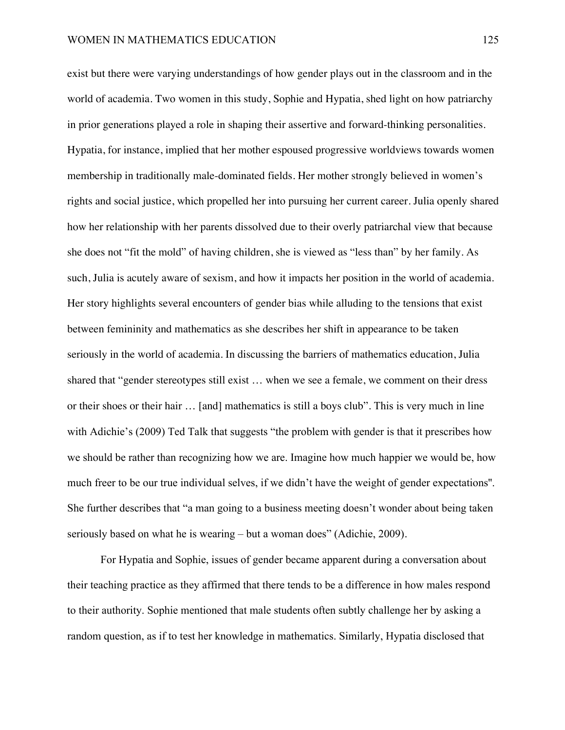exist but there were varying understandings of how gender plays out in the classroom and in the world of academia. Two women in this study, Sophie and Hypatia, shed light on how patriarchy in prior generations played a role in shaping their assertive and forward-thinking personalities. Hypatia, for instance, implied that her mother espoused progressive worldviews towards women membership in traditionally male-dominated fields. Her mother strongly believed in women's rights and social justice, which propelled her into pursuing her current career. Julia openly shared how her relationship with her parents dissolved due to their overly patriarchal view that because she does not "fit the mold" of having children, she is viewed as "less than" by her family. As such, Julia is acutely aware of sexism, and how it impacts her position in the world of academia. Her story highlights several encounters of gender bias while alluding to the tensions that exist between femininity and mathematics as she describes her shift in appearance to be taken seriously in the world of academia. In discussing the barriers of mathematics education, Julia shared that "gender stereotypes still exist … when we see a female, we comment on their dress or their shoes or their hair … [and] mathematics is still a boys club". This is very much in line with Adichie's (2009) Ted Talk that suggests "the problem with gender is that it prescribes how we should be rather than recognizing how we are. Imagine how much happier we would be, how much freer to be our true individual selves, if we didn't have the weight of gender expectations". She further describes that "a man going to a business meeting doesn't wonder about being taken seriously based on what he is wearing – but a woman does" (Adichie, 2009).

For Hypatia and Sophie, issues of gender became apparent during a conversation about their teaching practice as they affirmed that there tends to be a difference in how males respond to their authority. Sophie mentioned that male students often subtly challenge her by asking a random question, as if to test her knowledge in mathematics. Similarly, Hypatia disclosed that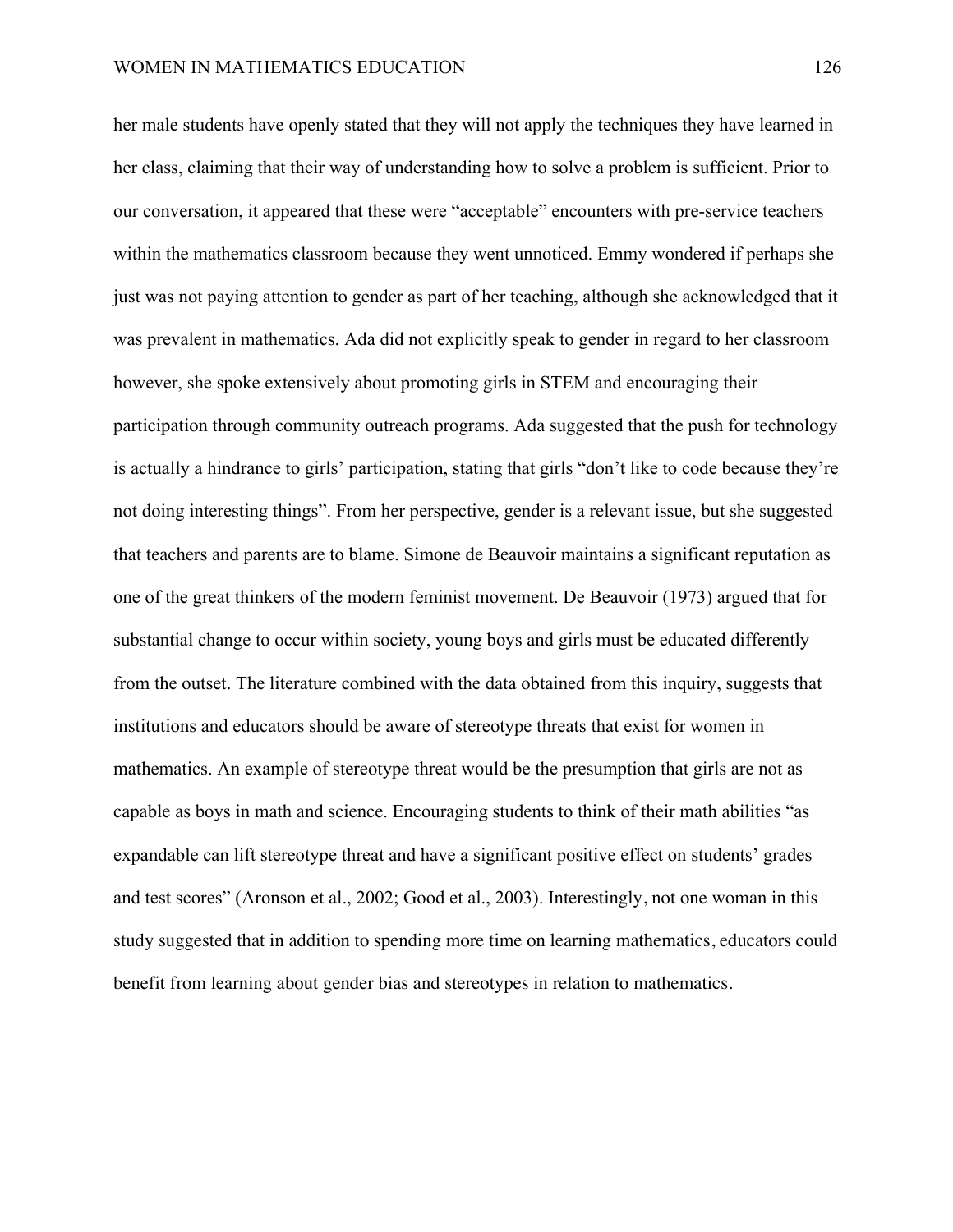her male students have openly stated that they will not apply the techniques they have learned in her class, claiming that their way of understanding how to solve a problem is sufficient. Prior to our conversation, it appeared that these were "acceptable" encounters with pre-service teachers within the mathematics classroom because they went unnoticed. Emmy wondered if perhaps she just was not paying attention to gender as part of her teaching, although she acknowledged that it was prevalent in mathematics. Ada did not explicitly speak to gender in regard to her classroom however, she spoke extensively about promoting girls in STEM and encouraging their participation through community outreach programs. Ada suggested that the push for technology is actually a hindrance to girls' participation, stating that girls "don't like to code because they're not doing interesting things". From her perspective, gender is a relevant issue, but she suggested that teachers and parents are to blame. Simone de Beauvoir maintains a significant reputation as one of the great thinkers of the modern feminist movement. De Beauvoir (1973) argued that for substantial change to occur within society, young boys and girls must be educated differently from the outset. The literature combined with the data obtained from this inquiry, suggests that institutions and educators should be aware of stereotype threats that exist for women in mathematics. An example of stereotype threat would be the presumption that girls are not as capable as boys in math and science. Encouraging students to think of their math abilities "as expandable can lift stereotype threat and have a significant positive effect on students' grades and test scores" (Aronson et al., 2002; Good et al., 2003). Interestingly, not one woman in this study suggested that in addition to spending more time on learning mathematics, educators could benefit from learning about gender bias and stereotypes in relation to mathematics.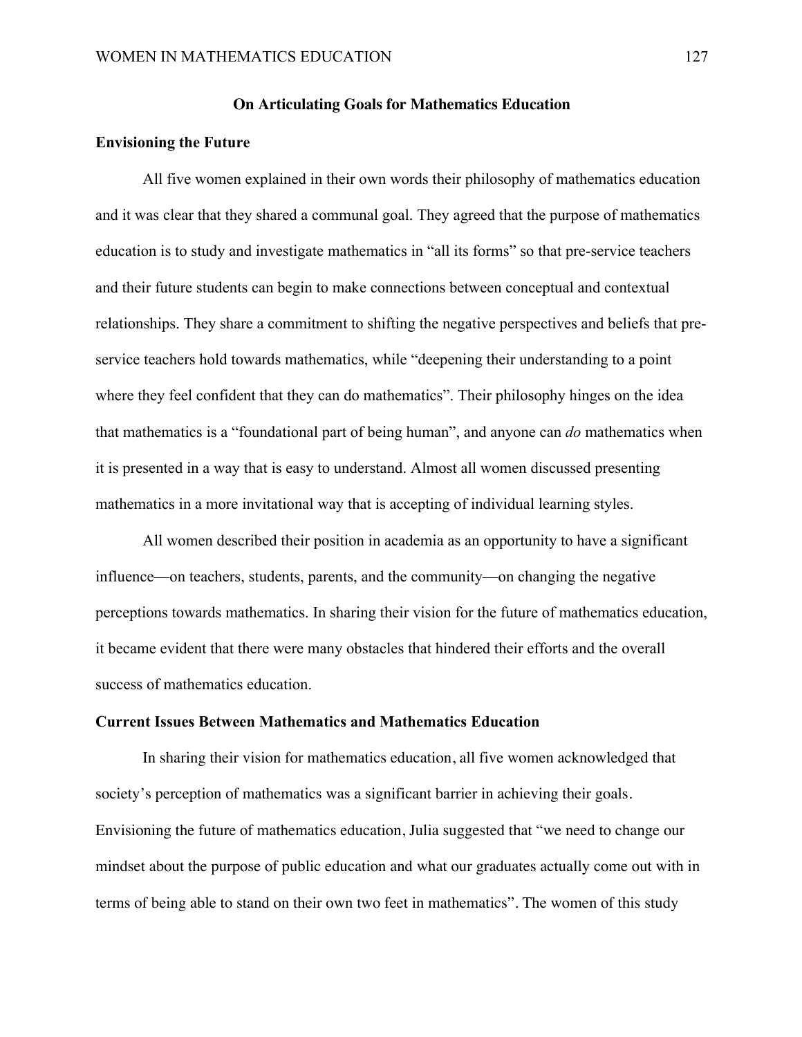## On Articulating Goals for Mathematics Education

### Envisioning the Future

All five women explained in their own words their philosophy of mathematics education and it was clear that they shared a communal goal. They agreed that the purpose of mathematics education is to study and investigate mathematics in "all its forms" so that pre-service teachers and their future students can begin to make connections between conceptual and contextual relationships. They share a commitment to shifting the negative perspectives and beliefs that pre-service teachers hold towards mathematics, while "deepening their understanding to a point where they feel confident that they can do mathematics". Their philosophy hinges on the idea that mathematics is a "foundational part of being human", and anyone can *do* mathematics when it is presented in a way that is easy to understand. Almost all women discussed presenting mathematics in a more invitational way that is accepting of individual learning styles.

All women described their position in academia as an opportunity to have a significant influence—on teachers, students, parents, and the community—on changing the negative perceptions towards mathematics. In sharing their vision for the future of mathematics education, it became evident that there were many obstacles that hindered their efforts and the overall success of mathematics education.

### Current Issues Between Mathematics and Mathematics Education

In sharing their vision for mathematics education, all five women acknowledged that society's perception of mathematics was a significant barrier in achieving their goals. Envisioning the future of mathematics education, Julia suggested that "we need to change our mindset about the purpose of public education and what our graduates actually come out with in terms of being able to stand on their own two feet in mathematics". The women of this study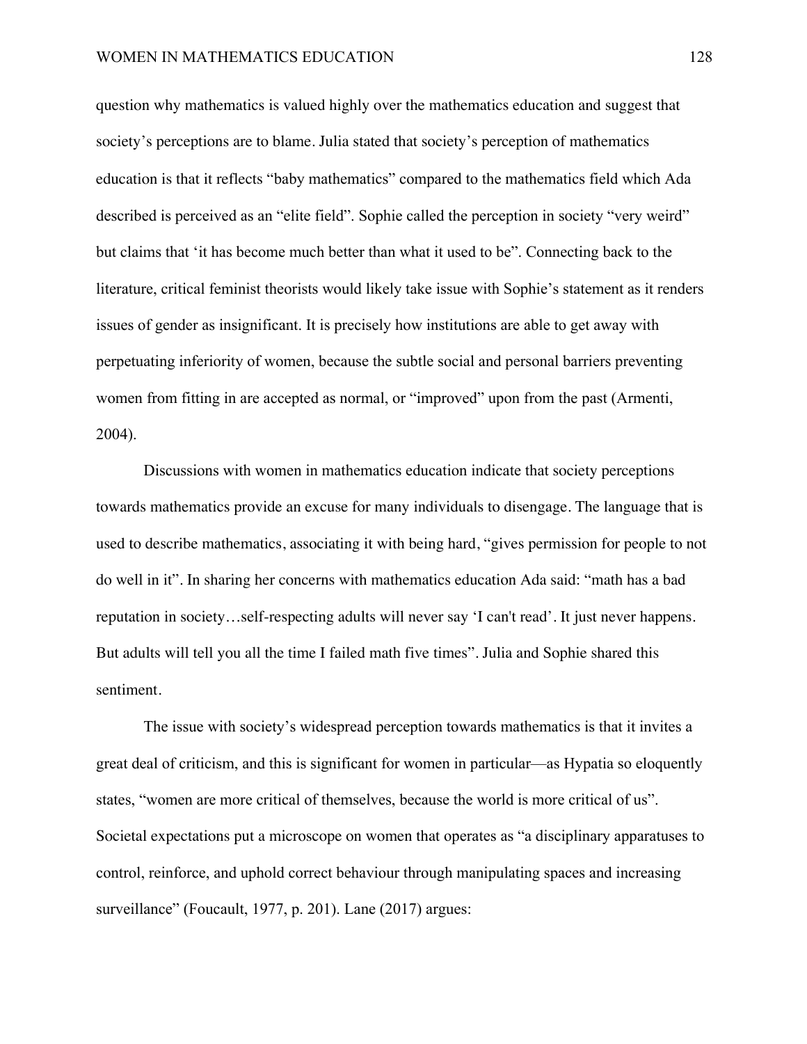question why mathematics is valued highly over the mathematics education and suggest that society's perceptions are to blame. Julia stated that society's perception of mathematics education is that it reflects "baby mathematics" compared to the mathematics field which Ada described is perceived as an "elite field". Sophie called the perception in society "very weird" but claims that 'it has become much better than what it used to be". Connecting back to the literature, critical feminist theorists would likely take issue with Sophie's statement as it renders issues of gender as insignificant. It is precisely how institutions are able to get away with perpetuating inferiority of women, because the subtle social and personal barriers preventing women from fitting in are accepted as normal, or "improved" upon from the past (Armenti, 2004).

Discussions with women in mathematics education indicate that society perceptions towards mathematics provide an excuse for many individuals to disengage. The language that is used to describe mathematics, associating it with being hard, "gives permission for people to not do well in it". In sharing her concerns with mathematics education Ada said: "math has a bad reputation in society…self-respecting adults will never say 'I can't read'. It just never happens. But adults will tell you all the time I failed math five times". Julia and Sophie shared this sentiment.

The issue with society's widespread perception towards mathematics is that it invites a great deal of criticism, and this is significant for women in particular—as Hypatia so eloquently states, "women are more critical of themselves, because the world is more critical of us". Societal expectations put a microscope on women that operates as "a disciplinary apparatuses to control, reinforce, and uphold correct behaviour through manipulating spaces and increasing surveillance" (Foucault, 1977, p. 201). Lane (2017) argues: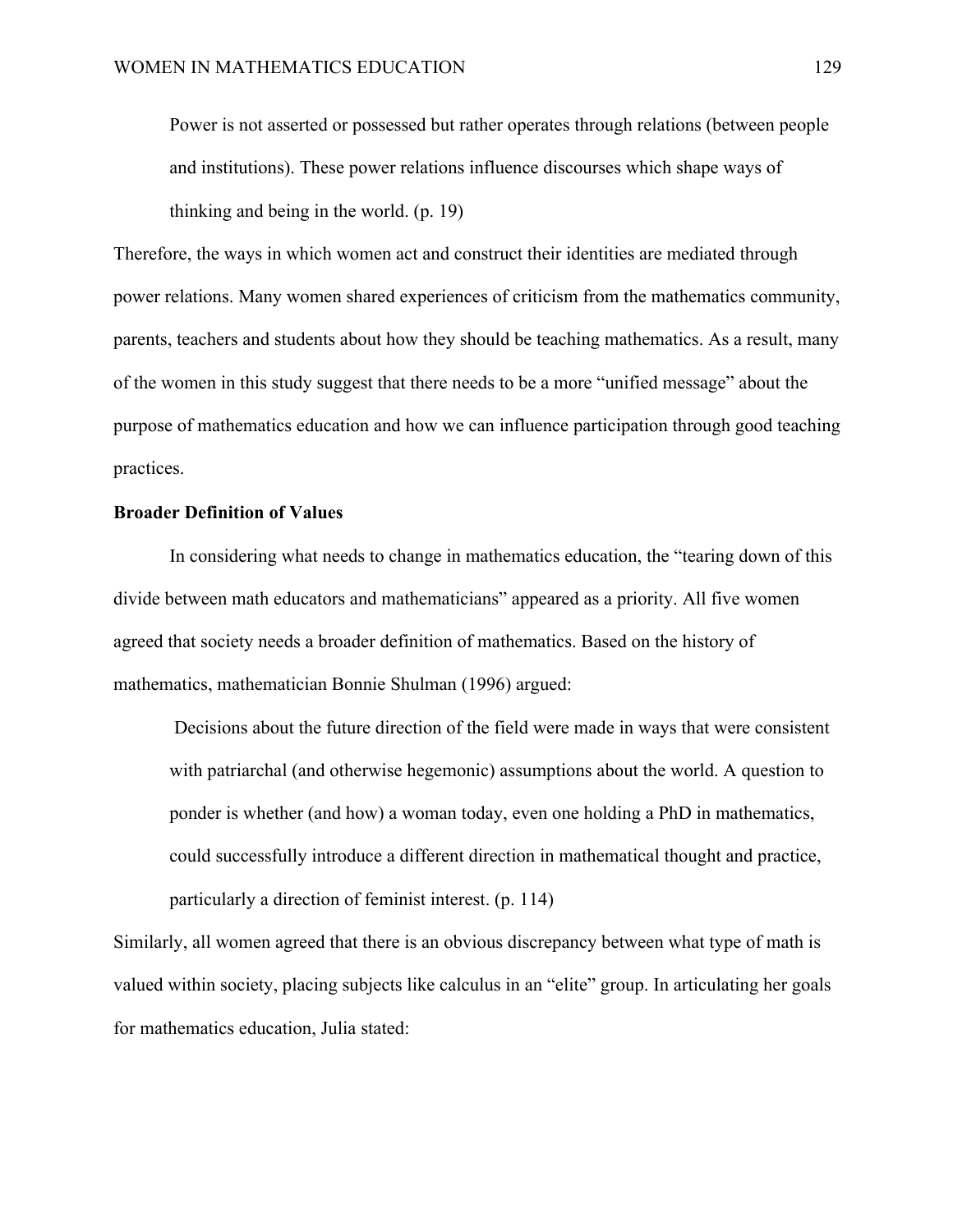> Power is not asserted or possessed but rather operates through relations (between people and institutions). These power relations influence discourses which shape ways of thinking and being in the world. (p. 19)

Therefore, the ways in which women act and construct their identities are mediated through power relations. Many women shared experiences of criticism from the mathematics community, parents, teachers and students about how they should be teaching mathematics. As a result, many of the women in this study suggest that there needs to be a more "unified message" about the purpose of mathematics education and how we can influence participation through good teaching practices.

**Broader Definition of Values**

In considering what needs to change in mathematics education, the "tearing down of this divide between math educators and mathematicians" appeared as a priority. All five women agreed that society needs a broader definition of mathematics. Based on the history of mathematics, mathematician Bonnie Shulman (1996) argued:

> Decisions about the future direction of the field were made in ways that were consistent with patriarchal (and otherwise hegemonic) assumptions about the world. A question to ponder is whether (and how) a woman today, even one holding a PhD in mathematics, could successfully introduce a different direction in mathematical thought and practice, particularly a direction of feminist interest. (p. 114)

Similarly, all women agreed that there is an obvious discrepancy between what type of math is valued within society, placing subjects like calculus in an "elite" group. In articulating her goals for mathematics education, Julia stated: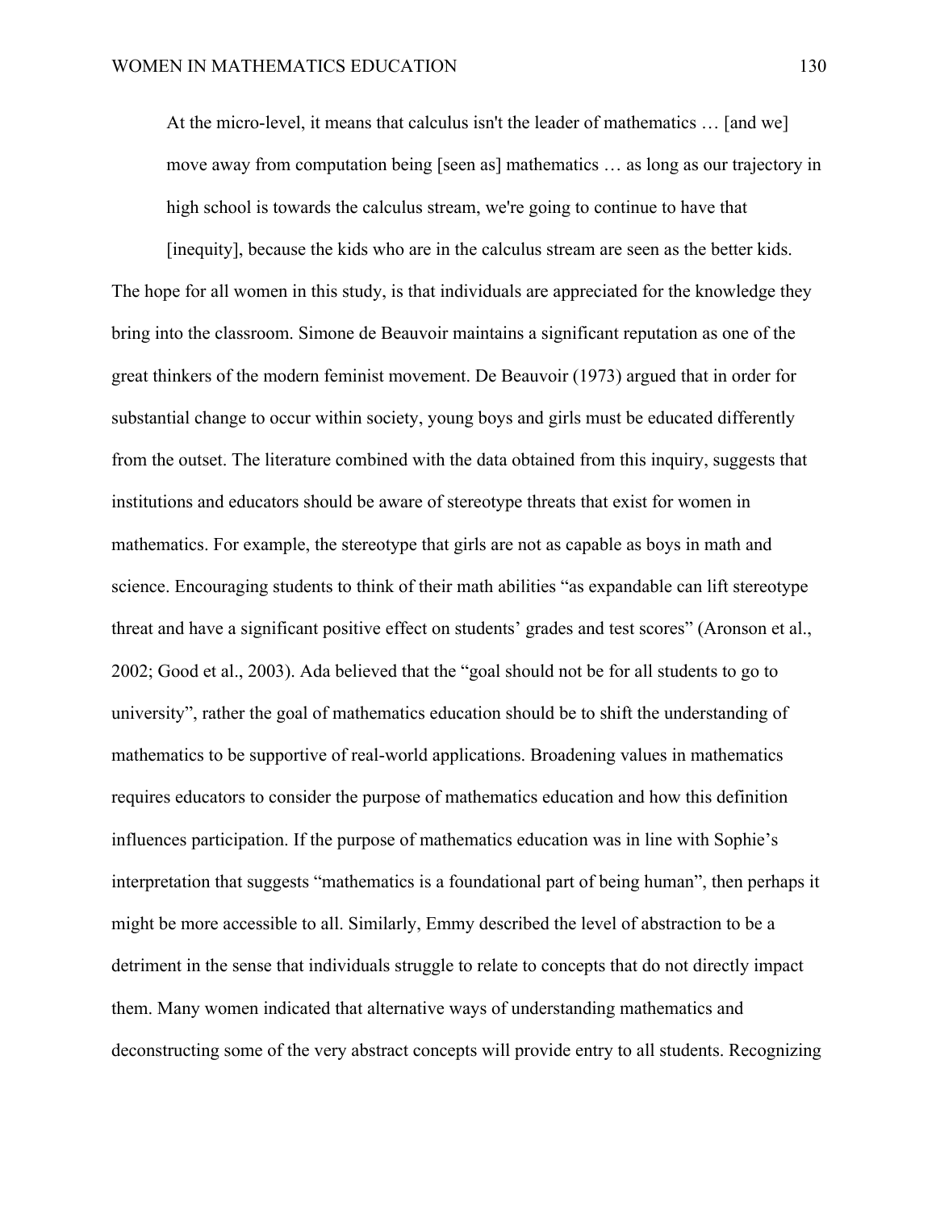> At the micro-level, it means that calculus isn't the leader of mathematics … [and we] move away from computation being [seen as] mathematics … as long as our trajectory in high school is towards the calculus stream, we're going to continue to have that [inequity], because the kids who are in the calculus stream are seen as the better kids.

The hope for all women in this study, is that individuals are appreciated for the knowledge they bring into the classroom. Simone de Beauvoir maintains a significant reputation as one of the great thinkers of the modern feminist movement. De Beauvoir (1973) argued that in order for substantial change to occur within society, young boys and girls must be educated differently from the outset. The literature combined with the data obtained from this inquiry, suggests that institutions and educators should be aware of stereotype threats that exist for women in mathematics. For example, the stereotype that girls are not as capable as boys in math and science. Encouraging students to think of their math abilities "as expandable can lift stereotype threat and have a significant positive effect on students' grades and test scores" (Aronson et al., 2002; Good et al., 2003). Ada believed that the "goal should not be for all students to go to university", rather the goal of mathematics education should be to shift the understanding of mathematics to be supportive of real-world applications. Broadening values in mathematics requires educators to consider the purpose of mathematics education and how this definition influences participation. If the purpose of mathematics education was in line with Sophie's interpretation that suggests "mathematics is a foundational part of being human", then perhaps it might be more accessible to all. Similarly, Emmy described the level of abstraction to be a detriment in the sense that individuals struggle to relate to concepts that do not directly impact them. Many women indicated that alternative ways of understanding mathematics and deconstructing some of the very abstract concepts will provide entry to all students. Recognizing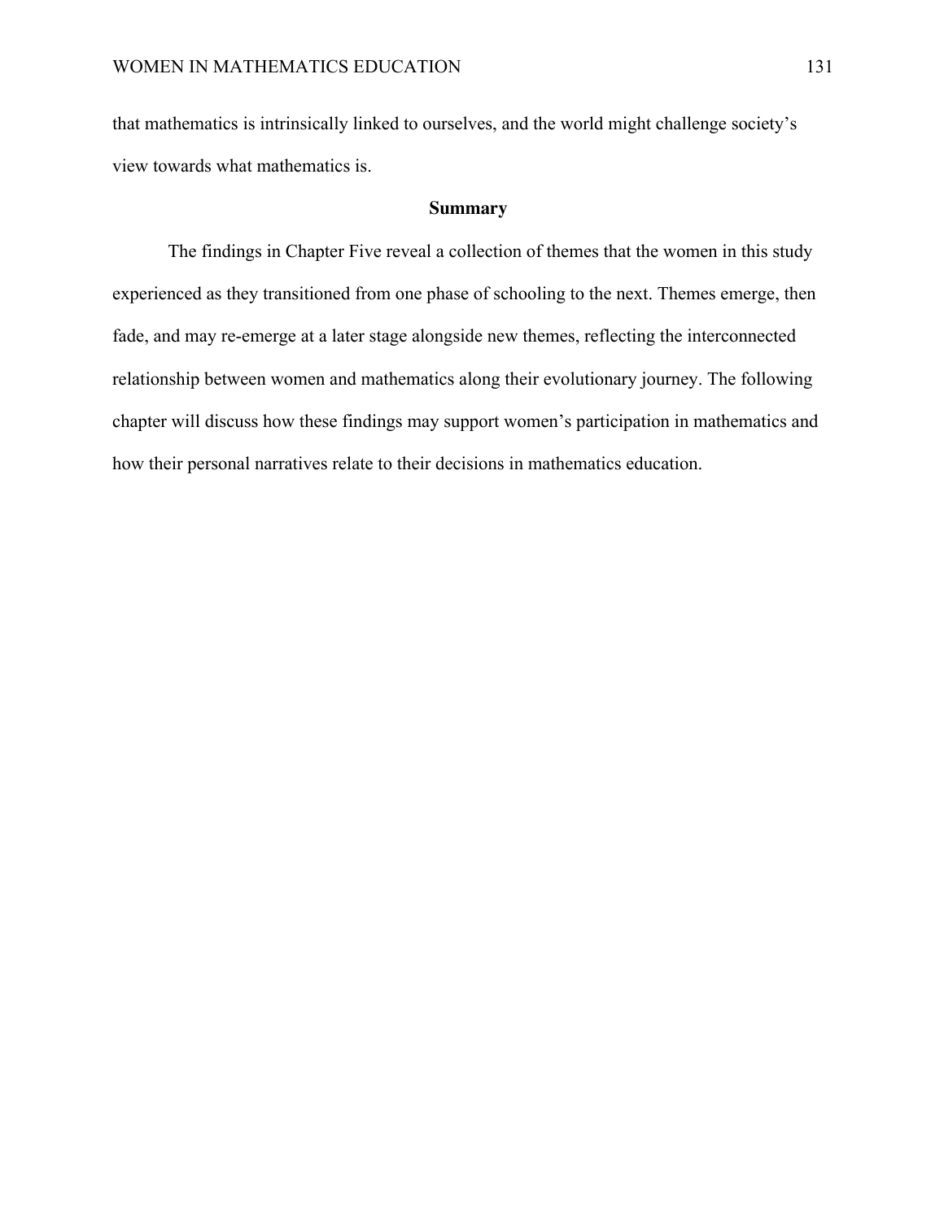that mathematics is intrinsically linked to ourselves, and the world might challenge society's view towards what mathematics is.

## Summary

The findings in Chapter Five reveal a collection of themes that the women in this study experienced as they transitioned from one phase of schooling to the next. Themes emerge, then fade, and may re-emerge at a later stage alongside new themes, reflecting the interconnected relationship between women and mathematics along their evolutionary journey. The following chapter will discuss how these findings may support women's participation in mathematics and how their personal narratives relate to their decisions in mathematics education.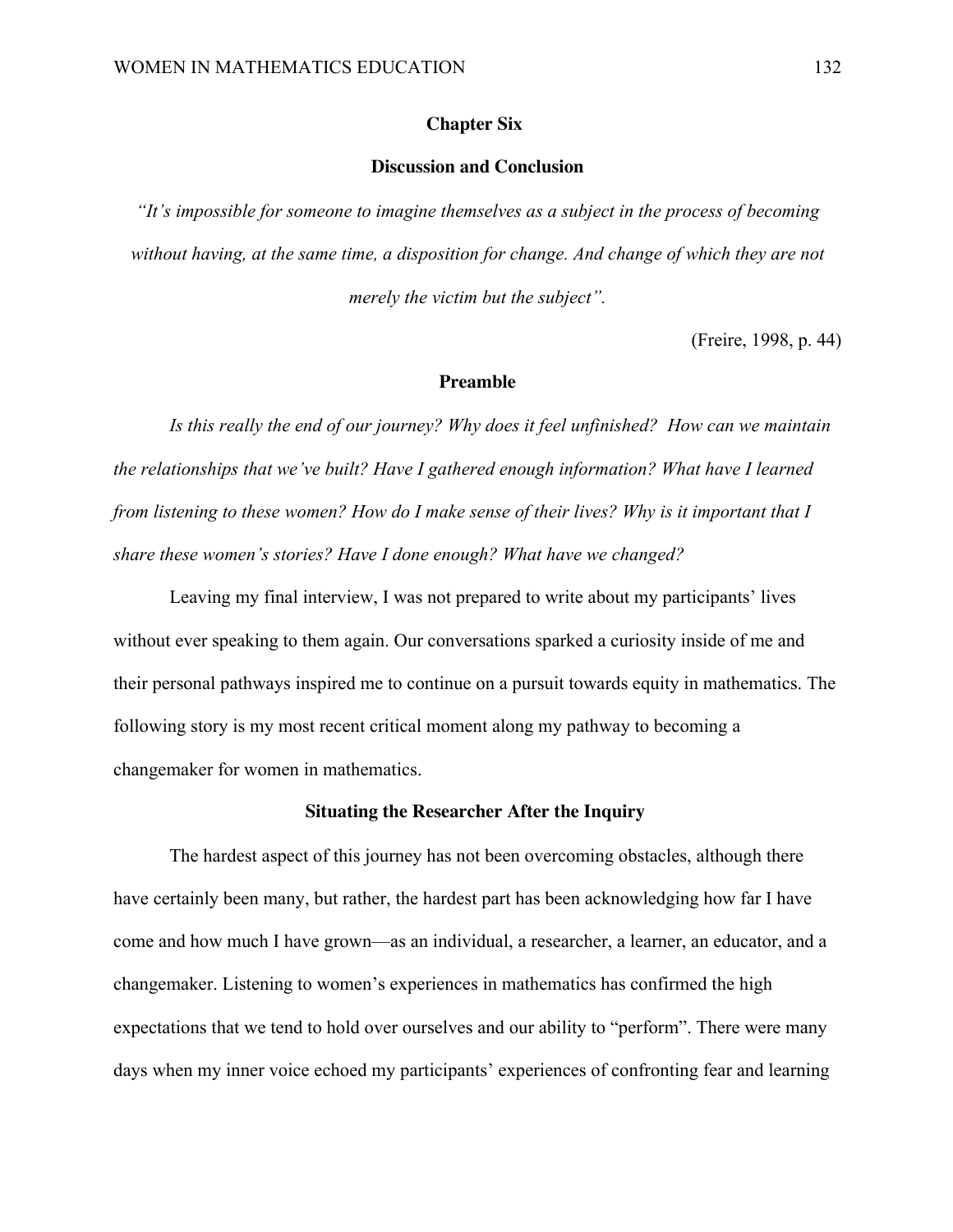# Chapter Six

## Discussion and Conclusion

*"It's impossible for someone to imagine themselves as a subject in the process of becoming without having, at the same time, a disposition for change. And change of which they are not merely the victim but the subject".*

(Freire, 1998, p. 44)

### Preamble

*Is this really the end of our journey? Why does it feel unfinished? How can we maintain the relationships that we've built? Have I gathered enough information? What have I learned from listening to these women? How do I make sense of their lives? Why is it important that I share these women's stories? Have I done enough? What have we changed?*

Leaving my final interview, I was not prepared to write about my participants' lives without ever speaking to them again. Our conversations sparked a curiosity inside of me and their personal pathways inspired me to continue on a pursuit towards equity in mathematics. The following story is my most recent critical moment along my pathway to becoming a changemaker for women in mathematics.

### Situating the Researcher After the Inquiry

The hardest aspect of this journey has not been overcoming obstacles, although there have certainly been many, but rather, the hardest part has been acknowledging how far I have come and how much I have grown—as an individual, a researcher, a learner, an educator, and a changemaker. Listening to women's experiences in mathematics has confirmed the high expectations that we tend to hold over ourselves and our ability to "perform". There were many days when my inner voice echoed my participants' experiences of confronting fear and learning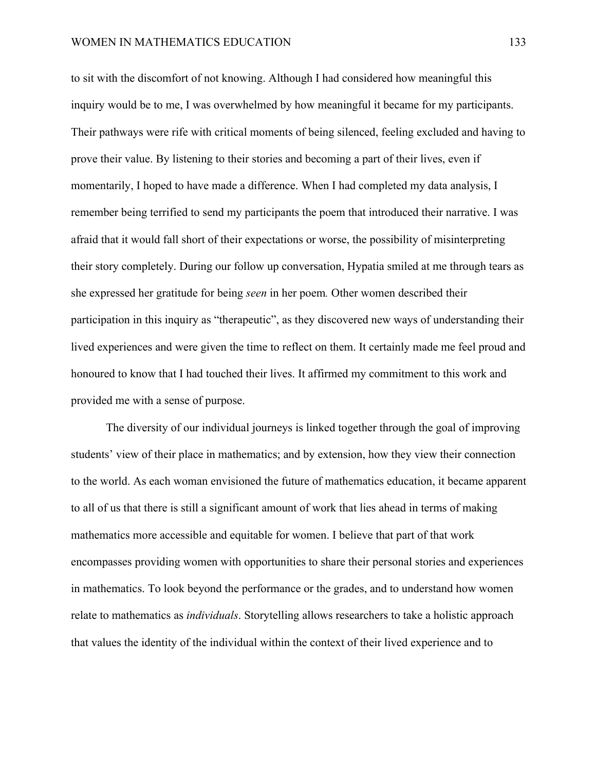to sit with the discomfort of not knowing. Although I had considered how meaningful this inquiry would be to me, I was overwhelmed by how meaningful it became for my participants. Their pathways were rife with critical moments of being silenced, feeling excluded and having to prove their value. By listening to their stories and becoming a part of their lives, even if momentarily, I hoped to have made a difference. When I had completed my data analysis, I remember being terrified to send my participants the poem that introduced their narrative. I was afraid that it would fall short of their expectations or worse, the possibility of misinterpreting their story completely. During our follow up conversation, Hypatia smiled at me through tears as she expressed her gratitude for being *seen* in her poem. Other women described their participation in this inquiry as "therapeutic", as they discovered new ways of understanding their lived experiences and were given the time to reflect on them. It certainly made me feel proud and honoured to know that I had touched their lives. It affirmed my commitment to this work and provided me with a sense of purpose.

The diversity of our individual journeys is linked together through the goal of improving students' view of their place in mathematics; and by extension, how they view their connection to the world. As each woman envisioned the future of mathematics education, it became apparent to all of us that there is still a significant amount of work that lies ahead in terms of making mathematics more accessible and equitable for women. I believe that part of that work encompasses providing women with opportunities to share their personal stories and experiences in mathematics. To look beyond the performance or the grades, and to understand how women relate to mathematics as *individuals*. Storytelling allows researchers to take a holistic approach that values the identity of the individual within the context of their lived experience and to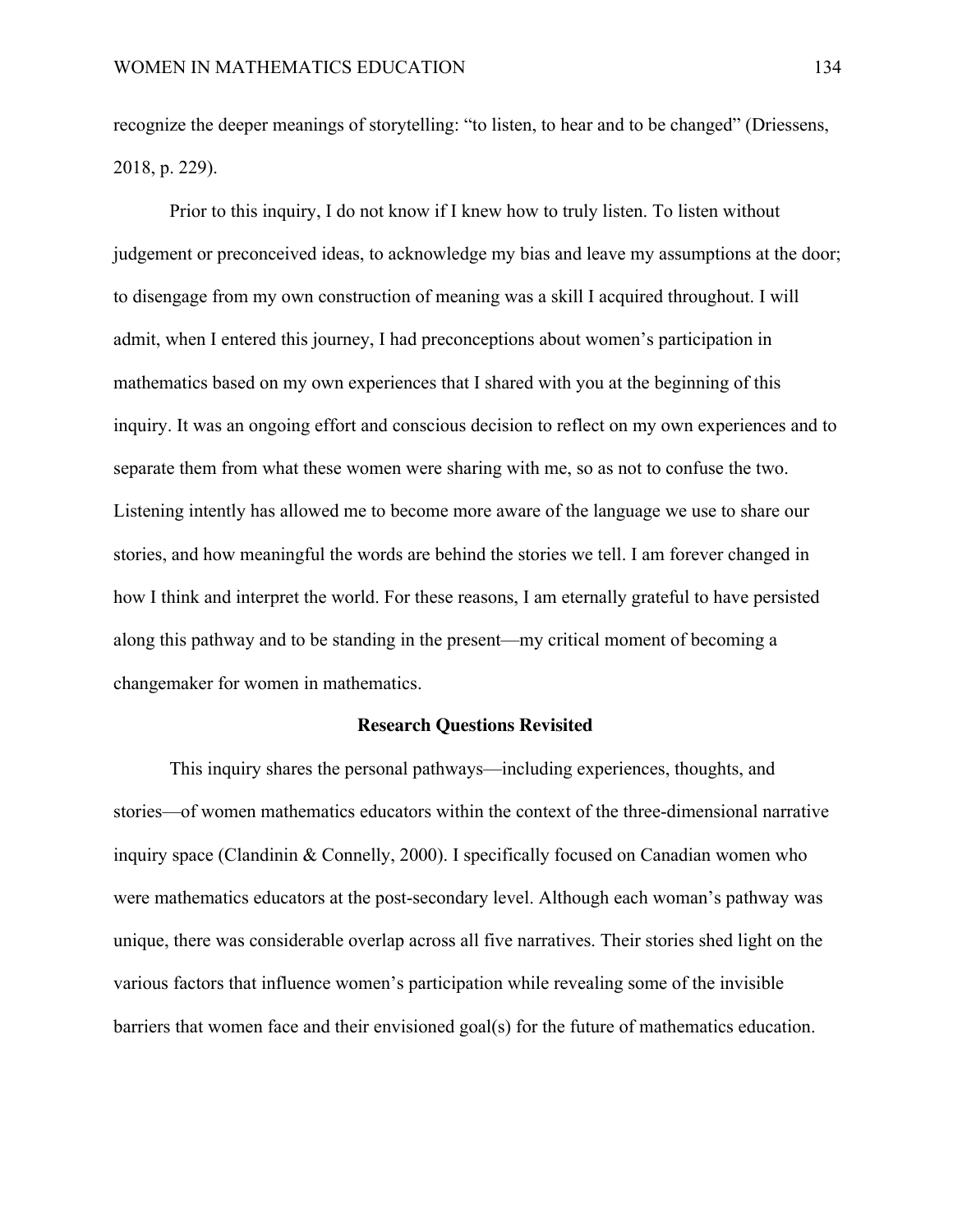recognize the deeper meanings of storytelling: “to listen, to hear and to be changed” (Driessens, 2018, p. 229).

Prior to this inquiry, I do not know if I knew how to truly listen. To listen without judgement or preconceived ideas, to acknowledge my bias and leave my assumptions at the door; to disengage from my own construction of meaning was a skill I acquired throughout. I will admit, when I entered this journey, I had preconceptions about women’s participation in mathematics based on my own experiences that I shared with you at the beginning of this inquiry. It was an ongoing effort and conscious decision to reflect on my own experiences and to separate them from what these women were sharing with me, so as not to confuse the two. Listening intently has allowed me to become more aware of the language we use to share our stories, and how meaningful the words are behind the stories we tell. I am forever changed in how I think and interpret the world. For these reasons, I am eternally grateful to have persisted along this pathway and to be standing in the present—my critical moment of becoming a changemaker for women in mathematics.

## Research Questions Revisited

This inquiry shares the personal pathways—including experiences, thoughts, and stories—of women mathematics educators within the context of the three-dimensional narrative inquiry space (Clandinin & Connelly, 2000). I specifically focused on Canadian women who were mathematics educators at the post-secondary level. Although each woman’s pathway was unique, there was considerable overlap across all five narratives. Their stories shed light on the various factors that influence women’s participation while revealing some of the invisible barriers that women face and their envisioned goal(s) for the future of mathematics education.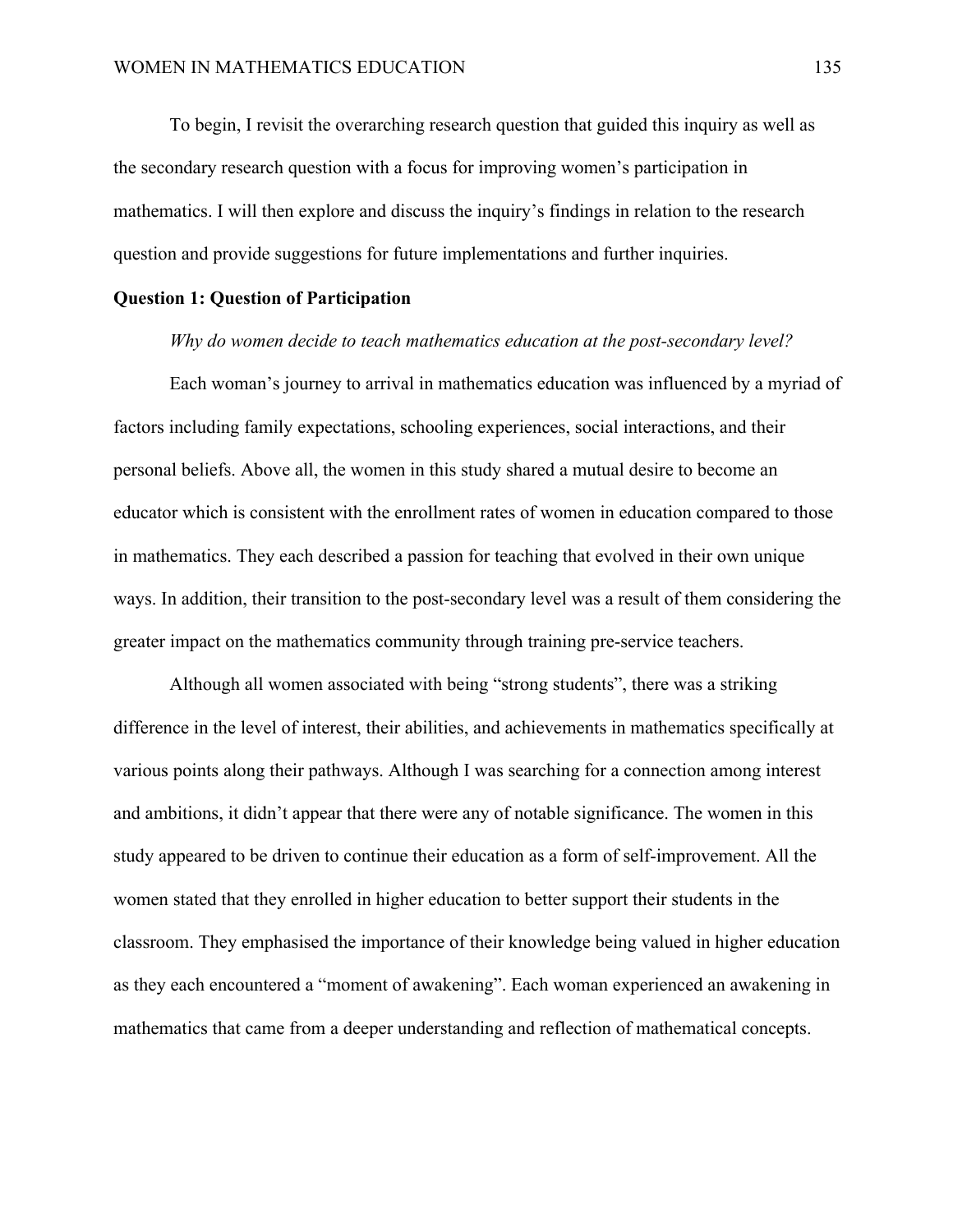To begin, I revisit the overarching research question that guided this inquiry as well as the secondary research question with a focus for improving women's participation in mathematics. I will then explore and discuss the inquiry's findings in relation to the research question and provide suggestions for future implementations and further inquiries.

**Question 1: Question of Participation**

*Why do women decide to teach mathematics education at the post-secondary level?*

Each woman's journey to arrival in mathematics education was influenced by a myriad of factors including family expectations, schooling experiences, social interactions, and their personal beliefs. Above all, the women in this study shared a mutual desire to become an educator which is consistent with the enrollment rates of women in education compared to those in mathematics. They each described a passion for teaching that evolved in their own unique ways. In addition, their transition to the post-secondary level was a result of them considering the greater impact on the mathematics community through training pre-service teachers.

Although all women associated with being "strong students", there was a striking difference in the level of interest, their abilities, and achievements in mathematics specifically at various points along their pathways. Although I was searching for a connection among interest and ambitions, it didn't appear that there were any of notable significance. The women in this study appeared to be driven to continue their education as a form of self-improvement. All the women stated that they enrolled in higher education to better support their students in the classroom. They emphasised the importance of their knowledge being valued in higher education as they each encountered a "moment of awakening". Each woman experienced an awakening in mathematics that came from a deeper understanding and reflection of mathematical concepts.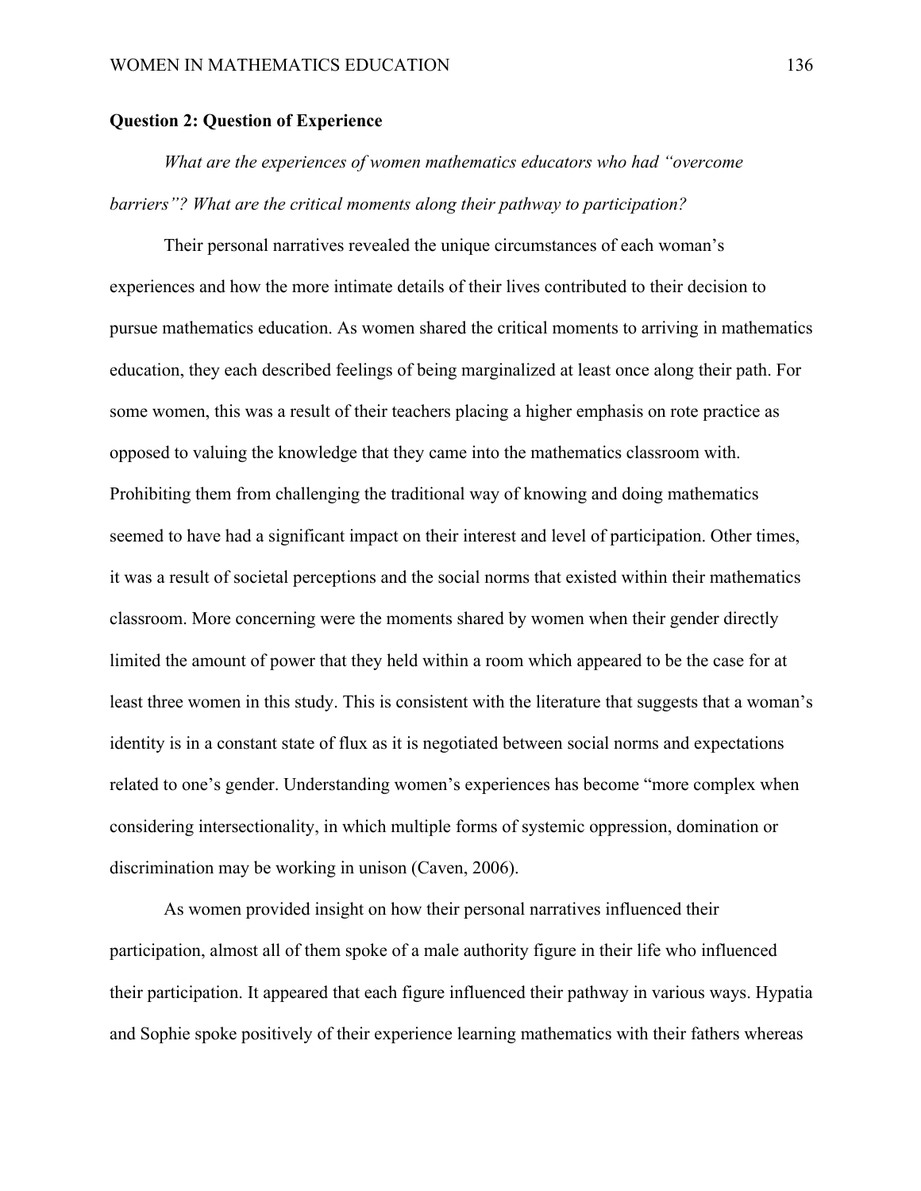**Question 2: Question of Experience**

*What are the experiences of women mathematics educators who had "overcome barriers"? What are the critical moments along their pathway to participation?*

Their personal narratives revealed the unique circumstances of each woman's experiences and how the more intimate details of their lives contributed to their decision to pursue mathematics education. As women shared the critical moments to arriving in mathematics education, they each described feelings of being marginalized at least once along their path. For some women, this was a result of their teachers placing a higher emphasis on rote practice as opposed to valuing the knowledge that they came into the mathematics classroom with. Prohibiting them from challenging the traditional way of knowing and doing mathematics seemed to have had a significant impact on their interest and level of participation. Other times, it was a result of societal perceptions and the social norms that existed within their mathematics classroom. More concerning were the moments shared by women when their gender directly limited the amount of power that they held within a room which appeared to be the case for at least three women in this study. This is consistent with the literature that suggests that a woman's identity is in a constant state of flux as it is negotiated between social norms and expectations related to one's gender. Understanding women's experiences has become "more complex when considering intersectionality, in which multiple forms of systemic oppression, domination or discrimination may be working in unison (Caven, 2006).

As women provided insight on how their personal narratives influenced their participation, almost all of them spoke of a male authority figure in their life who influenced their participation. It appeared that each figure influenced their pathway in various ways. Hypatia and Sophie spoke positively of their experience learning mathematics with their fathers whereas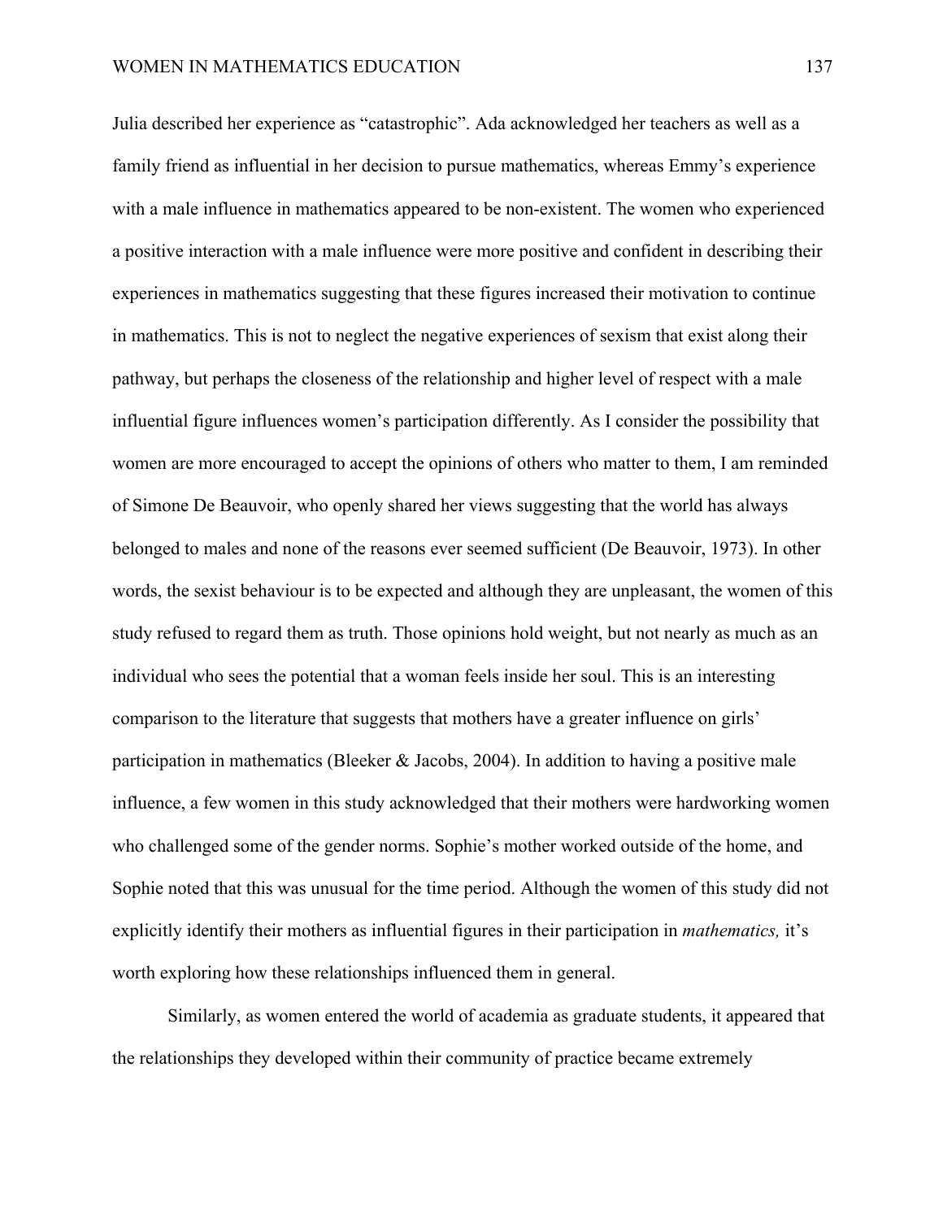Julia described her experience as "catastrophic". Ada acknowledged her teachers as well as a family friend as influential in her decision to pursue mathematics, whereas Emmy's experience with a male influence in mathematics appeared to be non-existent. The women who experienced a positive interaction with a male influence were more positive and confident in describing their experiences in mathematics suggesting that these figures increased their motivation to continue in mathematics. This is not to neglect the negative experiences of sexism that exist along their pathway, but perhaps the closeness of the relationship and higher level of respect with a male influential figure influences women's participation differently. As I consider the possibility that women are more encouraged to accept the opinions of others who matter to them, I am reminded of Simone De Beauvoir, who openly shared her views suggesting that the world has always belonged to males and none of the reasons ever seemed sufficient (De Beauvoir, 1973). In other words, the sexist behaviour is to be expected and although they are unpleasant, the women of this study refused to regard them as truth. Those opinions hold weight, but not nearly as much as an individual who sees the potential that a woman feels inside her soul. This is an interesting comparison to the literature that suggests that mothers have a greater influence on girls' participation in mathematics (Bleeker & Jacobs, 2004). In addition to having a positive male influence, a few women in this study acknowledged that their mothers were hardworking women who challenged some of the gender norms. Sophie's mother worked outside of the home, and Sophie noted that this was unusual for the time period. Although the women of this study did not explicitly identify their mothers as influential figures in their participation in *mathematics,* it's worth exploring how these relationships influenced them in general.

Similarly, as women entered the world of academia as graduate students, it appeared that the relationships they developed within their community of practice became extremely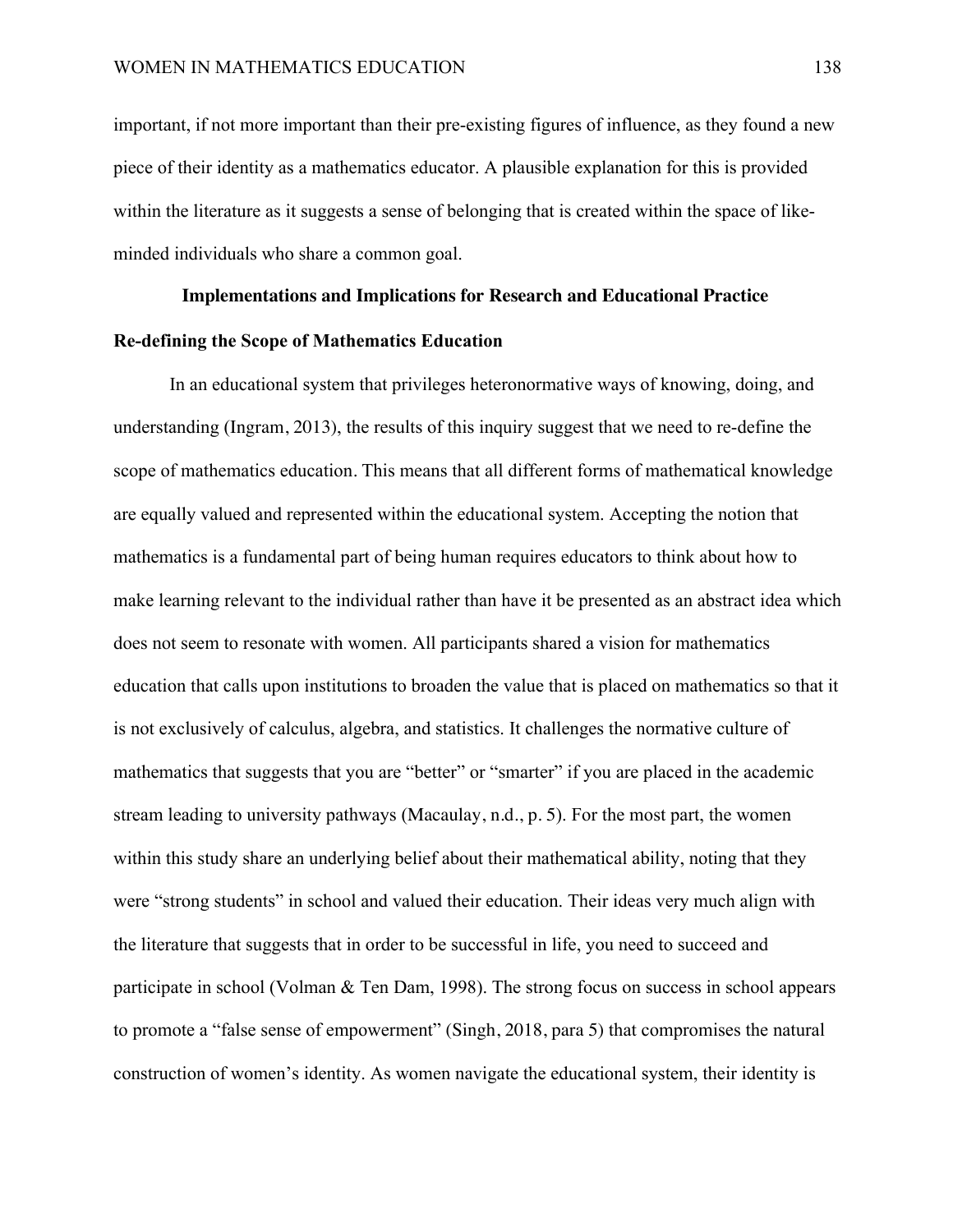important, if not more important than their pre-existing figures of influence, as they found a new piece of their identity as a mathematics educator. A plausible explanation for this is provided within the literature as it suggests a sense of belonging that is created within the space of like-minded individuals who share a common goal.

## Implementations and Implications for Research and Educational Practice

### Re-defining the Scope of Mathematics Education

In an educational system that privileges heteronormative ways of knowing, doing, and understanding (Ingram, 2013), the results of this inquiry suggest that we need to re-define the scope of mathematics education. This means that all different forms of mathematical knowledge are equally valued and represented within the educational system. Accepting the notion that mathematics is a fundamental part of being human requires educators to think about how to make learning relevant to the individual rather than have it be presented as an abstract idea which does not seem to resonate with women. All participants shared a vision for mathematics education that calls upon institutions to broaden the value that is placed on mathematics so that it is not exclusively of calculus, algebra, and statistics. It challenges the normative culture of mathematics that suggests that you are "better" or "smarter" if you are placed in the academic stream leading to university pathways (Macaulay, n.d., p. 5). For the most part, the women within this study share an underlying belief about their mathematical ability, noting that they were "strong students" in school and valued their education. Their ideas very much align with the literature that suggests that in order to be successful in life, you need to succeed and participate in school (Volman & Ten Dam, 1998). The strong focus on success in school appears to promote a "false sense of empowerment" (Singh, 2018, para 5) that compromises the natural construction of women's identity. As women navigate the educational system, their identity is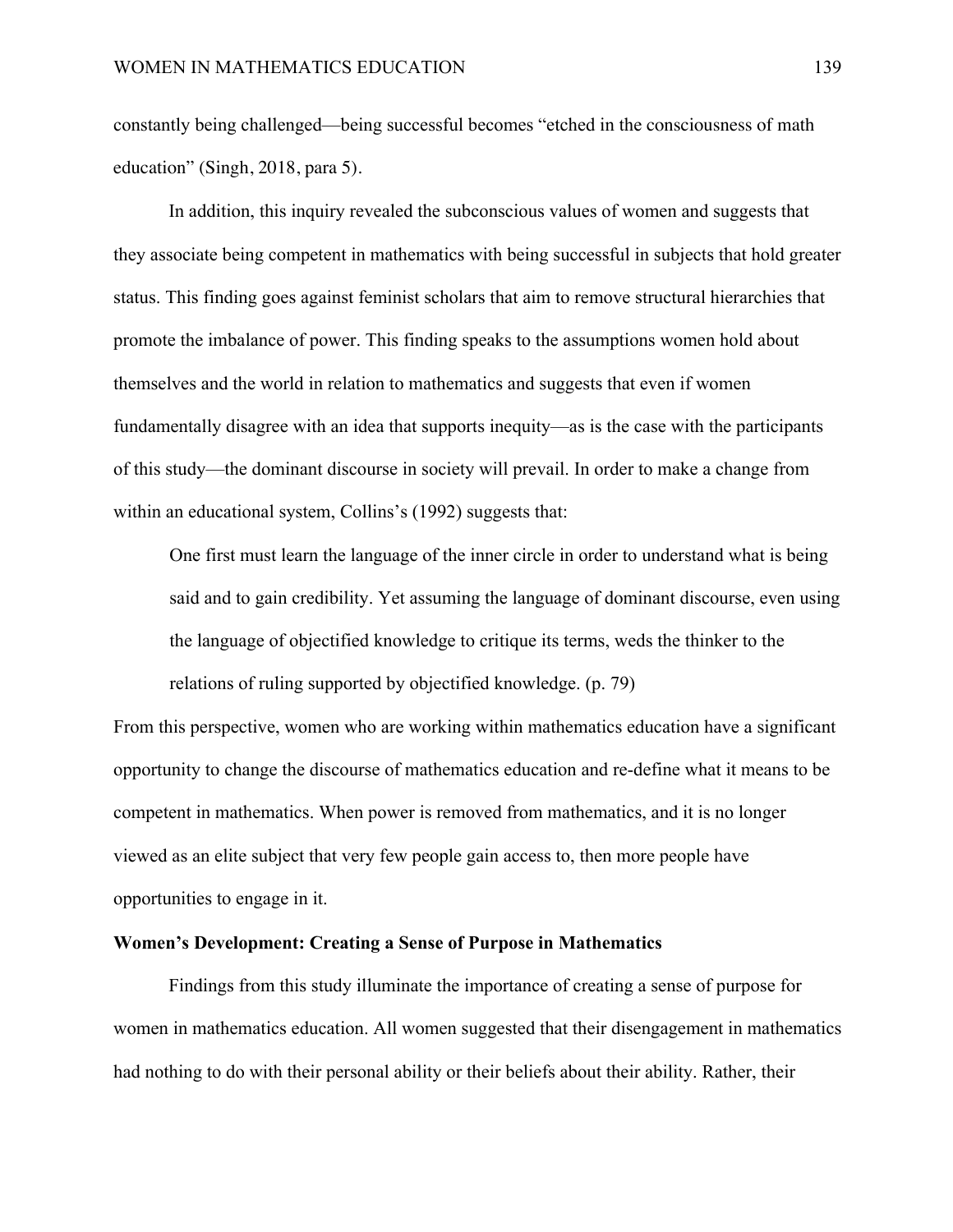constantly being challenged—being successful becomes "etched in the consciousness of math education" (Singh, 2018, para 5).

In addition, this inquiry revealed the subconscious values of women and suggests that they associate being competent in mathematics with being successful in subjects that hold greater status. This finding goes against feminist scholars that aim to remove structural hierarchies that promote the imbalance of power. This finding speaks to the assumptions women hold about themselves and the world in relation to mathematics and suggests that even if women fundamentally disagree with an idea that supports inequity—as is the case with the participants of this study—the dominant discourse in society will prevail. In order to make a change from within an educational system, Collins's (1992) suggests that:

> One first must learn the language of the inner circle in order to understand what is being said and to gain credibility. Yet assuming the language of dominant discourse, even using the language of objectified knowledge to critique its terms, weds the thinker to the relations of ruling supported by objectified knowledge. (p. 79)

From this perspective, women who are working within mathematics education have a significant opportunity to change the discourse of mathematics education and re-define what it means to be competent in mathematics. When power is removed from mathematics, and it is no longer viewed as an elite subject that very few people gain access to, then more people have opportunities to engage in it.

**Women's Development: Creating a Sense of Purpose in Mathematics**

Findings from this study illuminate the importance of creating a sense of purpose for women in mathematics education. All women suggested that their disengagement in mathematics had nothing to do with their personal ability or their beliefs about their ability. Rather, their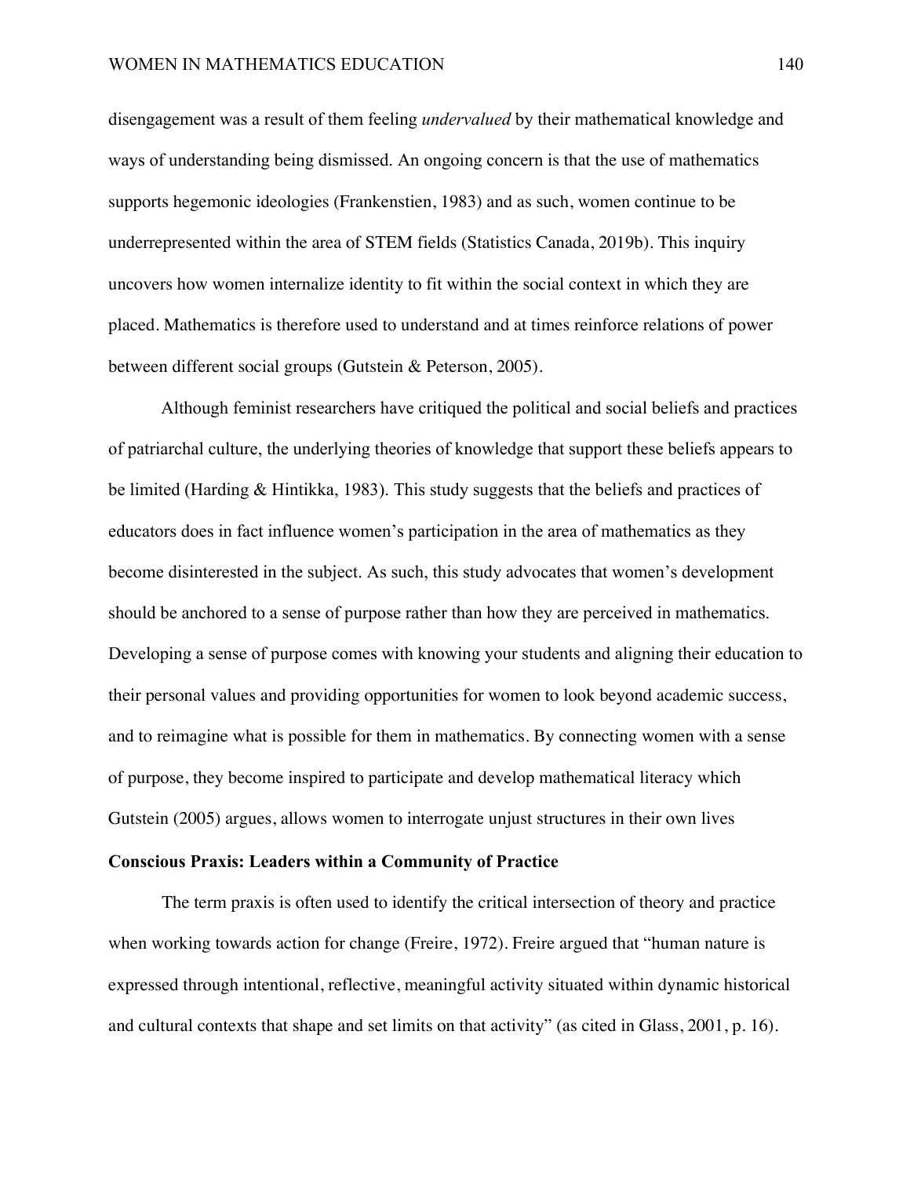disengagement was a result of them feeling *undervalued* by their mathematical knowledge and ways of understanding being dismissed. An ongoing concern is that the use of mathematics supports hegemonic ideologies (Frankenstien, 1983) and as such, women continue to be underrepresented within the area of STEM fields (Statistics Canada, 2019b). This inquiry uncovers how women internalize identity to fit within the social context in which they are placed. Mathematics is therefore used to understand and at times reinforce relations of power between different social groups (Gutstein & Peterson, 2005).

Although feminist researchers have critiqued the political and social beliefs and practices of patriarchal culture, the underlying theories of knowledge that support these beliefs appears to be limited (Harding & Hintikka, 1983). This study suggests that the beliefs and practices of educators does in fact influence women's participation in the area of mathematics as they become disinterested in the subject. As such, this study advocates that women's development should be anchored to a sense of purpose rather than how they are perceived in mathematics. Developing a sense of purpose comes with knowing your students and aligning their education to their personal values and providing opportunities for women to look beyond academic success, and to reimagine what is possible for them in mathematics. By connecting women with a sense of purpose, they become inspired to participate and develop mathematical literacy which Gutstein (2005) argues, allows women to interrogate unjust structures in their own lives

**Conscious Praxis: Leaders within a Community of Practice**

The term praxis is often used to identify the critical intersection of theory and practice when working towards action for change (Freire, 1972). Freire argued that "human nature is expressed through intentional, reflective, meaningful activity situated within dynamic historical and cultural contexts that shape and set limits on that activity" (as cited in Glass, 2001, p. 16).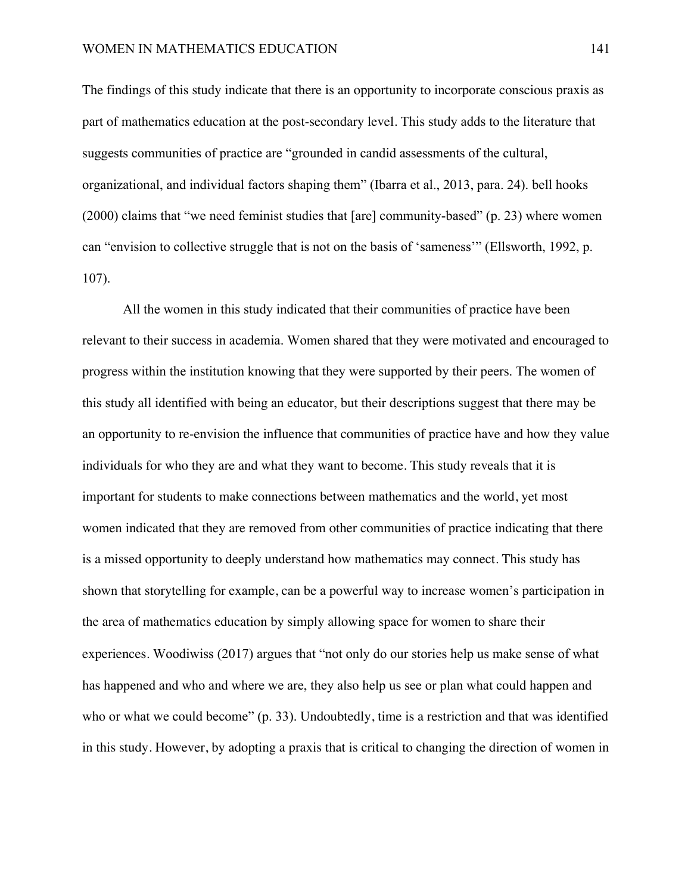The findings of this study indicate that there is an opportunity to incorporate conscious praxis as part of mathematics education at the post-secondary level. This study adds to the literature that suggests communities of practice are "grounded in candid assessments of the cultural, organizational, and individual factors shaping them" (Ibarra et al., 2013, para. 24). bell hooks (2000) claims that "we need feminist studies that [are] community-based" (p. 23) where women can "envision to collective struggle that is not on the basis of 'sameness'" (Ellsworth, 1992, p. 107).

All the women in this study indicated that their communities of practice have been relevant to their success in academia. Women shared that they were motivated and encouraged to progress within the institution knowing that they were supported by their peers. The women of this study all identified with being an educator, but their descriptions suggest that there may be an opportunity to re-envision the influence that communities of practice have and how they value individuals for who they are and what they want to become. This study reveals that it is important for students to make connections between mathematics and the world, yet most women indicated that they are removed from other communities of practice indicating that there is a missed opportunity to deeply understand how mathematics may connect. This study has shown that storytelling for example, can be a powerful way to increase women's participation in the area of mathematics education by simply allowing space for women to share their experiences. Woodiwiss (2017) argues that "not only do our stories help us make sense of what has happened and who and where we are, they also help us see or plan what could happen and who or what we could become" (p. 33). Undoubtedly, time is a restriction and that was identified in this study. However, by adopting a praxis that is critical to changing the direction of women in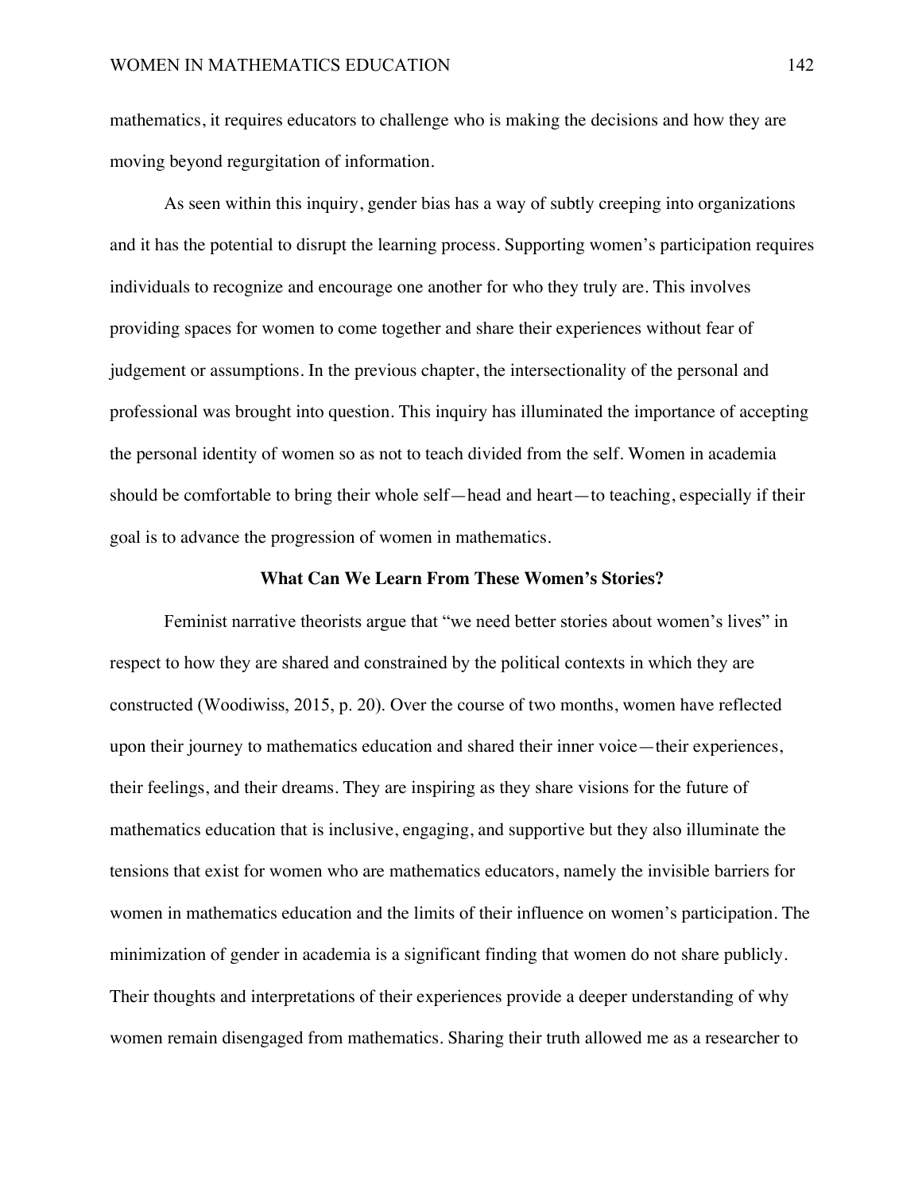mathematics, it requires educators to challenge who is making the decisions and how they are moving beyond regurgitation of information.

As seen within this inquiry, gender bias has a way of subtly creeping into organizations and it has the potential to disrupt the learning process. Supporting women's participation requires individuals to recognize and encourage one another for who they truly are. This involves providing spaces for women to come together and share their experiences without fear of judgement or assumptions. In the previous chapter, the intersectionality of the personal and professional was brought into question. This inquiry has illuminated the importance of accepting the personal identity of women so as not to teach divided from the self. Women in academia should be comfortable to bring their whole self—head and heart—to teaching, especially if their goal is to advance the progression of women in mathematics.

### What Can We Learn From These Women's Stories?

Feminist narrative theorists argue that "we need better stories about women's lives" in respect to how they are shared and constrained by the political contexts in which they are constructed (Woodiwiss, 2015, p. 20). Over the course of two months, women have reflected upon their journey to mathematics education and shared their inner voice—their experiences, their feelings, and their dreams. They are inspiring as they share visions for the future of mathematics education that is inclusive, engaging, and supportive but they also illuminate the tensions that exist for women who are mathematics educators, namely the invisible barriers for women in mathematics education and the limits of their influence on women's participation. The minimization of gender in academia is a significant finding that women do not share publicly. Their thoughts and interpretations of their experiences provide a deeper understanding of why women remain disengaged from mathematics. Sharing their truth allowed me as a researcher to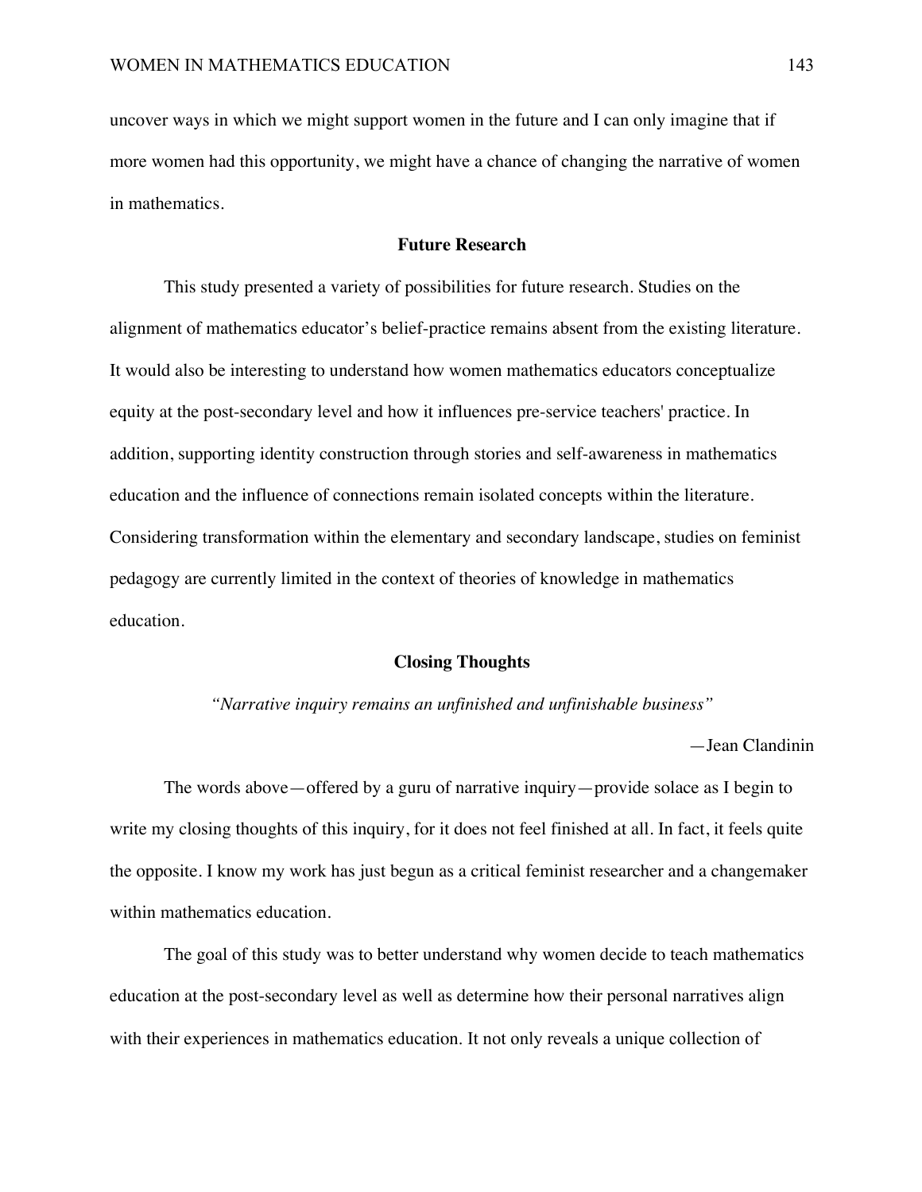uncover ways in which we might support women in the future and I can only imagine that if more women had this opportunity, we might have a chance of changing the narrative of women in mathematics.

## Future Research

This study presented a variety of possibilities for future research. Studies on the alignment of mathematics educator's belief-practice remains absent from the existing literature. It would also be interesting to understand how women mathematics educators conceptualize equity at the post-secondary level and how it influences pre-service teachers' practice. In addition, supporting identity construction through stories and self-awareness in mathematics education and the influence of connections remain isolated concepts within the literature. Considering transformation within the elementary and secondary landscape, studies on feminist pedagogy are currently limited in the context of theories of knowledge in mathematics education.

## Closing Thoughts

*"Narrative inquiry remains an unfinished and unfinishable business"*

—Jean Clandinin

The words above—offered by a guru of narrative inquiry—provide solace as I begin to write my closing thoughts of this inquiry, for it does not feel finished at all. In fact, it feels quite the opposite. I know my work has just begun as a critical feminist researcher and a changemaker within mathematics education.

The goal of this study was to better understand why women decide to teach mathematics education at the post-secondary level as well as determine how their personal narratives align with their experiences in mathematics education. It not only reveals a unique collection of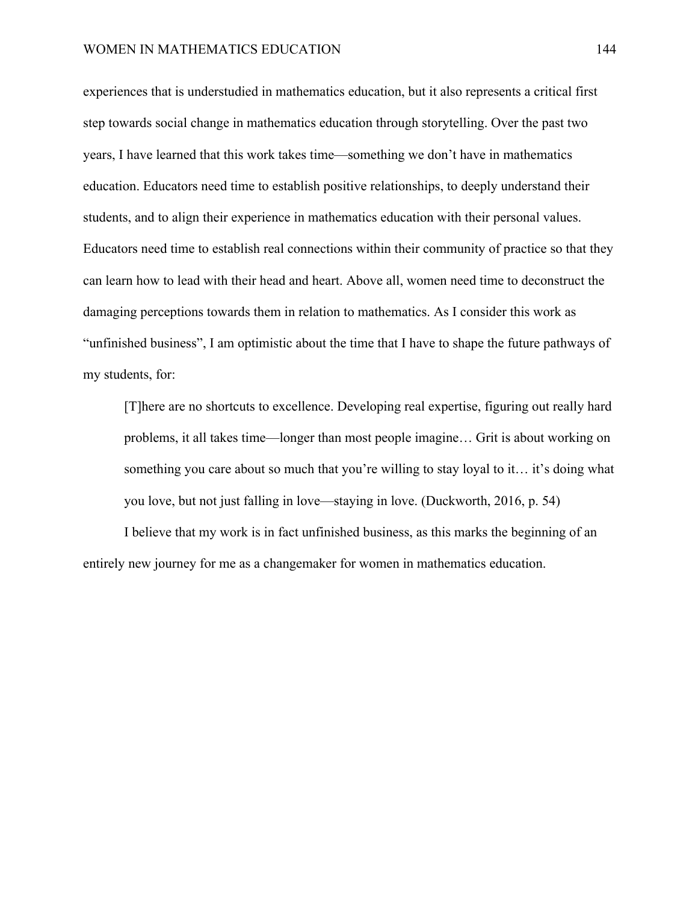experiences that is understudied in mathematics education, but it also represents a critical first step towards social change in mathematics education through storytelling. Over the past two years, I have learned that this work takes time—something we don't have in mathematics education. Educators need time to establish positive relationships, to deeply understand their students, and to align their experience in mathematics education with their personal values. Educators need time to establish real connections within their community of practice so that they can learn how to lead with their head and heart. Above all, women need time to deconstruct the damaging perceptions towards them in relation to mathematics. As I consider this work as "unfinished business", I am optimistic about the time that I have to shape the future pathways of my students, for:

> [T]here are no shortcuts to excellence. Developing real expertise, figuring out really hard problems, it all takes time—longer than most people imagine… Grit is about working on something you care about so much that you're willing to stay loyal to it… it's doing what you love, but not just falling in love—staying in love. (Duckworth, 2016, p. 54)

I believe that my work is in fact unfinished business, as this marks the beginning of an entirely new journey for me as a changemaker for women in mathematics education.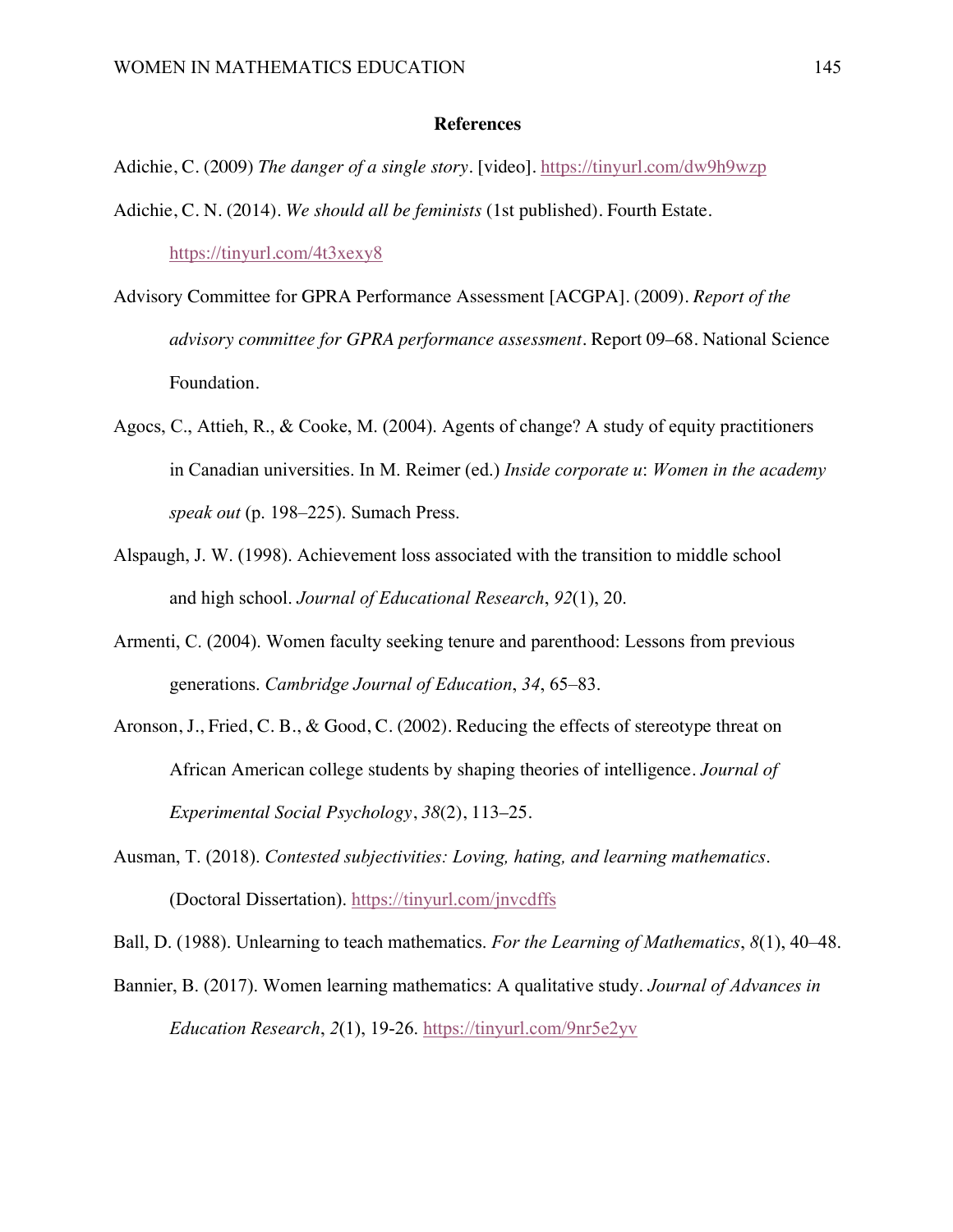**References**

Adichie, C. (2009) *The danger of a single story*. [video]. https://tinyurl.com/dw9h9wzp

Adichie, C. N. (2014). *We should all be feminists* (1st published). Fourth Estate. https://tinyurl.com/4t3xexy8

Advisory Committee for GPRA Performance Assessment [ACGPA]. (2009). *Report of the advisory committee for GPRA performance assessment*. Report 09–68. National Science Foundation.

Agocs, C., Attieh, R., & Cooke, M. (2004). Agents of change? A study of equity practitioners in Canadian universities. In M. Reimer (ed.) *Inside corporate u*: *Women in the academy speak out* (p. 198–225). Sumach Press.

Alspaugh, J. W. (1998). Achievement loss associated with the transition to middle school and high school. *Journal of Educational Research*, *92*(1), 20.

Armenti, C. (2004). Women faculty seeking tenure and parenthood: Lessons from previous generations. *Cambridge Journal of Education*, *34*, 65–83.

Aronson, J., Fried, C. B., & Good, C. (2002). Reducing the effects of stereotype threat on African American college students by shaping theories of intelligence. *Journal of Experimental Social Psychology*, *38*(2), 113–25.

Ausman, T. (2018). *Contested subjectivities: Loving, hating, and learning mathematics*. (Doctoral Dissertation). https://tinyurl.com/jnvcdffs

Ball, D. (1988). Unlearning to teach mathematics. *For the Learning of Mathematics*, *8*(1), 40–48.

Bannier, B. (2017). Women learning mathematics: A qualitative study. *Journal of Advances in Education Research*, *2*(1), 19-26. https://tinyurl.com/9nr5e2yv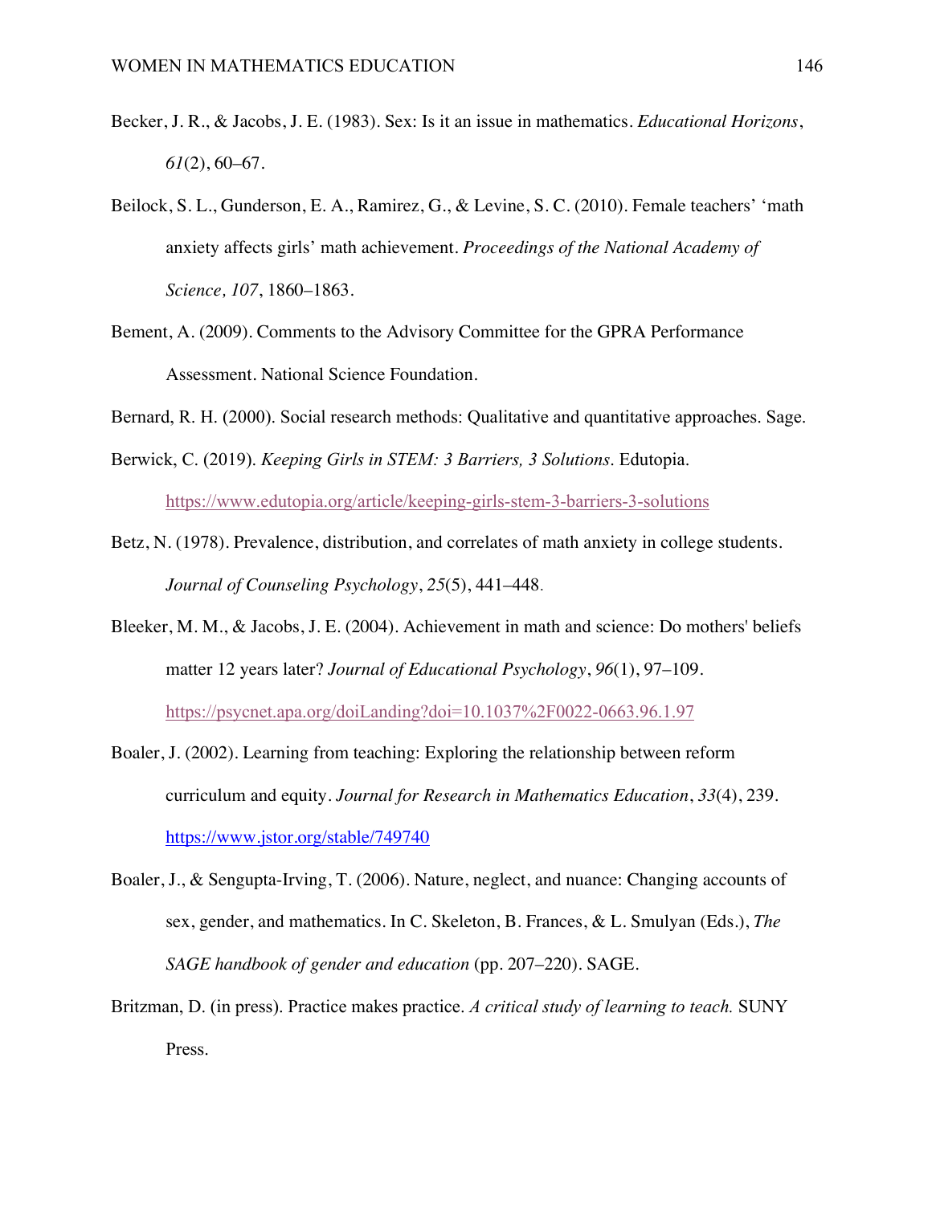Becker, J. R., & Jacobs, J. E. (1983). Sex: Is it an issue in mathematics. *Educational Horizons*, *61*(2), 60–67.

Beilock, S. L., Gunderson, E. A., Ramirez, G., & Levine, S. C. (2010). Female teachers' 'math anxiety affects girls' math achievement. *Proceedings of the National Academy of Science, 107*, 1860–1863.

Bement, A. (2009). Comments to the Advisory Committee for the GPRA Performance Assessment. National Science Foundation.

Bernard, R. H. (2000). Social research methods: Qualitative and quantitative approaches. Sage.

Berwick, C. (2019). *Keeping Girls in STEM: 3 Barriers, 3 Solutions*. Edutopia. https://www.edutopia.org/article/keeping-girls-stem-3-barriers-3-solutions

Betz, N. (1978). Prevalence, distribution, and correlates of math anxiety in college students. *Journal of Counseling Psychology*, *25*(5), 441–448.

Bleeker, M. M., & Jacobs, J. E. (2004). Achievement in math and science: Do mothers' beliefs matter 12 years later? *Journal of Educational Psychology*, *96*(1), 97–109. https://psycnet.apa.org/doiLanding?doi=10.1037%2F0022-0663.96.1.97

Boaler, J. (2002). Learning from teaching: Exploring the relationship between reform curriculum and equity. *Journal for Research in Mathematics Education*, *33*(4), 239. https://www.jstor.org/stable/749740

Boaler, J., & Sengupta-Irving, T. (2006). Nature, neglect, and nuance: Changing accounts of sex, gender, and mathematics. In C. Skeleton, B. Frances, & L. Smulyan (Eds.), *The SAGE handbook of gender and education* (pp. 207–220). SAGE.

Britzman, D. (in press). Practice makes practice. *A critical study of learning to teach.* SUNY Press.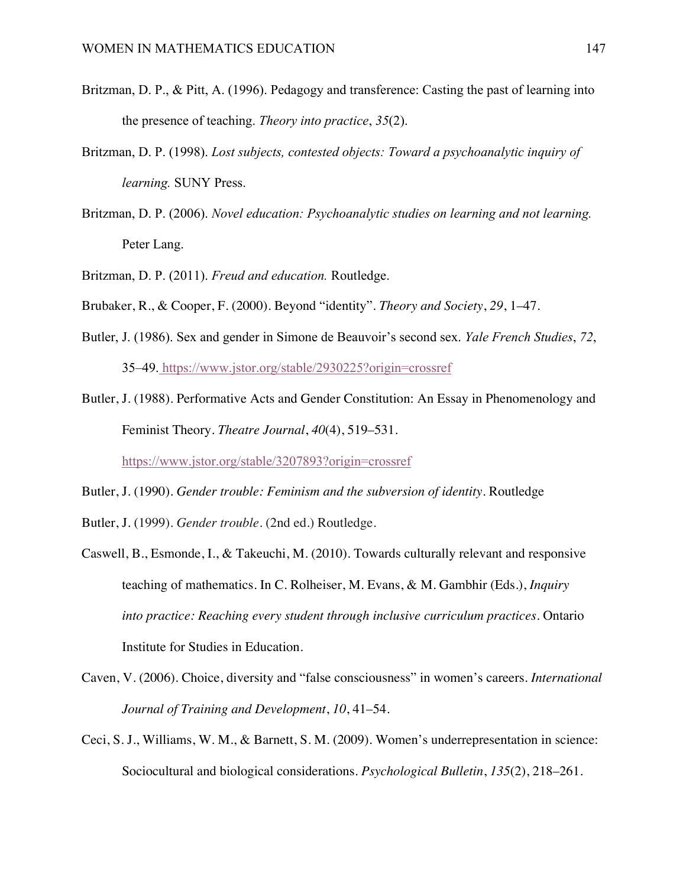Britzman, D. P., & Pitt, A. (1996). Pedagogy and transference: Casting the past of learning into the presence of teaching. *Theory into practice*, *35*(2).

Britzman, D. P. (1998). *Lost subjects, contested objects: Toward a psychoanalytic inquiry of learning.* SUNY Press.

Britzman, D. P. (2006). *Novel education: Psychoanalytic studies on learning and not learning.* Peter Lang.

Britzman, D. P. (2011). *Freud and education.* Routledge.

Brubaker, R., & Cooper, F. (2000). Beyond "identity". *Theory and Society*, *29*, 1–47.

Butler, J. (1986). Sex and gender in Simone de Beauvoir's second sex. *Yale French Studies*, *72*, 35–49. https://www.jstor.org/stable/2930225?origin=crossref

Butler, J. (1988). Performative Acts and Gender Constitution: An Essay in Phenomenology and Feminist Theory. *Theatre Journal*, *40*(4), 519–531. https://www.jstor.org/stable/3207893?origin=crossref

Butler, J. (1990). *Gender trouble: Feminism and the subversion of identity*. Routledge

Butler, J. (1999). *Gender trouble*. (2nd ed.) Routledge.

Caswell, B., Esmonde, I., & Takeuchi, M. (2010). Towards culturally relevant and responsive teaching of mathematics. In C. Rolheiser, M. Evans, & M. Gambhir (Eds.), *Inquiry into practice: Reaching every student through inclusive curriculum practices*. Ontario Institute for Studies in Education.

Caven, V. (2006). Choice, diversity and "false consciousness" in women's careers. *International Journal of Training and Development*, *10*, 41–54.

Ceci, S. J., Williams, W. M., & Barnett, S. M. (2009). Women's underrepresentation in science: Sociocultural and biological considerations. *Psychological Bulletin*, *135*(2), 218–261.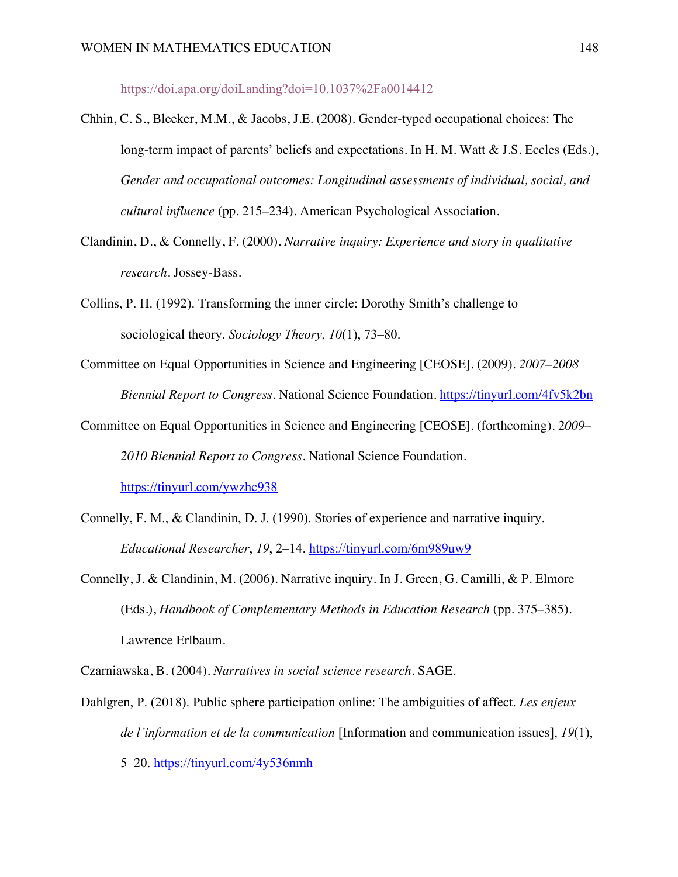https://doi.apa.org/doiLanding?doi=10.1037%2Fa0014412

Chhin, C. S., Bleeker, M.M., & Jacobs, J.E. (2008). Gender-typed occupational choices: The long-term impact of parents' beliefs and expectations. In H. M. Watt & J.S. Eccles (Eds.), *Gender and occupational outcomes: Longitudinal assessments of individual, social, and cultural influence* (pp. 215–234). American Psychological Association.

Clandinin, D., & Connelly, F. (2000). *Narrative inquiry: Experience and story in qualitative research*. Jossey-Bass.

Collins, P. H. (1992). Transforming the inner circle: Dorothy Smith's challenge to sociological theory. *Sociology Theory, 10*(1), 73–80.

Committee on Equal Opportunities in Science and Engineering [CEOSE]. (2009). *2007–2008 Biennial Report to Congress*. National Science Foundation. https://tinyurl.com/4fv5k2bn

Committee on Equal Opportunities in Science and Engineering [CEOSE]. (forthcoming). 2*009–2010 Biennial Report to Congress*. National Science Foundation. https://tinyurl.com/ywzhc938

Connelly, F. M., & Clandinin, D. J. (1990). Stories of experience and narrative inquiry. *Educational Researcher*, *19*, 2–14. https://tinyurl.com/6m989uw9

Connelly, J. & Clandinin, M. (2006). Narrative inquiry. In J. Green, G. Camilli, & P. Elmore (Eds.), *Handbook of Complementary Methods in Education Research* (pp. 375–385). Lawrence Erlbaum.

Czarniawska, B. (2004). *Narratives in social science research*. SAGE.

Dahlgren, P. (2018). Public sphere participation online: The ambiguities of affect. *Les enjeux de l'information et de la communication* [Information and communication issues], *19*(1), 5–20. https://tinyurl.com/4y536nmh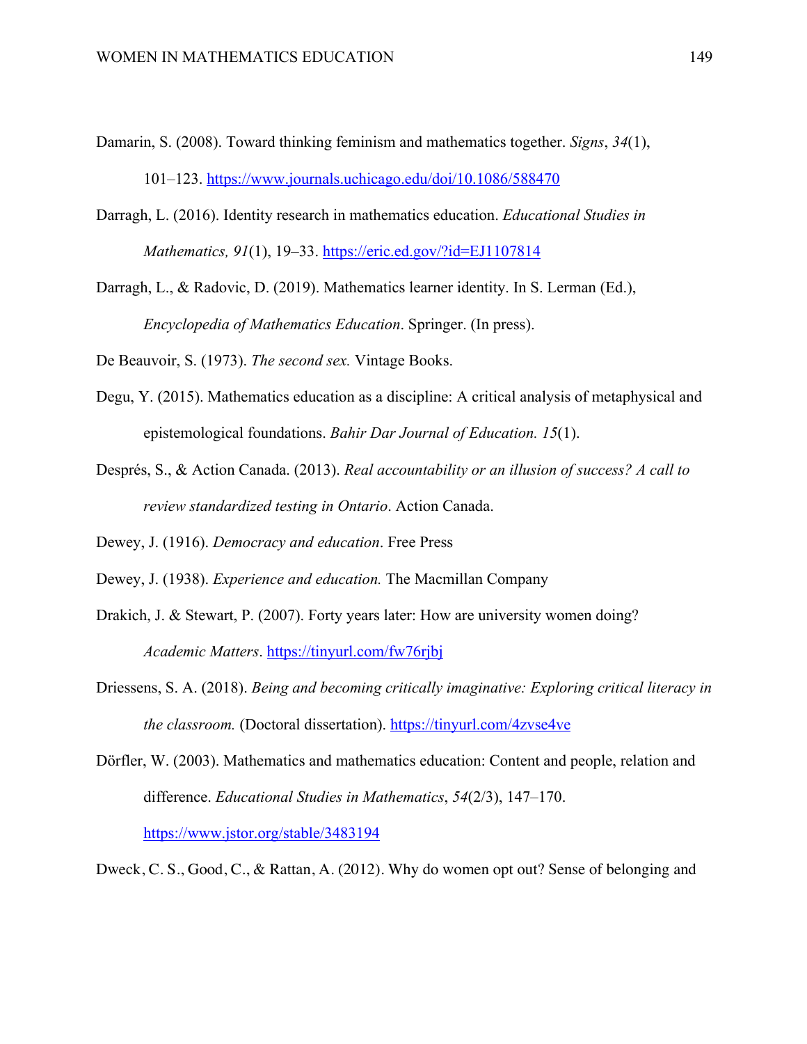Damarin, S. (2008). Toward thinking feminism and mathematics together. *Signs*, *34*(1), 101–123. https://www.journals.uchicago.edu/doi/10.1086/588470

Darragh, L. (2016). Identity research in mathematics education. *Educational Studies in Mathematics, 91*(1), 19–33. https://eric.ed.gov/?id=EJ1107814

Darragh, L., & Radovic, D. (2019). Mathematics learner identity. In S. Lerman (Ed.), *Encyclopedia of Mathematics Education*. Springer. (In press).

De Beauvoir, S. (1973). *The second sex.* Vintage Books.

Degu, Y. (2015). Mathematics education as a discipline: A critical analysis of metaphysical and epistemological foundations. *Bahir Dar Journal of Education. 15*(1).

Després, S., & Action Canada. (2013). *Real accountability or an illusion of success? A call to review standardized testing in Ontario*. Action Canada.

Dewey, J. (1916). *Democracy and education*. Free Press

Dewey, J. (1938). *Experience and education.* The Macmillan Company

Drakich, J. & Stewart, P. (2007). Forty years later: How are university women doing? *Academic Matters*. https://tinyurl.com/fw76rjbj

Driessens, S. A. (2018). *Being and becoming critically imaginative: Exploring critical literacy in the classroom.* (Doctoral dissertation). https://tinyurl.com/4zvse4ve

Dörfler, W. (2003). Mathematics and mathematics education: Content and people, relation and difference. *Educational Studies in Mathematics*, *54*(2/3), 147–170. https://www.jstor.org/stable/3483194

Dweck, C. S., Good, C., & Rattan, A. (2012). Why do women opt out? Sense of belonging and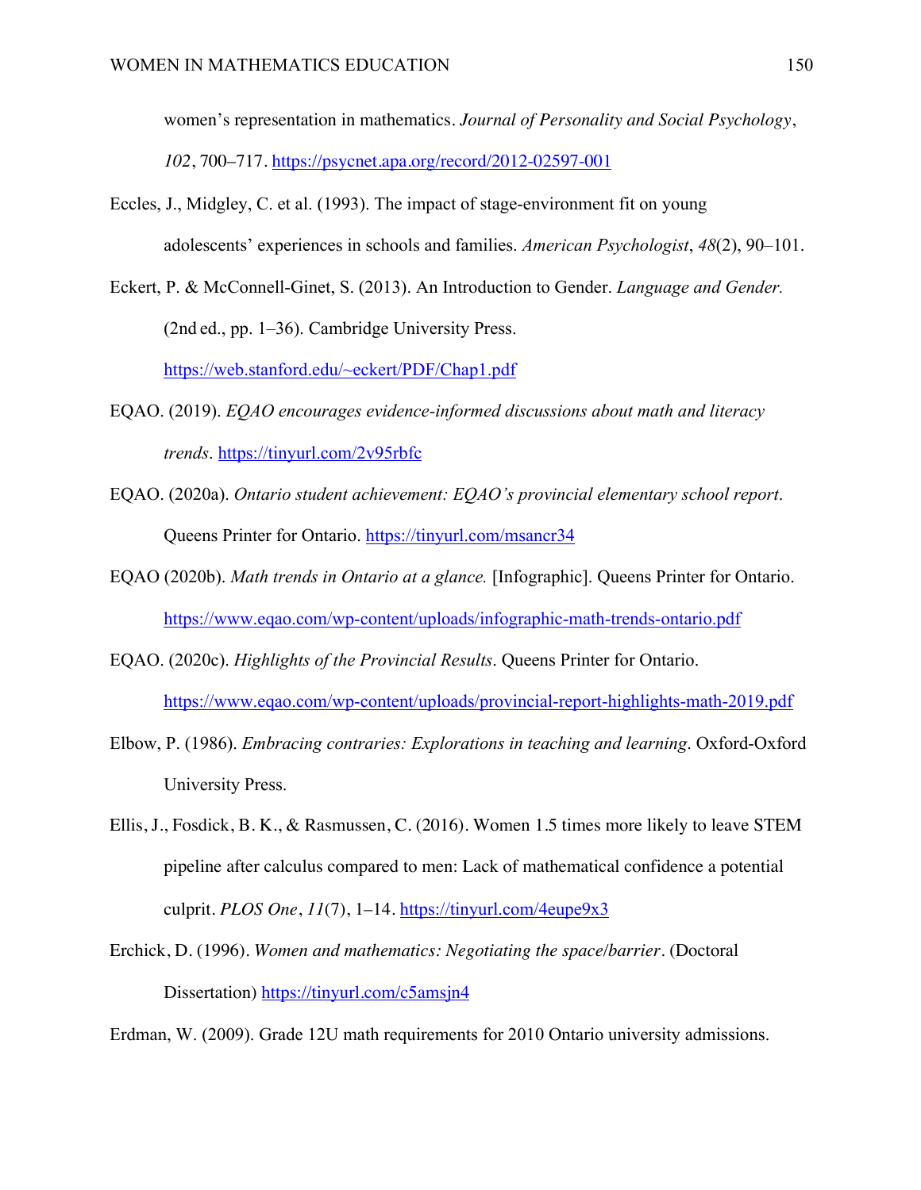women's representation in mathematics. *Journal of Personality and Social Psychology*, *102*, 700–717. https://psycnet.apa.org/record/2012-02597-001

Eccles, J., Midgley, C. et al. (1993). The impact of stage-environment fit on young adolescents' experiences in schools and families. *American Psychologist*, *48*(2), 90–101.

Eckert, P. & McConnell-Ginet, S. (2013). An Introduction to Gender. *Language and Gender.* (2nd ed., pp. 1–36). Cambridge University Press. https://web.stanford.edu/~eckert/PDF/Chap1.pdf

EQAO. (2019). *EQAO encourages evidence-informed discussions about math and literacy trends*. https://tinyurl.com/2v95rbfc

EQAO. (2020a). *Ontario student achievement: EQAO's provincial elementary school report*. Queens Printer for Ontario. https://tinyurl.com/msancr34

EQAO (2020b). *Math trends in Ontario at a glance.* [Infographic]. Queens Printer for Ontario. https://www.eqao.com/wp-content/uploads/infographic-math-trends-ontario.pdf

EQAO. (2020c). *Highlights of the Provincial Results*. Queens Printer for Ontario. https://www.eqao.com/wp-content/uploads/provincial-report-highlights-math-2019.pdf

Elbow, P. (1986). *Embracing contraries: Explorations in teaching and learning*. Oxford-Oxford University Press.

Ellis, J., Fosdick, B. K., & Rasmussen, C. (2016). Women 1.5 times more likely to leave STEM pipeline after calculus compared to men: Lack of mathematical confidence a potential culprit. *PLOS One*, *11*(7), 1–14. https://tinyurl.com/4eupe9x3

Erchick, D. (1996). *Women and mathematics: Negotiating the space/barrier*. (Doctoral Dissertation) https://tinyurl.com/c5amsjn4

Erdman, W. (2009). Grade 12U math requirements for 2010 Ontario university admissions.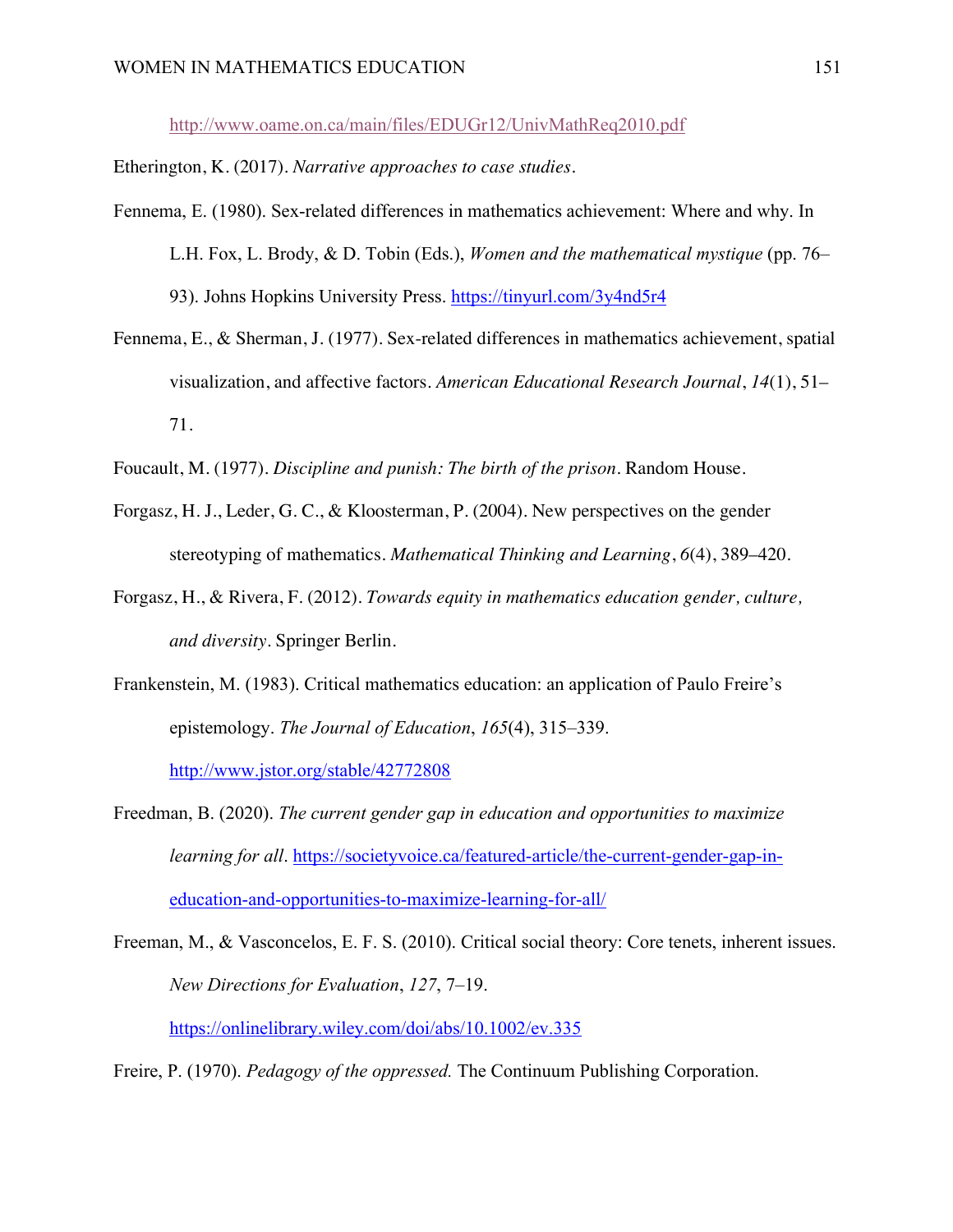http://www.oame.on.ca/main/files/EDUGr12/UnivMathReq2010.pdf

Etherington, K. (2017). *Narrative approaches to case studies*.

Fennema, E. (1980). Sex-related differences in mathematics achievement: Where and why. In L.H. Fox, L. Brody, & D. Tobin (Eds.), *Women and the mathematical mystique* (pp. 76–93). Johns Hopkins University Press. https://tinyurl.com/3y4nd5r4

Fennema, E., & Sherman, J. (1977). Sex-related differences in mathematics achievement, spatial visualization, and affective factors. *American Educational Research Journal*, *14*(1), 51–71.

Foucault, M. (1977). *Discipline and punish: The birth of the prison*. Random House.

Forgasz, H. J., Leder, G. C., & Kloosterman, P. (2004). New perspectives on the gender stereotyping of mathematics. *Mathematical Thinking and Learning*, *6*(4), 389–420.

Forgasz, H., & Rivera, F. (2012). *Towards equity in mathematics education gender, culture, and diversity*. Springer Berlin.

Frankenstein, M. (1983). Critical mathematics education: an application of Paulo Freire's epistemology. *The Journal of Education*, *165*(4), 315–339. http://www.jstor.org/stable/42772808

Freedman, B. (2020). *The current gender gap in education and opportunities to maximize learning for all*. https://societyvoice.ca/featured-article/the-current-gender-gap-in-education-and-opportunities-to-maximize-learning-for-all/

Freeman, M., & Vasconcelos, E. F. S. (2010). Critical social theory: Core tenets, inherent issues. *New Directions for Evaluation*, *127*, 7–19. https://onlinelibrary.wiley.com/doi/abs/10.1002/ev.335

Freire, P. (1970). *Pedagogy of the oppressed.* The Continuum Publishing Corporation.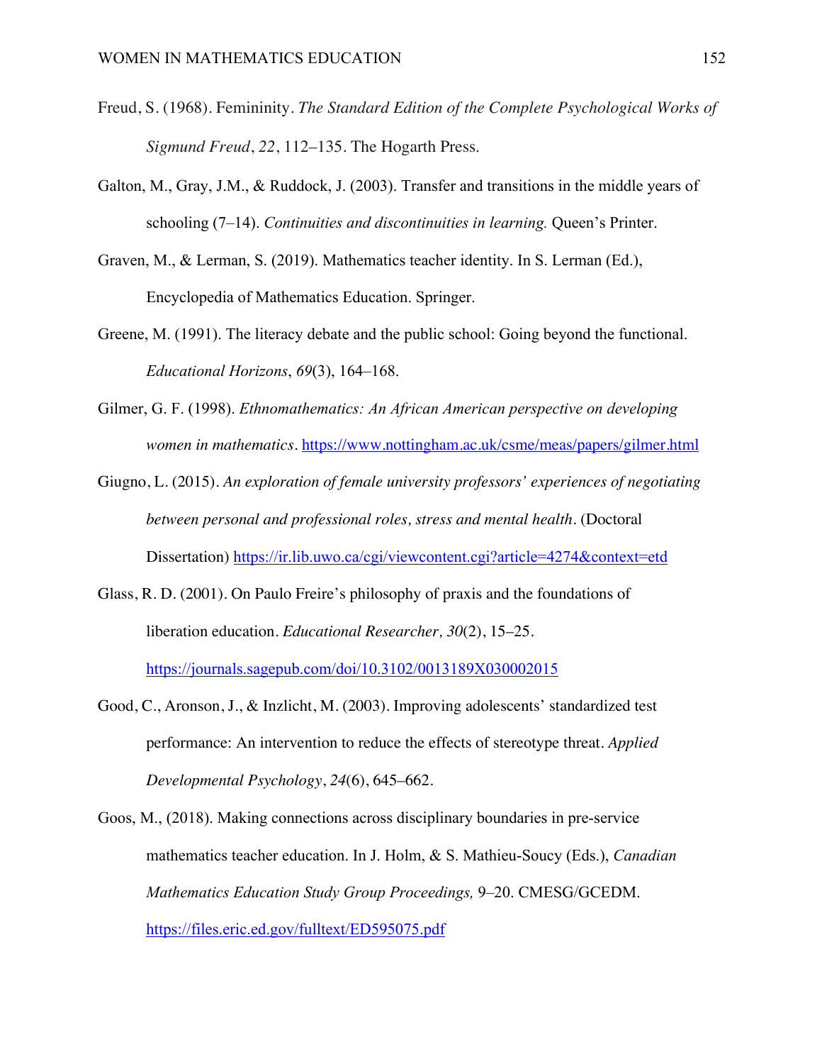Freud, S. (1968). Femininity. *The Standard Edition of the Complete Psychological Works of Sigmund Freud*, *22*, 112–135. The Hogarth Press.

Galton, M., Gray, J.M., & Ruddock, J. (2003). Transfer and transitions in the middle years of schooling (7–14). *Continuities and discontinuities in learning.* Queen's Printer.

Graven, M., & Lerman, S. (2019). Mathematics teacher identity. In S. Lerman (Ed.), Encyclopedia of Mathematics Education. Springer.

Greene, M. (1991). The literacy debate and the public school: Going beyond the functional. *Educational Horizons*, *69*(3), 164–168.

Gilmer, G. F. (1998). *Ethnomathematics: An African American perspective on developing women in mathematics*. https://www.nottingham.ac.uk/csme/meas/papers/gilmer.html

Giugno, L. (2015). *An exploration of female university professors' experiences of negotiating between personal and professional roles, stress and mental health*. (Doctoral Dissertation) https://ir.lib.uwo.ca/cgi/viewcontent.cgi?article=4274&context=etd

Glass, R. D. (2001). On Paulo Freire's philosophy of praxis and the foundations of liberation education. *Educational Researcher, 30*(2), 15–25. https://journals.sagepub.com/doi/10.3102/0013189X030002015

Good, C., Aronson, J., & Inzlicht, M. (2003). Improving adolescents' standardized test performance: An intervention to reduce the effects of stereotype threat. *Applied Developmental Psychology*, *24*(6), 645–662.

Goos, M., (2018). Making connections across disciplinary boundaries in pre-service mathematics teacher education. In J. Holm, & S. Mathieu-Soucy (Eds.), *Canadian Mathematics Education Study Group Proceedings,* 9–20. CMESG/GCEDM. https://files.eric.ed.gov/fulltext/ED595075.pdf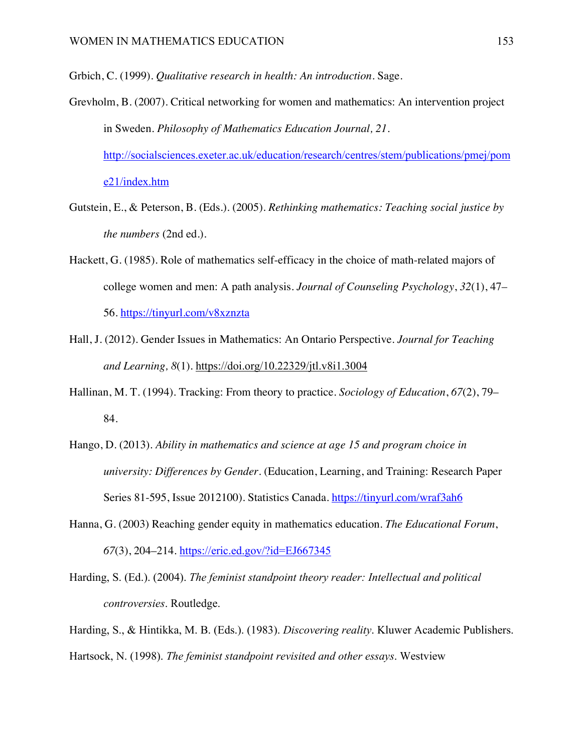Grbich, C. (1999). *Qualitative research in health: An introduction*. Sage.

Grevholm, B. (2007). Critical networking for women and mathematics: An intervention project in Sweden. *Philosophy of Mathematics Education Journal, 21*. http://socialsciences.exeter.ac.uk/education/research/centres/stem/publications/pmej/pome21/index.htm

Gutstein, E., & Peterson, B. (Eds.). (2005). *Rethinking mathematics: Teaching social justice by the numbers* (2nd ed.).

Hackett, G. (1985). Role of mathematics self-efficacy in the choice of math-related majors of college women and men: A path analysis. *Journal of Counseling Psychology*, *32*(1), 47–56. https://tinyurl.com/v8xznzta

Hall, J. (2012). Gender Issues in Mathematics: An Ontario Perspective. *Journal for Teaching and Learning, 8*(1). https://doi.org/10.22329/jtl.v8i1.3004

Hallinan, M. T. (1994). Tracking: From theory to practice. *Sociology of Education*, *67*(2), 79–84.

Hango, D. (2013). *Ability in mathematics and science at age 15 and program choice in university: Differences by Gender*. (Education, Learning, and Training: Research Paper Series 81-595, Issue 2012100). Statistics Canada. https://tinyurl.com/wraf3ah6

Hanna, G. (2003) Reaching gender equity in mathematics education. *The Educational Forum*, *67*(3), 204–214. https://eric.ed.gov/?id=EJ667345

Harding, S. (Ed.). (2004). *The feminist standpoint theory reader: Intellectual and political controversies*. Routledge.

Harding, S., & Hintikka, M. B. (Eds.). (1983). *Discovering reality*. Kluwer Academic Publishers.

Hartsock, N. (1998). *The feminist standpoint revisited and other essays*. Westview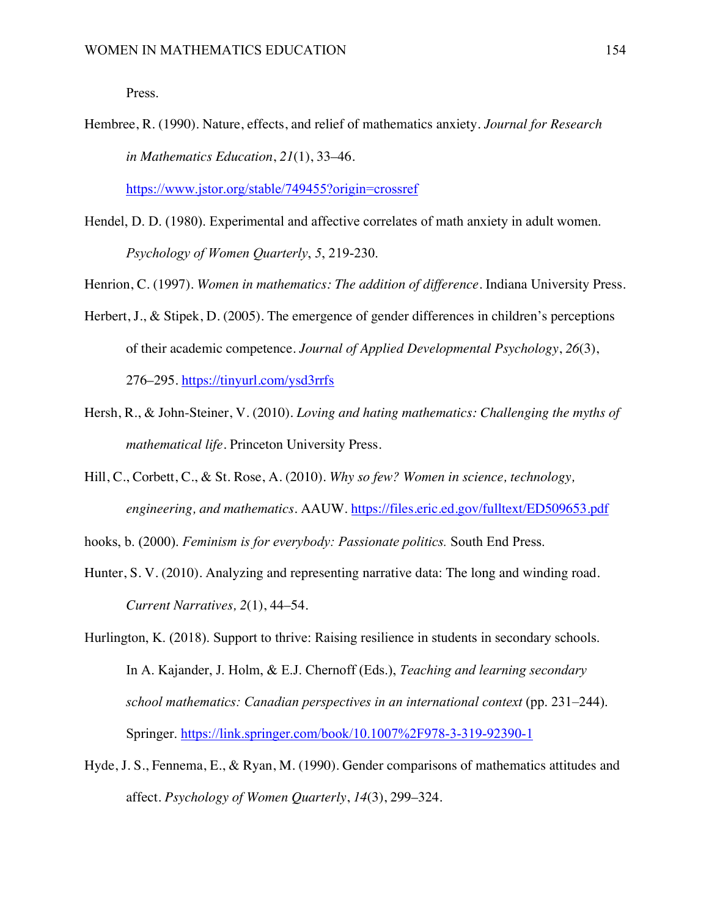Press.

Hembree, R. (1990). Nature, effects, and relief of mathematics anxiety. *Journal for Research in Mathematics Education*, *21*(1), 33–46. https://www.jstor.org/stable/749455?origin=crossref

Hendel, D. D. (1980). Experimental and affective correlates of math anxiety in adult women. *Psychology of Women Quarterly*, *5*, 219-230.

Henrion, C. (1997). *Women in mathematics: The addition of difference*. Indiana University Press.

Herbert, J., & Stipek, D. (2005). The emergence of gender differences in children's perceptions of their academic competence. *Journal of Applied Developmental Psychology*, *26*(3), 276–295. https://tinyurl.com/ysd3rrfs

Hersh, R., & John-Steiner, V. (2010). *Loving and hating mathematics: Challenging the myths of mathematical life*. Princeton University Press.

Hill, C., Corbett, C., & St. Rose, A. (2010). *Why so few? Women in science, technology, engineering, and mathematics*. AAUW. https://files.eric.ed.gov/fulltext/ED509653.pdf

hooks, b. (2000). *Feminism is for everybody: Passionate politics.* South End Press.

Hunter, S. V. (2010). Analyzing and representing narrative data: The long and winding road. *Current Narratives, 2*(1), 44–54.

Hurlington, K. (2018). Support to thrive: Raising resilience in students in secondary schools. In A. Kajander, J. Holm, & E.J. Chernoff (Eds.), *Teaching and learning secondary school mathematics: Canadian perspectives in an international context* (pp. 231–244). Springer. https://link.springer.com/book/10.1007%2F978-3-319-92390-1

Hyde, J. S., Fennema, E., & Ryan, M. (1990). Gender comparisons of mathematics attitudes and affect. *Psychology of Women Quarterly*, *14*(3), 299–324.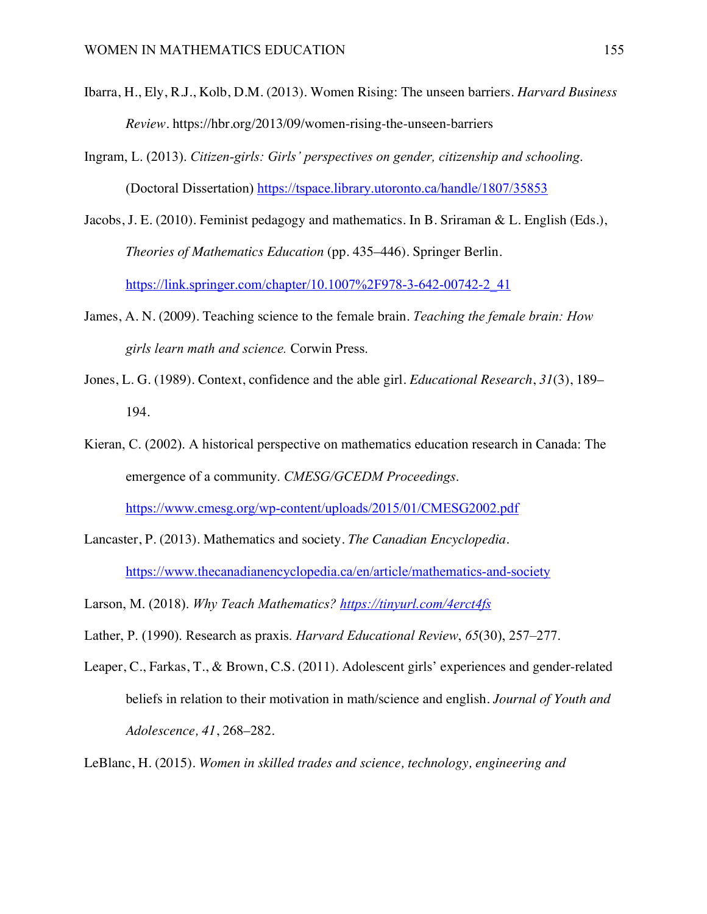Ibarra, H., Ely, R.J., Kolb, D.M. (2013). Women Rising: The unseen barriers. *Harvard Business Review*. https://hbr.org/2013/09/women-rising-the-unseen-barriers

Ingram, L. (2013). *Citizen-girls: Girls' perspectives on gender, citizenship and schooling.* (Doctoral Dissertation) https://tspace.library.utoronto.ca/handle/1807/35853

Jacobs, J. E. (2010). Feminist pedagogy and mathematics. In B. Sriraman & L. English (Eds.), *Theories of Mathematics Education* (pp. 435–446). Springer Berlin. https://link.springer.com/chapter/10.1007%2F978-3-642-00742-2_41

James, A. N. (2009). Teaching science to the female brain. *Teaching the female brain: How girls learn math and science.* Corwin Press.

Jones, L. G. (1989). Context, confidence and the able girl. *Educational Research*, *31*(3), 189–194.

Kieran, C. (2002). A historical perspective on mathematics education research in Canada: The emergence of a community. *CMESG/GCEDM Proceedings*. https://www.cmesg.org/wp-content/uploads/2015/01/CMESG2002.pdf

Lancaster, P. (2013). Mathematics and society. *The Canadian Encyclopedia*. https://www.thecanadianencyclopedia.ca/en/article/mathematics-and-society

Larson, M. (2018). *Why Teach Mathematics? https://tinyurl.com/4erct4fs*

Lather, P. (1990). Research as praxis. *Harvard Educational Review*, *65*(30), 257–277.

Leaper, C., Farkas, T., & Brown, C.S. (2011). Adolescent girls' experiences and gender-related beliefs in relation to their motivation in math/science and english. *Journal of Youth and Adolescence, 41*, 268–282.

LeBlanc, H. (2015). *Women in skilled trades and science, technology, engineering and*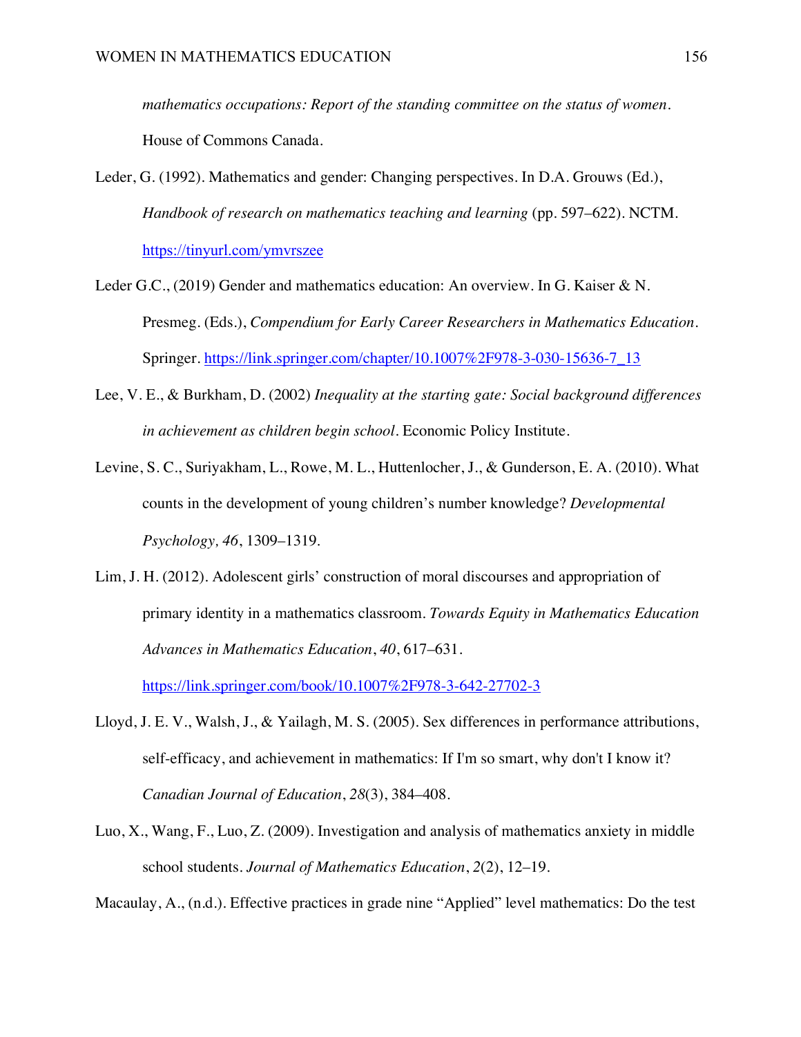*mathematics occupations: Report of the standing committee on the status of women*. House of Commons Canada.

Leder, G. (1992). Mathematics and gender: Changing perspectives. In D.A. Grouws (Ed.), *Handbook of research on mathematics teaching and learning* (pp. 597–622). NCTM. https://tinyurl.com/ymvrszee

Leder G.C., (2019) Gender and mathematics education: An overview. In G. Kaiser & N. Presmeg. (Eds.), *Compendium for Early Career Researchers in Mathematics Education*. Springer. https://link.springer.com/chapter/10.1007%2F978-3-030-15636-7_13

Lee, V. E., & Burkham, D. (2002) *Inequality at the starting gate: Social background differences in achievement as children begin school*. Economic Policy Institute.

Levine, S. C., Suriyakham, L., Rowe, M. L., Huttenlocher, J., & Gunderson, E. A. (2010). What counts in the development of young children's number knowledge? *Developmental Psychology, 46*, 1309–1319.

Lim, J. H. (2012). Adolescent girls' construction of moral discourses and appropriation of primary identity in a mathematics classroom. *Towards Equity in Mathematics Education Advances in Mathematics Education*, *40*, 617–631. https://link.springer.com/book/10.1007%2F978-3-642-27702-3

Lloyd, J. E. V., Walsh, J., & Yailagh, M. S. (2005). Sex differences in performance attributions, self-efficacy, and achievement in mathematics: If I'm so smart, why don't I know it? *Canadian Journal of Education*, *28*(3), 384–408.

Luo, X., Wang, F., Luo, Z. (2009). Investigation and analysis of mathematics anxiety in middle school students. *Journal of Mathematics Education*, *2*(2), 12–19.

Macaulay, A., (n.d.). Effective practices in grade nine "Applied" level mathematics: Do the test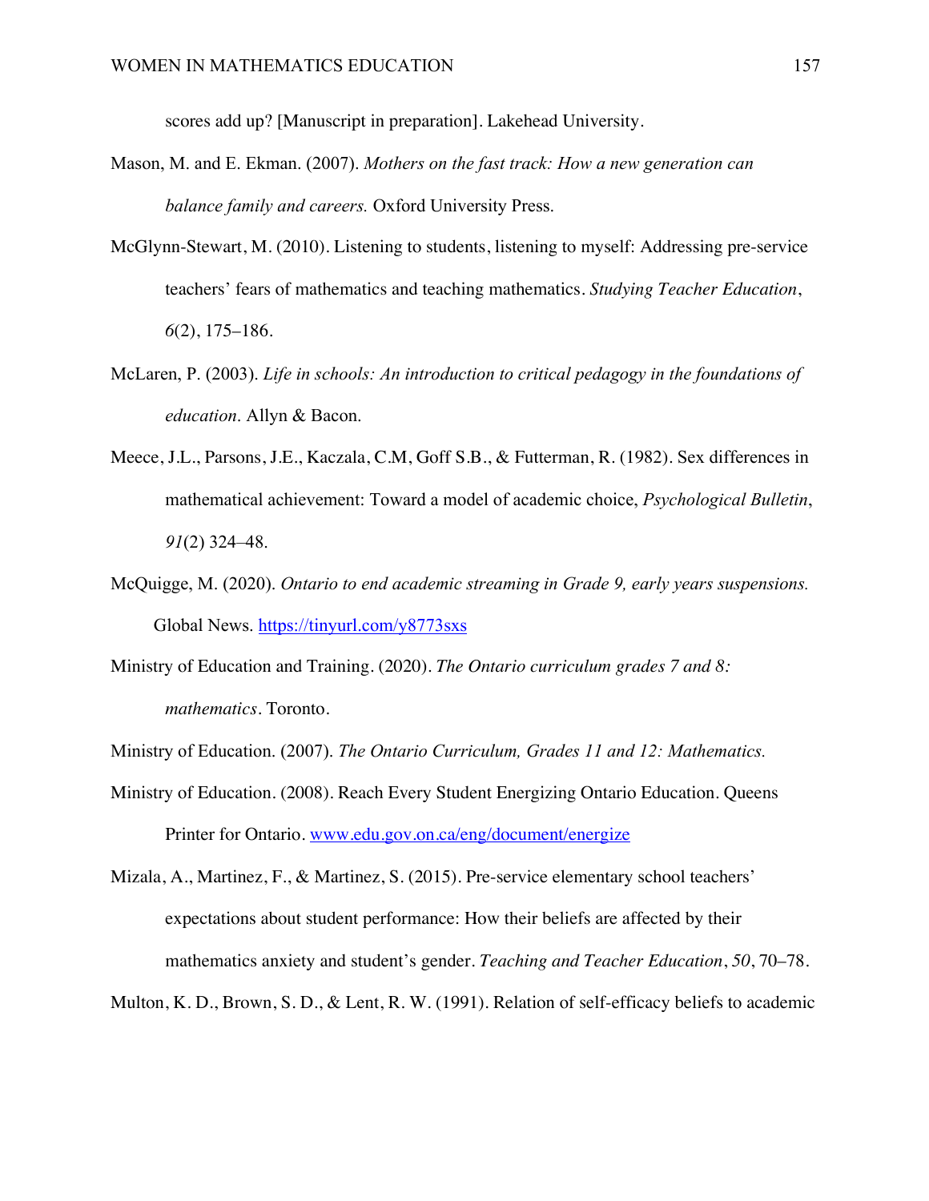scores add up? [Manuscript in preparation]. Lakehead University.

Mason, M. and E. Ekman. (2007). *Mothers on the fast track: How a new generation can balance family and careers.* Oxford University Press.

McGlynn-Stewart, M. (2010). Listening to students, listening to myself: Addressing pre-service teachers' fears of mathematics and teaching mathematics. *Studying Teacher Education*, *6*(2), 175–186.

McLaren, P. (2003). *Life in schools: An introduction to critical pedagogy in the foundations of education.* Allyn & Bacon.

Meece, J.L., Parsons, J.E., Kaczala, C.M, Goff S.B., & Futterman, R. (1982). Sex differences in mathematical achievement: Toward a model of academic choice, *Psychological Bulletin*, *91*(2) 324–48.

McQuigge, M. (2020). *Ontario to end academic streaming in Grade 9, early years suspensions.* Global News. https://tinyurl.com/y8773sxs

Ministry of Education and Training. (2020). *The Ontario curriculum grades 7 and 8: mathematics*. Toronto.

Ministry of Education. (2007). *The Ontario Curriculum, Grades 11 and 12: Mathematics.*

Ministry of Education. (2008). Reach Every Student Energizing Ontario Education. Queens Printer for Ontario. www.edu.gov.on.ca/eng/document/energize

Mizala, A., Martinez, F., & Martinez, S. (2015). Pre-service elementary school teachers' expectations about student performance: How their beliefs are affected by their mathematics anxiety and student's gender. *Teaching and Teacher Education*, *50*, 70–78.

Multon, K. D., Brown, S. D., & Lent, R. W. (1991). Relation of self-efficacy beliefs to academic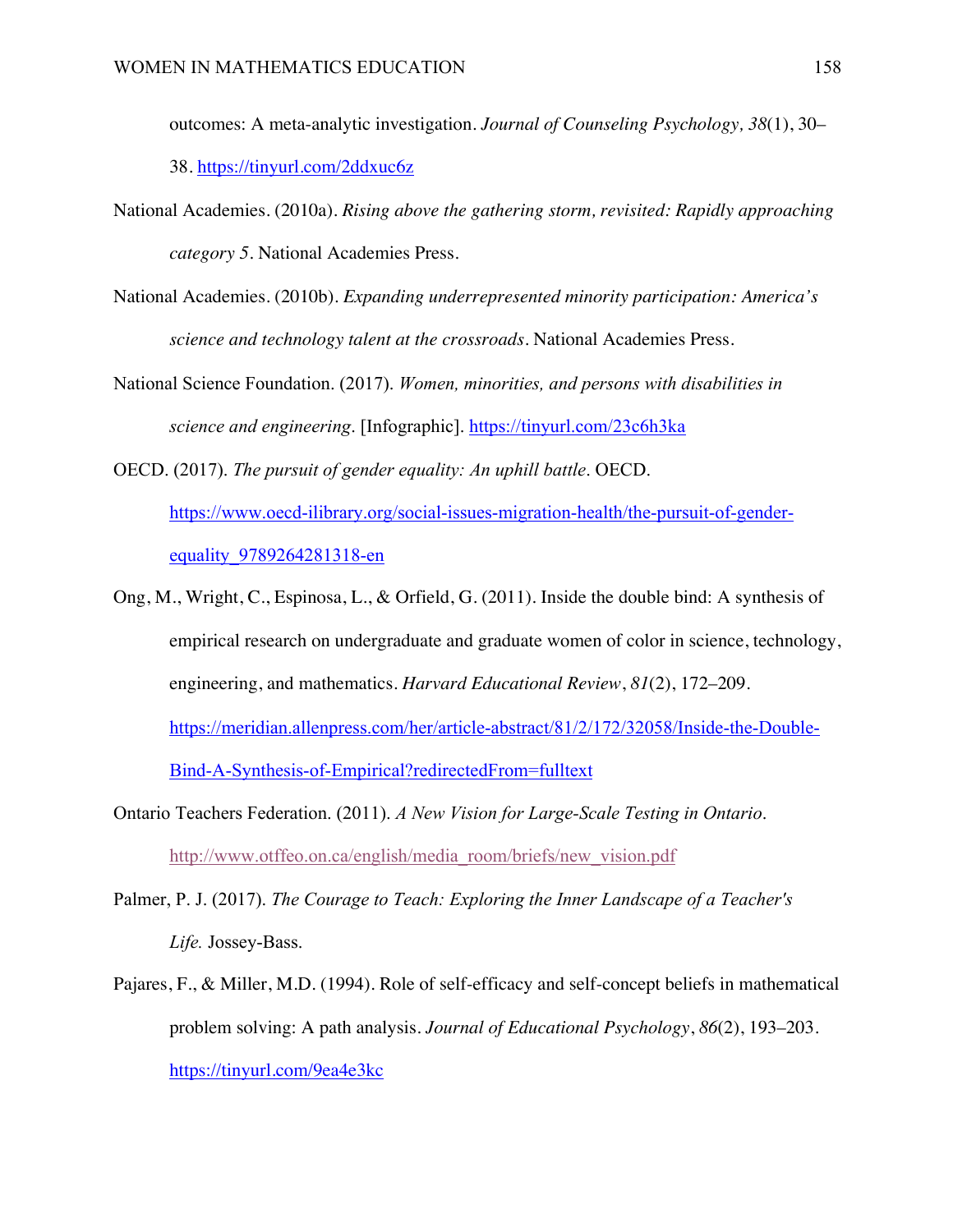outcomes: A meta-analytic investigation. *Journal of Counseling Psychology, 38*(1), 30–38. https://tinyurl.com/2ddxuc6z

National Academies. (2010a). *Rising above the gathering storm, revisited: Rapidly approaching category 5*. National Academies Press.

National Academies. (2010b). *Expanding underrepresented minority participation: America's science and technology talent at the crossroads*. National Academies Press.

National Science Foundation. (2017). *Women, minorities, and persons with disabilities in science and engineering*. [Infographic]. https://tinyurl.com/23c6h3ka

OECD. (2017). *The pursuit of gender equality: An uphill battle*. OECD. https://www.oecd-ilibrary.org/social-issues-migration-health/the-pursuit-of-gender-equality_9789264281318-en

Ong, M., Wright, C., Espinosa, L., & Orfield, G. (2011). Inside the double bind: A synthesis of empirical research on undergraduate and graduate women of color in science, technology, engineering, and mathematics. *Harvard Educational Review*, *81*(2), 172–209. https://meridian.allenpress.com/her/article-abstract/81/2/172/32058/Inside-the-Double-Bind-A-Synthesis-of-Empirical?redirectedFrom=fulltext

Ontario Teachers Federation. (2011). *A New Vision for Large-Scale Testing in Ontario*. http://www.otffeo.on.ca/english/media_room/briefs/new_vision.pdf

Palmer, P. J. (2017). *The Courage to Teach: Exploring the Inner Landscape of a Teacher's Life.* Jossey-Bass.

Pajares, F., & Miller, M.D. (1994). Role of self-efficacy and self-concept beliefs in mathematical problem solving: A path analysis. *Journal of Educational Psychology*, *86*(2), 193–203. https://tinyurl.com/9ea4e3kc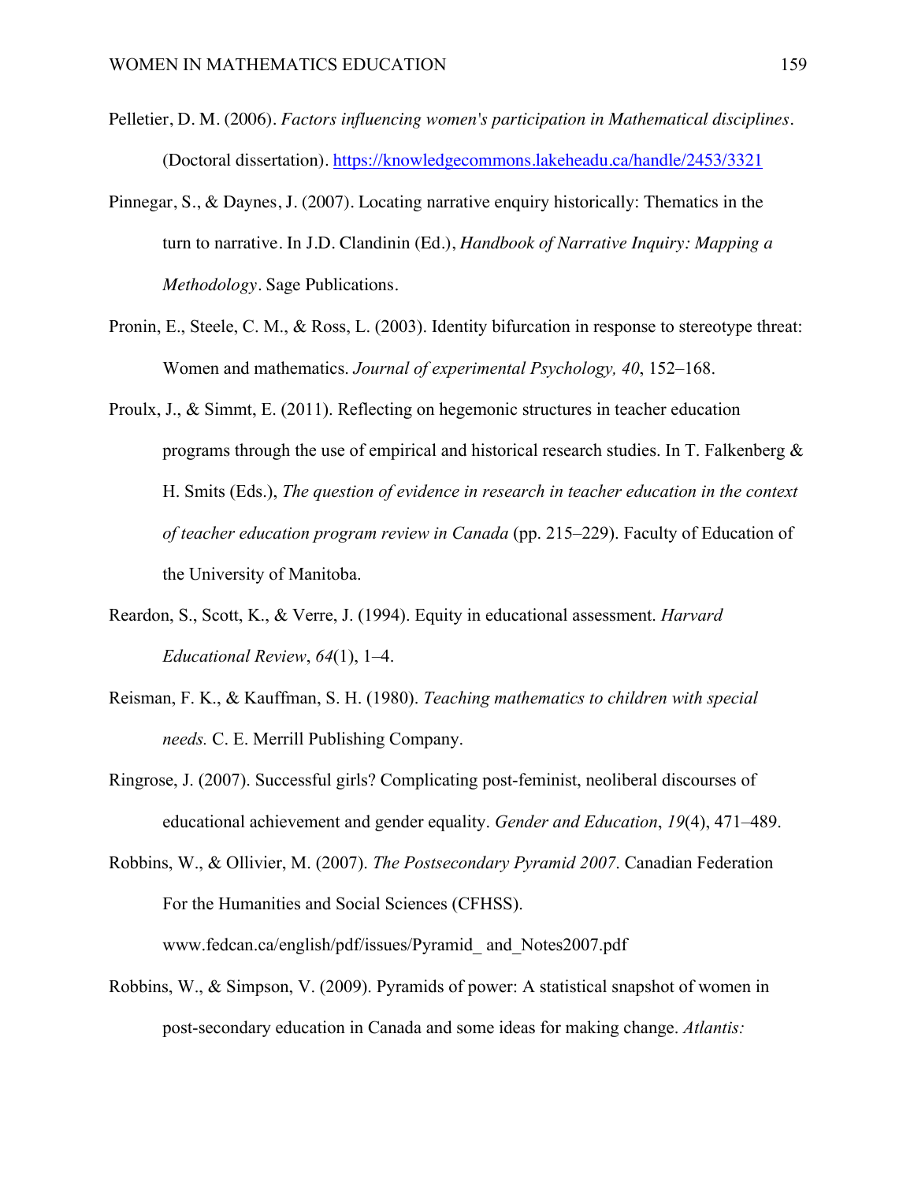Pelletier, D. M. (2006). *Factors influencing women's participation in Mathematical disciplines*. (Doctoral dissertation). https://knowledgecommons.lakeheadu.ca/handle/2453/3321

Pinnegar, S., & Daynes, J. (2007). Locating narrative enquiry historically: Thematics in the turn to narrative. In J.D. Clandinin (Ed.), *Handbook of Narrative Inquiry: Mapping a Methodology*. Sage Publications.

Pronin, E., Steele, C. M., & Ross, L. (2003). Identity bifurcation in response to stereotype threat: Women and mathematics. *Journal of experimental Psychology, 40*, 152–168.

Proulx, J., & Simmt, E. (2011). Reflecting on hegemonic structures in teacher education programs through the use of empirical and historical research studies. In T. Falkenberg & H. Smits (Eds.), *The question of evidence in research in teacher education in the context of teacher education program review in Canada* (pp. 215–229). Faculty of Education of the University of Manitoba.

Reardon, S., Scott, K., & Verre, J. (1994). Equity in educational assessment. *Harvard Educational Review*, *64*(1), 1–4.

Reisman, F. K., & Kauffman, S. H. (1980). *Teaching mathematics to children with special needs.* C. E. Merrill Publishing Company.

Ringrose, J. (2007). Successful girls? Complicating post-feminist, neoliberal discourses of educational achievement and gender equality. *Gender and Education*, *19*(4), 471–489.

Robbins, W., & Ollivier, M. (2007). *The Postsecondary Pyramid 2007*. Canadian Federation For the Humanities and Social Sciences (CFHSS). www.fedcan.ca/english/pdf/issues/Pyramid_ and_Notes2007.pdf

Robbins, W., & Simpson, V. (2009). Pyramids of power: A statistical snapshot of women in post-secondary education in Canada and some ideas for making change. *Atlantis:*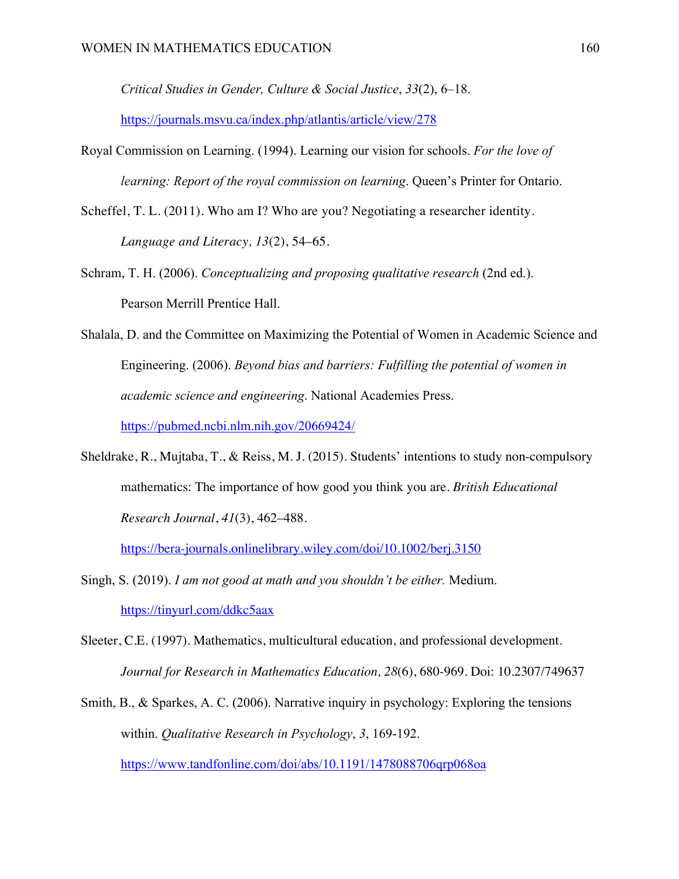*Critical Studies in Gender, Culture & Social Justice*, *33*(2), 6–18. https://journals.msvu.ca/index.php/atlantis/article/view/278

Royal Commission on Learning. (1994). Learning our vision for schools. *For the love of learning: Report of the royal commission on learning*. Queen's Printer for Ontario.

Scheffel, T. L. (2011). Who am I? Who are you? Negotiating a researcher identity. *Language and Literacy, 13*(2), 54–65.

Schram, T. H. (2006). *Conceptualizing and proposing qualitative research* (2nd ed.). Pearson Merrill Prentice Hall.

Shalala, D. and the Committee on Maximizing the Potential of Women in Academic Science and Engineering. (2006). *Beyond bias and barriers: Fulfilling the potential of women in academic science and engineering*. National Academies Press. https://pubmed.ncbi.nlm.nih.gov/20669424/

Sheldrake, R., Mujtaba, T., & Reiss, M. J. (2015). Students' intentions to study non-compulsory mathematics: The importance of how good you think you are. *British Educational Research Journal*, *41*(3), 462–488. https://bera-journals.onlinelibrary.wiley.com/doi/10.1002/berj.3150

Singh, S. (2019). *I am not good at math and you shouldn't be either.* Medium. https://tinyurl.com/ddkc5aax

Sleeter, C.E. (1997). Mathematics, multicultural education, and professional development. *Journal for Research in Mathematics Education, 28*(6), 680-969. Doi: 10.2307/749637

Smith, B., & Sparkes, A. C. (2006). Narrative inquiry in psychology: Exploring the tensions within. *Qualitative Research in Psychology*, *3*, 169-192. https://www.tandfonline.com/doi/abs/10.1191/1478088706qrp068oa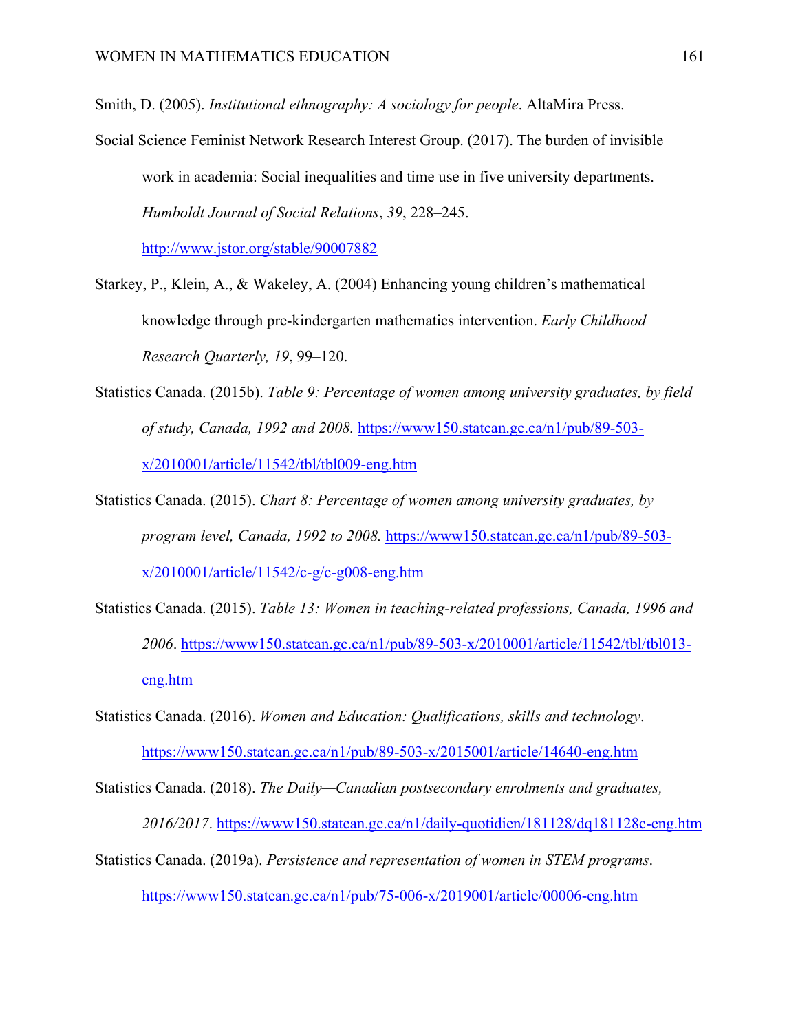Smith, D. (2005). *Institutional ethnography: A sociology for people*. AltaMira Press.

Social Science Feminist Network Research Interest Group. (2017). The burden of invisible work in academia: Social inequalities and time use in five university departments. *Humboldt Journal of Social Relations*, *39*, 228–245. http://www.jstor.org/stable/90007882

Starkey, P., Klein, A., & Wakeley, A. (2004) Enhancing young children's mathematical knowledge through pre-kindergarten mathematics intervention. *Early Childhood Research Quarterly, 19*, 99–120.

Statistics Canada. (2015b). *Table 9: Percentage of women among university graduates, by field of study, Canada, 1992 and 2008.* https://www150.statcan.gc.ca/n1/pub/89-503-x/2010001/article/11542/tbl/tbl009-eng.htm

Statistics Canada. (2015). *Chart 8: Percentage of women among university graduates, by program level, Canada, 1992 to 2008.* https://www150.statcan.gc.ca/n1/pub/89-503-x/2010001/article/11542/c-g/c-g008-eng.htm

Statistics Canada. (2015). *Table 13: Women in teaching-related professions, Canada, 1996 and 2006*. https://www150.statcan.gc.ca/n1/pub/89-503-x/2010001/article/11542/tbl/tbl013-eng.htm

Statistics Canada. (2016). *Women and Education: Qualifications, skills and technology*. https://www150.statcan.gc.ca/n1/pub/89-503-x/2015001/article/14640-eng.htm

Statistics Canada. (2018). *The Daily—Canadian postsecondary enrolments and graduates, 2016/2017*. https://www150.statcan.gc.ca/n1/daily-quotidien/181128/dq181128c-eng.htm

Statistics Canada. (2019a). *Persistence and representation of women in STEM programs*. https://www150.statcan.gc.ca/n1/pub/75-006-x/2019001/article/00006-eng.htm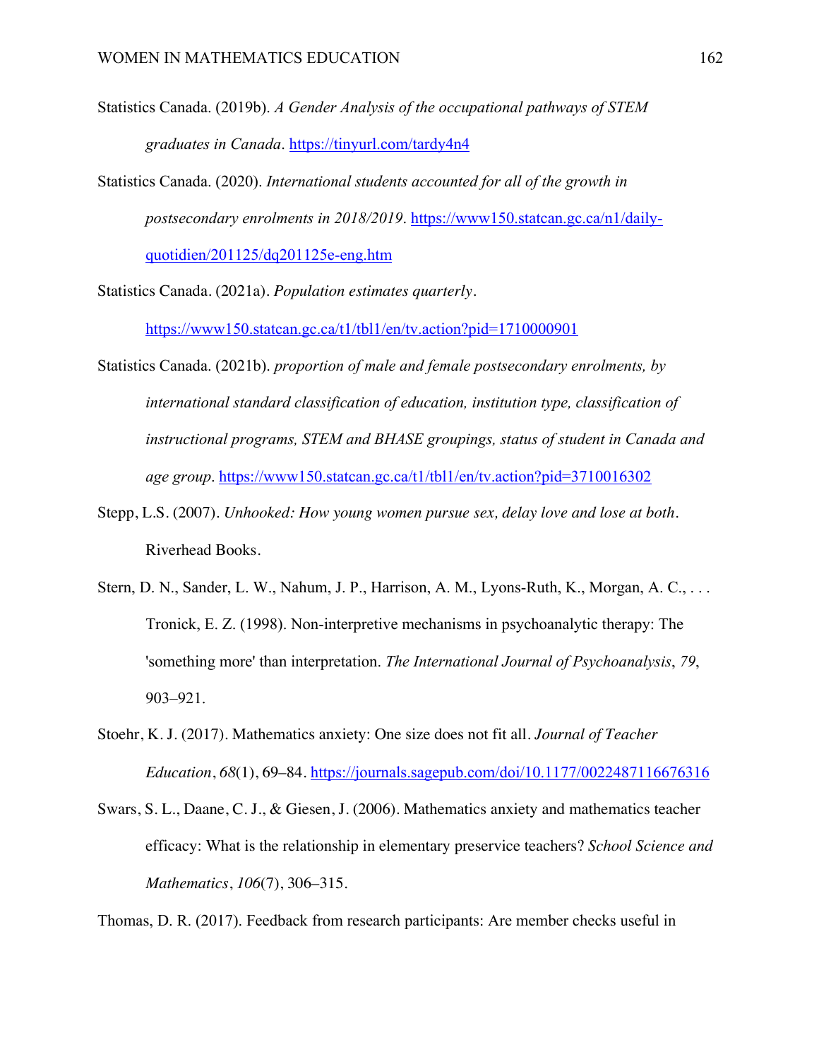Statistics Canada. (2019b). *A Gender Analysis of the occupational pathways of STEM graduates in Canada*. https://tinyurl.com/tardy4n4

Statistics Canada. (2020). *International students accounted for all of the growth in postsecondary enrolments in 2018/2019*. https://www150.statcan.gc.ca/n1/daily-quotidien/201125/dq201125e-eng.htm

Statistics Canada. (2021a). *Population estimates quarterly*. https://www150.statcan.gc.ca/t1/tbl1/en/tv.action?pid=1710000901

Statistics Canada. (2021b). *proportion of male and female postsecondary enrolments, by international standard classification of education, institution type, classification of instructional programs, STEM and BHASE groupings, status of student in Canada and age group*. https://www150.statcan.gc.ca/t1/tbl1/en/tv.action?pid=3710016302

Stepp, L.S. (2007). *Unhooked: How young women pursue sex, delay love and lose at both*. Riverhead Books.

Stern, D. N., Sander, L. W., Nahum, J. P., Harrison, A. M., Lyons-Ruth, K., Morgan, A. C., . . . Tronick, E. Z. (1998). Non-interpretive mechanisms in psychoanalytic therapy: The 'something more' than interpretation. *The International Journal of Psychoanalysis*, *79*, 903–921.

Stoehr, K. J. (2017). Mathematics anxiety: One size does not fit all. *Journal of Teacher Education*, *68*(1), 69–84. https://journals.sagepub.com/doi/10.1177/0022487116676316

Swars, S. L., Daane, C. J., & Giesen, J. (2006). Mathematics anxiety and mathematics teacher efficacy: What is the relationship in elementary preservice teachers? *School Science and Mathematics*, *106*(7), 306–315.

Thomas, D. R. (2017). Feedback from research participants: Are member checks useful in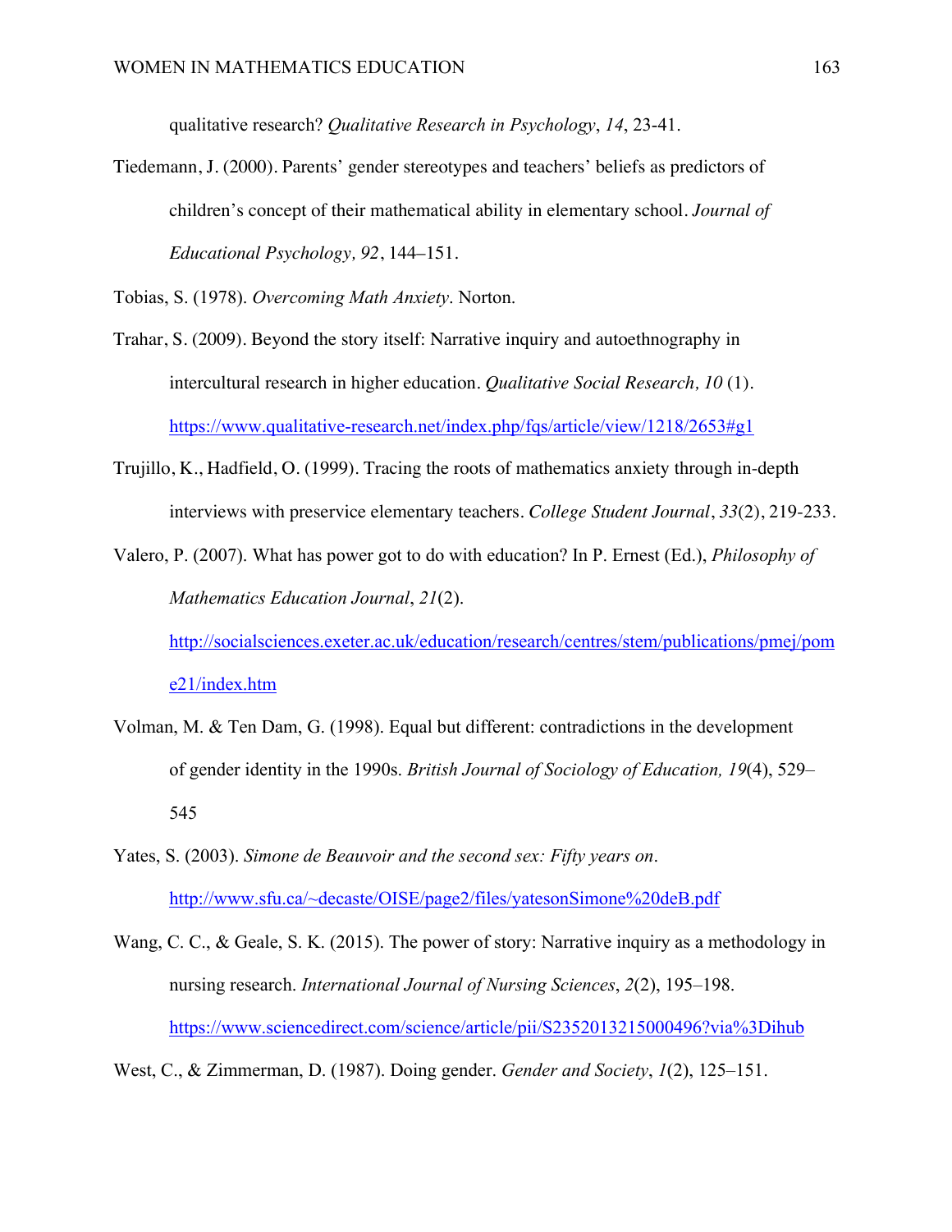qualitative research? *Qualitative Research in Psychology*, *14*, 23-41.

Tiedemann, J. (2000). Parents' gender stereotypes and teachers' beliefs as predictors of children's concept of their mathematical ability in elementary school. *Journal of Educational Psychology, 92*, 144–151.

Tobias, S. (1978). *Overcoming Math Anxiety*. Norton.

Trahar, S. (2009). Beyond the story itself: Narrative inquiry and autoethnography in intercultural research in higher education. *Qualitative Social Research, 10* (1). https://www.qualitative-research.net/index.php/fqs/article/view/1218/2653#g1

Trujillo, K., Hadfield, O. (1999). Tracing the roots of mathematics anxiety through in-depth interviews with preservice elementary teachers. *College Student Journal*, *33*(2), 219-233.

Valero, P. (2007). What has power got to do with education? In P. Ernest (Ed.), *Philosophy of Mathematics Education Journal*, *21*(2). http://socialsciences.exeter.ac.uk/education/research/centres/stem/publications/pmej/pome21/index.htm

Volman, M. & Ten Dam, G. (1998). Equal but different: contradictions in the development of gender identity in the 1990s. *British Journal of Sociology of Education, 19*(4), 529–545

Yates, S. (2003). *Simone de Beauvoir and the second sex: Fifty years on*. http://www.sfu.ca/~decaste/OISE/page2/files/yatesonSimone%20deB.pdf

Wang, C. C., & Geale, S. K. (2015). The power of story: Narrative inquiry as a methodology in nursing research. *International Journal of Nursing Sciences*, *2*(2), 195–198. https://www.sciencedirect.com/science/article/pii/S2352013215000496?via%3Dihub

West, C., & Zimmerman, D. (1987). Doing gender. *Gender and Society*, *1*(2), 125–151.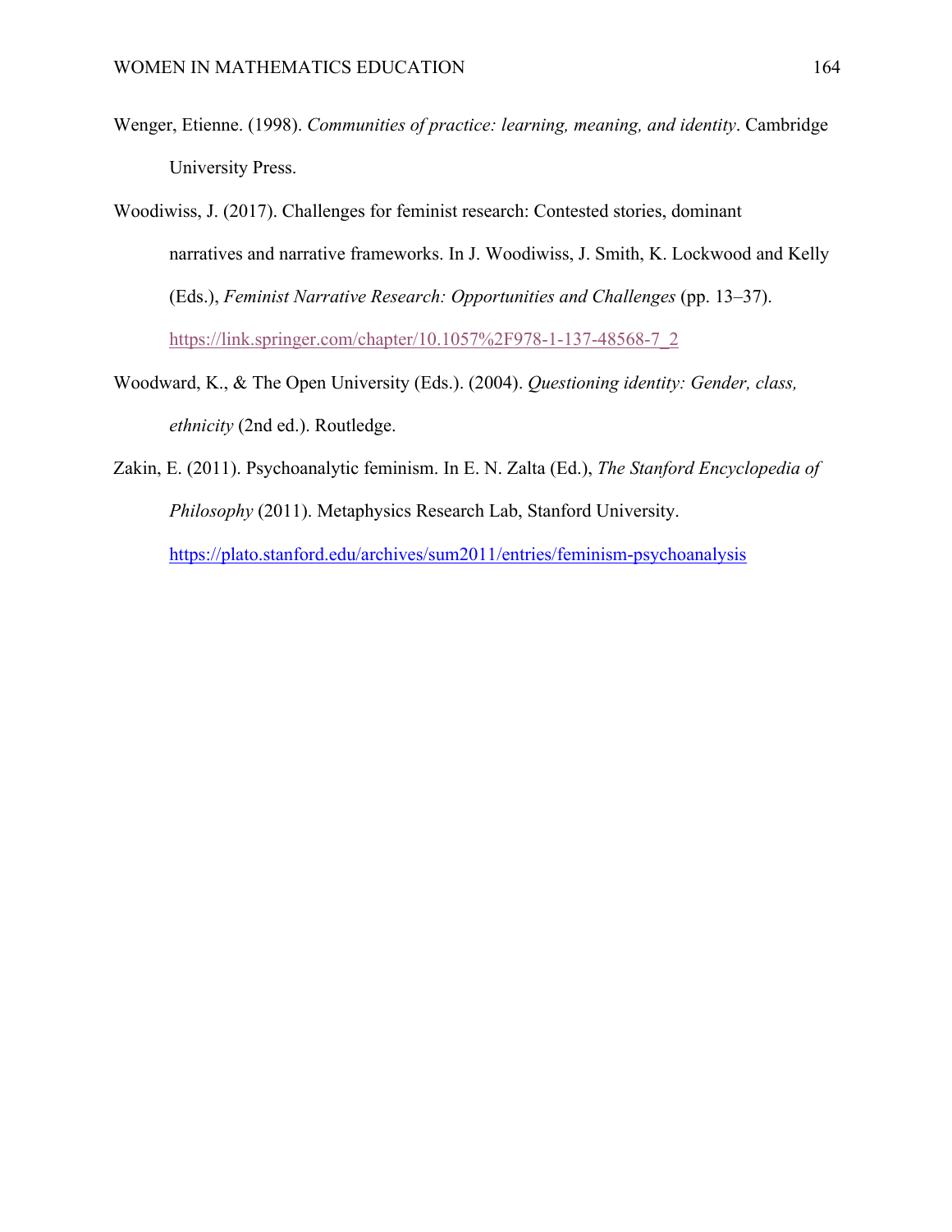Wenger, Etienne. (1998). *Communities of practice: learning, meaning, and identity*. Cambridge University Press.

Woodiwiss, J. (2017). Challenges for feminist research: Contested stories, dominant narratives and narrative frameworks. In J. Woodiwiss, J. Smith, K. Lockwood and Kelly (Eds.), *Feminist Narrative Research: Opportunities and Challenges* (pp. 13–37). https://link.springer.com/chapter/10.1057%2F978-1-137-48568-7_2

Woodward, K., & The Open University (Eds.). (2004). *Questioning identity: Gender, class, ethnicity* (2nd ed.). Routledge.

Zakin, E. (2011). Psychoanalytic feminism. In E. N. Zalta (Ed.), *The Stanford Encyclopedia of Philosophy* (2011). Metaphysics Research Lab, Stanford University. https://plato.stanford.edu/archives/sum2011/entries/feminism-psychoanalysis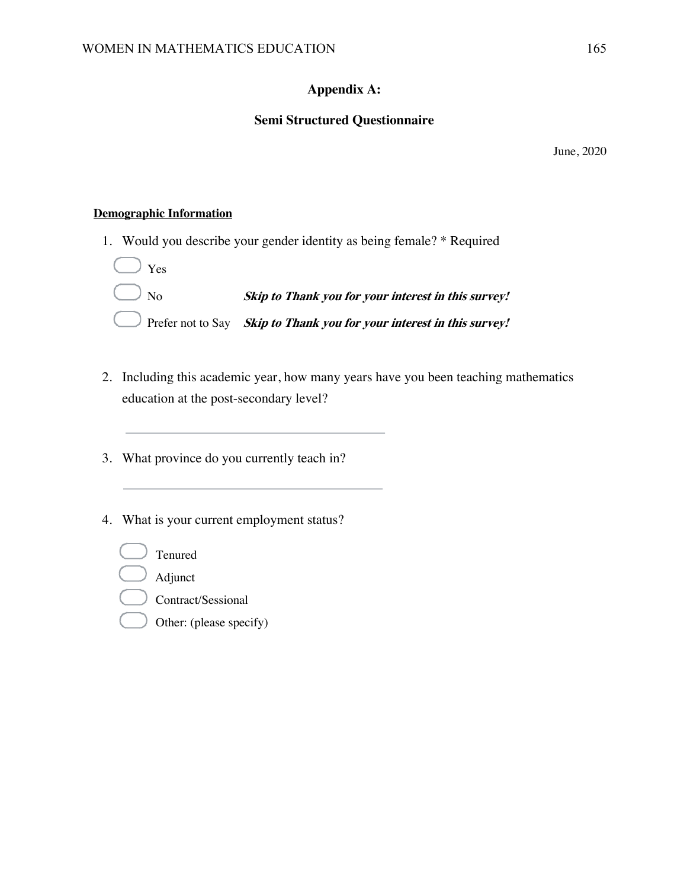## Appendix A:

## Semi Structured Questionnaire

June, 2020

**Demographic Information**

1. Would you describe your gender identity as being female? * Required
   - Yes
   - No *Skip to Thank you for your interest in this survey!*
   - Prefer not to Say *Skip to Thank you for your interest in this survey!*

2. Including this academic year, how many years have you been teaching mathematics education at the post-secondary level?

   \_\_\_\_\_\_\_\_\_\_\_\_\_\_\_\_\_\_\_\_\_\_\_\_\_\_\_\_\_\_

3. What province do you currently teach in?

   \_\_\_\_\_\_\_\_\_\_\_\_\_\_\_\_\_\_\_\_\_\_\_\_\_\_\_\_\_\_

4. What is your current employment status?
   - Tenured
   - Adjunct
   - Contract/Sessional
   - Other: (please specify)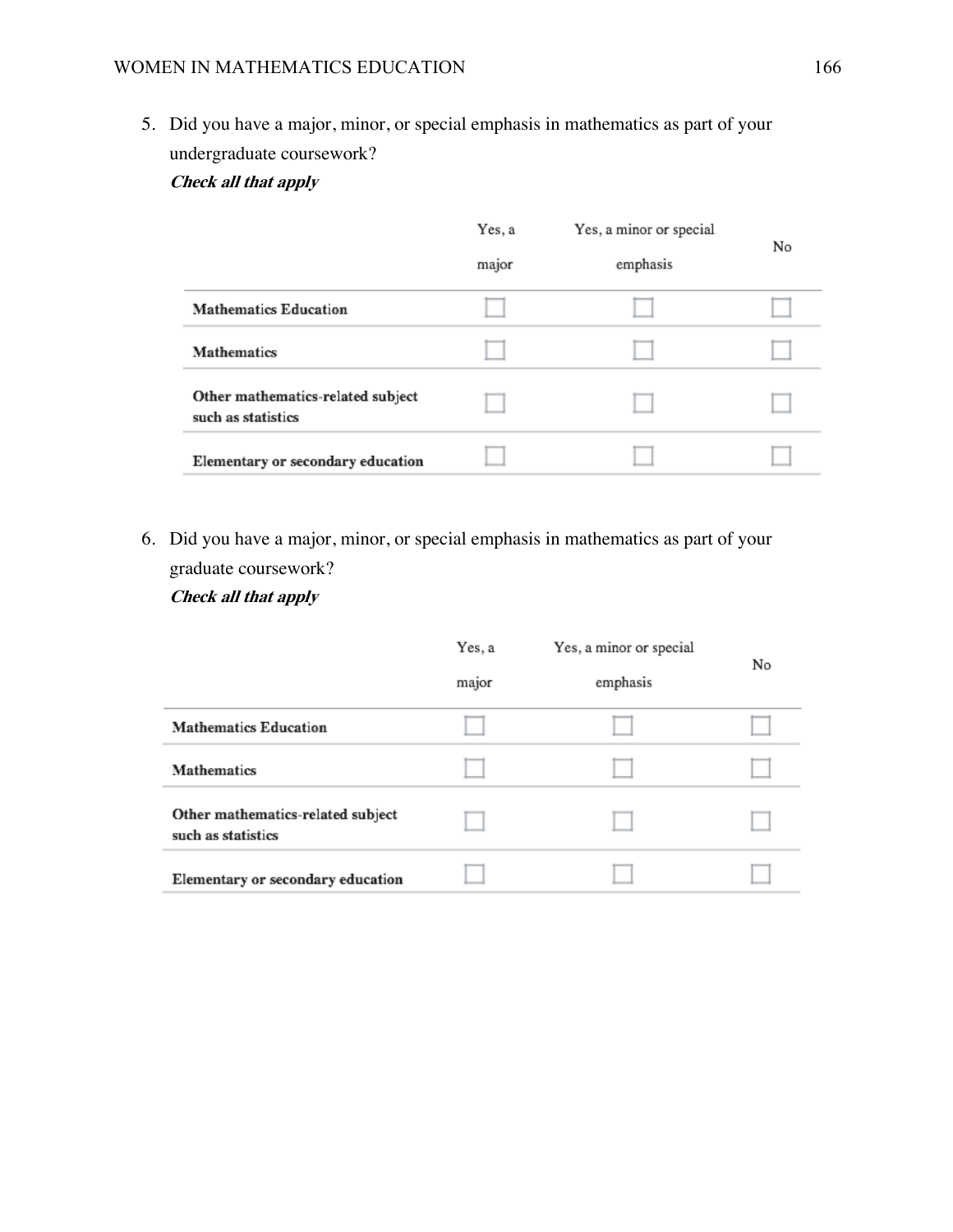5. Did you have a major, minor, or special emphasis in mathematics as part of your undergraduate coursework?
   ***Check all that apply***

| | Yes, a major | Yes, a minor or special emphasis | No |
|---|---|---|---|
| **Mathematics Education** | ☐ | ☐ | ☐ |
| **Mathematics** | ☐ | ☐ | ☐ |
| **Other mathematics-related subject such as statistics** | ☐ | ☐ | ☐ |
| **Elementary or secondary education** | ☐ | ☐ | ☐ |

6. Did you have a major, minor, or special emphasis in mathematics as part of your graduate coursework?
   ***Check all that apply***

| | Yes, a major | Yes, a minor or special emphasis | No |
|---|---|---|---|
| **Mathematics Education** | ☐ | ☐ | ☐ |
| **Mathematics** | ☐ | ☐ | ☐ |
| **Other mathematics-related subject such as statistics** | ☐ | ☐ | ☐ |
| **Elementary or secondary education** | ☐ | ☐ | ☐ |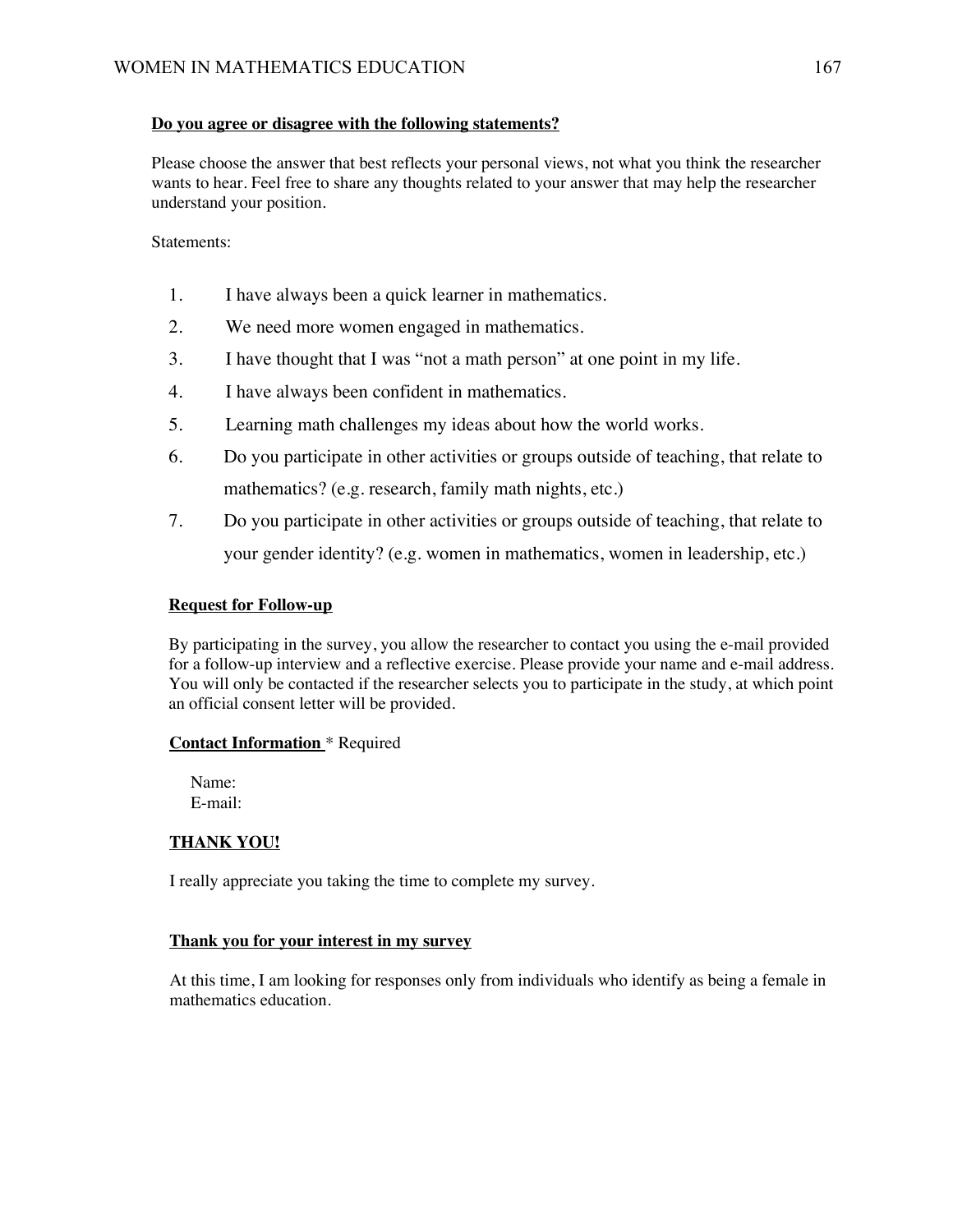**Do you agree or disagree with the following statements?**

Please choose the answer that best reflects your personal views, not what you think the researcher wants to hear. Feel free to share any thoughts related to your answer that may help the researcher understand your position.

Statements:

1. I have always been a quick learner in mathematics.
2. We need more women engaged in mathematics.
3. I have thought that I was “not a math person” at one point in my life.
4. I have always been confident in mathematics.
5. Learning math challenges my ideas about how the world works.
6. Do you participate in other activities or groups outside of teaching, that relate to mathematics? (e.g. research, family math nights, etc.)
7. Do you participate in other activities or groups outside of teaching, that relate to your gender identity? (e.g. women in mathematics, women in leadership, etc.)

**Request for Follow-up**

By participating in the survey, you allow the researcher to contact you using the e-mail provided for a follow-up interview and a reflective exercise. Please provide your name and e-mail address. You will only be contacted if the researcher selects you to participate in the study, at which point an official consent letter will be provided.

**Contact Information** * Required

Name:
E-mail:

**THANK YOU!**

I really appreciate you taking the time to complete my survey.

**Thank you for your interest in my survey**

At this time, I am looking for responses only from individuals who identify as being a female in mathematics education.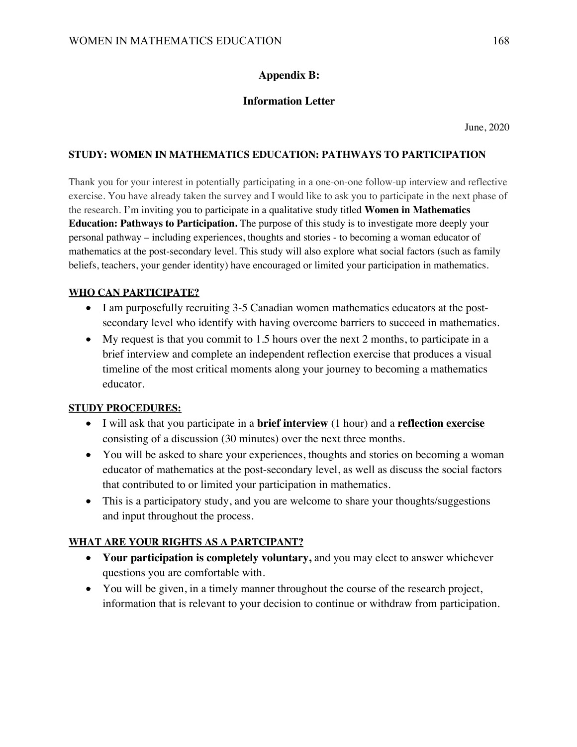## Appendix B:

## Information Letter

June, 2020

**STUDY: WOMEN IN MATHEMATICS EDUCATION: PATHWAYS TO PARTICIPATION**

Thank you for your interest in potentially participating in a one-on-one follow-up interview and reflective exercise. You have already taken the survey and I would like to ask you to participate in the next phase of the research. I'm inviting you to participate in a qualitative study titled **Women in Mathematics Education: Pathways to Participation.** The purpose of this study is to investigate more deeply your personal pathway – including experiences, thoughts and stories - to becoming a woman educator of mathematics at the post-secondary level. This study will also explore what social factors (such as family beliefs, teachers, your gender identity) have encouraged or limited your participation in mathematics.

**WHO CAN PARTICIPATE?**

- I am purposefully recruiting 3-5 Canadian women mathematics educators at the post-secondary level who identify with having overcome barriers to succeed in mathematics.
- My request is that you commit to 1.5 hours over the next 2 months, to participate in a brief interview and complete an independent reflection exercise that produces a visual timeline of the most critical moments along your journey to becoming a mathematics educator.

**STUDY PROCEDURES:**

- I will ask that you participate in a **brief interview** (1 hour) and a **reflection exercise** consisting of a discussion (30 minutes) over the next three months.
- You will be asked to share your experiences, thoughts and stories on becoming a woman educator of mathematics at the post-secondary level, as well as discuss the social factors that contributed to or limited your participation in mathematics.
- This is a participatory study, and you are welcome to share your thoughts/suggestions and input throughout the process.

**WHAT ARE YOUR RIGHTS AS A PARTCIPANT?**

- **Your participation is completely voluntary,** and you may elect to answer whichever questions you are comfortable with.
- You will be given, in a timely manner throughout the course of the research project, information that is relevant to your decision to continue or withdraw from participation.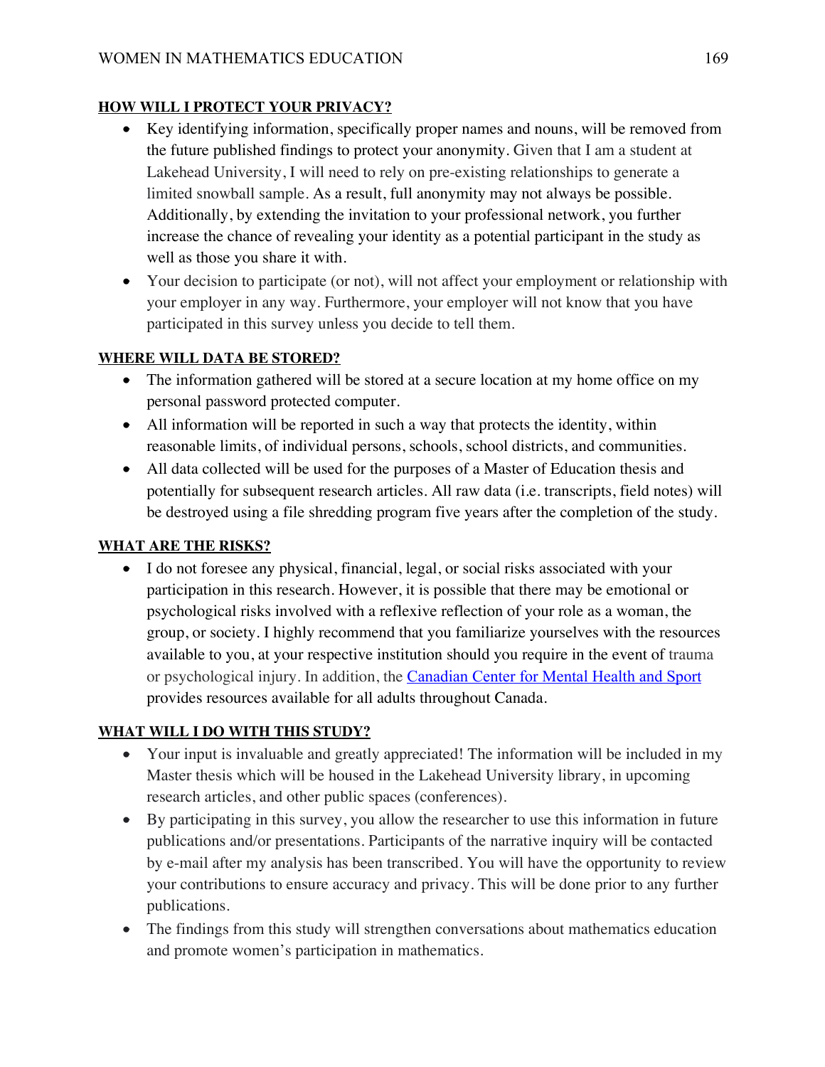**HOW WILL I PROTECT YOUR PRIVACY?**

- Key identifying information, specifically proper names and nouns, will be removed from the future published findings to protect your anonymity. Given that I am a student at Lakehead University, I will need to rely on pre-existing relationships to generate a limited snowball sample. As a result, full anonymity may not always be possible. Additionally, by extending the invitation to your professional network, you further increase the chance of revealing your identity as a potential participant in the study as well as those you share it with.
- Your decision to participate (or not), will not affect your employment or relationship with your employer in any way. Furthermore, your employer will not know that you have participated in this survey unless you decide to tell them.

**WHERE WILL DATA BE STORED?**

- The information gathered will be stored at a secure location at my home office on my personal password protected computer.
- All information will be reported in such a way that protects the identity, within reasonable limits, of individual persons, schools, school districts, and communities.
- All data collected will be used for the purposes of a Master of Education thesis and potentially for subsequent research articles. All raw data (i.e. transcripts, field notes) will be destroyed using a file shredding program five years after the completion of the study.

**WHAT ARE THE RISKS?**

- I do not foresee any physical, financial, legal, or social risks associated with your participation in this research. However, it is possible that there may be emotional or psychological risks involved with a reflexive reflection of your role as a woman, the group, or society. I highly recommend that you familiarize yourselves with the resources available to you, at your respective institution should you require in the event of trauma or psychological injury. In addition, the Canadian Center for Mental Health and Sport provides resources available for all adults throughout Canada.

**WHAT WILL I DO WITH THIS STUDY?**

- Your input is invaluable and greatly appreciated! The information will be included in my Master thesis which will be housed in the Lakehead University library, in upcoming research articles, and other public spaces (conferences).
- By participating in this survey, you allow the researcher to use this information in future publications and/or presentations. Participants of the narrative inquiry will be contacted by e-mail after my analysis has been transcribed. You will have the opportunity to review your contributions to ensure accuracy and privacy. This will be done prior to any further publications.
- The findings from this study will strengthen conversations about mathematics education and promote women's participation in mathematics.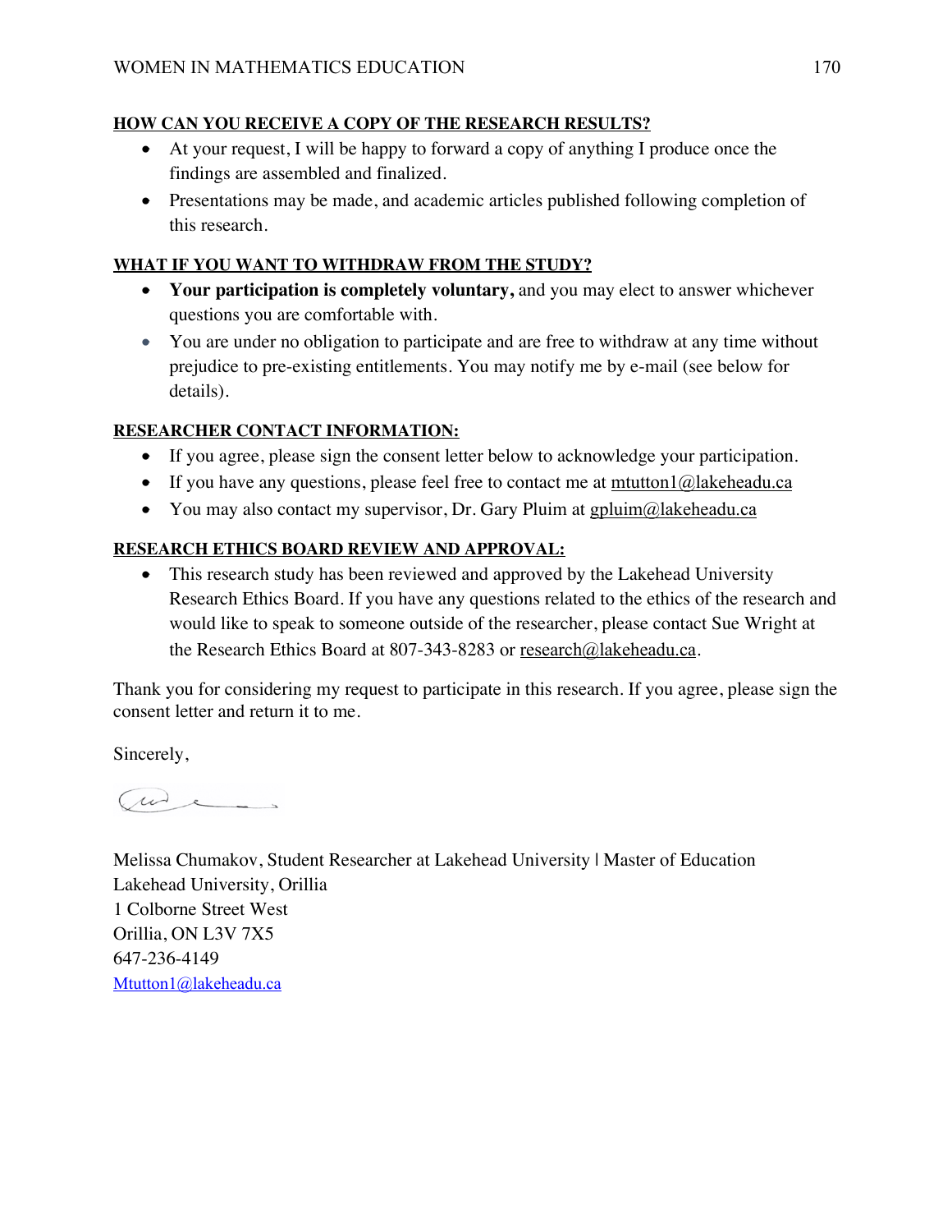**HOW CAN YOU RECEIVE A COPY OF THE RESEARCH RESULTS?**

- At your request, I will be happy to forward a copy of anything I produce once the findings are assembled and finalized.
- Presentations may be made, and academic articles published following completion of this research.

**WHAT IF YOU WANT TO WITHDRAW FROM THE STUDY?**

- **Your participation is completely voluntary,** and you may elect to answer whichever questions you are comfortable with.
- You are under no obligation to participate and are free to withdraw at any time without prejudice to pre-existing entitlements. You may notify me by e-mail (see below for details).

**RESEARCHER CONTACT INFORMATION:**

- If you agree, please sign the consent letter below to acknowledge your participation.
- If you have any questions, please feel free to contact me at mtutton1@lakeheadu.ca
- You may also contact my supervisor, Dr. Gary Pluim at gpluim@lakeheadu.ca

**RESEARCH ETHICS BOARD REVIEW AND APPROVAL:**

- This research study has been reviewed and approved by the Lakehead University Research Ethics Board. If you have any questions related to the ethics of the research and would like to speak to someone outside of the researcher, please contact Sue Wright at the Research Ethics Board at 807-343-8283 or research@lakeheadu.ca.

Thank you for considering my request to participate in this research. If you agree, please sign the consent letter and return it to me.

Sincerely,

Melissa Chumakov, Student Researcher at Lakehead University | Master of Education
Lakehead University, Orillia
1 Colborne Street West
Orillia, ON L3V 7X5
647-236-4149
Mtutton1@lakeheadu.ca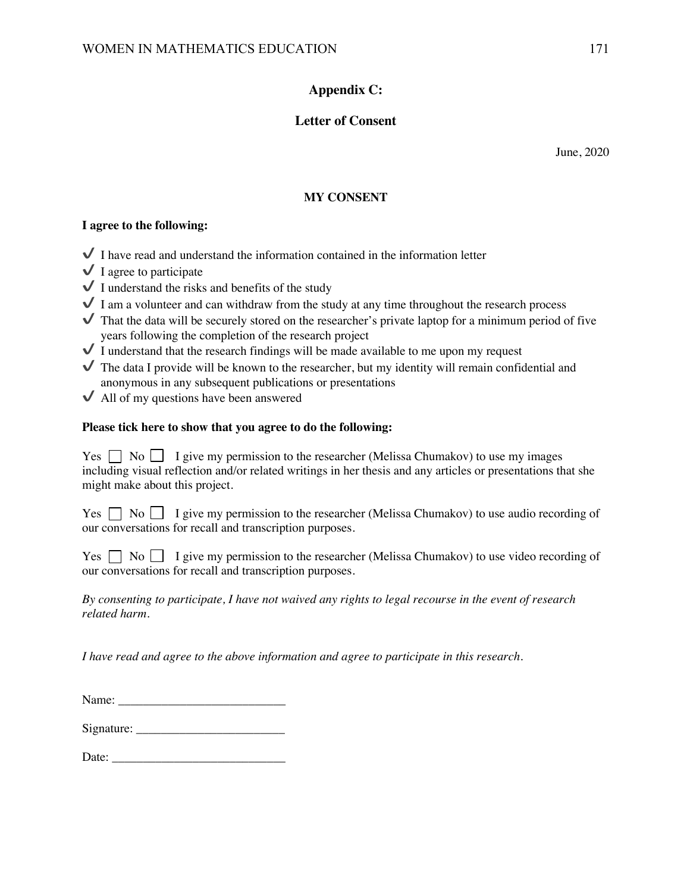## Appendix C:

## Letter of Consent

June, 2020

**MY CONSENT**

**I agree to the following:**

- ✔ I have read and understand the information contained in the information letter
- ✔ I agree to participate
- ✔ I understand the risks and benefits of the study
- ✔ I am a volunteer and can withdraw from the study at any time throughout the research process
- ✔ That the data will be securely stored on the researcher's private laptop for a minimum period of five years following the completion of the research project
- ✔ I understand that the research findings will be made available to me upon my request
- ✔ The data I provide will be known to the researcher, but my identity will remain confidential and anonymous in any subsequent publications or presentations
- ✔ All of my questions have been answered

**Please tick here to show that you agree to do the following:**

Yes ☐ No ☐ I give my permission to the researcher (Melissa Chumakov) to use my images including visual reflection and/or related writings in her thesis and any articles or presentations that she might make about this project.

Yes ☐ No ☐ I give my permission to the researcher (Melissa Chumakov) to use audio recording of our conversations for recall and transcription purposes.

Yes ☐ No ☐ I give my permission to the researcher (Melissa Chumakov) to use video recording of our conversations for recall and transcription purposes.

*By consenting to participate, I have not waived any rights to legal recourse in the event of research related harm.*

*I have read and agree to the above information and agree to participate in this research.*

Name: ___________________________

Signature: ________________________

Date: ____________________________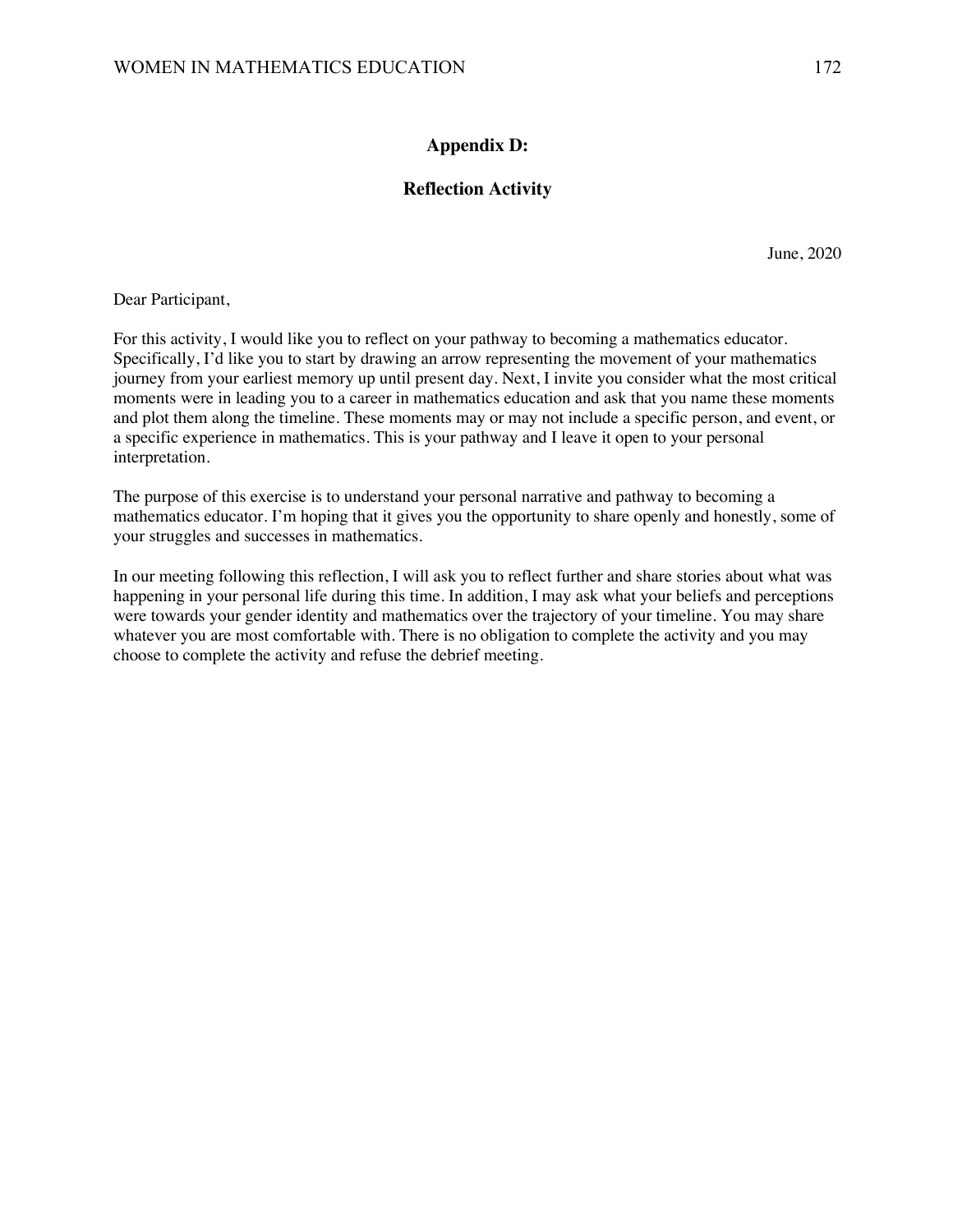# Appendix D:

## Reflection Activity

June, 2020

Dear Participant,

For this activity, I would like you to reflect on your pathway to becoming a mathematics educator. Specifically, I'd like you to start by drawing an arrow representing the movement of your mathematics journey from your earliest memory up until present day. Next, I invite you consider what the most critical moments were in leading you to a career in mathematics education and ask that you name these moments and plot them along the timeline. These moments may or may not include a specific person, and event, or a specific experience in mathematics. This is your pathway and I leave it open to your personal interpretation.

The purpose of this exercise is to understand your personal narrative and pathway to becoming a mathematics educator. I'm hoping that it gives you the opportunity to share openly and honestly, some of your struggles and successes in mathematics.

In our meeting following this reflection, I will ask you to reflect further and share stories about what was happening in your personal life during this time. In addition, I may ask what your beliefs and perceptions were towards your gender identity and mathematics over the trajectory of your timeline. You may share whatever you are most comfortable with. There is no obligation to complete the activity and you may choose to complete the activity and refuse the debrief meeting.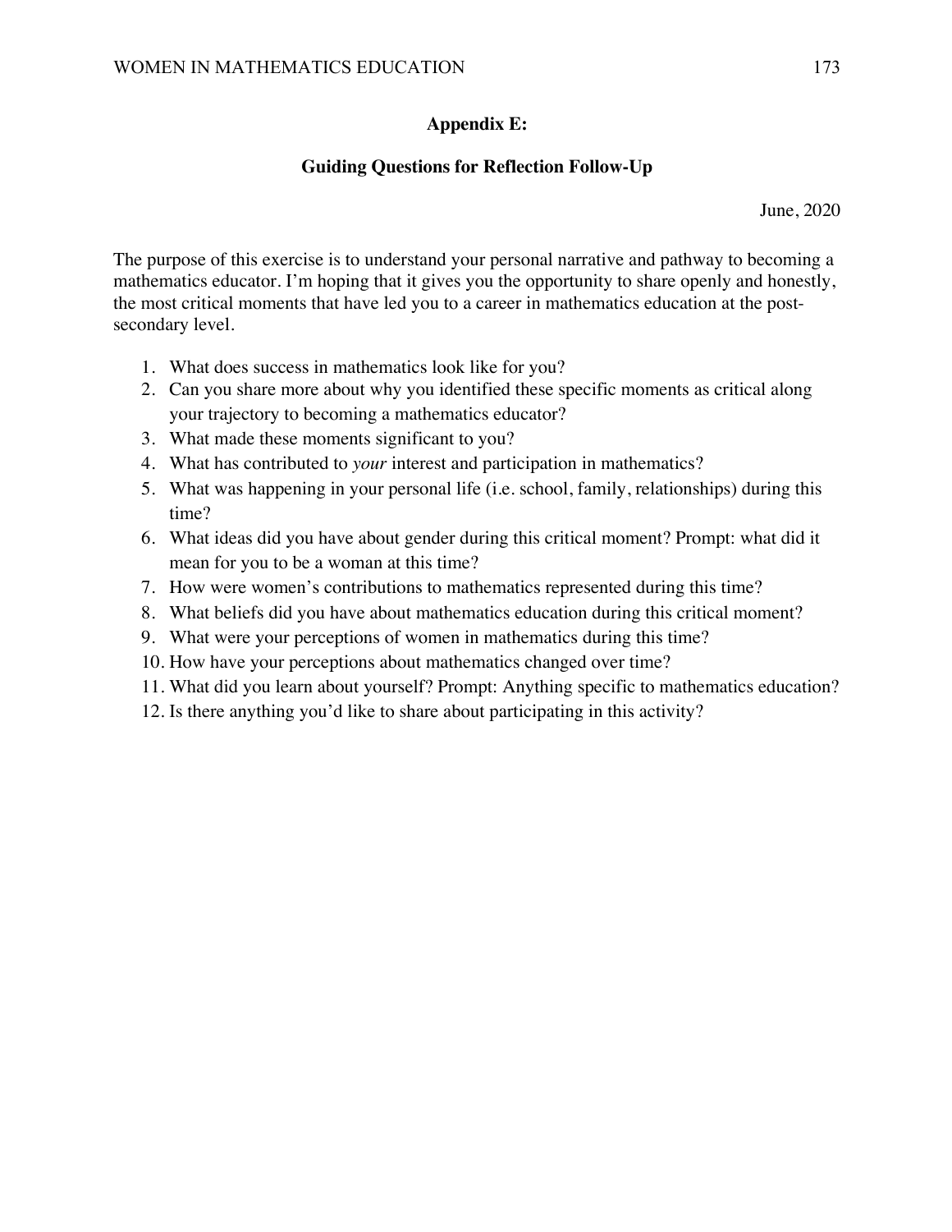## Appendix E:

### Guiding Questions for Reflection Follow-Up

June, 2020

The purpose of this exercise is to understand your personal narrative and pathway to becoming a mathematics educator. I'm hoping that it gives you the opportunity to share openly and honestly, the most critical moments that have led you to a career in mathematics education at the post-secondary level.

1. What does success in mathematics look like for you?
2. Can you share more about why you identified these specific moments as critical along your trajectory to becoming a mathematics educator?
3. What made these moments significant to you?
4. What has contributed to *your* interest and participation in mathematics?
5. What was happening in your personal life (i.e. school, family, relationships) during this time?
6. What ideas did you have about gender during this critical moment? Prompt: what did it mean for you to be a woman at this time?
7. How were women's contributions to mathematics represented during this time?
8. What beliefs did you have about mathematics education during this critical moment?
9. What were your perceptions of women in mathematics during this time?
10. How have your perceptions about mathematics changed over time?
11. What did you learn about yourself? Prompt: Anything specific to mathematics education?
12. Is there anything you'd like to share about participating in this activity?